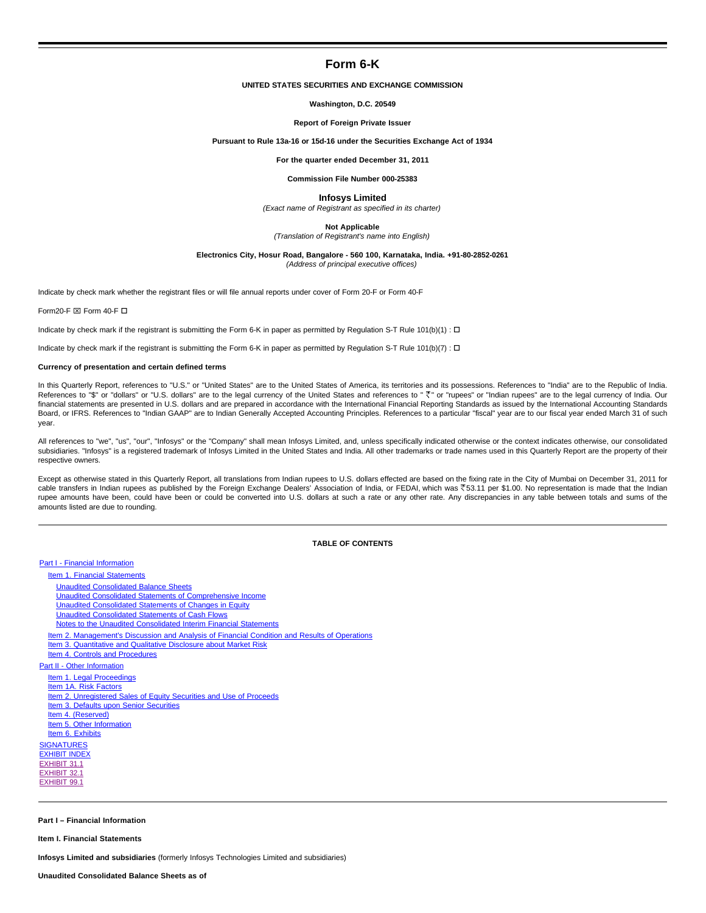# Form 6-K

**UNITED STATES SECURITIES AND EXCHANGE COMMISSION**

**Washington, D.C. 20549**

**Report of Foreign Private Issuer**

**Pursuant to Rule 13a-16 or 15d-16 under the Securities Exchange Act of 1934**

**For the quarter ended December 31, 2011**

**Commission File Number 000-25383**

**Infosys Limited**
*(Exact name of Registrant as specified in its charter)*

**Not Applicable**
*(Translation of Registrant's name into English)*

**Electronics City, Hosur Road, Bangalore - 560 100, Karnataka, India. +91-80-2852-0261**
*(Address of principal executive offices)*

Indicate by check mark whether the registrant files or will file annual reports under cover of Form 20-F or Form 40-F

Form20-F ☒ Form 40-F ☐

Indicate by check mark if the registrant is submitting the Form 6-K in paper as permitted by Regulation S-T Rule 101(b)(1) : ☐

Indicate by check mark if the registrant is submitting the Form 6-K in paper as permitted by Regulation S-T Rule 101(b)(7) : ☐

**Currency of presentation and certain defined terms**

In this Quarterly Report, references to "U.S." or "United States" are to the United States of America, its territories and its possessions. References to "India" are to the Republic of India. References to "$" or "dollars" or "U.S. dollars" are to the legal currency of the United States and references to " ₹" or "rupees" or "Indian rupees" are to the legal currency of India. Our financial statements are presented in U.S. dollars and are prepared in accordance with the International Financial Reporting Standards as issued by the International Accounting Standards Board, or IFRS. References to "Indian GAAP" are to Indian Generally Accepted Accounting Principles. References to a particular "fiscal" year are to our fiscal year ended March 31 of such year.

All references to "we", "us", "our", "Infosys" or the "Company" shall mean Infosys Limited, and, unless specifically indicated otherwise or the context indicates otherwise, our consolidated subsidiaries. "Infosys" is a registered trademark of Infosys Limited in the United States and India. All other trademarks or trade names used in this Quarterly Report are the property of their respective owners.

Except as otherwise stated in this Quarterly Report, all translations from Indian rupees to U.S. dollars effected are based on the fixing rate in the City of Mumbai on December 31, 2011 for cable transfers in Indian rupees as published by the Foreign Exchange Dealers' Association of India, or FEDAI, which was ₹53.11 per $1.00. No representation is made that the Indian rupee amounts have been, could have been or could be converted into U.S. dollars at such a rate or any other rate. Any discrepancies in any table between totals and sums of the amounts listed are due to rounding.

**TABLE OF CONTENTS**

- Part I - Financial Information
  - Item 1. Financial Statements
    - Unaudited Consolidated Balance Sheets
    - Unaudited Consolidated Statements of Comprehensive Income
    - Unaudited Consolidated Statements of Changes in Equity
    - Unaudited Consolidated Statements of Cash Flows
    - Notes to the Unaudited Consolidated Interim Financial Statements
  - Item 2. Management's Discussion and Analysis of Financial Condition and Results of Operations
  - Item 3. Quantitative and Qualitative Disclosure about Market Risk
  - Item 4. Controls and Procedures
- Part II - Other Information
  - Item 1. Legal Proceedings
  - Item 1A. Risk Factors
  - Item 2. Unregistered Sales of Equity Securities and Use of Proceeds
  - Item 3. Defaults upon Senior Securities
  - Item 4. (Reserved)
  - Item 5. Other Information
  - Item 6. Exhibits
- SIGNATURES
- EXHIBIT INDEX
- EXHIBIT 31.1
- EXHIBIT 32.1
- EXHIBIT 99.1

**Part I – Financial Information**

**Item I. Financial Statements**

**Infosys Limited and subsidiaries** (formerly Infosys Technologies Limited and subsidiaries)

**Unaudited Consolidated Balance Sheets as of**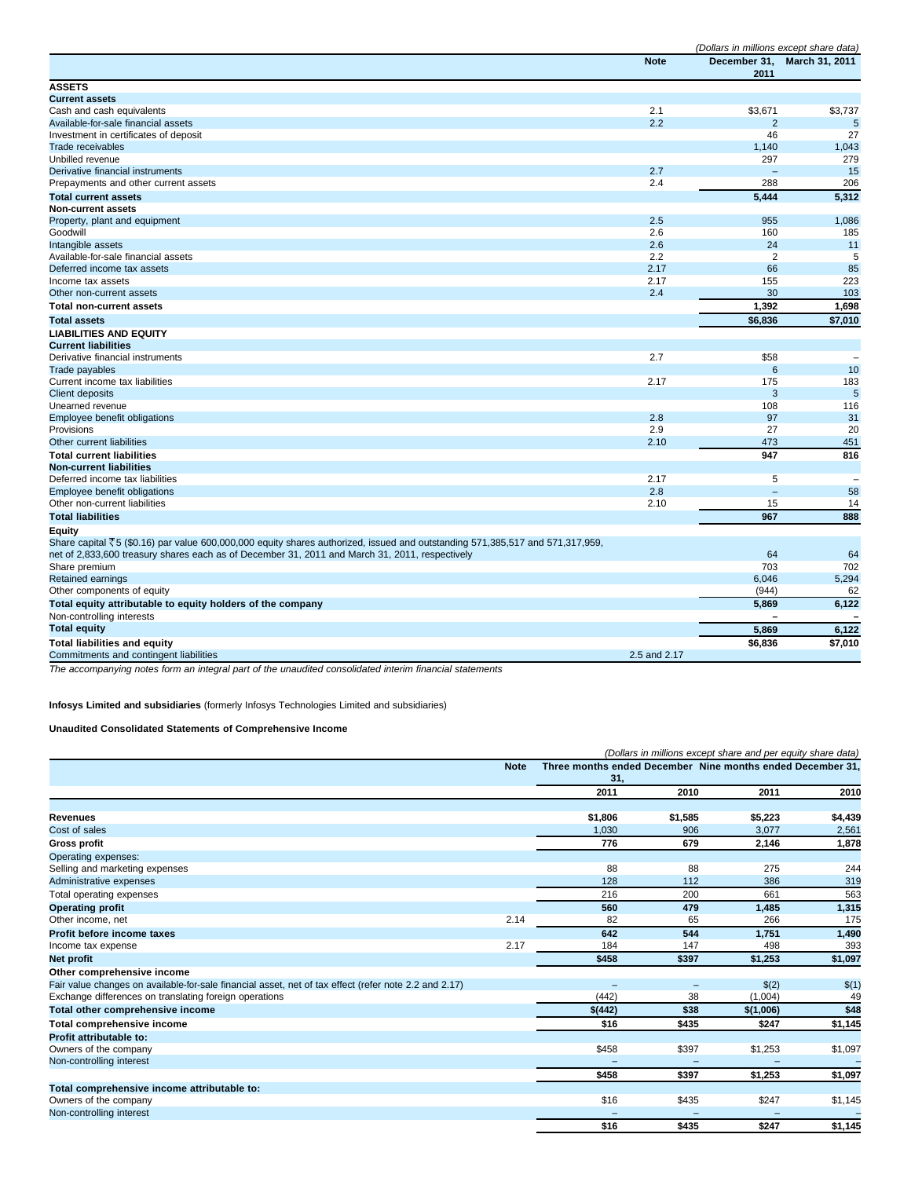*(Dollars in millions except share data)*

| | Note | December 31, 2011 | March 31, 2011 |
|---|---|---|---|
| **ASSETS** | | | |
| **Current assets** | | | |
| Cash and cash equivalents | 2.1 | $3,671 | $3,737 |
| Available-for-sale financial assets | 2.2 | 2 | 5 |
| Investment in certificates of deposit | | 46 | 27 |
| Trade receivables | | 1,140 | 1,043 |
| Unbilled revenue | | 297 | 279 |
| Derivative financial instruments | 2.7 | – | 15 |
| Prepayments and other current assets | 2.4 | 288 | 206 |
| **Total current assets** | | **5,444** | **5,312** |
| **Non-current assets** | | | |
| Property, plant and equipment | 2.5 | 955 | 1,086 |
| Goodwill | 2.6 | 160 | 185 |
| Intangible assets | 2.6 | 24 | 11 |
| Available-for-sale financial assets | 2.2 | 2 | 5 |
| Deferred income tax assets | 2.17 | 66 | 85 |
| Income tax assets | 2.17 | 155 | 223 |
| Other non-current assets | 2.4 | 30 | 103 |
| **Total non-current assets** | | **1,392** | **1,698** |
| **Total assets** | | **$6,836** | **$7,010** |
| **LIABILITIES AND EQUITY** | | | |
| **Current liabilities** | | | |
| Derivative financial instruments | 2.7 | $58 | – |
| Trade payables | | 6 | 10 |
| Current income tax liabilities | 2.17 | 175 | 183 |
| Client deposits | | 3 | 5 |
| Unearned revenue | | 108 | 116 |
| Employee benefit obligations | 2.8 | 97 | 31 |
| Provisions | 2.9 | 27 | 20 |
| Other current liabilities | 2.10 | 473 | 451 |
| **Total current liabilities** | | **947** | **816** |
| **Non-current liabilities** | | | |
| Deferred income tax liabilities | 2.17 | 5 | – |
| Employee benefit obligations | 2.8 | – | 58 |
| Other non-current liabilities | 2.10 | 15 | 14 |
| **Total liabilities** | | **967** | **888** |
| **Equity** | | | |
| Share capital ₹5 ($0.16) par value 600,000,000 equity shares authorized, issued and outstanding 571,385,517 and 571,317,959, net of 2,833,600 treasury shares each as of December 31, 2011 and March 31, 2011, respectively | | 64 | 64 |
| Share premium | | 703 | 702 |
| Retained earnings | | 6,046 | 5,294 |
| Other components of equity | | (944) | 62 |
| **Total equity attributable to equity holders of the company** | | **5,869** | **6,122** |
| Non-controlling interests | | – | – |
| **Total equity** | | **5,869** | **6,122** |
| **Total liabilities and equity** | | **$6,836** | **$7,010** |
| Commitments and contingent liabilities | 2.5 and 2.17 | | |

*The accompanying notes form an integral part of the unaudited consolidated interim financial statements*

**Infosys Limited and subsidiaries** (formerly Infosys Technologies Limited and subsidiaries)

**Unaudited Consolidated Statements of Comprehensive Income**

*(Dollars in millions except share and per equity share data)*

| | Note | Three months ended December 31, | | Nine months ended December 31, | |
|---|---|---|---|---|---|
| | | 2011 | 2010 | 2011 | 2010 |
| **Revenues** | | $1,806 | $1,585 | $5,223 | $4,439 |
| Cost of sales | | 1,030 | 906 | 3,077 | 2,561 |
| **Gross profit** | | 776 | 679 | 2,146 | 1,878 |
| Operating expenses: | | | | | |
| Selling and marketing expenses | | 88 | 88 | 275 | 244 |
| Administrative expenses | | 128 | 112 | 386 | 319 |
| Total operating expenses | | 216 | 200 | 661 | 563 |
| **Operating profit** | | 560 | 479 | 1,485 | 1,315 |
| Other income, net | 2.14 | 82 | 65 | 266 | 175 |
| **Profit before income taxes** | | 642 | 544 | 1,751 | 1,490 |
| Income tax expense | 2.17 | 184 | 147 | 498 | 393 |
| **Net profit** | | $458 | $397 | $1,253 | $1,097 |
| **Other comprehensive income** | | | | | |
| Fair value changes on available-for-sale financial asset, net of tax effect (refer note 2.2 and 2.17) | | – | – | $(2) | $(1) |
| Exchange differences on translating foreign operations | | (442) | 38 | (1,004) | 49 |
| **Total other comprehensive income** | | $(442) | $38 | $(1,006) | $48 |
| **Total comprehensive income** | | $16 | $435 | $247 | $1,145 |
| **Profit attributable to:** | | | | | |
| Owners of the company | | $458 | $397 | $1,253 | $1,097 |
| Non-controlling interest | | – | – | – | – |
| | | $458 | $397 | $1,253 | $1,097 |
| **Total comprehensive income attributable to:** | | | | | |
| Owners of the company | | $16 | $435 | $247 | $1,145 |
| Non-controlling interest | | – | – | – | – |
| | | $16 | $435 | $247 | $1,145 |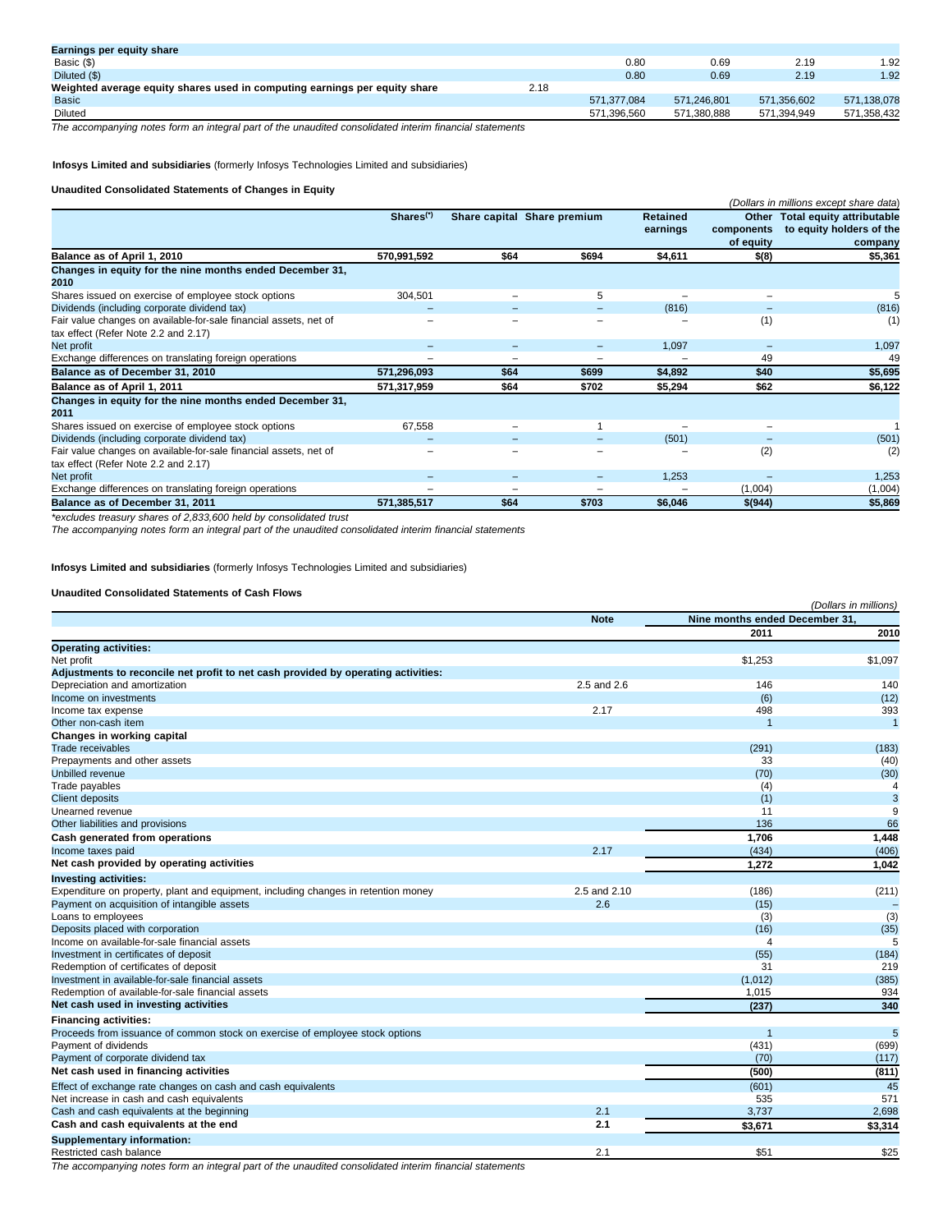| | | | | | |
|---|---|---|---|---|---|
| **Earnings per equity share** | | | | | |
| Basic ($) | | 0.80 | 0.69 | 2.19 | 1.92 |
| Diluted ($) | | 0.80 | 0.69 | 2.19 | 1.92 |
| **Weighted average equity shares used in computing earnings per equity share** | 2.18 | | | | |
| Basic | | 571,377,084 | 571,246,801 | 571,356,602 | 571,138,078 |
| Diluted | | 571,396,560 | 571,380,888 | 571,394,949 | 571,358,432 |

*The accompanying notes form an integral part of the unaudited consolidated interim financial statements*

**Infosys Limited and subsidiaries** (formerly Infosys Technologies Limited and subsidiaries)

**Unaudited Consolidated Statements of Changes in Equity**

*(Dollars in millions except share data)*

| | Shares(*) | Share capital | Share premium | Retained earnings | Other components of equity | Total equity attributable to equity holders of the company |
|---|---|---|---|---|---|---|
| **Balance as of April 1, 2010** | **570,991,592** | **$64** | **$694** | **$4,611** | **$(8)** | **$5,361** |
| **Changes in equity for the nine months ended December 31, 2010** | | | | | | |
| Shares issued on exercise of employee stock options | 304,501 | – | 5 | – | – | 5 |
| Dividends (including corporate dividend tax) | – | – | – | (816) | – | (816) |
| Fair value changes on available-for-sale financial assets, net of tax effect (Refer Note 2.2 and 2.17) | – | – | – | – | (1) | (1) |
| Net profit | – | – | – | 1,097 | – | 1,097 |
| Exchange differences on translating foreign operations | – | – | – | – | 49 | 49 |
| **Balance as of December 31, 2010** | **571,296,093** | **$64** | **$699** | **$4,892** | **$40** | **$5,695** |
| **Balance as of April 1, 2011** | **571,317,959** | **$64** | **$702** | **$5,294** | **$62** | **$6,122** |
| **Changes in equity for the nine months ended December 31, 2011** | | | | | | |
| Shares issued on exercise of employee stock options | 67,558 | – | 1 | – | – | 1 |
| Dividends (including corporate dividend tax) | – | – | – | (501) | – | (501) |
| Fair value changes on available-for-sale financial assets, net of tax effect (Refer Note 2.2 and 2.17) | – | – | – | – | (2) | (2) |
| Net profit | – | – | – | 1,253 | – | 1,253 |
| Exchange differences on translating foreign operations | – | – | – | – | (1,004) | (1,004) |
| **Balance as of December 31, 2011** | **571,385,517** | **$64** | **$703** | **$6,046** | **$(944)** | **$5,869** |

*\*excludes treasury shares of 2,833,600 held by consolidated trust*

*The accompanying notes form an integral part of the unaudited consolidated interim financial statements*

**Infosys Limited and subsidiaries** (formerly Infosys Technologies Limited and subsidiaries)

**Unaudited Consolidated Statements of Cash Flows**

*(Dollars in millions)*

| | Note | Nine months ended December 31, | |
|---|---|---|---|
| | | **2011** | **2010** |
| **Operating activities:** | | | |
| Net profit | | $1,253 | $1,097 |
| **Adjustments to reconcile net profit to net cash provided by operating activities:** | | | |
| Depreciation and amortization | 2.5 and 2.6 | 146 | 140 |
| Income on investments | | (6) | (12) |
| Income tax expense | 2.17 | 498 | 393 |
| Other non-cash item | | 1 | 1 |
| **Changes in working capital** | | | |
| Trade receivables | | (291) | (183) |
| Prepayments and other assets | | 33 | (40) |
| Unbilled revenue | | (70) | (30) |
| Trade payables | | (4) | 4 |
| Client deposits | | (1) | 3 |
| Unearned revenue | | 11 | 9 |
| Other liabilities and provisions | | 136 | 66 |
| **Cash generated from operations** | | **1,706** | **1,448** |
| Income taxes paid | 2.17 | (434) | (406) |
| **Net cash provided by operating activities** | | **1,272** | **1,042** |
| **Investing activities:** | | | |
| Expenditure on property, plant and equipment, including changes in retention money | 2.5 and 2.10 | (186) | (211) |
| Payment on acquisition of intangible assets | 2.6 | (15) | – |
| Loans to employees | | (3) | (3) |
| Deposits placed with corporation | | (16) | (35) |
| Income on available-for-sale financial assets | | 4 | 5 |
| Investment in certificates of deposit | | (55) | (184) |
| Redemption of certificates of deposit | | 31 | 219 |
| Investment in available-for-sale financial assets | | (1,012) | (385) |
| Redemption of available-for-sale financial assets | | 1,015 | 934 |
| **Net cash used in investing activities** | | **(237)** | **340** |
| **Financing activities:** | | | |
| Proceeds from issuance of common stock on exercise of employee stock options | | 1 | 5 |
| Payment of dividends | | (431) | (699) |
| Payment of corporate dividend tax | | (70) | (117) |
| **Net cash used in financing activities** | | **(500)** | **(811)** |
| Effect of exchange rate changes on cash and cash equivalents | | (601) | 45 |
| Net increase in cash and cash equivalents | | 535 | 571 |
| Cash and cash equivalents at the beginning | 2.1 | 3,737 | 2,698 |
| **Cash and cash equivalents at the end** | **2.1** | **$3,671** | **$3,314** |
| **Supplementary information:** | | | |
| Restricted cash balance | 2.1 | $51 | $25 |

*The accompanying notes form an integral part of the unaudited consolidated interim financial statements*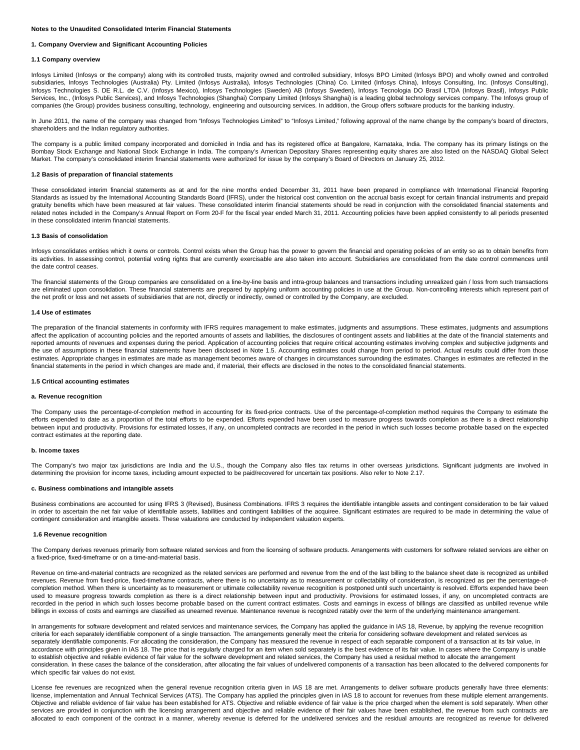**Notes to the Unaudited Consolidated Interim Financial Statements**

## 1. Company Overview and Significant Accounting Policies

### 1.1 Company overview

Infosys Limited (Infosys or the company) along with its controlled trusts, majority owned and controlled subsidiary, Infosys BPO Limited (Infosys BPO) and wholly owned and controlled subsidiaries, Infosys Technologies (Australia) Pty. Limited (Infosys Australia), Infosys Technologies (China) Co. Limited (Infosys China), Infosys Consulting, Inc. (Infosys Consulting), Infosys Technologies S. DE R.L. de C.V. (Infosys Mexico), Infosys Technologies (Sweden) AB (Infosys Sweden), Infosys Tecnologia DO Brasil LTDA (Infosys Brasil), Infosys Public Services, Inc., (Infosys Public Services), and Infosys Technologies (Shanghai) Company Limited (Infosys Shanghai) is a leading global technology services company. The Infosys group of companies (the Group) provides business consulting, technology, engineering and outsourcing services. In addition, the Group offers software products for the banking industry.

In June 2011, the name of the company was changed from "Infosys Technologies Limited" to "Infosys Limited," following approval of the name change by the company's board of directors, shareholders and the Indian regulatory authorities.

The company is a public limited company incorporated and domiciled in India and has its registered office at Bangalore, Karnataka, India. The company has its primary listings on the Bombay Stock Exchange and National Stock Exchange in India. The company's American Depositary Shares representing equity shares are also listed on the NASDAQ Global Select Market. The company's consolidated interim financial statements were authorized for issue by the company's Board of Directors on January 25, 2012.

### 1.2 Basis of preparation of financial statements

These consolidated interim financial statements as at and for the nine months ended December 31, 2011 have been prepared in compliance with International Financial Reporting Standards as issued by the International Accounting Standards Board (IFRS), under the historical cost convention on the accrual basis except for certain financial instruments and prepaid gratuity benefits which have been measured at fair values. These consolidated interim financial statements should be read in conjunction with the consolidated financial statements and related notes included in the Company's Annual Report on Form 20-F for the fiscal year ended March 31, 2011. Accounting policies have been applied consistently to all periods presented in these consolidated interim financial statements.

### 1.3 Basis of consolidation

Infosys consolidates entities which it owns or controls. Control exists when the Group has the power to govern the financial and operating policies of an entity so as to obtain benefits from its activities. In assessing control, potential voting rights that are currently exercisable are also taken into account. Subsidiaries are consolidated from the date control commences until the date control ceases.

The financial statements of the Group companies are consolidated on a line-by-line basis and intra-group balances and transactions including unrealized gain / loss from such transactions are eliminated upon consolidation. These financial statements are prepared by applying uniform accounting policies in use at the Group. Non-controlling interests which represent part of the net profit or loss and net assets of subsidiaries that are not, directly or indirectly, owned or controlled by the Company, are excluded.

### 1.4 Use of estimates

The preparation of the financial statements in conformity with IFRS requires management to make estimates, judgments and assumptions. These estimates, judgments and assumptions affect the application of accounting policies and the reported amounts of assets and liabilities, the disclosures of contingent assets and liabilities at the date of the financial statements and reported amounts of revenues and expenses during the period. Application of accounting policies that require critical accounting estimates involving complex and subjective judgments and the use of assumptions in these financial statements have been disclosed in Note 1.5. Accounting estimates could change from period to period. Actual results could differ from those estimates. Appropriate changes in estimates are made as management becomes aware of changes in circumstances surrounding the estimates. Changes in estimates are reflected in the financial statements in the period in which changes are made and, if material, their effects are disclosed in the notes to the consolidated financial statements.

### 1.5 Critical accounting estimates

**a. Revenue recognition**

The Company uses the percentage-of-completion method in accounting for its fixed-price contracts. Use of the percentage-of-completion method requires the Company to estimate the efforts expended to date as a proportion of the total efforts to be expended. Efforts expended have been used to measure progress towards completion as there is a direct relationship between input and productivity. Provisions for estimated losses, if any, on uncompleted contracts are recorded in the period in which such losses become probable based on the expected contract estimates at the reporting date.

**b. Income taxes**

The Company's two major tax jurisdictions are India and the U.S., though the Company also files tax returns in other overseas jurisdictions. Significant judgments are involved in determining the provision for income taxes, including amount expected to be paid/recovered for uncertain tax positions. Also refer to Note 2.17.

**c. Business combinations and intangible assets**

Business combinations are accounted for using IFRS 3 (Revised), Business Combinations. IFRS 3 requires the identifiable intangible assets and contingent consideration to be fair valued in order to ascertain the net fair value of identifiable assets, liabilities and contingent liabilities of the acquiree. Significant estimates are required to be made in determining the value of contingent consideration and intangible assets. These valuations are conducted by independent valuation experts.

### 1.6 Revenue recognition

The Company derives revenues primarily from software related services and from the licensing of software products. Arrangements with customers for software related services are either on a fixed-price, fixed-timeframe or on a time-and-material basis.

Revenue on time-and-material contracts are recognized as the related services are performed and revenue from the end of the last billing to the balance sheet date is recognized as unbilled revenues. Revenue from fixed-price, fixed-timeframe contracts, where there is no uncertainty as to measurement or collectability of consideration, is recognized as per the percentage-of-completion method. When there is uncertainty as to measurement or ultimate collectability revenue recognition is postponed until such uncertainty is resolved. Efforts expended have been used to measure progress towards completion as there is a direct relationship between input and productivity. Provisions for estimated losses, if any, on uncompleted contracts are recorded in the period in which such losses become probable based on the current contract estimates. Costs and earnings in excess of billings are classified as unbilled revenue while billings in excess of costs and earnings are classified as unearned revenue. Maintenance revenue is recognized ratably over the term of the underlying maintenance arrangement.

In arrangements for software development and related services and maintenance services, the Company has applied the guidance in IAS 18, Revenue, by applying the revenue recognition criteria for each separately identifiable component of a single transaction. The arrangements generally meet the criteria for considering software development and related services as separately identifiable components. For allocating the consideration, the Company has measured the revenue in respect of each separable component of a transaction at its fair value, in accordance with principles given in IAS 18. The price that is regularly charged for an item when sold separately is the best evidence of its fair value. In cases where the Company is unable to establish objective and reliable evidence of fair value for the software development and related services, the Company has used a residual method to allocate the arrangement consideration. In these cases the balance of the consideration, after allocating the fair values of undelivered components of a transaction has been allocated to the delivered components for which specific fair values do not exist.

License fee revenues are recognized when the general revenue recognition criteria given in IAS 18 are met. Arrangements to deliver software products generally have three elements: license, implementation and Annual Technical Services (ATS). The Company has applied the principles given in IAS 18 to account for revenues from these multiple element arrangements. Objective and reliable evidence of fair value has been established for ATS. Objective and reliable evidence of fair value is the price charged when the element is sold separately. When other services are provided in conjunction with the licensing arrangement and objective and reliable evidence of their fair values have been established, the revenue from such contracts are allocated to each component of the contract in a manner, whereby revenue is deferred for the undelivered services and the residual amounts are recognized as revenue for delivered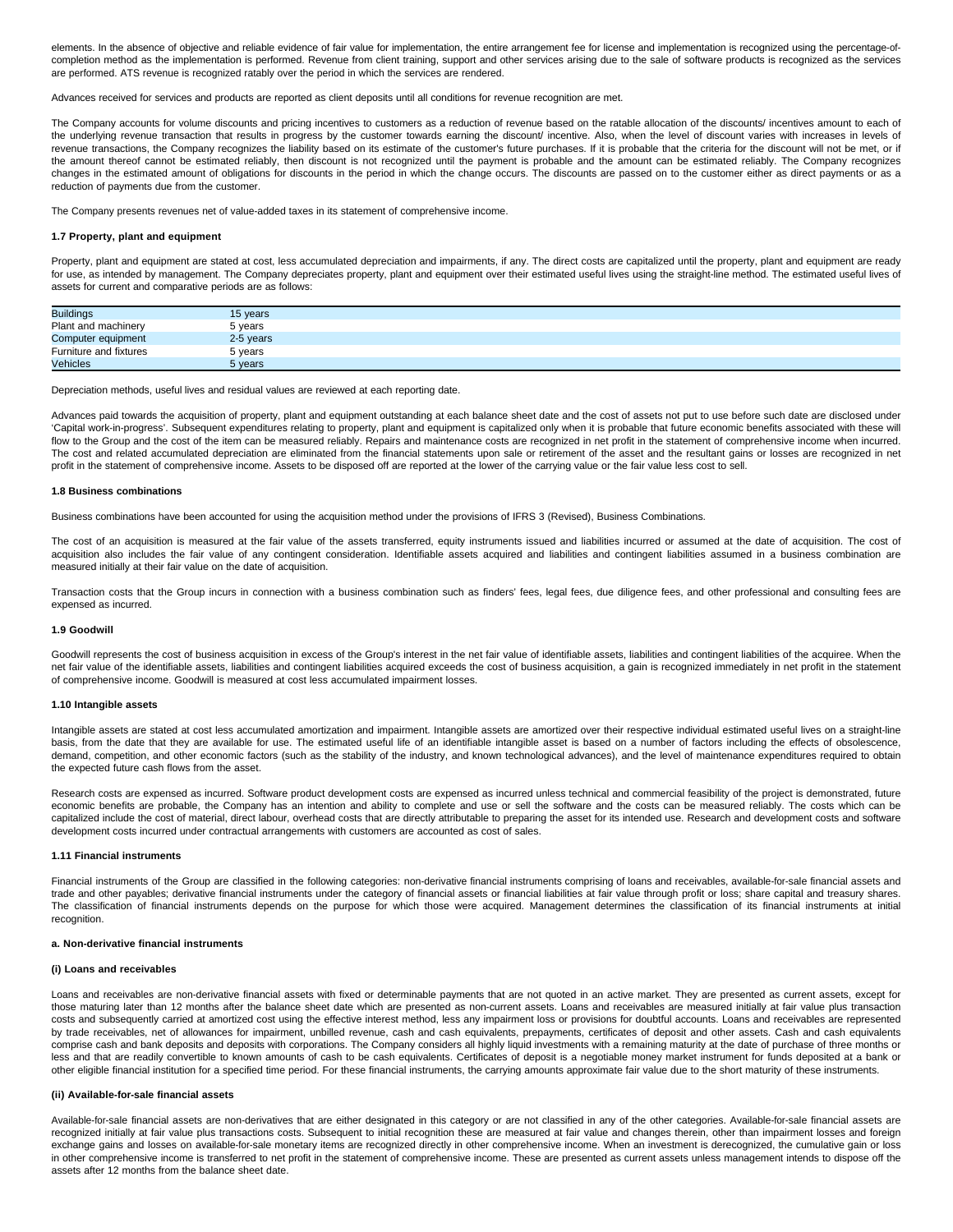elements. In the absence of objective and reliable evidence of fair value for implementation, the entire arrangement fee for license and implementation is recognized using the percentage-of-completion method as the implementation is performed. Revenue from client training, support and other services arising due to the sale of software products is recognized as the services are performed. ATS revenue is recognized ratably over the period in which the services are rendered.

Advances received for services and products are reported as client deposits until all conditions for revenue recognition are met.

The Company accounts for volume discounts and pricing incentives to customers as a reduction of revenue based on the ratable allocation of the discounts/ incentives amount to each of the underlying revenue transaction that results in progress by the customer towards earning the discount/ incentive. Also, when the level of discount varies with increases in levels of revenue transactions, the Company recognizes the liability based on its estimate of the customer's future purchases. If it is probable that the criteria for the discount will not be met, or if the amount thereof cannot be estimated reliably, then discount is not recognized until the payment is probable and the amount can be estimated reliably. The Company recognizes changes in the estimated amount of obligations for discounts in the period in which the change occurs. The discounts are passed on to the customer either as direct payments or as a reduction of payments due from the customer.

The Company presents revenues net of value-added taxes in its statement of comprehensive income.

**1.7 Property, plant and equipment**

Property, plant and equipment are stated at cost, less accumulated depreciation and impairments, if any. The direct costs are capitalized until the property, plant and equipment are ready for use, as intended by management. The Company depreciates property, plant and equipment over their estimated useful lives using the straight-line method. The estimated useful lives of assets for current and comparative periods are as follows:

| | |
|---|---|
| Buildings | 15 years |
| Plant and machinery | 5 years |
| Computer equipment | 2-5 years |
| Furniture and fixtures | 5 years |
| Vehicles | 5 years |

Depreciation methods, useful lives and residual values are reviewed at each reporting date.

Advances paid towards the acquisition of property, plant and equipment outstanding at each balance sheet date and the cost of assets not put to use before such date are disclosed under 'Capital work-in-progress'. Subsequent expenditures relating to property, plant and equipment is capitalized only when it is probable that future economic benefits associated with these will flow to the Group and the cost of the item can be measured reliably. Repairs and maintenance costs are recognized in net profit in the statement of comprehensive income when incurred. The cost and related accumulated depreciation are eliminated from the financial statements upon sale or retirement of the asset and the resultant gains or losses are recognized in net profit in the statement of comprehensive income. Assets to be disposed off are reported at the lower of the carrying value or the fair value less cost to sell.

**1.8 Business combinations**

Business combinations have been accounted for using the acquisition method under the provisions of IFRS 3 (Revised), Business Combinations.

The cost of an acquisition is measured at the fair value of the assets transferred, equity instruments issued and liabilities incurred or assumed at the date of acquisition. The cost of acquisition also includes the fair value of any contingent consideration. Identifiable assets acquired and liabilities and contingent liabilities assumed in a business combination are measured initially at their fair value on the date of acquisition.

Transaction costs that the Group incurs in connection with a business combination such as finders' fees, legal fees, due diligence fees, and other professional and consulting fees are expensed as incurred.

**1.9 Goodwill**

Goodwill represents the cost of business acquisition in excess of the Group's interest in the net fair value of identifiable assets, liabilities and contingent liabilities of the acquiree. When the net fair value of the identifiable assets, liabilities and contingent liabilities acquired exceeds the cost of business acquisition, a gain is recognized immediately in net profit in the statement of comprehensive income. Goodwill is measured at cost less accumulated impairment losses.

**1.10 Intangible assets**

Intangible assets are stated at cost less accumulated amortization and impairment. Intangible assets are amortized over their respective individual estimated useful lives on a straight-line basis, from the date that they are available for use. The estimated useful life of an identifiable intangible asset is based on a number of factors including the effects of obsolescence, demand, competition, and other economic factors (such as the stability of the industry, and known technological advances), and the level of maintenance expenditures required to obtain the expected future cash flows from the asset.

Research costs are expensed as incurred. Software product development costs are expensed as incurred unless technical and commercial feasibility of the project is demonstrated, future economic benefits are probable, the Company has an intention and ability to complete and use or sell the software and the costs can be measured reliably. The costs which can be capitalized include the cost of material, direct labour, overhead costs that are directly attributable to preparing the asset for its intended use. Research and development costs and software development costs incurred under contractual arrangements with customers are accounted as cost of sales.

**1.11 Financial instruments**

Financial instruments of the Group are classified in the following categories: non-derivative financial instruments comprising of loans and receivables, available-for-sale financial assets and trade and other payables; derivative financial instruments under the category of financial assets or financial liabilities at fair value through profit or loss; share capital and treasury shares. The classification of financial instruments depends on the purpose for which those were acquired. Management determines the classification of its financial instruments at initial recognition.

**a. Non-derivative financial instruments**

**(i) Loans and receivables**

Loans and receivables are non-derivative financial assets with fixed or determinable payments that are not quoted in an active market. They are presented as current assets, except for those maturing later than 12 months after the balance sheet date which are presented as non-current assets. Loans and receivables are measured initially at fair value plus transaction costs and subsequently carried at amortized cost using the effective interest method, less any impairment loss or provisions for doubtful accounts. Loans and receivables are represented by trade receivables, net of allowances for impairment, unbilled revenue, cash and cash equivalents, prepayments, certificates of deposit and other assets. Cash and cash equivalents comprise cash and bank deposits and deposits with corporations. The Company considers all highly liquid investments with a remaining maturity at the date of purchase of three months or less and that are readily convertible to known amounts of cash to be cash equivalents. Certificates of deposit is a negotiable money market instrument for funds deposited at a bank or other eligible financial institution for a specified time period. For these financial instruments, the carrying amounts approximate fair value due to the short maturity of these instruments.

**(ii) Available-for-sale financial assets**

Available-for-sale financial assets are non-derivatives that are either designated in this category or are not classified in any of the other categories. Available-for-sale financial assets are recognized initially at fair value plus transactions costs. Subsequent to initial recognition these are measured at fair value and changes therein, other than impairment losses and foreign exchange gains and losses on available-for-sale monetary items are recognized directly in other comprehensive income. When an investment is derecognized, the cumulative gain or loss in other comprehensive income is transferred to net profit in the statement of comprehensive income. These are presented as current assets unless management intends to dispose off the assets after 12 months from the balance sheet date.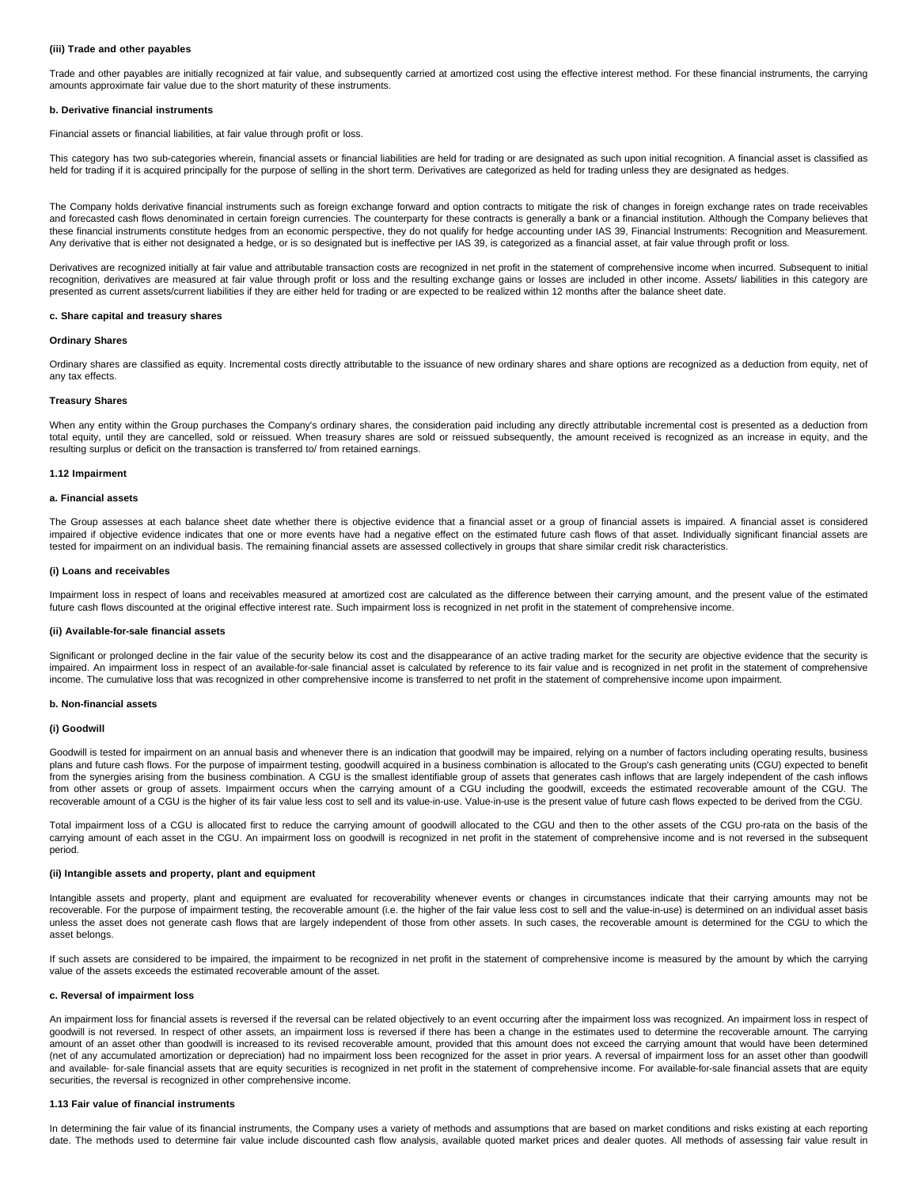#### (iii) Trade and other payables

Trade and other payables are initially recognized at fair value, and subsequently carried at amortized cost using the effective interest method. For these financial instruments, the carrying amounts approximate fair value due to the short maturity of these instruments.

#### b. Derivative financial instruments

Financial assets or financial liabilities, at fair value through profit or loss.

This category has two sub-categories wherein, financial assets or financial liabilities are held for trading or are designated as such upon initial recognition. A financial asset is classified as held for trading if it is acquired principally for the purpose of selling in the short term. Derivatives are categorized as held for trading unless they are designated as hedges.

The Company holds derivative financial instruments such as foreign exchange forward and option contracts to mitigate the risk of changes in foreign exchange rates on trade receivables and forecasted cash flows denominated in certain foreign currencies. The counterparty for these contracts is generally a bank or a financial institution. Although the Company believes that these financial instruments constitute hedges from an economic perspective, they do not qualify for hedge accounting under IAS 39, Financial Instruments: Recognition and Measurement. Any derivative that is either not designated a hedge, or is so designated but is ineffective per IAS 39, is categorized as a financial asset, at fair value through profit or loss.

Derivatives are recognized initially at fair value and attributable transaction costs are recognized in net profit in the statement of comprehensive income when incurred. Subsequent to initial recognition, derivatives are measured at fair value through profit or loss and the resulting exchange gains or losses are included in other income. Assets/ liabilities in this category are presented as current assets/current liabilities if they are either held for trading or are expected to be realized within 12 months after the balance sheet date.

#### c. Share capital and treasury shares

**Ordinary Shares**

Ordinary shares are classified as equity. Incremental costs directly attributable to the issuance of new ordinary shares and share options are recognized as a deduction from equity, net of any tax effects.

**Treasury Shares**

When any entity within the Group purchases the Company's ordinary shares, the consideration paid including any directly attributable incremental cost is presented as a deduction from total equity, until they are cancelled, sold or reissued. When treasury shares are sold or reissued subsequently, the amount received is recognized as an increase in equity, and the resulting surplus or deficit on the transaction is transferred to/ from retained earnings.

### 1.12 Impairment

#### a. Financial assets

The Group assesses at each balance sheet date whether there is objective evidence that a financial asset or a group of financial assets is impaired. A financial asset is considered impaired if objective evidence indicates that one or more events have had a negative effect on the estimated future cash flows of that asset. Individually significant financial assets are tested for impairment on an individual basis. The remaining financial assets are assessed collectively in groups that share similar credit risk characteristics.

#### (i) Loans and receivables

Impairment loss in respect of loans and receivables measured at amortized cost are calculated as the difference between their carrying amount, and the present value of the estimated future cash flows discounted at the original effective interest rate. Such impairment loss is recognized in net profit in the statement of comprehensive income.

#### (ii) Available-for-sale financial assets

Significant or prolonged decline in the fair value of the security below its cost and the disappearance of an active trading market for the security are objective evidence that the security is impaired. An impairment loss in respect of an available-for-sale financial asset is calculated by reference to its fair value and is recognized in net profit in the statement of comprehensive income. The cumulative loss that was recognized in other comprehensive income is transferred to net profit in the statement of comprehensive income upon impairment.

#### b. Non-financial assets

#### (i) Goodwill

Goodwill is tested for impairment on an annual basis and whenever there is an indication that goodwill may be impaired, relying on a number of factors including operating results, business plans and future cash flows. For the purpose of impairment testing, goodwill acquired in a business combination is allocated to the Group's cash generating units (CGU) expected to benefit from the synergies arising from the business combination. A CGU is the smallest identifiable group of assets that generates cash inflows that are largely independent of the cash inflows from other assets or group of assets. Impairment occurs when the carrying amount of a CGU including the goodwill, exceeds the estimated recoverable amount of the CGU. The recoverable amount of a CGU is the higher of its fair value less cost to sell and its value-in-use. Value-in-use is the present value of future cash flows expected to be derived from the CGU.

Total impairment loss of a CGU is allocated first to reduce the carrying amount of goodwill allocated to the CGU and then to the other assets of the CGU pro-rata on the basis of the carrying amount of each asset in the CGU. An impairment loss on goodwill is recognized in net profit in the statement of comprehensive income and is not reversed in the subsequent period.

#### (ii) Intangible assets and property, plant and equipment

Intangible assets and property, plant and equipment are evaluated for recoverability whenever events or changes in circumstances indicate that their carrying amounts may not be recoverable. For the purpose of impairment testing, the recoverable amount (i.e. the higher of the fair value less cost to sell and the value-in-use) is determined on an individual asset basis unless the asset does not generate cash flows that are largely independent of those from other assets. In such cases, the recoverable amount is determined for the CGU to which the asset belongs.

If such assets are considered to be impaired, the impairment to be recognized in net profit in the statement of comprehensive income is measured by the amount by which the carrying value of the assets exceeds the estimated recoverable amount of the asset.

#### c. Reversal of impairment loss

An impairment loss for financial assets is reversed if the reversal can be related objectively to an event occurring after the impairment loss was recognized. An impairment loss in respect of goodwill is not reversed. In respect of other assets, an impairment loss is reversed if there has been a change in the estimates used to determine the recoverable amount. The carrying amount of an asset other than goodwill is increased to its revised recoverable amount, provided that this amount does not exceed the carrying amount that would have been determined (net of any accumulated amortization or depreciation) had no impairment loss been recognized for the asset in prior years. A reversal of impairment loss for an asset other than goodwill and available- for-sale financial assets that are equity securities is recognized in net profit in the statement of comprehensive income. For available-for-sale financial assets that are equity securities, the reversal is recognized in other comprehensive income.

### 1.13 Fair value of financial instruments

In determining the fair value of its financial instruments, the Company uses a variety of methods and assumptions that are based on market conditions and risks existing at each reporting date. The methods used to determine fair value include discounted cash flow analysis, available quoted market prices and dealer quotes. All methods of assessing fair value result in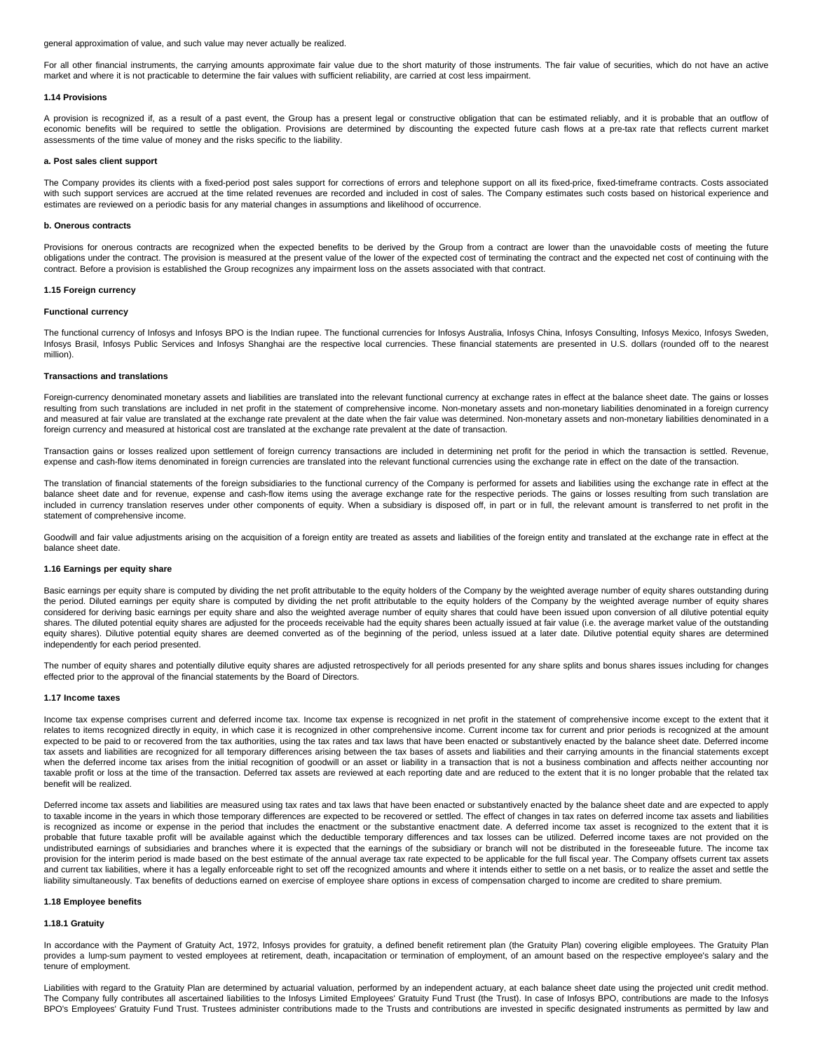general approximation of value, and such value may never actually be realized.

For all other financial instruments, the carrying amounts approximate fair value due to the short maturity of those instruments. The fair value of securities, which do not have an active market and where it is not practicable to determine the fair values with sufficient reliability, are carried at cost less impairment.

#### 1.14 Provisions

A provision is recognized if, as a result of a past event, the Group has a present legal or constructive obligation that can be estimated reliably, and it is probable that an outflow of economic benefits will be required to settle the obligation. Provisions are determined by discounting the expected future cash flows at a pre-tax rate that reflects current market assessments of the time value of money and the risks specific to the liability.

#### a. Post sales client support

The Company provides its clients with a fixed-period post sales support for corrections of errors and telephone support on all its fixed-price, fixed-timeframe contracts. Costs associated with such support services are accrued at the time related revenues are recorded and included in cost of sales. The Company estimates such costs based on historical experience and estimates are reviewed on a periodic basis for any material changes in assumptions and likelihood of occurrence.

#### b. Onerous contracts

Provisions for onerous contracts are recognized when the expected benefits to be derived by the Group from a contract are lower than the unavoidable costs of meeting the future obligations under the contract. The provision is measured at the present value of the lower of the expected cost of terminating the contract and the expected net cost of continuing with the contract. Before a provision is established the Group recognizes any impairment loss on the assets associated with that contract.

#### 1.15 Foreign currency

#### Functional currency

The functional currency of Infosys and Infosys BPO is the Indian rupee. The functional currencies for Infosys Australia, Infosys China, Infosys Consulting, Infosys Mexico, Infosys Sweden, Infosys Brasil, Infosys Public Services and Infosys Shanghai are the respective local currencies. These financial statements are presented in U.S. dollars (rounded off to the nearest million).

#### Transactions and translations

Foreign-currency denominated monetary assets and liabilities are translated into the relevant functional currency at exchange rates in effect at the balance sheet date. The gains or losses resulting from such translations are included in net profit in the statement of comprehensive income. Non-monetary assets and non-monetary liabilities denominated in a foreign currency and measured at fair value are translated at the exchange rate prevalent at the date when the fair value was determined. Non-monetary assets and non-monetary liabilities denominated in a foreign currency and measured at historical cost are translated at the exchange rate prevalent at the date of transaction.

Transaction gains or losses realized upon settlement of foreign currency transactions are included in determining net profit for the period in which the transaction is settled. Revenue, expense and cash-flow items denominated in foreign currencies are translated into the relevant functional currencies using the exchange rate in effect on the date of the transaction.

The translation of financial statements of the foreign subsidiaries to the functional currency of the Company is performed for assets and liabilities using the exchange rate in effect at the balance sheet date and for revenue, expense and cash-flow items using the average exchange rate for the respective periods. The gains or losses resulting from such translation are included in currency translation reserves under other components of equity. When a subsidiary is disposed off, in part or in full, the relevant amount is transferred to net profit in the statement of comprehensive income.

Goodwill and fair value adjustments arising on the acquisition of a foreign entity are treated as assets and liabilities of the foreign entity and translated at the exchange rate in effect at the balance sheet date.

#### 1.16 Earnings per equity share

Basic earnings per equity share is computed by dividing the net profit attributable to the equity holders of the Company by the weighted average number of equity shares outstanding during the period. Diluted earnings per equity share is computed by dividing the net profit attributable to the equity holders of the Company by the weighted average number of equity shares considered for deriving basic earnings per equity share and also the weighted average number of equity shares that could have been issued upon conversion of all dilutive potential equity shares. The diluted potential equity shares are adjusted for the proceeds receivable had the equity shares been actually issued at fair value (i.e. the average market value of the outstanding equity shares). Dilutive potential equity shares are deemed converted as of the beginning of the period, unless issued at a later date. Dilutive potential equity shares are determined independently for each period presented.

The number of equity shares and potentially dilutive equity shares are adjusted retrospectively for all periods presented for any share splits and bonus shares issues including for changes effected prior to the approval of the financial statements by the Board of Directors.

#### 1.17 Income taxes

Income tax expense comprises current and deferred income tax. Income tax expense is recognized in net profit in the statement of comprehensive income except to the extent that it relates to items recognized directly in equity, in which case it is recognized in other comprehensive income. Current income tax for current and prior periods is recognized at the amount expected to be paid to or recovered from the tax authorities, using the tax rates and tax laws that have been enacted or substantively enacted by the balance sheet date. Deferred income tax assets and liabilities are recognized for all temporary differences arising between the tax bases of assets and liabilities and their carrying amounts in the financial statements except when the deferred income tax arises from the initial recognition of goodwill or an asset or liability in a transaction that is not a business combination and affects neither accounting nor taxable profit or loss at the time of the transaction. Deferred tax assets are reviewed at each reporting date and are reduced to the extent that it is no longer probable that the related tax benefit will be realized.

Deferred income tax assets and liabilities are measured using tax rates and tax laws that have been enacted or substantively enacted by the balance sheet date and are expected to apply to taxable income in the years in which those temporary differences are expected to be recovered or settled. The effect of changes in tax rates on deferred income tax assets and liabilities is recognized as income or expense in the period that includes the enactment or the substantive enactment date. A deferred income tax asset is recognized to the extent that it is probable that future taxable profit will be available against which the deductible temporary differences and tax losses can be utilized. Deferred income taxes are not provided on the undistributed earnings of subsidiaries and branches where it is expected that the earnings of the subsidiary or branch will not be distributed in the foreseeable future. The income tax provision for the interim period is made based on the best estimate of the annual average tax rate expected to be applicable for the full fiscal year. The Company offsets current tax assets and current tax liabilities, where it has a legally enforceable right to set off the recognized amounts and where it intends either to settle on a net basis, or to realize the asset and settle the liability simultaneously. Tax benefits of deductions earned on exercise of employee share options in excess of compensation charged to income are credited to share premium.

#### 1.18 Employee benefits

#### 1.18.1 Gratuity

In accordance with the Payment of Gratuity Act, 1972, Infosys provides for gratuity, a defined benefit retirement plan (the Gratuity Plan) covering eligible employees. The Gratuity Plan provides a lump-sum payment to vested employees at retirement, death, incapacitation or termination of employment, of an amount based on the respective employee's salary and the tenure of employment.

Liabilities with regard to the Gratuity Plan are determined by actuarial valuation, performed by an independent actuary, at each balance sheet date using the projected unit credit method. The Company fully contributes all ascertained liabilities to the Infosys Limited Employees' Gratuity Fund Trust (the Trust). In case of Infosys BPO, contributions are made to the Infosys BPO's Employees' Gratuity Fund Trust. Trustees administer contributions made to the Trusts and contributions are invested in specific designated instruments as permitted by law and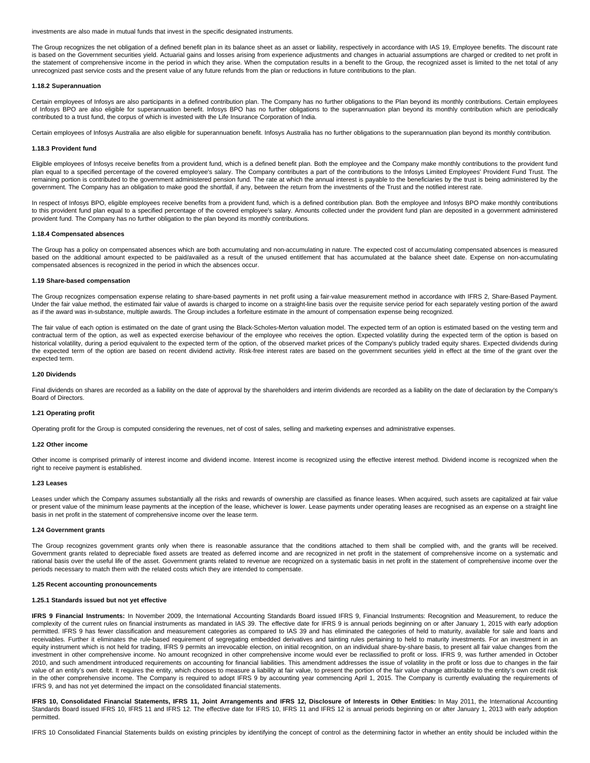investments are also made in mutual funds that invest in the specific designated instruments.

The Group recognizes the net obligation of a defined benefit plan in its balance sheet as an asset or liability, respectively in accordance with IAS 19, Employee benefits. The discount rate is based on the Government securities yield. Actuarial gains and losses arising from experience adjustments and changes in actuarial assumptions are charged or credited to net profit in the statement of comprehensive income in the period in which they arise. When the computation results in a benefit to the Group, the recognized asset is limited to the net total of any unrecognized past service costs and the present value of any future refunds from the plan or reductions in future contributions to the plan.

#### 1.18.2 Superannuation

Certain employees of Infosys are also participants in a defined contribution plan. The Company has no further obligations to the Plan beyond its monthly contributions. Certain employees of Infosys BPO are also eligible for superannuation benefit. Infosys BPO has no further obligations to the superannuation plan beyond its monthly contribution which are periodically contributed to a trust fund, the corpus of which is invested with the Life Insurance Corporation of India.

Certain employees of Infosys Australia are also eligible for superannuation benefit. Infosys Australia has no further obligations to the superannuation plan beyond its monthly contribution.

#### 1.18.3 Provident fund

Eligible employees of Infosys receive benefits from a provident fund, which is a defined benefit plan. Both the employee and the Company make monthly contributions to the provident fund plan equal to a specified percentage of the covered employee's salary. The Company contributes a part of the contributions to the Infosys Limited Employees' Provident Fund Trust. The remaining portion is contributed to the government administered pension fund. The rate at which the annual interest is payable to the beneficiaries by the trust is being administered by the government. The Company has an obligation to make good the shortfall, if any, between the return from the investments of the Trust and the notified interest rate.

In respect of Infosys BPO, eligible employees receive benefits from a provident fund, which is a defined contribution plan. Both the employee and Infosys BPO make monthly contributions to this provident fund plan equal to a specified percentage of the covered employee's salary. Amounts collected under the provident fund plan are deposited in a government administered provident fund. The Company has no further obligation to the plan beyond its monthly contributions.

#### 1.18.4 Compensated absences

The Group has a policy on compensated absences which are both accumulating and non-accumulating in nature. The expected cost of accumulating compensated absences is measured based on the additional amount expected to be paid/availed as a result of the unused entitlement that has accumulated at the balance sheet date. Expense on non-accumulating compensated absences is recognized in the period in which the absences occur.

### 1.19 Share-based compensation

The Group recognizes compensation expense relating to share-based payments in net profit using a fair-value measurement method in accordance with IFRS 2, Share-Based Payment. Under the fair value method, the estimated fair value of awards is charged to income on a straight-line basis over the requisite service period for each separately vesting portion of the award as if the award was in-substance, multiple awards. The Group includes a forfeiture estimate in the amount of compensation expense being recognized.

The fair value of each option is estimated on the date of grant using the Black-Scholes-Merton valuation model. The expected term of an option is estimated based on the vesting term and contractual term of the option, as well as expected exercise behaviour of the employee who receives the option. Expected volatility during the expected term of the option is based on historical volatility, during a period equivalent to the expected term of the option, of the observed market prices of the Company's publicly traded equity shares. Expected dividends during the expected term of the option are based on recent dividend activity. Risk-free interest rates are based on the government securities yield in effect at the time of the grant over the expected term.

### 1.20 Dividends

Final dividends on shares are recorded as a liability on the date of approval by the shareholders and interim dividends are recorded as a liability on the date of declaration by the Company's Board of Directors.

### 1.21 Operating profit

Operating profit for the Group is computed considering the revenues, net of cost of sales, selling and marketing expenses and administrative expenses.

### 1.22 Other income

Other income is comprised primarily of interest income and dividend income. Interest income is recognized using the effective interest method. Dividend income is recognized when the right to receive payment is established.

### 1.23 Leases

Leases under which the Company assumes substantially all the risks and rewards of ownership are classified as finance leases. When acquired, such assets are capitalized at fair value or present value of the minimum lease payments at the inception of the lease, whichever is lower. Lease payments under operating leases are recognised as an expense on a straight line basis in net profit in the statement of comprehensive income over the lease term.

### 1.24 Government grants

The Group recognizes government grants only when there is reasonable assurance that the conditions attached to them shall be complied with, and the grants will be received. Government grants related to depreciable fixed assets are treated as deferred income and are recognized in net profit in the statement of comprehensive income on a systematic and rational basis over the useful life of the asset. Government grants related to revenue are recognized on a systematic basis in net profit in the statement of comprehensive income over the periods necessary to match them with the related costs which they are intended to compensate.

### 1.25 Recent accounting pronouncements

#### 1.25.1 Standards issued but not yet effective

**IFRS 9 Financial Instruments:** In November 2009, the International Accounting Standards Board issued IFRS 9, Financial Instruments: Recognition and Measurement, to reduce the complexity of the current rules on financial instruments as mandated in IAS 39. The effective date for IFRS 9 is annual periods beginning on or after January 1, 2015 with early adoption permitted. IFRS 9 has fewer classification and measurement categories as compared to IAS 39 and has eliminated the categories of held to maturity, available for sale and loans and receivables. Further it eliminates the rule-based requirement of segregating embedded derivatives and tainting rules pertaining to held to maturity investments. For an investment in an equity instrument which is not held for trading, IFRS 9 permits an irrevocable election, on initial recognition, on an individual share-by-share basis, to present all fair value changes from the investment in other comprehensive income. No amount recognized in other comprehensive income would ever be reclassified to profit or loss. IFRS 9, was further amended in October 2010, and such amendment introduced requirements on accounting for financial liabilities. This amendment addresses the issue of volatility in the profit or loss due to changes in the fair value of an entity's own debt. It requires the entity, which chooses to measure a liability at fair value, to present the portion of the fair value change attributable to the entity's own credit risk in the other comprehensive income. The Company is required to adopt IFRS 9 by accounting year commencing April 1, 2015. The Company is currently evaluating the requirements of IFRS 9, and has not yet determined the impact on the consolidated financial statements.

**IFRS 10, Consolidated Financial Statements, IFRS 11, Joint Arrangements and IFRS 12, Disclosure of Interests in Other Entities:** In May 2011, the International Accounting Standards Board issued IFRS 10, IFRS 11 and IFRS 12. The effective date for IFRS 10, IFRS 11 and IFRS 12 is annual periods beginning on or after January 1, 2013 with early adoption permitted.

IFRS 10 Consolidated Financial Statements builds on existing principles by identifying the concept of control as the determining factor in whether an entity should be included within the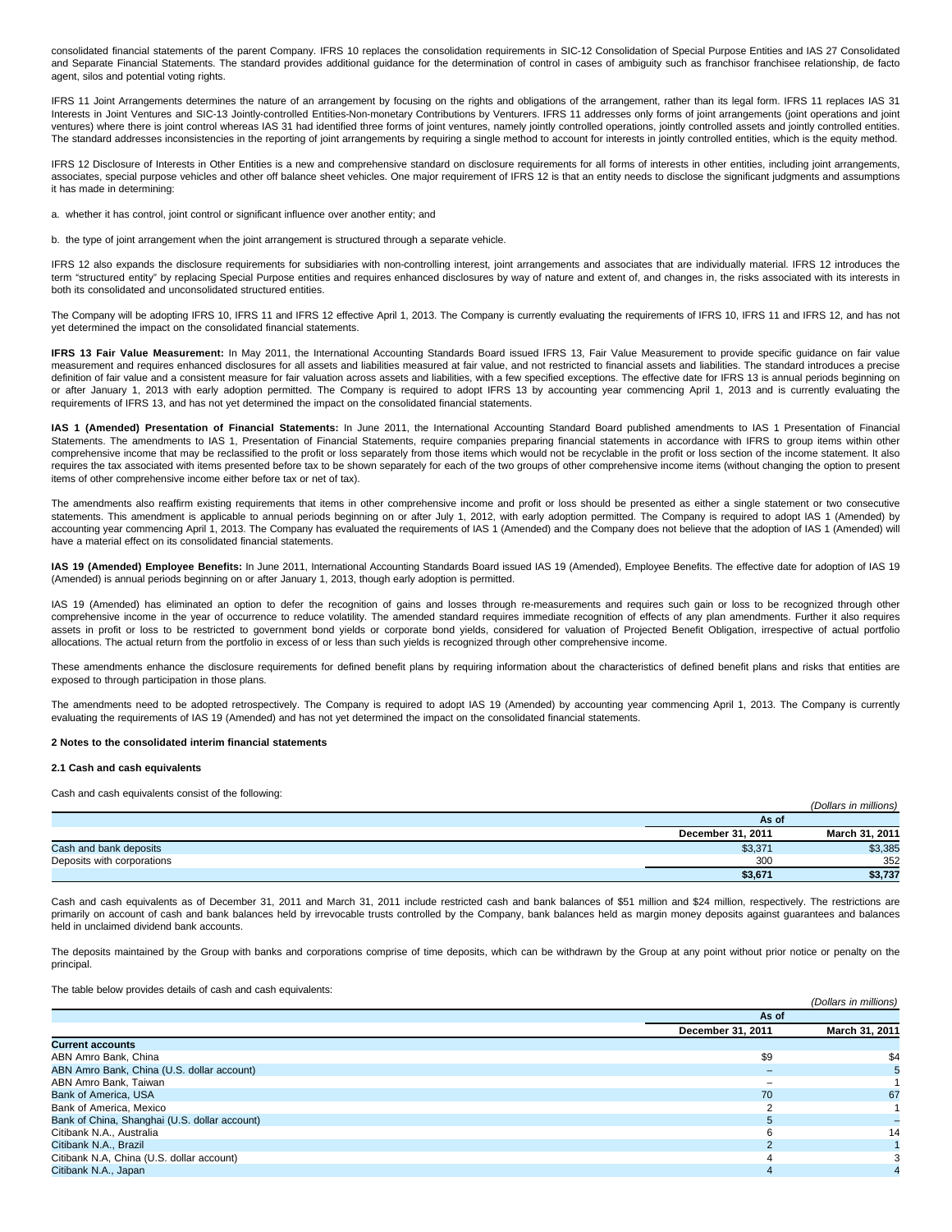consolidated financial statements of the parent Company. IFRS 10 replaces the consolidation requirements in SIC-12 Consolidation of Special Purpose Entities and IAS 27 Consolidated and Separate Financial Statements. The standard provides additional guidance for the determination of control in cases of ambiguity such as franchisor franchisee relationship, de facto agent, silos and potential voting rights.

IFRS 11 Joint Arrangements determines the nature of an arrangement by focusing on the rights and obligations of the arrangement, rather than its legal form. IFRS 11 replaces IAS 31 Interests in Joint Ventures and SIC-13 Jointly-controlled Entities-Non-monetary Contributions by Venturers. IFRS 11 addresses only forms of joint arrangements (joint operations and joint ventures) where there is joint control whereas IAS 31 had identified three forms of joint ventures, namely jointly controlled operations, jointly controlled assets and jointly controlled entities. The standard addresses inconsistencies in the reporting of joint arrangements by requiring a single method to account for interests in jointly controlled entities, which is the equity method.

IFRS 12 Disclosure of Interests in Other Entities is a new and comprehensive standard on disclosure requirements for all forms of interests in other entities, including joint arrangements, associates, special purpose vehicles and other off balance sheet vehicles. One major requirement of IFRS 12 is that an entity needs to disclose the significant judgments and assumptions it has made in determining:

a. whether it has control, joint control or significant influence over another entity; and

b. the type of joint arrangement when the joint arrangement is structured through a separate vehicle.

IFRS 12 also expands the disclosure requirements for subsidiaries with non-controlling interest, joint arrangements and associates that are individually material. IFRS 12 introduces the term "structured entity" by replacing Special Purpose entities and requires enhanced disclosures by way of nature and extent of, and changes in, the risks associated with its interests in both its consolidated and unconsolidated structured entities.

The Company will be adopting IFRS 10, IFRS 11 and IFRS 12 effective April 1, 2013. The Company is currently evaluating the requirements of IFRS 10, IFRS 11 and IFRS 12, and has not yet determined the impact on the consolidated financial statements.

**IFRS 13 Fair Value Measurement:** In May 2011, the International Accounting Standards Board issued IFRS 13, Fair Value Measurement to provide specific guidance on fair value measurement and requires enhanced disclosures for all assets and liabilities measured at fair value, and not restricted to financial assets and liabilities. The standard introduces a precise definition of fair value and a consistent measure for fair valuation across assets and liabilities, with a few specified exceptions. The effective date for IFRS 13 is annual periods beginning on or after January 1, 2013 with early adoption permitted. The Company is required to adopt IFRS 13 by accounting year commencing April 1, 2013 and is currently evaluating the requirements of IFRS 13, and has not yet determined the impact on the consolidated financial statements.

**IAS 1 (Amended) Presentation of Financial Statements:** In June 2011, the International Accounting Standard Board published amendments to IAS 1 Presentation of Financial Statements. The amendments to IAS 1, Presentation of Financial Statements, require companies preparing financial statements in accordance with IFRS to group items within other comprehensive income that may be reclassified to the profit or loss separately from those items which would not be recyclable in the profit or loss section of the income statement. It also requires the tax associated with items presented before tax to be shown separately for each of the two groups of other comprehensive income items (without changing the option to present items of other comprehensive income either before tax or net of tax).

The amendments also reaffirm existing requirements that items in other comprehensive income and profit or loss should be presented as either a single statement or two consecutive statements. This amendment is applicable to annual periods beginning on or after July 1, 2012, with early adoption permitted. The Company is required to adopt IAS 1 (Amended) by accounting year commencing April 1, 2013. The Company has evaluated the requirements of IAS 1 (Amended) and the Company does not believe that the adoption of IAS 1 (Amended) will have a material effect on its consolidated financial statements.

**IAS 19 (Amended) Employee Benefits:** In June 2011, International Accounting Standards Board issued IAS 19 (Amended), Employee Benefits. The effective date for adoption of IAS 19 (Amended) is annual periods beginning on or after January 1, 2013, though early adoption is permitted.

IAS 19 (Amended) has eliminated an option to defer the recognition of gains and losses through re-measurements and requires such gain or loss to be recognized through other comprehensive income in the year of occurrence to reduce volatility. The amended standard requires immediate recognition of effects of any plan amendments. Further it also requires assets in profit or loss to be restricted to government bond yields or corporate bond yields, considered for valuation of Projected Benefit Obligation, irrespective of actual portfolio allocations. The actual return from the portfolio in excess of or less than such yields is recognized through other comprehensive income.

These amendments enhance the disclosure requirements for defined benefit plans by requiring information about the characteristics of defined benefit plans and risks that entities are exposed to through participation in those plans.

The amendments need to be adopted retrospectively. The Company is required to adopt IAS 19 (Amended) by accounting year commencing April 1, 2013. The Company is currently evaluating the requirements of IAS 19 (Amended) and has not yet determined the impact on the consolidated financial statements.

## 2 Notes to the consolidated interim financial statements

### 2.1 Cash and cash equivalents

Cash and cash equivalents consist of the following:

*(Dollars in millions)*

| | As of | |
|---|---|---|
| | December 31, 2011 | March 31, 2011 |
| Cash and bank deposits | $3,371 | $3,385 |
| Deposits with corporations | 300 | 352 |
| | **$3,671** | **$3,737** |

Cash and cash equivalents as of December 31, 2011 and March 31, 2011 include restricted cash and bank balances of $51 million and $24 million, respectively. The restrictions are primarily on account of cash and bank balances held by irrevocable trusts controlled by the Company, bank balances held as margin money deposits against guarantees and balances held in unclaimed dividend bank accounts.

The deposits maintained by the Group with banks and corporations comprise of time deposits, which can be withdrawn by the Group at any point without prior notice or penalty on the principal.

The table below provides details of cash and cash equivalents:

*(Dollars in millions)*

| | As of | |
|---|---|---|
| | December 31, 2011 | March 31, 2011 |
| **Current accounts** | | |
| ABN Amro Bank, China | $9 | $4 |
| ABN Amro Bank, China (U.S. dollar account) | – | 5 |
| ABN Amro Bank, Taiwan | – | 1 |
| Bank of America, USA | 70 | 67 |
| Bank of America, Mexico | 2 | 1 |
| Bank of China, Shanghai (U.S. dollar account) | 5 | – |
| Citibank N.A., Australia | 6 | 14 |
| Citibank N.A., Brazil | 2 | 1 |
| Citibank N.A, China (U.S. dollar account) | 4 | 3 |
| Citibank N.A., Japan | 4 | 4 |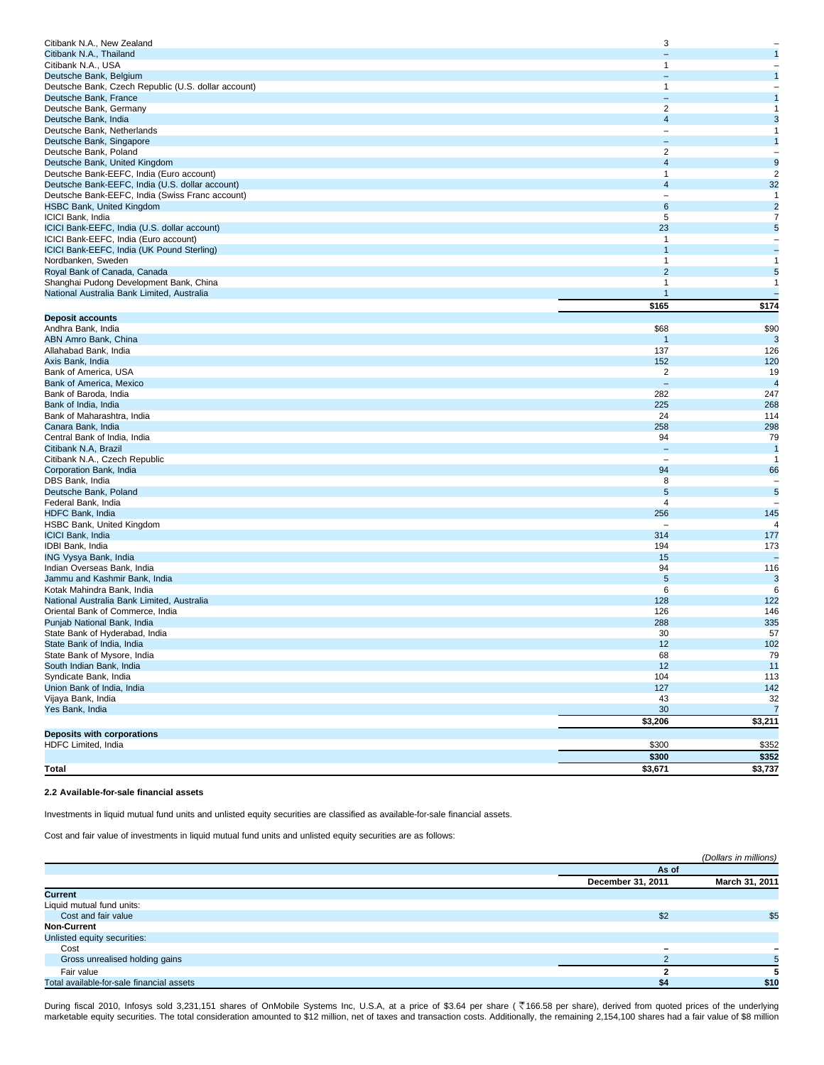| | | |
|---|---|---|
| Citibank N.A., New Zealand | 3 | – |
| Citibank N.A., Thailand | – | 1 |
| Citibank N.A., USA | 1 | – |
| Deutsche Bank, Belgium | – | 1 |
| Deutsche Bank, Czech Republic (U.S. dollar account) | 1 | – |
| Deutsche Bank, France | – | 1 |
| Deutsche Bank, Germany | 2 | 1 |
| Deutsche Bank, India | 4 | 3 |
| Deutsche Bank, Netherlands | – | 1 |
| Deutsche Bank, Singapore | – | 1 |
| Deutsche Bank, Poland | 2 | – |
| Deutsche Bank, United Kingdom | 4 | 9 |
| Deutsche Bank-EEFC, India (Euro account) | 1 | 2 |
| Deutsche Bank-EEFC, India (U.S. dollar account) | 4 | 32 |
| Deutsche Bank-EEFC, India (Swiss Franc account) | – | 1 |
| HSBC Bank, United Kingdom | 6 | 2 |
| ICICI Bank, India | 5 | 7 |
| ICICI Bank-EEFC, India (U.S. dollar account) | 23 | 5 |
| ICICI Bank-EEFC, India (Euro account) | 1 | – |
| ICICI Bank-EEFC, India (UK Pound Sterling) | 1 | – |
| Nordbanken, Sweden | 1 | 1 |
| Royal Bank of Canada, Canada | 2 | 5 |
| Shanghai Pudong Development Bank, China | 1 | 1 |
| National Australia Bank Limited, Australia | 1 | – |
| | **$165** | **$174** |
| **Deposit accounts** | | |
| Andhra Bank, India | $68 | $90 |
| ABN Amro Bank, China | 1 | 3 |
| Allahabad Bank, India | 137 | 126 |
| Axis Bank, India | 152 | 120 |
| Bank of America, USA | 2 | 19 |
| Bank of America, Mexico | – | 4 |
| Bank of Baroda, India | 282 | 247 |
| Bank of India, India | 225 | 268 |
| Bank of Maharashtra, India | 24 | 114 |
| Canara Bank, India | 258 | 298 |
| Central Bank of India, India | 94 | 79 |
| Citibank N.A, Brazil | – | 1 |
| Citibank N.A., Czech Republic | – | 1 |
| Corporation Bank, India | 94 | 66 |
| DBS Bank, India | 8 | – |
| Deutsche Bank, Poland | 5 | 5 |
| Federal Bank, India | 4 | – |
| HDFC Bank, India | 256 | 145 |
| HSBC Bank, United Kingdom | – | 4 |
| ICICI Bank, India | 314 | 177 |
| IDBI Bank, India | 194 | 173 |
| ING Vysya Bank, India | 15 | – |
| Indian Overseas Bank, India | 94 | 116 |
| Jammu and Kashmir Bank, India | 5 | 3 |
| Kotak Mahindra Bank, India | 6 | 6 |
| National Australia Bank Limited, Australia | 128 | 122 |
| Oriental Bank of Commerce, India | 126 | 146 |
| Punjab National Bank, India | 288 | 335 |
| State Bank of Hyderabad, India | 30 | 57 |
| State Bank of India, India | 12 | 102 |
| State Bank of Mysore, India | 68 | 79 |
| South Indian Bank, India | 12 | 11 |
| Syndicate Bank, India | 104 | 113 |
| Union Bank of India, India | 127 | 142 |
| Vijaya Bank, India | 43 | 32 |
| Yes Bank, India | 30 | 7 |
| | **$3,206** | **$3,211** |
| **Deposits with corporations** | | |
| HDFC Limited, India | $300 | $352 |
| | **$300** | **$352** |
| **Total** | **$3,671** | **$3,737** |

**2.2 Available-for-sale financial assets**

Investments in liquid mutual fund units and unlisted equity securities are classified as available-for-sale financial assets.

Cost and fair value of investments in liquid mutual fund units and unlisted equity securities are as follows:

*(Dollars in millions)*

| | As of | |
|---|---|---|
| | **December 31, 2011** | **March 31, 2011** |
| **Current** | | |
| Liquid mutual fund units: | | |
| Cost and fair value | $2 | $5 |
| **Non-Current** | | |
| Unlisted equity securities: | | |
| Cost | – | – |
| Gross unrealised holding gains | 2 | 5 |
| Fair value | **2** | **5** |
| Total available-for-sale financial assets | **$4** | **$10** |

During fiscal 2010, Infosys sold 3,231,151 shares of OnMobile Systems Inc, U.S.A, at a price of $3.64 per share ( ₹166.58 per share), derived from quoted prices of the underlying marketable equity securities. The total consideration amounted to $12 million, net of taxes and transaction costs. Additionally, the remaining 2,154,100 shares had a fair value of $8 million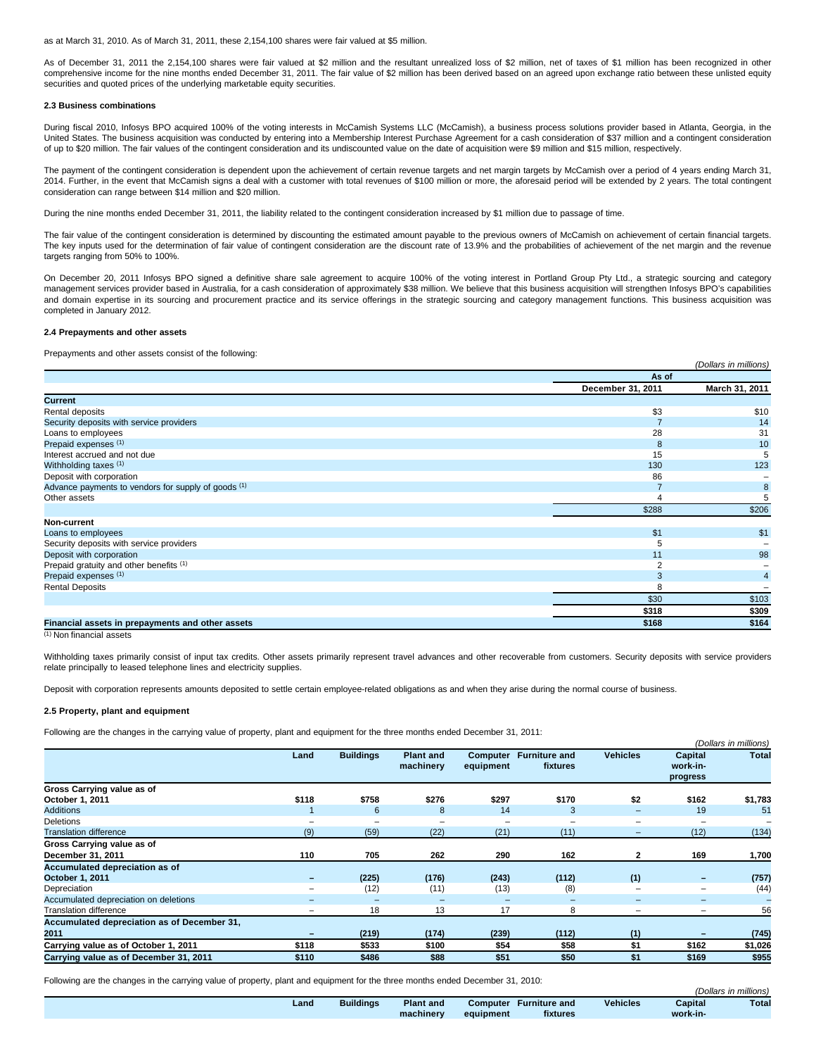as at March 31, 2010. As of March 31, 2011, these 2,154,100 shares were fair valued at $5 million.

As of December 31, 2011 the 2,154,100 shares were fair valued at $2 million and the resultant unrealized loss of $2 million, net of taxes of $1 million has been recognized in other comprehensive income for the nine months ended December 31, 2011. The fair value of $2 million has been derived based on an agreed upon exchange ratio between these unlisted equity securities and quoted prices of the underlying marketable equity securities.

#### 2.3 Business combinations

During fiscal 2010, Infosys BPO acquired 100% of the voting interests in McCamish Systems LLC (McCamish), a business process solutions provider based in Atlanta, Georgia, in the United States. The business acquisition was conducted by entering into a Membership Interest Purchase Agreement for a cash consideration of $37 million and a contingent consideration of up to $20 million. The fair values of the contingent consideration and its undiscounted value on the date of acquisition were $9 million and $15 million, respectively.

The payment of the contingent consideration is dependent upon the achievement of certain revenue targets and net margin targets by McCamish over a period of 4 years ending March 31, 2014. Further, in the event that McCamish signs a deal with a customer with total revenues of $100 million or more, the aforesaid period will be extended by 2 years. The total contingent consideration can range between $14 million and $20 million.

During the nine months ended December 31, 2011, the liability related to the contingent consideration increased by $1 million due to passage of time.

The fair value of the contingent consideration is determined by discounting the estimated amount payable to the previous owners of McCamish on achievement of certain financial targets. The key inputs used for the determination of fair value of contingent consideration are the discount rate of 13.9% and the probabilities of achievement of the net margin and the revenue targets ranging from 50% to 100%.

On December 20, 2011 Infosys BPO signed a definitive share sale agreement to acquire 100% of the voting interest in Portland Group Pty Ltd., a strategic sourcing and category management services provider based in Australia, for a cash consideration of approximately $38 million. We believe that this business acquisition will strengthen Infosys BPO's capabilities and domain expertise in its sourcing and procurement practice and its service offerings in the strategic sourcing and category management functions. This business acquisition was completed in January 2012.

#### 2.4 Prepayments and other assets

Prepayments and other assets consist of the following:

*(Dollars in millions)*

| | As of | |
|---|---|---|
| | December 31, 2011 | March 31, 2011 |
| **Current** | | |
| Rental deposits | $3 | $10 |
| Security deposits with service providers | 7 | 14 |
| Loans to employees | 28 | 31 |
| Prepaid expenses (1) | 8 | 10 |
| Interest accrued and not due | 15 | 5 |
| Withholding taxes (1) | 130 | 123 |
| Deposit with corporation | 86 | – |
| Advance payments to vendors for supply of goods (1) | 7 | 8 |
| Other assets | 4 | 5 |
| | $288 | $206 |
| **Non-current** | | |
| Loans to employees | $1 | $1 |
| Security deposits with service providers | 5 | – |
| Deposit with corporation | 11 | 98 |
| Prepaid gratuity and other benefits (1) | 2 | – |
| Prepaid expenses (1) | 3 | 4 |
| Rental Deposits | 8 | – |
| | $30 | $103 |
| | **$318** | **$309** |
| **Financial assets in prepayments and other assets** | **$168** | **$164** |

(1) Non financial assets

Withholding taxes primarily consist of input tax credits. Other assets primarily represent travel advances and other recoverable from customers. Security deposits with service providers relate principally to leased telephone lines and electricity supplies.

Deposit with corporation represents amounts deposited to settle certain employee-related obligations as and when they arise during the normal course of business.

#### 2.5 Property, plant and equipment

Following are the changes in the carrying value of property, plant and equipment for the three months ended December 31, 2011:

*(Dollars in millions)*

| | Land | Buildings | Plant and machinery | Computer equipment | Furniture and fixtures | Vehicles | Capital work-in-progress | Total |
|---|---|---|---|---|---|---|---|---|
| **Gross Carrying value as of October 1, 2011** | **$118** | **$758** | **$276** | **$297** | **$170** | **$2** | **$162** | **$1,783** |
| Additions | 1 | 6 | 8 | 14 | 3 | – | 19 | 51 |
| Deletions | – | – | – | – | – | – | – | – |
| Translation difference | (9) | (59) | (22) | (21) | (11) | – | (12) | (134) |
| **Gross Carrying value as of December 31, 2011** | **110** | **705** | **262** | **290** | **162** | **2** | **169** | **1,700** |
| **Accumulated depreciation as of October 1, 2011** | **–** | **(225)** | **(176)** | **(243)** | **(112)** | **(1)** | **–** | **(757)** |
| Depreciation | – | (12) | (11) | (13) | (8) | – | – | (44) |
| Accumulated depreciation on deletions | – | – | – | – | – | – | – | – |
| Translation difference | – | 18 | 13 | 17 | 8 | – | – | 56 |
| **Accumulated depreciation as of December 31, 2011** | **–** | **(219)** | **(174)** | **(239)** | **(112)** | **(1)** | **–** | **(745)** |
| **Carrying value as of October 1, 2011** | **$118** | **$533** | **$100** | **$54** | **$58** | **$1** | **$162** | **$1,026** |
| **Carrying value as of December 31, 2011** | **$110** | **$486** | **$88** | **$51** | **$50** | **$1** | **$169** | **$955** |

Following are the changes in the carrying value of property, plant and equipment for the three months ended December 31, 2010:

*(Dollars in millions)*

| | Land | Buildings | Plant and machinery | Computer equipment | Furniture and fixtures | Vehicles | Capital work-in- | Total |
|---|---|---|---|---|---|---|---|---|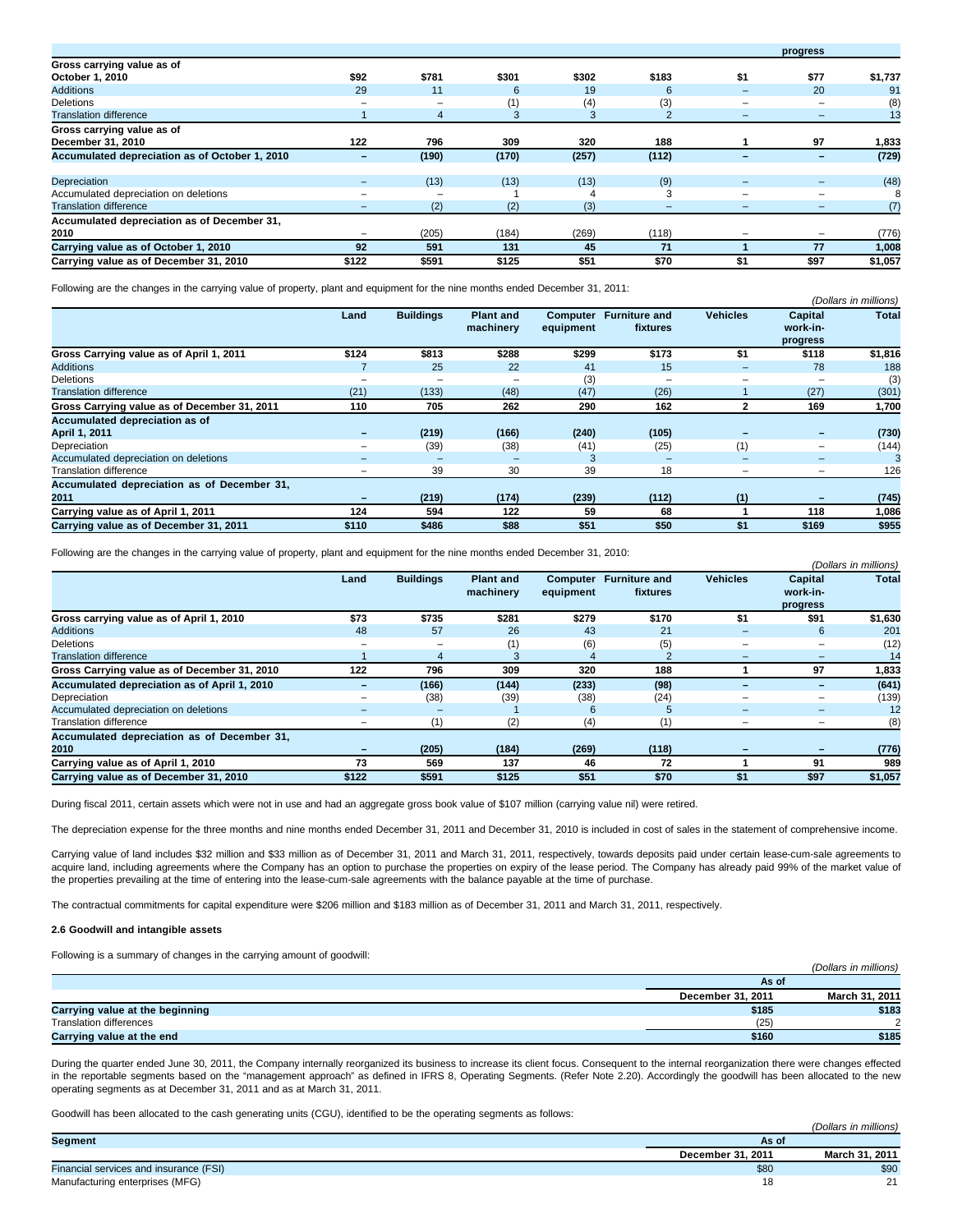| | | | | | | | progress | |
|---|---|---|---|---|---|---|---|---|
| **Gross carrying value as of October 1, 2010** | **$92** | **$781** | **$301** | **$302** | **$183** | **$1** | **$77** | **$1,737** |
| Additions | 29 | 11 | 6 | 19 | 6 | – | 20 | 91 |
| Deletions | – | – | (1) | (4) | (3) | – | – | (8) |
| Translation difference | 1 | 4 | 3 | 3 | 2 | – | – | 13 |
| **Gross carrying value as of December 31, 2010** | **122** | **796** | **309** | **320** | **188** | **1** | **97** | **1,833** |
| **Accumulated depreciation as of October 1, 2010** | **–** | **(190)** | **(170)** | **(257)** | **(112)** | **–** | **–** | **(729)** |
| Depreciation | – | (13) | (13) | (13) | (9) | – | – | (48) |
| Accumulated depreciation on deletions | – | – | 1 | 4 | 3 | – | – | 8 |
| Translation difference | – | (2) | (2) | (3) | – | – | – | (7) |
| **Accumulated depreciation as of December 31, 2010** | – | (205) | (184) | (269) | (118) | – | – | (776) |
| **Carrying value as of October 1, 2010** | **92** | **591** | **131** | **45** | **71** | **1** | **77** | **1,008** |
| **Carrying value as of December 31, 2010** | **$122** | **$591** | **$125** | **$51** | **$70** | **$1** | **$97** | **$1,057** |

Following are the changes in the carrying value of property, plant and equipment for the nine months ended December 31, 2011:

*(Dollars in millions)*

| | Land | Buildings | Plant and machinery | Computer equipment | Furniture and fixtures | Vehicles | Capital work-in-progress | Total |
|---|---|---|---|---|---|---|---|---|
| **Gross Carrying value as of April 1, 2011** | **$124** | **$813** | **$288** | **$299** | **$173** | **$1** | **$118** | **$1,816** |
| Additions | 7 | 25 | 22 | 41 | 15 | – | 78 | 188 |
| Deletions | – | – | – | (3) | – | – | – | (3) |
| Translation difference | (21) | (133) | (48) | (47) | (26) | 1 | (27) | (301) |
| **Gross Carrying value as of December 31, 2011** | **110** | **705** | **262** | **290** | **162** | **2** | **169** | **1,700** |
| **Accumulated depreciation as of April 1, 2011** | **–** | **(219)** | **(166)** | **(240)** | **(105)** | **–** | **–** | **(730)** |
| Depreciation | – | (39) | (38) | (41) | (25) | (1) | – | (144) |
| Accumulated depreciation on deletions | – | – | – | 3 | – | – | – | 3 |
| Translation difference | – | 39 | 30 | 39 | 18 | – | – | 126 |
| **Accumulated depreciation as of December 31, 2011** | **–** | **(219)** | **(174)** | **(239)** | **(112)** | **(1)** | **–** | **(745)** |
| **Carrying value as of April 1, 2011** | **124** | **594** | **122** | **59** | **68** | **1** | **118** | **1,086** |
| **Carrying value as of December 31, 2011** | **$110** | **$486** | **$88** | **$51** | **$50** | **$1** | **$169** | **$955** |

Following are the changes in the carrying value of property, plant and equipment for the nine months ended December 31, 2010:

*(Dollars in millions)*

| | Land | Buildings | Plant and machinery | Computer equipment | Furniture and fixtures | Vehicles | Capital work-in-progress | Total |
|---|---|---|---|---|---|---|---|---|
| **Gross carrying value as of April 1, 2010** | **$73** | **$735** | **$281** | **$279** | **$170** | **$1** | **$91** | **$1,630** |
| Additions | 48 | 57 | 26 | 43 | 21 | – | 6 | 201 |
| Deletions | – | – | (1) | (6) | (5) | – | – | (12) |
| Translation difference | 1 | 4 | 3 | 4 | 2 | – | – | 14 |
| **Gross Carrying value as of December 31, 2010** | **122** | **796** | **309** | **320** | **188** | **1** | **97** | **1,833** |
| **Accumulated depreciation as of April 1, 2010** | **–** | **(166)** | **(144)** | **(233)** | **(98)** | **–** | **–** | **(641)** |
| Depreciation | – | (38) | (39) | (38) | (24) | – | – | (139) |
| Accumulated depreciation on deletions | – | – | 1 | 6 | 5 | – | – | 12 |
| Translation difference | – | (1) | (2) | (4) | (1) | – | – | (8) |
| **Accumulated depreciation as of December 31, 2010** | **–** | **(205)** | **(184)** | **(269)** | **(118)** | **–** | **–** | **(776)** |
| **Carrying value as of April 1, 2010** | **73** | **569** | **137** | **46** | **72** | **1** | **91** | **989** |
| **Carrying value as of December 31, 2010** | **$122** | **$591** | **$125** | **$51** | **$70** | **$1** | **$97** | **$1,057** |

During fiscal 2011, certain assets which were not in use and had an aggregate gross book value of $107 million (carrying value nil) were retired.

The depreciation expense for the three months and nine months ended December 31, 2011 and December 31, 2010 is included in cost of sales in the statement of comprehensive income.

Carrying value of land includes $32 million and $33 million as of December 31, 2011 and March 31, 2011, respectively, towards deposits paid under certain lease-cum-sale agreements to acquire land, including agreements where the Company has an option to purchase the properties on expiry of the lease period. The Company has already paid 99% of the market value of the properties prevailing at the time of entering into the lease-cum-sale agreements with the balance payable at the time of purchase.

The contractual commitments for capital expenditure were $206 million and $183 million as of December 31, 2011 and March 31, 2011, respectively.

**2.6 Goodwill and intangible assets**

Following is a summary of changes in the carrying amount of goodwill:

*(Dollars in millions)*

| | As of | |
|---|---|---|
| | December 31, 2011 | March 31, 2011 |
| **Carrying value at the beginning** | **$185** | **$183** |
| Translation differences | (25) | 2 |
| **Carrying value at the end** | **$160** | **$185** |

During the quarter ended June 30, 2011, the Company internally reorganized its business to increase its client focus. Consequent to the internal reorganization there were changes effected in the reportable segments based on the "management approach" as defined in IFRS 8, Operating Segments. (Refer Note 2.20). Accordingly the goodwill has been allocated to the new operating segments as at December 31, 2011 and as at March 31, 2011.

Goodwill has been allocated to the cash generating units (CGU), identified to be the operating segments as follows:

*(Dollars in millions)*

| Segment | As of | |
|---|---|---|
| | December 31, 2011 | March 31, 2011 |
| Financial services and insurance (FSI) | $80 | $90 |
| Manufacturing enterprises (MFG) | 18 | 21 |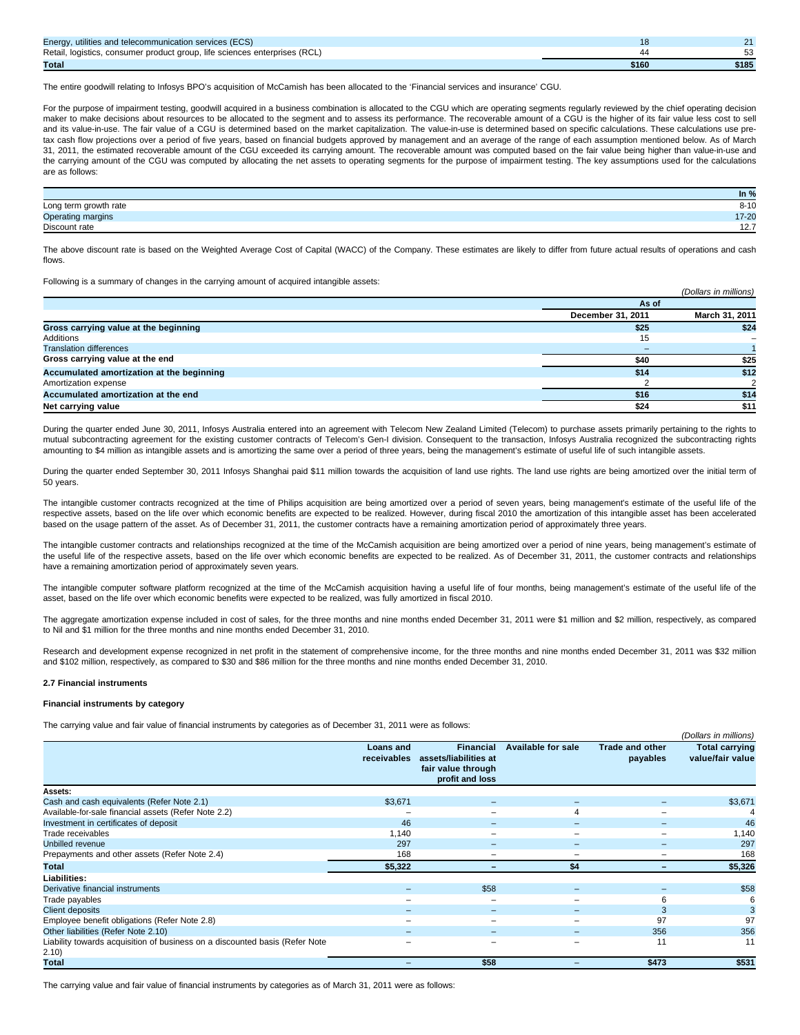| | | |
|---|---|---|
| Energy, utilities and telecommunication services (ECS) | 18 | 21 |
| Retail, logistics, consumer product group, life sciences enterprises (RCL) | 44 | 53 |
| **Total** | **$160** | **$185** |

The entire goodwill relating to Infosys BPO's acquisition of McCamish has been allocated to the 'Financial services and insurance' CGU.

For the purpose of impairment testing, goodwill acquired in a business combination is allocated to the CGU which are operating segments regularly reviewed by the chief operating decision maker to make decisions about resources to be allocated to the segment and to assess its performance. The recoverable amount of a CGU is the higher of its fair value less cost to sell and its value-in-use. The fair value of a CGU is determined based on the market capitalization. The value-in-use is determined based on specific calculations. These calculations use pre-tax cash flow projections over a period of five years, based on financial budgets approved by management and an average of the range of each assumption mentioned below. As of March 31, 2011, the estimated recoverable amount of the CGU exceeded its carrying amount. The recoverable amount was computed based on the fair value being higher than value-in-use and the carrying amount of the CGU was computed by allocating the net assets to operating segments for the purpose of impairment testing. The key assumptions used for the calculations are as follows:

| | In % |
|---|---|
| Long term growth rate | 8-10 |
| Operating margins | 17-20 |
| Discount rate | 12.7 |

The above discount rate is based on the Weighted Average Cost of Capital (WACC) of the Company. These estimates are likely to differ from future actual results of operations and cash flows.

Following is a summary of changes in the carrying amount of acquired intangible assets:

*(Dollars in millions)*

| | As of | |
|---|---|---|
| | December 31, 2011 | March 31, 2011 |
| **Gross carrying value at the beginning** | **$25** | **$24** |
| Additions | 15 | – |
| Translation differences | – | 1 |
| **Gross carrying value at the end** | **$40** | **$25** |
| **Accumulated amortization at the beginning** | **$14** | **$12** |
| Amortization expense | 2 | 2 |
| **Accumulated amortization at the end** | **$16** | **$14** |
| **Net carrying value** | **$24** | **$11** |

During the quarter ended June 30, 2011, Infosys Australia entered into an agreement with Telecom New Zealand Limited (Telecom) to purchase assets primarily pertaining to the rights to mutual subcontracting agreement for the existing customer contracts of Telecom's Gen-I division. Consequent to the transaction, Infosys Australia recognized the subcontracting rights amounting to $4 million as intangible assets and is amortizing the same over a period of three years, being the management's estimate of useful life of such intangible assets.

During the quarter ended September 30, 2011 Infosys Shanghai paid $11 million towards the acquisition of land use rights. The land use rights are being amortized over the initial term of 50 years.

The intangible customer contracts recognized at the time of Philips acquisition are being amortized over a period of seven years, being management's estimate of the useful life of the respective assets, based on the life over which economic benefits are expected to be realized. However, during fiscal 2010 the amortization of this intangible asset has been accelerated based on the usage pattern of the asset. As of December 31, 2011, the customer contracts have a remaining amortization period of approximately three years.

The intangible customer contracts and relationships recognized at the time of the McCamish acquisition are being amortized over a period of nine years, being management's estimate of the useful life of the respective assets, based on the life over which economic benefits are expected to be realized. As of December 31, 2011, the customer contracts and relationships have a remaining amortization period of approximately seven years.

The intangible computer software platform recognized at the time of the McCamish acquisition having a useful life of four months, being management's estimate of the useful life of the asset, based on the life over which economic benefits were expected to be realized, was fully amortized in fiscal 2010.

The aggregate amortization expense included in cost of sales, for the three months and nine months ended December 31, 2011 were $1 million and $2 million, respectively, as compared to Nil and $1 million for the three months and nine months ended December 31, 2010.

Research and development expense recognized in net profit in the statement of comprehensive income, for the three months and nine months ended December 31, 2011 was $32 million and $102 million, respectively, as compared to $30 and $86 million for the three months and nine months ended December 31, 2010.

#### 2.7 Financial instruments

**Financial instruments by category**

The carrying value and fair value of financial instruments by categories as of December 31, 2011 were as follows:

*(Dollars in millions)*

| | Loans and receivables | Financial assets/liabilities at fair value through profit and loss | Available for sale | Trade and other payables | Total carrying value/fair value |
|---|---|---|---|---|---|
| **Assets:** | | | | | |
| Cash and cash equivalents (Refer Note 2.1) | $3,671 | – | – | – | $3,671 |
| Available-for-sale financial assets (Refer Note 2.2) | – | – | 4 | – | 4 |
| Investment in certificates of deposit | 46 | – | – | – | 46 |
| Trade receivables | 1,140 | – | – | – | 1,140 |
| Unbilled revenue | 297 | – | – | – | 297 |
| Prepayments and other assets (Refer Note 2.4) | 168 | – | – | – | 168 |
| **Total** | **$5,322** | **–** | **$4** | **–** | **$5,326** |
| **Liabilities:** | | | | | |
| Derivative financial instruments | – | $58 | – | – | $58 |
| Trade payables | – | – | – | 6 | 6 |
| Client deposits | – | – | – | 3 | 3 |
| Employee benefit obligations (Refer Note 2.8) | – | – | – | 97 | 97 |
| Other liabilities (Refer Note 2.10) | – | – | – | 356 | 356 |
| Liability towards acquisition of business on a discounted basis (Refer Note 2.10) | – | – | – | 11 | 11 |
| **Total** | **–** | **$58** | **–** | **$473** | **$531** |

The carrying value and fair value of financial instruments by categories as of March 31, 2011 were as follows: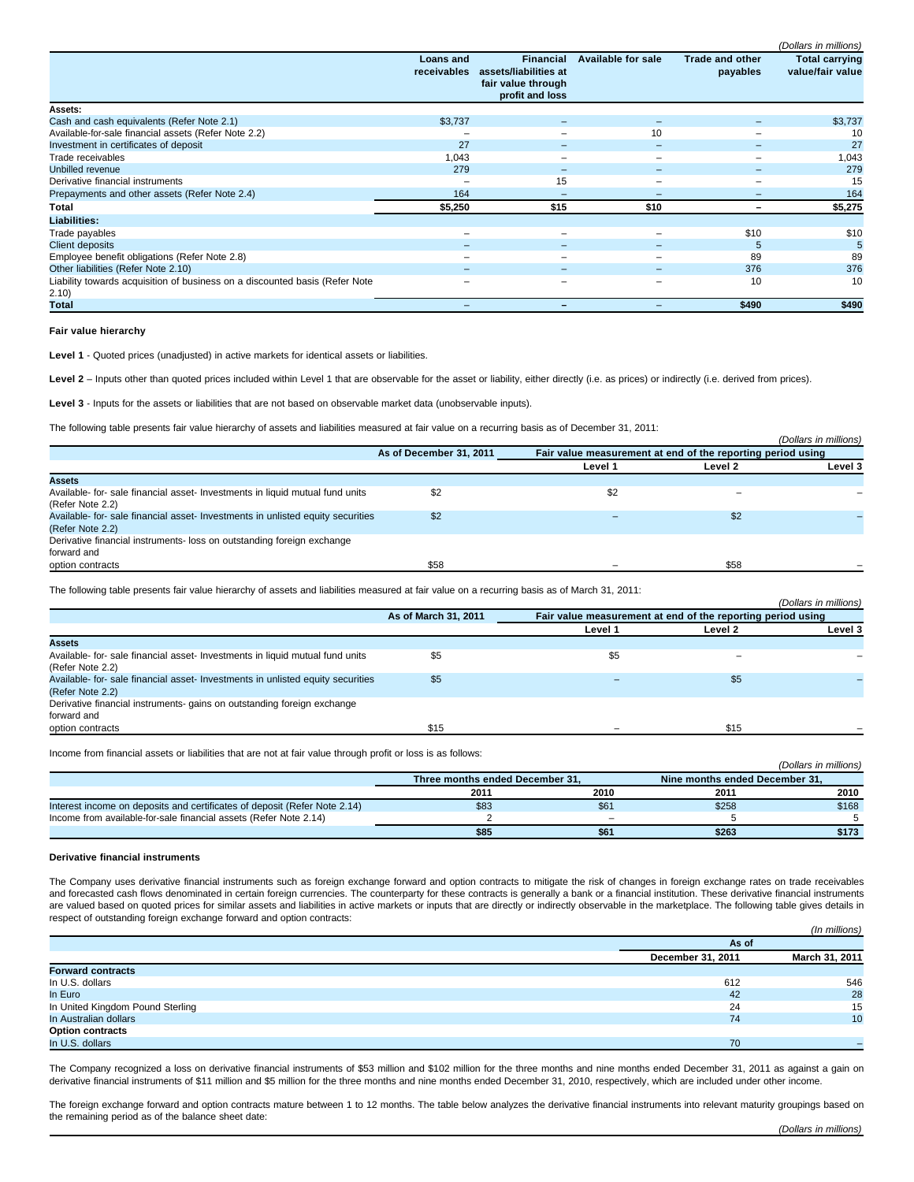*(Dollars in millions)*

| | Loans and receivables | Financial assets/liabilities at fair value through profit and loss | Available for sale | Trade and other payables | Total carrying value/fair value |
|---|---|---|---|---|---|
| **Assets:** | | | | | |
| Cash and cash equivalents (Refer Note 2.1) | $3,737 | – | – | – | $3,737 |
| Available-for-sale financial assets (Refer Note 2.2) | – | – | 10 | – | 10 |
| Investment in certificates of deposit | 27 | – | – | – | 27 |
| Trade receivables | 1,043 | – | – | – | 1,043 |
| Unbilled revenue | 279 | – | – | – | 279 |
| Derivative financial instruments | – | 15 | – | – | 15 |
| Prepayments and other assets (Refer Note 2.4) | 164 | – | – | – | 164 |
| **Total** | **$5,250** | **$15** | **$10** | **–** | **$5,275** |
| **Liabilities:** | | | | | |
| Trade payables | – | – | – | $10 | $10 |
| Client deposits | – | – | – | 5 | 5 |
| Employee benefit obligations (Refer Note 2.8) | – | – | – | 89 | 89 |
| Other liabilities (Refer Note 2.10) | – | – | – | 376 | 376 |
| Liability towards acquisition of business on a discounted basis (Refer Note 2.10) | – | – | – | 10 | 10 |
| **Total** | – | – | – | **$490** | **$490** |

**Fair value hierarchy**

**Level 1** - Quoted prices (unadjusted) in active markets for identical assets or liabilities.

**Level 2** – Inputs other than quoted prices included within Level 1 that are observable for the asset or liability, either directly (i.e. as prices) or indirectly (i.e. derived from prices).

**Level 3** - Inputs for the assets or liabilities that are not based on observable market data (unobservable inputs).

The following table presents fair value hierarchy of assets and liabilities measured at fair value on a recurring basis as of December 31, 2011:

*(Dollars in millions)*

| | As of December 31, 2011 | Fair value measurement at end of the reporting period using | | |
|---|---|---|---|---|
| | | Level 1 | Level 2 | Level 3 |
| **Assets** | | | | |
| Available- for- sale financial asset- Investments in liquid mutual fund units (Refer Note 2.2) | $2 | $2 | – | – |
| Available- for- sale financial asset- Investments in unlisted equity securities (Refer Note 2.2) | $2 | – | $2 | – |
| Derivative financial instruments- loss on outstanding foreign exchange forward and option contracts | $58 | – | $58 | – |

The following table presents fair value hierarchy of assets and liabilities measured at fair value on a recurring basis as of March 31, 2011:

*(Dollars in millions)*

| | As of March 31, 2011 | Fair value measurement at end of the reporting period using | | |
|---|---|---|---|---|
| | | Level 1 | Level 2 | Level 3 |
| **Assets** | | | | |
| Available- for- sale financial asset- Investments in liquid mutual fund units (Refer Note 2.2) | $5 | $5 | – | – |
| Available- for- sale financial asset- Investments in unlisted equity securities (Refer Note 2.2) | $5 | – | $5 | – |
| Derivative financial instruments- gains on outstanding foreign exchange forward and option contracts | $15 | – | $15 | – |

Income from financial assets or liabilities that are not at fair value through profit or loss is as follows:

*(Dollars in millions)*

| | Three months ended December 31, | | Nine months ended December 31, | |
|---|---|---|---|---|
| | 2011 | 2010 | 2011 | 2010 |
| Interest income on deposits and certificates of deposit (Refer Note 2.14) | $83 | $61 | $258 | $168 |
| Income from available-for-sale financial assets (Refer Note 2.14) | 2 | – | 5 | 5 |
| | **$85** | **$61** | **$263** | **$173** |

**Derivative financial instruments**

The Company uses derivative financial instruments such as foreign exchange forward and option contracts to mitigate the risk of changes in foreign exchange rates on trade receivables and forecasted cash flows denominated in certain foreign currencies. The counterparty for these contracts is generally a bank or a financial institution. These derivative financial instruments are valued based on quoted prices for similar assets and liabilities in active markets or inputs that are directly or indirectly observable in the marketplace. The following table gives details in respect of outstanding foreign exchange forward and option contracts:

*(In millions)*

| | As of | |
|---|---|---|
| | December 31, 2011 | March 31, 2011 |
| **Forward contracts** | | |
| In U.S. dollars | 612 | 546 |
| In Euro | 42 | 28 |
| In United Kingdom Pound Sterling | 24 | 15 |
| In Australian dollars | 74 | 10 |
| **Option contracts** | | |
| In U.S. dollars | 70 | – |

The Company recognized a loss on derivative financial instruments of $53 million and $102 million for the three months and nine months ended December 31, 2011 as against a gain on derivative financial instruments of $11 million and $5 million for the three months and nine months ended December 31, 2010, respectively, which are included under other income.

The foreign exchange forward and option contracts mature between 1 to 12 months. The table below analyzes the derivative financial instruments into relevant maturity groupings based on the remaining period as of the balance sheet date:

*(Dollars in millions)*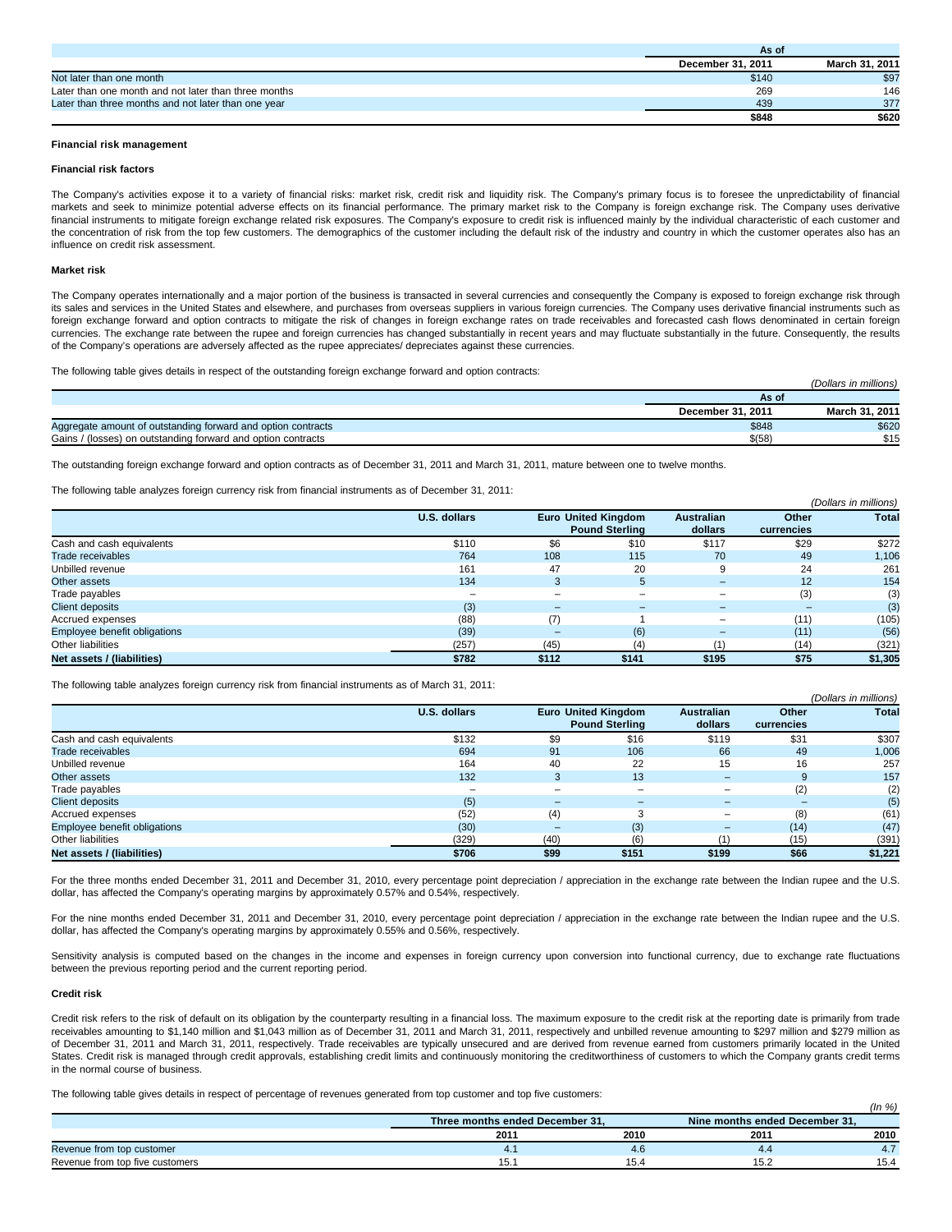| | As of | |
|---|---|---|
| | December 31, 2011 | March 31, 2011 |
| Not later than one month | $140 | $97 |
| Later than one month and not later than three months | 269 | 146 |
| Later than three months and not later than one year | 439 | 377 |
| | $848 | $620 |

**Financial risk management**

**Financial risk factors**

The Company's activities expose it to a variety of financial risks: market risk, credit risk and liquidity risk. The Company's primary focus is to foresee the unpredictability of financial markets and seek to minimize potential adverse effects on its financial performance. The primary market risk to the Company is foreign exchange risk. The Company uses derivative financial instruments to mitigate foreign exchange related risk exposures. The Company's exposure to credit risk is influenced mainly by the individual characteristic of each customer and the concentration of risk from the top few customers. The demographics of the customer including the default risk of the industry and country in which the customer operates also has an influence on credit risk assessment.

**Market risk**

The Company operates internationally and a major portion of the business is transacted in several currencies and consequently the Company is exposed to foreign exchange risk through its sales and services in the United States and elsewhere, and purchases from overseas suppliers in various foreign currencies. The Company uses derivative financial instruments such as foreign exchange forward and option contracts to mitigate the risk of changes in foreign exchange rates on trade receivables and forecasted cash flows denominated in certain foreign currencies. The exchange rate between the rupee and foreign currencies has changed substantially in recent years and may fluctuate substantially in the future. Consequently, the results of the Company's operations are adversely affected as the rupee appreciates/ depreciates against these currencies.

The following table gives details in respect of the outstanding foreign exchange forward and option contracts:

*(Dollars in millions)*

| | As of | |
|---|---|---|
| | December 31, 2011 | March 31, 2011 |
| Aggregate amount of outstanding forward and option contracts | $848 | $620 |
| Gains / (losses) on outstanding forward and option contracts | $(58) | $15 |

The outstanding foreign exchange forward and option contracts as of December 31, 2011 and March 31, 2011, mature between one to twelve months.

The following table analyzes foreign currency risk from financial instruments as of December 31, 2011:

*(Dollars in millions)*

| | U.S. dollars | Euro | United Kingdom Pound Sterling | Australian dollars | Other currencies | Total |
|---|---|---|---|---|---|---|
| Cash and cash equivalents | $110 | $6 | $10 | $117 | $29 | $272 |
| Trade receivables | 764 | 108 | 115 | 70 | 49 | 1,106 |
| Unbilled revenue | 161 | 47 | 20 | 9 | 24 | 261 |
| Other assets | 134 | 3 | 5 | – | 12 | 154 |
| Trade payables | – | – | – | – | (3) | (3) |
| Client deposits | (3) | – | – | – | – | (3) |
| Accrued expenses | (88) | (7) | 1 | – | (11) | (105) |
| Employee benefit obligations | (39) | – | (6) | – | (11) | (56) |
| Other liabilities | (257) | (45) | (4) | (1) | (14) | (321) |
| **Net assets / (liabilities)** | **$782** | **$112** | **$141** | **$195** | **$75** | **$1,305** |

The following table analyzes foreign currency risk from financial instruments as of March 31, 2011:

*(Dollars in millions)*

| | U.S. dollars | Euro | United Kingdom Pound Sterling | Australian dollars | Other currencies | Total |
|---|---|---|---|---|---|---|
| Cash and cash equivalents | $132 | $9 | $16 | $119 | $31 | $307 |
| Trade receivables | 694 | 91 | 106 | 66 | 49 | 1,006 |
| Unbilled revenue | 164 | 40 | 22 | 15 | 16 | 257 |
| Other assets | 132 | 3 | 13 | – | 9 | 157 |
| Trade payables | – | – | – | – | (2) | (2) |
| Client deposits | (5) | – | – | – | – | (5) |
| Accrued expenses | (52) | (4) | 3 | – | (8) | (61) |
| Employee benefit obligations | (30) | – | (3) | – | (14) | (47) |
| Other liabilities | (329) | (40) | (6) | (1) | (15) | (391) |
| **Net assets / (liabilities)** | **$706** | **$99** | **$151** | **$199** | **$66** | **$1,221** |

For the three months ended December 31, 2011 and December 31, 2010, every percentage point depreciation / appreciation in the exchange rate between the Indian rupee and the U.S. dollar, has affected the Company's operating margins by approximately 0.57% and 0.54%, respectively.

For the nine months ended December 31, 2011 and December 31, 2010, every percentage point depreciation / appreciation in the exchange rate between the Indian rupee and the U.S. dollar, has affected the Company's operating margins by approximately 0.55% and 0.56%, respectively.

Sensitivity analysis is computed based on the changes in the income and expenses in foreign currency upon conversion into functional currency, due to exchange rate fluctuations between the previous reporting period and the current reporting period.

**Credit risk**

Credit risk refers to the risk of default on its obligation by the counterparty resulting in a financial loss. The maximum exposure to the credit risk at the reporting date is primarily from trade receivables amounting to $1,140 million and $1,043 million as of December 31, 2011 and March 31, 2011, respectively and unbilled revenue amounting to $297 million and $279 million as of December 31, 2011 and March 31, 2011, respectively. Trade receivables are typically unsecured and are derived from revenue earned from customers primarily located in the United States. Credit risk is managed through credit approvals, establishing credit limits and continuously monitoring the creditworthiness of customers to which the Company grants credit terms in the normal course of business.

The following table gives details in respect of percentage of revenues generated from top customer and top five customers:

*(In %)*

| | Three months ended December 31, | | Nine months ended December 31, | |
|---|---|---|---|---|
| | 2011 | 2010 | 2011 | 2010 |
| Revenue from top customer | 4.1 | 4.6 | 4.4 | 4.7 |
| Revenue from top five customers | 15.1 | 15.4 | 15.2 | 15.4 |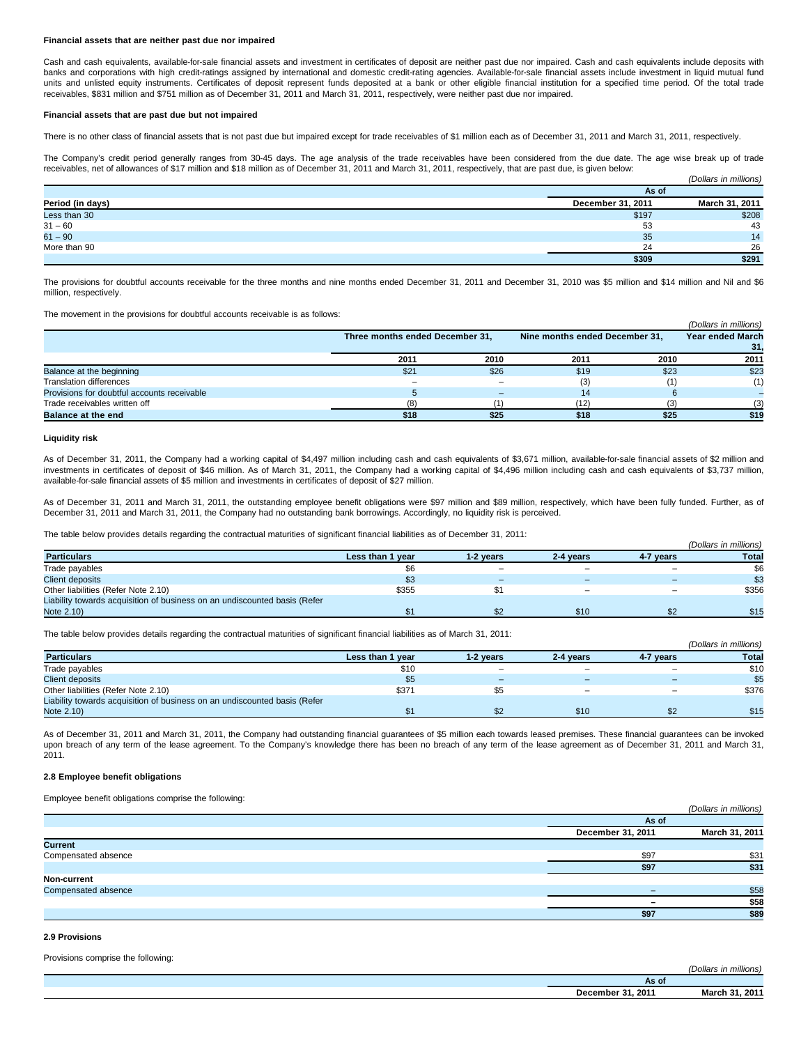#### Financial assets that are neither past due nor impaired

Cash and cash equivalents, available-for-sale financial assets and investment in certificates of deposit are neither past due nor impaired. Cash and cash equivalents include deposits with banks and corporations with high credit-ratings assigned by international and domestic credit-rating agencies. Available-for-sale financial assets include investment in liquid mutual fund units and unlisted equity instruments. Certificates of deposit represent funds deposited at a bank or other eligible financial institution for a specified time period. Of the total trade receivables, $831 million and $751 million as of December 31, 2011 and March 31, 2011, respectively, were neither past due nor impaired.

#### Financial assets that are past due but not impaired

There is no other class of financial assets that is not past due but impaired except for trade receivables of $1 million each as of December 31, 2011 and March 31, 2011, respectively.

The Company's credit period generally ranges from 30-45 days. The age analysis of the trade receivables have been considered from the due date. The age wise break up of trade receivables, net of allowances of $17 million and $18 million as of December 31, 2011 and March 31, 2011, respectively, that are past due, is given below:

*(Dollars in millions)*

| | As of | |
|---|---|---|
| **Period (in days)** | **December 31, 2011** | **March 31, 2011** |
| Less than 30 | $197 | $208 |
| 31 – 60 | 53 | 43 |
| 61 – 90 | 35 | 14 |
| More than 90 | 24 | 26 |
| | **$309** | **$291** |

The provisions for doubtful accounts receivable for the three months and nine months ended December 31, 2011 and December 31, 2010 was $5 million and $14 million and Nil and $6 million, respectively.

The movement in the provisions for doubtful accounts receivable is as follows:

*(Dollars in millions)*

| | Three months ended December 31, | | Nine months ended December 31, | | Year ended March 31, |
|---|---|---|---|---|---|
| | 2011 | 2010 | 2011 | 2010 | 2011 |
| Balance at the beginning | $21 | $26 | $19 | $23 | $23 |
| Translation differences | – | – | (3) | (1) | (1) |
| Provisions for doubtful accounts receivable | 5 | – | 14 | 6 | – |
| Trade receivables written off | (8) | (1) | (12) | (3) | (3) |
| **Balance at the end** | **$18** | **$25** | **$18** | **$25** | **$19** |

#### Liquidity risk

As of December 31, 2011, the Company had a working capital of $4,497 million including cash and cash equivalents of $3,671 million, available-for-sale financial assets of $2 million and investments in certificates of deposit of $46 million. As of March 31, 2011, the Company had a working capital of $4,496 million including cash and cash equivalents of $3,737 million, available-for-sale financial assets of $5 million and investments in certificates of deposit of $27 million.

As of December 31, 2011 and March 31, 2011, the outstanding employee benefit obligations were $97 million and $89 million, respectively, which have been fully funded. Further, as of December 31, 2011 and March 31, 2011, the Company had no outstanding bank borrowings. Accordingly, no liquidity risk is perceived.

The table below provides details regarding the contractual maturities of significant financial liabilities as of December 31, 2011:

*(Dollars in millions)*

| Particulars | Less than 1 year | 1-2 years | 2-4 years | 4-7 years | Total |
|---|---|---|---|---|---|
| Trade payables | $6 | – | – | – | $6 |
| Client deposits | $3 | – | – | – | $3 |
| Other liabilities (Refer Note 2.10) | $355 | $1 | – | – | $356 |
| Liability towards acquisition of business on an undiscounted basis (Refer Note 2.10) | $1 | $2 | $10 | $2 | $15 |

The table below provides details regarding the contractual maturities of significant financial liabilities as of March 31, 2011:

*(Dollars in millions)*

| Particulars | Less than 1 year | 1-2 years | 2-4 years | 4-7 years | Total |
|---|---|---|---|---|---|
| Trade payables | $10 | – | – | – | $10 |
| Client deposits | $5 | – | – | – | $5 |
| Other liabilities (Refer Note 2.10) | $371 | $5 | – | – | $376 |
| Liability towards acquisition of business on an undiscounted basis (Refer Note 2.10) | $1 | $2 | $10 | $2 | $15 |

As of December 31, 2011 and March 31, 2011, the Company had outstanding financial guarantees of $5 million each towards leased premises. These financial guarantees can be invoked upon breach of any term of the lease agreement. To the Company's knowledge there has been no breach of any term of the lease agreement as of December 31, 2011 and March 31, 2011.

#### 2.8 Employee benefit obligations

Employee benefit obligations comprise the following:

*(Dollars in millions)*

| | As of | |
|---|---|---|
| | **December 31, 2011** | **March 31, 2011** |
| **Current** | | |
| Compensated absence | $97 | $31 |
| | **$97** | **$31** |
| **Non-current** | | |
| Compensated absence | – | $58 |
| | **–** | **$58** |
| | **$97** | **$89** |

#### 2.9 Provisions

Provisions comprise the following:

*(Dollars in millions)*

| | As of | |
|---|---|---|
| | **December 31, 2011** | **March 31, 2011** |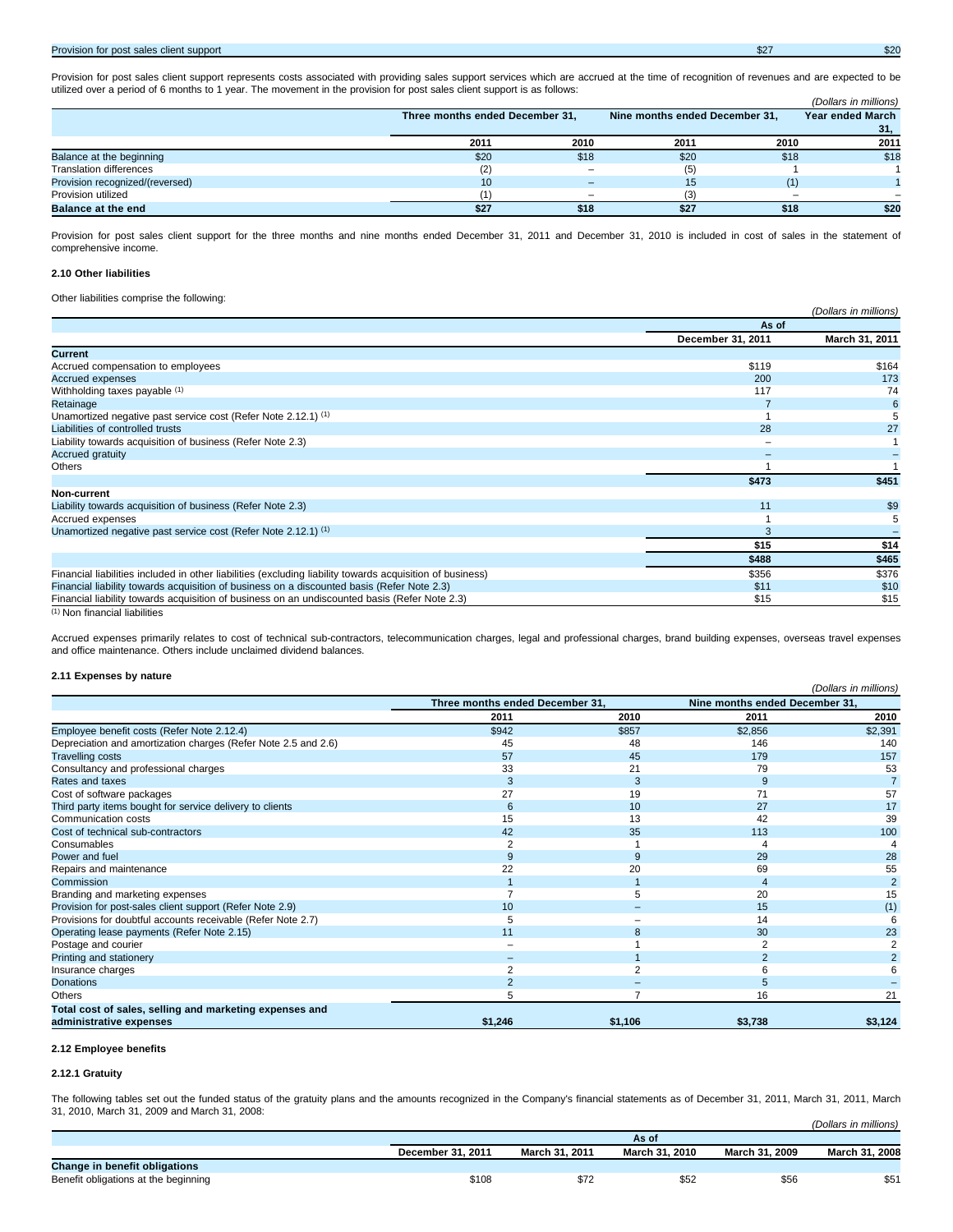| Provision for post sales client support | $27 | $20 |
|---|---|---|

Provision for post sales client support represents costs associated with providing sales support services which are accrued at the time of recognition of revenues and are expected to be utilized over a period of 6 months to 1 year. The movement in the provision for post sales client support is as follows:

*(Dollars in millions)*

| | Three months ended December 31, | | Nine months ended December 31, | | Year ended March 31, |
|---|---|---|---|---|---|
| | 2011 | 2010 | 2011 | 2010 | 2011 |
| Balance at the beginning | $20 | $18 | $20 | $18 | $18 |
| Translation differences | (2) | – | (5) | 1 | 1 |
| Provision recognized/(reversed) | 10 | – | 15 | (1) | 1 |
| Provision utilized | (1) | – | (3) | – | – |
| **Balance at the end** | **$27** | **$18** | **$27** | **$18** | **$20** |

Provision for post sales client support for the three months and nine months ended December 31, 2011 and December 31, 2010 is included in cost of sales in the statement of comprehensive income.

### 2.10 Other liabilities

Other liabilities comprise the following:

*(Dollars in millions)*

| | As of | |
|---|---|---|
| | December 31, 2011 | March 31, 2011 |
| **Current** | | |
| Accrued compensation to employees | $119 | $164 |
| Accrued expenses | 200 | 173 |
| Withholding taxes payable [(1)] | 117 | 74 |
| Retainage | 7 | 6 |
| Unamortized negative past service cost (Refer Note 2.12.1) [(1)] | 1 | 5 |
| Liabilities of controlled trusts | 28 | 27 |
| Liability towards acquisition of business (Refer Note 2.3) | – | 1 |
| Accrued gratuity | – | – |
| Others | 1 | 1 |
| | $473 | $451 |
| **Non-current** | | |
| Liability towards acquisition of business (Refer Note 2.3) | 11 | $9 |
| Accrued expenses | 1 | 5 |
| Unamortized negative past service cost (Refer Note 2.12.1) [(1)] | 3 | – |
| | $15 | $14 |
| | $488 | $465 |
| Financial liabilities included in other liabilities (excluding liability towards acquisition of business) | $356 | $376 |
| Financial liability towards acquisition of business on a discounted basis (Refer Note 2.3) | $11 | $10 |
| Financial liability towards acquisition of business on an undiscounted basis (Refer Note 2.3) | $15 | $15 |

[(1)] Non financial liabilities

Accrued expenses primarily relates to cost of technical sub-contractors, telecommunication charges, legal and professional charges, brand building expenses, overseas travel expenses and office maintenance. Others include unclaimed dividend balances.

### 2.11 Expenses by nature

*(Dollars in millions)*

| | Three months ended December 31, | | Nine months ended December 31, | |
|---|---|---|---|---|
| | 2011 | 2010 | 2011 | 2010 |
| Employee benefit costs (Refer Note 2.12.4) | $942 | $857 | $2,856 | $2,391 |
| Depreciation and amortization charges (Refer Note 2.5 and 2.6) | 45 | 48 | 146 | 140 |
| Travelling costs | 57 | 45 | 179 | 157 |
| Consultancy and professional charges | 33 | 21 | 79 | 53 |
| Rates and taxes | 3 | 3 | 9 | 7 |
| Cost of software packages | 27 | 19 | 71 | 57 |
| Third party items bought for service delivery to clients | 6 | 10 | 27 | 17 |
| Communication costs | 15 | 13 | 42 | 39 |
| Cost of technical sub-contractors | 42 | 35 | 113 | 100 |
| Consumables | 2 | 1 | 4 | 4 |
| Power and fuel | 9 | 9 | 29 | 28 |
| Repairs and maintenance | 22 | 20 | 69 | 55 |
| Commission | 1 | 1 | 4 | 2 |
| Branding and marketing expenses | 7 | 5 | 20 | 15 |
| Provision for post-sales client support (Refer Note 2.9) | 10 | – | 15 | (1) |
| Provisions for doubtful accounts receivable (Refer Note 2.7) | 5 | – | 14 | 6 |
| Operating lease payments (Refer Note 2.15) | 11 | 8 | 30 | 23 |
| Postage and courier | – | 1 | 2 | 2 |
| Printing and stationery | – | 1 | 2 | 2 |
| Insurance charges | 2 | 2 | 6 | 6 |
| Donations | 2 | – | 5 | – |
| Others | 5 | 7 | 16 | 21 |
| **Total cost of sales, selling and marketing expenses and administrative expenses** | **$1,246** | **$1,106** | **$3,738** | **$3,124** |

### 2.12 Employee benefits

#### 2.12.1 Gratuity

The following tables set out the funded status of the gratuity plans and the amounts recognized in the Company's financial statements as of December 31, 2011, March 31, 2011, March 31, 2010, March 31, 2009 and March 31, 2008:

*(Dollars in millions)*

| | As of | | | | |
|---|---|---|---|---|---|
| | December 31, 2011 | March 31, 2011 | March 31, 2010 | March 31, 2009 | March 31, 2008 |
| **Change in benefit obligations** | | | | | |
| Benefit obligations at the beginning | $108 | $72 | $52 | $56 | $51 |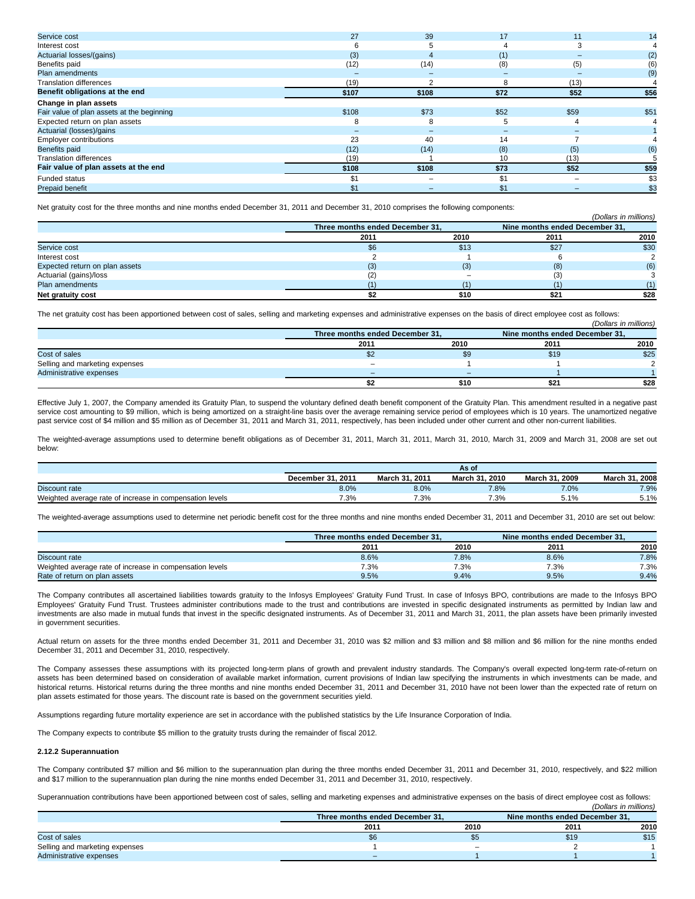| | | | | | |
|---|---|---|---|---|---|
| Service cost | 27 | 39 | 17 | 11 | 14 |
| Interest cost | 6 | 5 | 4 | 3 | 4 |
| Actuarial losses/(gains) | (3) | 4 | (1) | – | (2) |
| Benefits paid | (12) | (14) | (8) | (5) | (6) |
| Plan amendments | – | – | – | – | (9) |
| Translation differences | (19) | 2 | 8 | (13) | 4 |
| **Benefit obligations at the end** | **$107** | **$108** | **$72** | **$52** | **$56** |
| **Change in plan assets** | | | | | |
| Fair value of plan assets at the beginning | $108 | $73 | $52 | $59 | $51 |
| Expected return on plan assets | 8 | 8 | 5 | 4 | 4 |
| Actuarial (losses)/gains | – | – | – | – | 1 |
| Employer contributions | 23 | 40 | 14 | 7 | 4 |
| Benefits paid | (12) | (14) | (8) | (5) | (6) |
| Translation differences | (19) | 1 | 10 | (13) | 5 |
| **Fair value of plan assets at the end** | **$108** | **$108** | **$73** | **$52** | **$59** |
| Funded status | $1 | – | $1 | – | $3 |
| Prepaid benefit | $1 | – | $1 | – | $3 |

Net gratuity cost for the three months and nine months ended December 31, 2011 and December 31, 2010 comprises the following components:

*(Dollars in millions)*

| | Three months ended December 31, | | Nine months ended December 31, | |
|---|---|---|---|---|
| | 2011 | 2010 | 2011 | 2010 |
| Service cost | $6 | $13 | $27 | $30 |
| Interest cost | 2 | 1 | 6 | 2 |
| Expected return on plan assets | (3) | (3) | (8) | (6) |
| Actuarial (gains)/loss | (2) | – | (3) | 3 |
| Plan amendments | (1) | (1) | (1) | (1) |
| **Net gratuity cost** | **$2** | **$10** | **$21** | **$28** |

The net gratuity cost has been apportioned between cost of sales, selling and marketing expenses and administrative expenses on the basis of direct employee cost as follows:

*(Dollars in millions)*

| | Three months ended December 31, | | Nine months ended December 31, | |
|---|---|---|---|---|
| | 2011 | 2010 | 2011 | 2010 |
| Cost of sales | $2 | $9 | $19 | $25 |
| Selling and marketing expenses | – | 1 | 1 | 2 |
| Administrative expenses | – | – | 1 | 1 |
| | **$2** | **$10** | **$21** | **$28** |

Effective July 1, 2007, the Company amended its Gratuity Plan, to suspend the voluntary defined death benefit component of the Gratuity Plan. This amendment resulted in a negative past service cost amounting to $9 million, which is being amortized on a straight-line basis over the average remaining service period of employees which is 10 years. The unamortized negative past service cost of $4 million and $5 million as of December 31, 2011 and March 31, 2011, respectively, has been included under other current and other non-current liabilities.

The weighted-average assumptions used to determine benefit obligations as of December 31, 2011, March 31, 2011, March 31, 2010, March 31, 2009 and March 31, 2008 are set out below:

| | As of | | | | |
|---|---|---|---|---|---|
| | December 31, 2011 | March 31, 2011 | March 31, 2010 | March 31, 2009 | March 31, 2008 |
| Discount rate | 8.0% | 8.0% | 7.8% | 7.0% | 7.9% |
| Weighted average rate of increase in compensation levels | 7.3% | 7.3% | 7.3% | 5.1% | 5.1% |

The weighted-average assumptions used to determine net periodic benefit cost for the three months and nine months ended December 31, 2011 and December 31, 2010 are set out below:

| | Three months ended December 31, | | Nine months ended December 31, | |
|---|---|---|---|---|
| | 2011 | 2010 | 2011 | 2010 |
| Discount rate | 8.6% | 7.8% | 8.6% | 7.8% |
| Weighted average rate of increase in compensation levels | 7.3% | 7.3% | 7.3% | 7.3% |
| Rate of return on plan assets | 9.5% | 9.4% | 9.5% | 9.4% |

The Company contributes all ascertained liabilities towards gratuity to the Infosys Employees' Gratuity Fund Trust. In case of Infosys BPO, contributions are made to the Infosys BPO Employees' Gratuity Fund Trust. Trustees administer contributions made to the trust and contributions are invested in specific designated instruments as permitted by Indian law and investments are also made in mutual funds that invest in the specific designated instruments. As of December 31, 2011 and March 31, 2011, the plan assets have been primarily invested in government securities.

Actual return on assets for the three months ended December 31, 2011 and December 31, 2010 was $2 million and $3 million and $8 million and $6 million for the nine months ended December 31, 2011 and December 31, 2010, respectively.

The Company assesses these assumptions with its projected long-term plans of growth and prevalent industry standards. The Company's overall expected long-term rate-of-return on assets has been determined based on consideration of available market information, current provisions of Indian law specifying the instruments in which investments can be made, and historical returns. Historical returns during the three months and nine months ended December 31, 2011 and December 31, 2010 have not been lower than the expected rate of return on plan assets estimated for those years. The discount rate is based on the government securities yield.

Assumptions regarding future mortality experience are set in accordance with the published statistics by the Life Insurance Corporation of India.

The Company expects to contribute $5 million to the gratuity trusts during the remainder of fiscal 2012.

#### 2.12.2 Superannuation

The Company contributed $7 million and $6 million to the superannuation plan during the three months ended December 31, 2011 and December 31, 2010, respectively, and $22 million and $17 million to the superannuation plan during the nine months ended December 31, 2011 and December 31, 2010, respectively.

Superannuation contributions have been apportioned between cost of sales, selling and marketing expenses and administrative expenses on the basis of direct employee cost as follows:

*(Dollars in millions)*

| | Three months ended December 31, | | Nine months ended December 31, | |
|---|---|---|---|---|
| | 2011 | 2010 | 2011 | 2010 |
| Cost of sales | $6 | $5 | $19 | $15 |
| Selling and marketing expenses | 1 | – | 2 | 1 |
| Administrative expenses | – | 1 | 1 | 1 |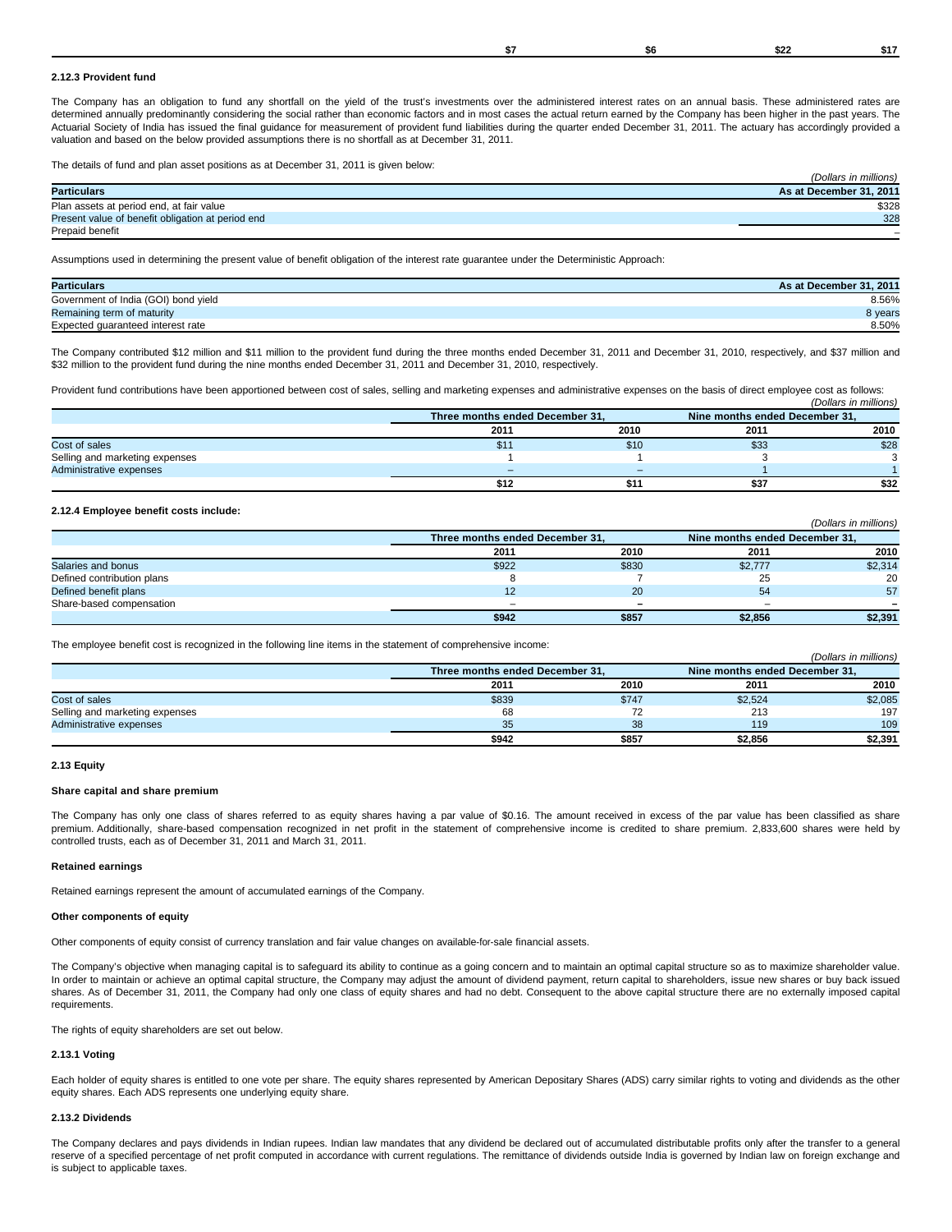|  | $7 | $6 | $22 | $17 |
|---|---|---|---|---|

#### 2.12.3 Provident fund

The Company has an obligation to fund any shortfall on the yield of the trust's investments over the administered interest rates on an annual basis. These administered rates are determined annually predominantly considering the social rather than economic factors and in most cases the actual return earned by the Company has been higher in the past years. The Actuarial Society of India has issued the final guidance for measurement of provident fund liabilities during the quarter ended December 31, 2011. The actuary has accordingly provided a valuation and based on the below provided assumptions there is no shortfall as at December 31, 2011.

The details of fund and plan asset positions as at December 31, 2011 is given below:

*(Dollars in millions)*

| Particulars | As at December 31, 2011 |
|---|---|
| Plan assets at period end, at fair value | $328 |
| Present value of benefit obligation at period end | 328 |
| Prepaid benefit | – |

Assumptions used in determining the present value of benefit obligation of the interest rate guarantee under the Deterministic Approach:

| Particulars | As at December 31, 2011 |
|---|---|
| Government of India (GOI) bond yield | 8.56% |
| Remaining term of maturity | 8 years |
| Expected guaranteed interest rate | 8.50% |

The Company contributed $12 million and $11 million to the provident fund during the three months ended December 31, 2011 and December 31, 2010, respectively, and $37 million and $32 million to the provident fund during the nine months ended December 31, 2011 and December 31, 2010, respectively.

Provident fund contributions have been apportioned between cost of sales, selling and marketing expenses and administrative expenses on the basis of direct employee cost as follows:

*(Dollars in millions)*

|  | Three months ended December 31, |  | Nine months ended December 31, |  |
|---|---|---|---|---|
|  | 2011 | 2010 | 2011 | 2010 |
| Cost of sales | $11 | $10 | $33 | $28 |
| Selling and marketing expenses | 1 | 1 | 3 | 3 |
| Administrative expenses | – | – | 1 | 1 |
|  | $12 | $11 | $37 | $32 |

#### 2.12.4 Employee benefit costs include:

*(Dollars in millions)*

|  | Three months ended December 31, |  | Nine months ended December 31, |  |
|---|---|---|---|---|
|  | 2011 | 2010 | 2011 | 2010 |
| Salaries and bonus | $922 | $830 | $2,777 | $2,314 |
| Defined contribution plans | 8 | 7 | 25 | 20 |
| Defined benefit plans | 12 | 20 | 54 | 57 |
| Share-based compensation | – | – | – | – |
|  | $942 | $857 | $2,856 | $2,391 |

The employee benefit cost is recognized in the following line items in the statement of comprehensive income:

*(Dollars in millions)*

|  | Three months ended December 31, |  | Nine months ended December 31, |  |
|---|---|---|---|---|
|  | 2011 | 2010 | 2011 | 2010 |
| Cost of sales | $839 | $747 | $2,524 | $2,085 |
| Selling and marketing expenses | 68 | 72 | 213 | 197 |
| Administrative expenses | 35 | 38 | 119 | 109 |
|  | $942 | $857 | $2,856 | $2,391 |

### 2.13 Equity

#### Share capital and share premium

The Company has only one class of shares referred to as equity shares having a par value of $0.16. The amount received in excess of the par value has been classified as share premium. Additionally, share-based compensation recognized in net profit in the statement of comprehensive income is credited to share premium. 2,833,600 shares were held by controlled trusts, each as of December 31, 2011 and March 31, 2011.

#### Retained earnings

Retained earnings represent the amount of accumulated earnings of the Company.

#### Other components of equity

Other components of equity consist of currency translation and fair value changes on available-for-sale financial assets.

The Company's objective when managing capital is to safeguard its ability to continue as a going concern and to maintain an optimal capital structure so as to maximize shareholder value. In order to maintain or achieve an optimal capital structure, the Company may adjust the amount of dividend payment, return capital to shareholders, issue new shares or buy back issued shares. As of December 31, 2011, the Company had only one class of equity shares and had no debt. Consequent to the above capital structure there are no externally imposed capital requirements.

The rights of equity shareholders are set out below.

#### 2.13.1 Voting

Each holder of equity shares is entitled to one vote per share. The equity shares represented by American Depositary Shares (ADS) carry similar rights to voting and dividends as the other equity shares. Each ADS represents one underlying equity share.

#### 2.13.2 Dividends

The Company declares and pays dividends in Indian rupees. Indian law mandates that any dividend be declared out of accumulated distributable profits only after the transfer to a general reserve of a specified percentage of net profit computed in accordance with current regulations. The remittance of dividends outside India is governed by Indian law on foreign exchange and is subject to applicable taxes.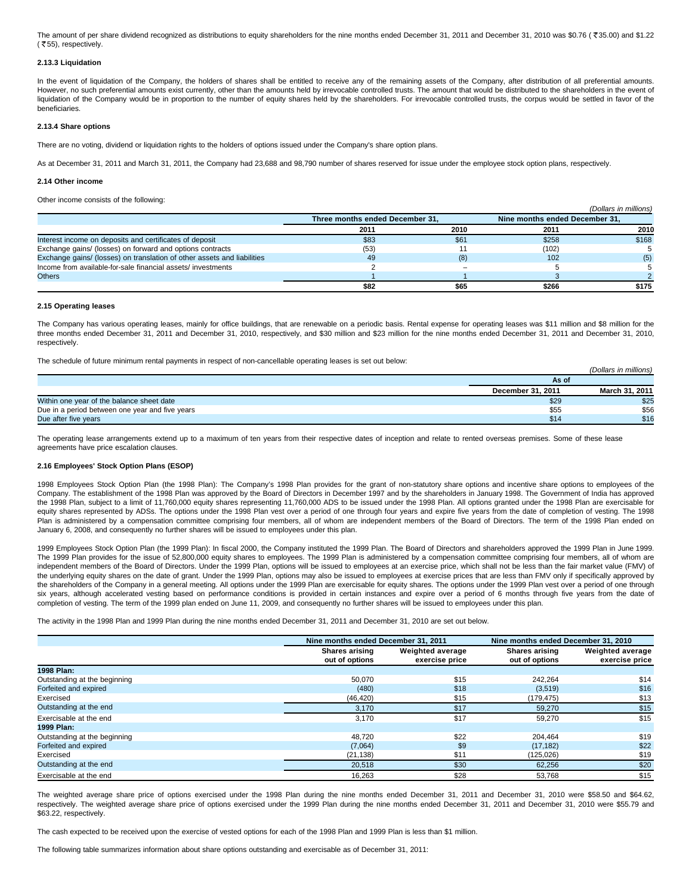The amount of per share dividend recognized as distributions to equity shareholders for the nine months ended December 31, 2011 and December 31, 2010 was $0.76 ( ₹35.00) and $1.22 ( ₹55), respectively.

#### 2.13.3 Liquidation

In the event of liquidation of the Company, the holders of shares shall be entitled to receive any of the remaining assets of the Company, after distribution of all preferential amounts. However, no such preferential amounts exist currently, other than the amounts held by irrevocable controlled trusts. The amount that would be distributed to the shareholders in the event of liquidation of the Company would be in proportion to the number of equity shares held by the shareholders. For irrevocable controlled trusts, the corpus would be settled in favor of the beneficiaries.

#### 2.13.4 Share options

There are no voting, dividend or liquidation rights to the holders of options issued under the Company's share option plans.

As at December 31, 2011 and March 31, 2011, the Company had 23,688 and 98,790 number of shares reserved for issue under the employee stock option plans, respectively.

### 2.14 Other income

Other income consists of the following:

*(Dollars in millions)*

| | Three months ended December 31, | | Nine months ended December 31, | |
|---|---|---|---|---|
| | 2011 | 2010 | 2011 | 2010 |
| Interest income on deposits and certificates of deposit | $83 | $61 | $258 | $168 |
| Exchange gains/ (losses) on forward and options contracts | (53) | 11 | (102) | 5 |
| Exchange gains/ (losses) on translation of other assets and liabilities | 49 | (8) | 102 | (5) |
| Income from available-for-sale financial assets/ investments | 2 | – | 5 | 5 |
| Others | 1 | 1 | 3 | 2 |
| | $82 | $65 | $266 | $175 |

### 2.15 Operating leases

The Company has various operating leases, mainly for office buildings, that are renewable on a periodic basis. Rental expense for operating leases was $11 million and $8 million for the three months ended December 31, 2011 and December 31, 2010, respectively, and $30 million and $23 million for the nine months ended December 31, 2011 and December 31, 2010, respectively.

The schedule of future minimum rental payments in respect of non-cancellable operating leases is set out below:

*(Dollars in millions)*

| | As of | |
|---|---|---|
| | December 31, 2011 | March 31, 2011 |
| Within one year of the balance sheet date | $29 | $25 |
| Due in a period between one year and five years | $55 | $56 |
| Due after five years | $14 | $16 |

The operating lease arrangements extend up to a maximum of ten years from their respective dates of inception and relate to rented overseas premises. Some of these lease agreements have price escalation clauses.

### 2.16 Employees' Stock Option Plans (ESOP)

1998 Employees Stock Option Plan (the 1998 Plan): The Company's 1998 Plan provides for the grant of non-statutory share options and incentive share options to employees of the Company. The establishment of the 1998 Plan was approved by the Board of Directors in December 1997 and by the shareholders in January 1998. The Government of India has approved the 1998 Plan, subject to a limit of 11,760,000 equity shares representing 11,760,000 ADS to be issued under the 1998 Plan. All options granted under the 1998 Plan are exercisable for equity shares represented by ADSs. The options under the 1998 Plan vest over a period of one through four years and expire five years from the date of completion of vesting. The 1998 Plan is administered by a compensation committee comprising four members, all of whom are independent members of the Board of Directors. The term of the 1998 Plan ended on January 6, 2008, and consequently no further shares will be issued to employees under this plan.

1999 Employees Stock Option Plan (the 1999 Plan): In fiscal 2000, the Company instituted the 1999 Plan. The Board of Directors and shareholders approved the 1999 Plan in June 1999. The 1999 Plan provides for the issue of 52,800,000 equity shares to employees. The 1999 Plan is administered by a compensation committee comprising four members, all of whom are independent members of the Board of Directors. Under the 1999 Plan, options will be issued to employees at an exercise price, which shall not be less than the fair market value (FMV) of the underlying equity shares on the date of grant. Under the 1999 Plan, options may also be issued to employees at exercise prices that are less than FMV only if specifically approved by the shareholders of the Company in a general meeting. All options under the 1999 Plan are exercisable for equity shares. The options under the 1999 Plan vest over a period of one through six years, although accelerated vesting based on performance conditions is provided in certain instances and expire over a period of 6 months through five years from the date of completion of vesting. The term of the 1999 plan ended on June 11, 2009, and consequently no further shares will be issued to employees under this plan.

The activity in the 1998 Plan and 1999 Plan during the nine months ended December 31, 2011 and December 31, 2010 are set out below.

| | Nine months ended December 31, 2011 | | Nine months ended December 31, 2010 | |
|---|---|---|---|---|
| | Shares arising out of options | Weighted average exercise price | Shares arising out of options | Weighted average exercise price |
| **1998 Plan:** | | | | |
| Outstanding at the beginning | 50,070 | $15 | 242,264 | $14 |
| Forfeited and expired | (480) | $18 | (3,519) | $16 |
| Exercised | (46,420) | $15 | (179,475) | $13 |
| Outstanding at the end | 3,170 | $17 | 59,270 | $15 |
| Exercisable at the end | 3,170 | $17 | 59,270 | $15 |
| **1999 Plan:** | | | | |
| Outstanding at the beginning | 48,720 | $22 | 204,464 | $19 |
| Forfeited and expired | (7,064) | $9 | (17,182) | $22 |
| Exercised | (21,138) | $11 | (125,026) | $19 |
| Outstanding at the end | 20,518 | $30 | 62,256 | $20 |
| Exercisable at the end | 16,263 | $28 | 53,768 | $15 |

The weighted average share price of options exercised under the 1998 Plan during the nine months ended December 31, 2011 and December 31, 2010 were $58.50 and $64.62, respectively. The weighted average share price of options exercised under the 1999 Plan during the nine months ended December 31, 2011 and December 31, 2010 were $55.79 and $63.22, respectively.

The cash expected to be received upon the exercise of vested options for each of the 1998 Plan and 1999 Plan is less than $1 million.

The following table summarizes information about share options outstanding and exercisable as of December 31, 2011: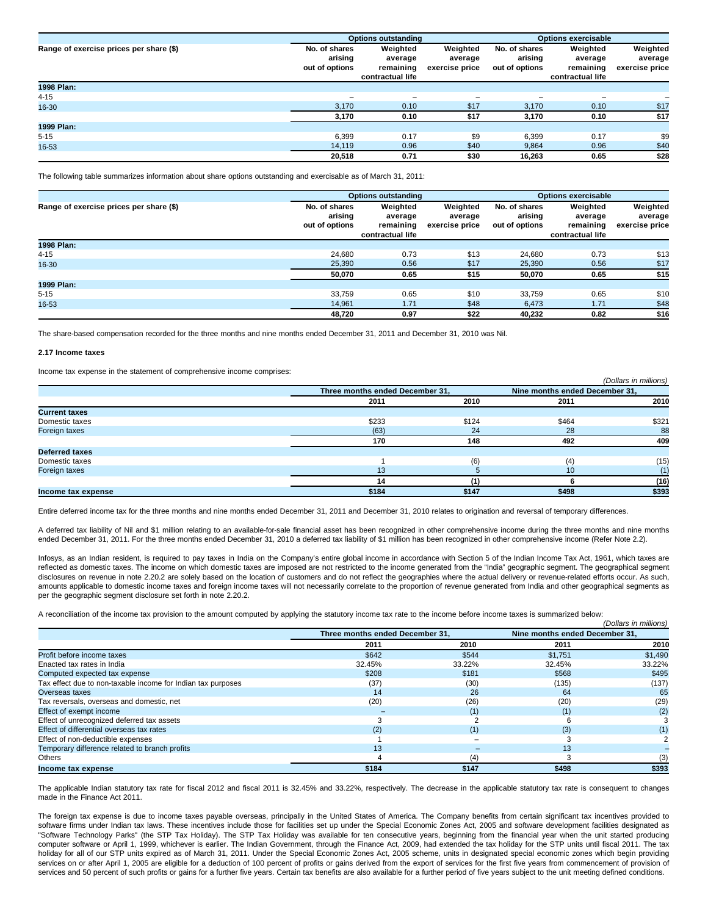| Range of exercise prices per share ($) | Options outstanding | | | Options exercisable | | |
|---|---|---|---|---|---|---|
| | No. of shares arising out of options | Weighted average remaining contractual life | Weighted average exercise price | No. of shares arising out of options | Weighted average remaining contractual life | Weighted average exercise price |
| **1998 Plan:** | | | | | | |
| 4-15 | – | – | – | – | – | – |
| 16-30 | 3,170 | 0.10 | $17 | 3,170 | 0.10 | $17 |
| | **3,170** | **0.10** | **$17** | **3,170** | **0.10** | **$17** |
| **1999 Plan:** | | | | | | |
| 5-15 | 6,399 | 0.17 | $9 | 6,399 | 0.17 | $9 |
| 16-53 | 14,119 | 0.96 | $40 | 9,864 | 0.96 | $40 |
| | **20,518** | **0.71** | **$30** | **16,263** | **0.65** | **$28** |

The following table summarizes information about share options outstanding and exercisable as of March 31, 2011:

| Range of exercise prices per share ($) | Options outstanding | | | Options exercisable | | |
|---|---|---|---|---|---|---|
| | No. of shares arising out of options | Weighted average remaining contractual life | Weighted average exercise price | No. of shares arising out of options | Weighted average remaining contractual life | Weighted average exercise price |
| **1998 Plan:** | | | | | | |
| 4-15 | 24,680 | 0.73 | $13 | 24,680 | 0.73 | $13 |
| 16-30 | 25,390 | 0.56 | $17 | 25,390 | 0.56 | $17 |
| | **50,070** | **0.65** | **$15** | **50,070** | **0.65** | **$15** |
| **1999 Plan:** | | | | | | |
| 5-15 | 33,759 | 0.65 | $10 | 33,759 | 0.65 | $10 |
| 16-53 | 14,961 | 1.71 | $48 | 6,473 | 1.71 | $48 |
| | **48,720** | **0.97** | **$22** | **40,232** | **0.82** | **$16** |

The share-based compensation recorded for the three months and nine months ended December 31, 2011 and December 31, 2010 was Nil.

#### 2.17 Income taxes

Income tax expense in the statement of comprehensive income comprises:

*(Dollars in millions)*

| | Three months ended December 31, | | Nine months ended December 31, | |
|---|---|---|---|---|
| | 2011 | 2010 | 2011 | 2010 |
| **Current taxes** | | | | |
| Domestic taxes | $233 | $124 | $464 | $321 |
| Foreign taxes | (63) | 24 | 28 | 88 |
| | **170** | **148** | **492** | **409** |
| **Deferred taxes** | | | | |
| Domestic taxes | 1 | (6) | (4) | (15) |
| Foreign taxes | 13 | 5 | 10 | (1) |
| | **14** | **(1)** | **6** | **(16)** |
| **Income tax expense** | **$184** | **$147** | **$498** | **$393** |

Entire deferred income tax for the three months and nine months ended December 31, 2011 and December 31, 2010 relates to origination and reversal of temporary differences.

A deferred tax liability of Nil and $1 million relating to an available-for-sale financial asset has been recognized in other comprehensive income during the three months and nine months ended December 31, 2011. For the three months ended December 31, 2010 a deferred tax liability of $1 million has been recognized in other comprehensive income (Refer Note 2.2).

Infosys, as an Indian resident, is required to pay taxes in India on the Company's entire global income in accordance with Section 5 of the Indian Income Tax Act, 1961, which taxes are reflected as domestic taxes. The income on which domestic taxes are imposed are not restricted to the income generated from the "India" geographic segment. The geographical segment disclosures on revenue in note 2.20.2 are solely based on the location of customers and do not reflect the geographies where the actual delivery or revenue-related efforts occur. As such, amounts applicable to domestic income taxes and foreign income taxes will not necessarily correlate to the proportion of revenue generated from India and other geographical segments as per the geographic segment disclosure set forth in note 2.20.2.

A reconciliation of the income tax provision to the amount computed by applying the statutory income tax rate to the income before income taxes is summarized below:

*(Dollars in millions)*

| | Three months ended December 31, | | Nine months ended December 31, | |
|---|---|---|---|---|
| | 2011 | 2010 | 2011 | 2010 |
| Profit before income taxes | $642 | $544 | $1,751 | $1,490 |
| Enacted tax rates in India | 32.45% | 33.22% | 32.45% | 33.22% |
| Computed expected tax expense | $208 | $181 | $568 | $495 |
| Tax effect due to non-taxable income for Indian tax purposes | (37) | (30) | (135) | (137) |
| Overseas taxes | 14 | 26 | 64 | 65 |
| Tax reversals, overseas and domestic, net | (20) | (26) | (20) | (29) |
| Effect of exempt income | – | (1) | (1) | (2) |
| Effect of unrecognized deferred tax assets | 3 | 2 | 6 | 3 |
| Effect of differential overseas tax rates | (2) | (1) | (3) | (1) |
| Effect of non-deductible expenses | 1 | – | 3 | 2 |
| Temporary difference related to branch profits | 13 | – | 13 | – |
| Others | 4 | (4) | 3 | (3) |
| **Income tax expense** | **$184** | **$147** | **$498** | **$393** |

The applicable Indian statutory tax rate for fiscal 2012 and fiscal 2011 is 32.45% and 33.22%, respectively. The decrease in the applicable statutory tax rate is consequent to changes made in the Finance Act 2011.

The foreign tax expense is due to income taxes payable overseas, principally in the United States of America. The Company benefits from certain significant tax incentives provided to software firms under Indian tax laws. These incentives include those for facilities set up under the Special Economic Zones Act, 2005 and software development facilities designated as "Software Technology Parks" (the STP Tax Holiday). The STP Tax Holiday was available for ten consecutive years, beginning from the financial year when the unit started producing computer software or April 1, 1999, whichever is earlier. The Indian Government, through the Finance Act, 2009, had extended the tax holiday for the STP units until fiscal 2011. The tax holiday for all of our STP units expired as of March 31, 2011. Under the Special Economic Zones Act, 2005 scheme, units in designated special economic zones which begin providing services on or after April 1, 2005 are eligible for a deduction of 100 percent of profits or gains derived from the export of services for the first five years from commencement of provision of services and 50 percent of such profits or gains for a further five years. Certain tax benefits are also available for a further period of five years subject to the unit meeting defined conditions.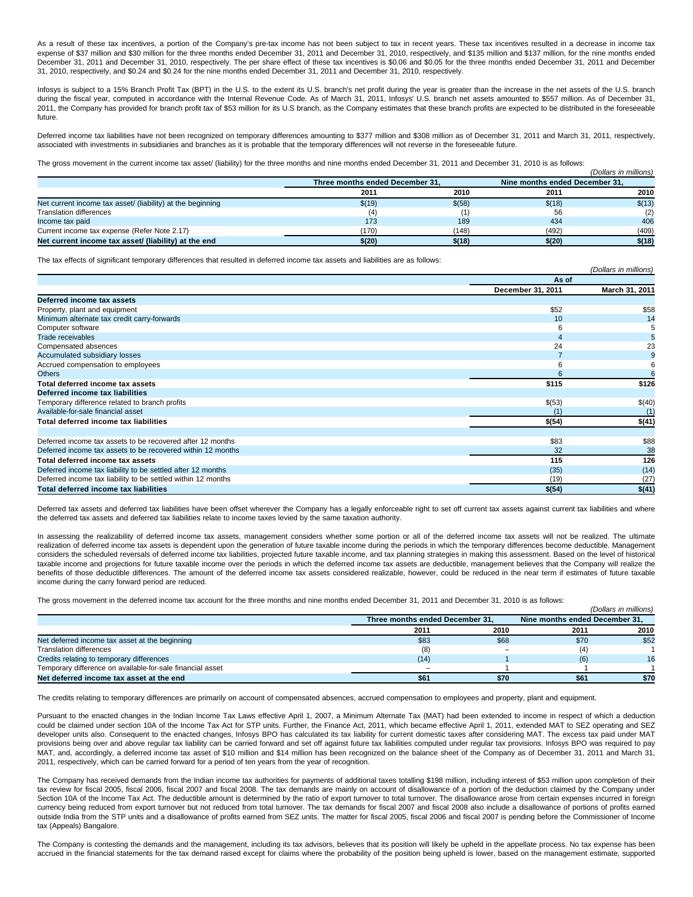As a result of these tax incentives, a portion of the Company's pre-tax income has not been subject to tax in recent years. These tax incentives resulted in a decrease in income tax expense of $37 million and $30 million for the three months ended December 31, 2011 and December 31, 2010, respectively, and $135 million and $137 million, for the nine months ended December 31, 2011 and December 31, 2010, respectively. The per share effect of these tax incentives is $0.06 and $0.05 for the three months ended December 31, 2011 and December 31, 2010, respectively, and $0.24 and $0.24 for the nine months ended December 31, 2011 and December 31, 2010, respectively.

Infosys is subject to a 15% Branch Profit Tax (BPT) in the U.S. to the extent its U.S. branch's net profit during the year is greater than the increase in the net assets of the U.S. branch during the fiscal year, computed in accordance with the Internal Revenue Code. As of March 31, 2011, Infosys' U.S. branch net assets amounted to $557 million. As of December 31, 2011, the Company has provided for branch profit tax of $53 million for its U.S branch, as the Company estimates that these branch profits are expected to be distributed in the foreseeable future.

Deferred income tax liabilities have not been recognized on temporary differences amounting to $377 million and $308 million as of December 31, 2011 and March 31, 2011, respectively, associated with investments in subsidiaries and branches as it is probable that the temporary differences will not reverse in the foreseeable future.

The gross movement in the current income tax asset/ (liability) for the three months and nine months ended December 31, 2011 and December 31, 2010 is as follows:

*(Dollars in millions)*

| | Three months ended December 31, | | Nine months ended December 31, | |
|---|---|---|---|---|
| | 2011 | 2010 | 2011 | 2010 |
| Net current income tax asset/ (liability) at the beginning | $(19) | $(58) | $(18) | $(13) |
| Translation differences | (4) | (1) | 56 | (2) |
| Income tax paid | 173 | 189 | 434 | 406 |
| Current income tax expense (Refer Note 2.17) | (170) | (148) | (492) | (409) |
| **Net current income tax asset/ (liability) at the end** | **$(20)** | **$(18)** | **$(20)** | **$(18)** |

The tax effects of significant temporary differences that resulted in deferred income tax assets and liabilities are as follows:

*(Dollars in millions)*

| | As of | |
|---|---|---|
| | December 31, 2011 | March 31, 2011 |
| **Deferred income tax assets** | | |
| Property, plant and equipment | $52 | $58 |
| Minimum alternate tax credit carry-forwards | 10 | 14 |
| Computer software | 6 | 5 |
| Trade receivables | 4 | 5 |
| Compensated absences | 24 | 23 |
| Accumulated subsidiary losses | 7 | 9 |
| Accrued compensation to employees | 6 | 6 |
| Others | 6 | 6 |
| **Total deferred income tax assets** | **$115** | **$126** |
| **Deferred income tax liabilities** | | |
| Temporary difference related to branch profits | $(53) | $(40) |
| Available-for-sale financial asset | (1) | (1) |
| **Total deferred income tax liabilities** | **$(54)** | **$(41)** |
| | | |
| Deferred income tax assets to be recovered after 12 months | $83 | $88 |
| Deferred income tax assets to be recovered within 12 months | 32 | 38 |
| **Total deferred income tax assets** | **115** | **126** |
| Deferred income tax liability to be settled after 12 months | (35) | (14) |
| Deferred income tax liability to be settled within 12 months | (19) | (27) |
| **Total deferred income tax liabilities** | **$(54)** | **$(41)** |

Deferred tax assets and deferred tax liabilities have been offset wherever the Company has a legally enforceable right to set off current tax assets against current tax liabilities and where the deferred tax assets and deferred tax liabilities relate to income taxes levied by the same taxation authority.

In assessing the realizability of deferred income tax assets, management considers whether some portion or all of the deferred income tax assets will not be realized. The ultimate realization of deferred income tax assets is dependent upon the generation of future taxable income during the periods in which the temporary differences become deductible. Management considers the scheduled reversals of deferred income tax liabilities, projected future taxable income, and tax planning strategies in making this assessment. Based on the level of historical taxable income and projections for future taxable income over the periods in which the deferred income tax assets are deductible, management believes that the Company will realize the benefits of those deductible differences. The amount of the deferred income tax assets considered realizable, however, could be reduced in the near term if estimates of future taxable income during the carry forward period are reduced.

The gross movement in the deferred income tax account for the three months and nine months ended December 31, 2011 and December 31, 2010 is as follows:

*(Dollars in millions)*

| | Three months ended December 31, | | Nine months ended December 31, | |
|---|---|---|---|---|
| | 2011 | 2010 | 2011 | 2010 |
| Net deferred income tax asset at the beginning | $83 | $68 | $70 | $52 |
| Translation differences | (8) | – | (4) | 1 |
| Credits relating to temporary differences | (14) | 1 | (6) | 16 |
| Temporary difference on available-for-sale financial asset | – | 1 | 1 | 1 |
| **Net deferred income tax asset at the end** | **$61** | **$70** | **$61** | **$70** |

The credits relating to temporary differences are primarily on account of compensated absences, accrued compensation to employees and property, plant and equipment.

Pursuant to the enacted changes in the Indian Income Tax Laws effective April 1, 2007, a Minimum Alternate Tax (MAT) had been extended to income in respect of which a deduction could be claimed under section 10A of the Income Tax Act for STP units. Further, the Finance Act, 2011, which became effective April 1, 2011, extended MAT to SEZ operating and SEZ developer units also. Consequent to the enacted changes, Infosys BPO has calculated its tax liability for current domestic taxes after considering MAT. The excess tax paid under MAT provisions being over and above regular tax liability can be carried forward and set off against future tax liabilities computed under regular tax provisions. Infosys BPO was required to pay MAT, and, accordingly, a deferred income tax asset of $10 million and $14 million has been recognized on the balance sheet of the Company as of December 31, 2011 and March 31, 2011, respectively, which can be carried forward for a period of ten years from the year of recognition.

The Company has received demands from the Indian income tax authorities for payments of additional taxes totalling $198 million, including interest of $53 million upon completion of their tax review for fiscal 2005, fiscal 2006, fiscal 2007 and fiscal 2008. The tax demands are mainly on account of disallowance of a portion of the deduction claimed by the Company under Section 10A of the Income Tax Act. The deductible amount is determined by the ratio of export turnover to total turnover. The disallowance arose from certain expenses incurred in foreign currency being reduced from export turnover but not reduced from total turnover. The tax demands for fiscal 2007 and fiscal 2008 also include a disallowance of portions of profits earned outside India from the STP units and a disallowance of profits earned from SEZ units. The matter for fiscal 2005, fiscal 2006 and fiscal 2007 is pending before the Commissioner of Income tax (Appeals) Bangalore.

The Company is contesting the demands and the management, including its tax advisors, believes that its position will likely be upheld in the appellate process. No tax expense has been accrued in the financial statements for the tax demand raised except for claims where the probability of the position being upheld is lower, based on the management estimate, supported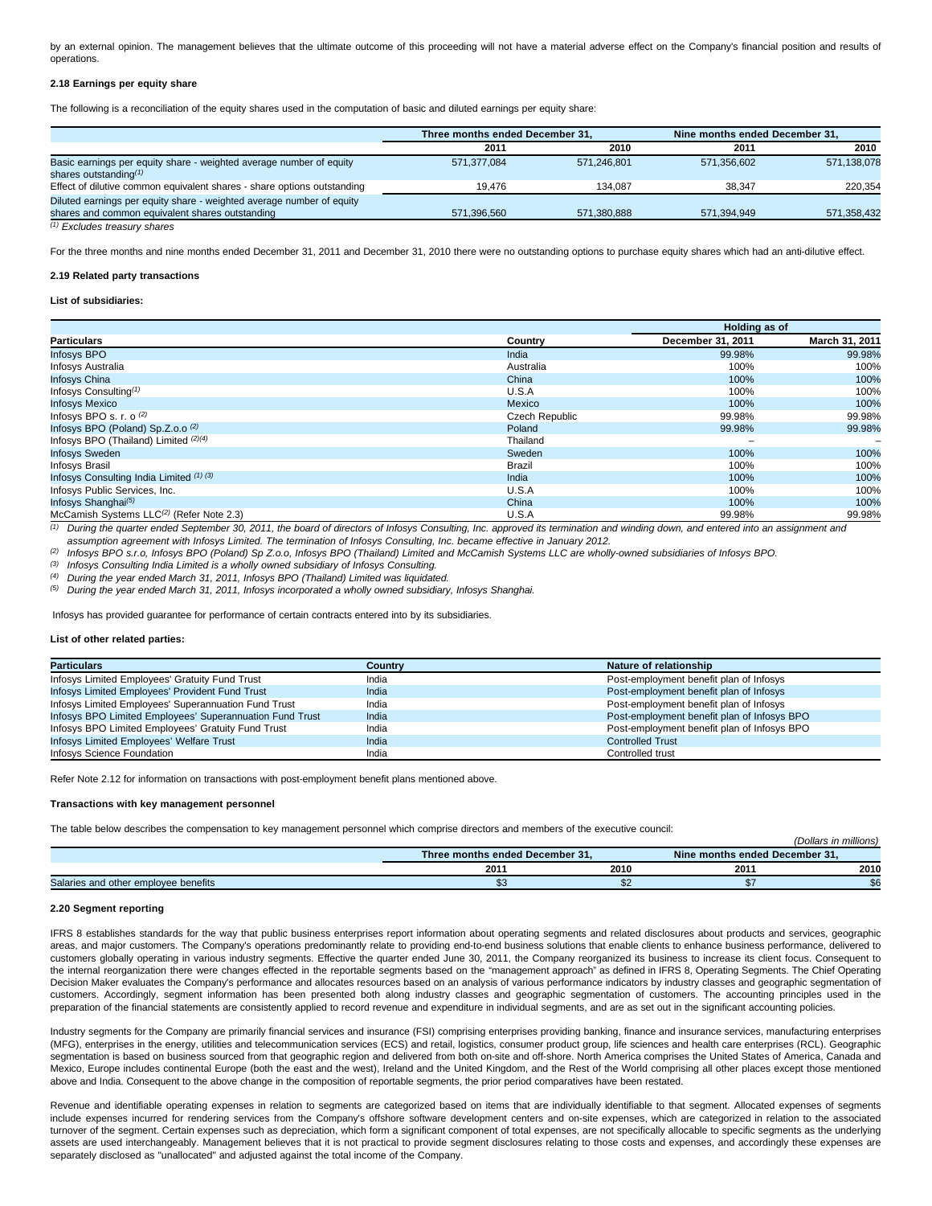by an external opinion. The management believes that the ultimate outcome of this proceeding will not have a material adverse effect on the Company's financial position and results of operations.

### 2.18 Earnings per equity share

The following is a reconciliation of the equity shares used in the computation of basic and diluted earnings per equity share:

| | Three months ended December 31, | | Nine months ended December 31, | |
|---|---|---|---|---|
| | 2011 | 2010 | 2011 | 2010 |
| Basic earnings per equity share - weighted average number of equity shares outstanding[(1)] | 571,377,084 | 571,246,801 | 571,356,602 | 571,138,078 |
| Effect of dilutive common equivalent shares - share options outstanding | 19,476 | 134,087 | 38,347 | 220,354 |
| Diluted earnings per equity share - weighted average number of equity shares and common equivalent shares outstanding | 571,396,560 | 571,380,888 | 571,394,949 | 571,358,432 |

*[(1)] Excludes treasury shares*

For the three months and nine months ended December 31, 2011 and December 31, 2010 there were no outstanding options to purchase equity shares which had an anti-dilutive effect.

### 2.19 Related party transactions

**List of subsidiaries:**

| | | Holding as of | |
|---|---|---|---|
| **Particulars** | **Country** | **December 31, 2011** | **March 31, 2011** |
| Infosys BPO | India | 99.98% | 99.98% |
| Infosys Australia | Australia | 100% | 100% |
| Infosys China | China | 100% | 100% |
| Infosys Consulting[(1)] | U.S.A | 100% | 100% |
| Infosys Mexico | Mexico | 100% | 100% |
| Infosys BPO s. r. o [(2)] | Czech Republic | 99.98% | 99.98% |
| Infosys BPO (Poland) Sp.Z.o.o [(2)] | Poland | 99.98% | 99.98% |
| Infosys BPO (Thailand) Limited [(2)(4)] | Thailand | – | – |
| Infosys Sweden | Sweden | 100% | 100% |
| Infosys Brasil | Brazil | 100% | 100% |
| Infosys Consulting India Limited [(1) (3)] | India | 100% | 100% |
| Infosys Public Services, Inc. | U.S.A | 100% | 100% |
| Infosys Shanghai[(5)] | China | 100% | 100% |
| McCamish Systems LLC[(2)] (Refer Note 2.3) | U.S.A | 99.98% | 99.98% |

[(1)] *During the quarter ended September 30, 2011, the board of directors of Infosys Consulting, Inc. approved its termination and winding down, and entered into an assignment and assumption agreement with Infosys Limited. The termination of Infosys Consulting, Inc. became effective in January 2012.*

[(2)] *Infosys BPO s.r.o, Infosys BPO (Poland) Sp Z.o.o, Infosys BPO (Thailand) Limited and McCamish Systems LLC are wholly-owned subsidiaries of Infosys BPO.*

[(3)] *Infosys Consulting India Limited is a wholly owned subsidiary of Infosys Consulting.*

[(4)] *During the year ended March 31, 2011, Infosys BPO (Thailand) Limited was liquidated.*

[(5)] *During the year ended March 31, 2011, Infosys incorporated a wholly owned subsidiary, Infosys Shanghai.*

Infosys has provided guarantee for performance of certain contracts entered into by its subsidiaries.

**List of other related parties:**

| Particulars | Country | Nature of relationship |
|---|---|---|
| Infosys Limited Employees' Gratuity Fund Trust | India | Post-employment benefit plan of Infosys |
| Infosys Limited Employees' Provident Fund Trust | India | Post-employment benefit plan of Infosys |
| Infosys Limited Employees' Superannuation Fund Trust | India | Post-employment benefit plan of Infosys |
| Infosys BPO Limited Employees' Superannuation Fund Trust | India | Post-employment benefit plan of Infosys BPO |
| Infosys BPO Limited Employees' Gratuity Fund Trust | India | Post-employment benefit plan of Infosys BPO |
| Infosys Limited Employees' Welfare Trust | India | Controlled Trust |
| Infosys Science Foundation | India | Controlled trust |

Refer Note 2.12 for information on transactions with post-employment benefit plans mentioned above.

**Transactions with key management personnel**

The table below describes the compensation to key management personnel which comprise directors and members of the executive council:

*(Dollars in millions)*

| | Three months ended December 31, | | Nine months ended December 31, | |
|---|---|---|---|---|
| | 2011 | 2010 | 2011 | 2010 |
| Salaries and other employee benefits | $3 | $2 | $7 | $6 |

### 2.20 Segment reporting

IFRS 8 establishes standards for the way that public business enterprises report information about operating segments and related disclosures about products and services, geographic areas, and major customers. The Company's operations predominantly relate to providing end-to-end business solutions that enable clients to enhance business performance, delivered to customers globally operating in various industry segments. Effective the quarter ended June 30, 2011, the Company reorganized its business to increase its client focus. Consequent to the internal reorganization there were changes effected in the reportable segments based on the "management approach" as defined in IFRS 8, Operating Segments. The Chief Operating Decision Maker evaluates the Company's performance and allocates resources based on an analysis of various performance indicators by industry classes and geographic segmentation of customers. Accordingly, segment information has been presented both along industry classes and geographic segmentation of customers. The accounting principles used in the preparation of the financial statements are consistently applied to record revenue and expenditure in individual segments, and are as set out in the significant accounting policies.

Industry segments for the Company are primarily financial services and insurance (FSI) comprising enterprises providing banking, finance and insurance services, manufacturing enterprises (MFG), enterprises in the energy, utilities and telecommunication services (ECS) and retail, logistics, consumer product group, life sciences and health care enterprises (RCL). Geographic segmentation is based on business sourced from that geographic region and delivered from both on-site and off-shore. North America comprises the United States of America, Canada and Mexico, Europe includes continental Europe (both the east and the west), Ireland and the United Kingdom, and the Rest of the World comprising all other places except those mentioned above and India. Consequent to the above change in the composition of reportable segments, the prior period comparatives have been restated.

Revenue and identifiable operating expenses in relation to segments are categorized based on items that are individually identifiable to that segment. Allocated expenses of segments include expenses incurred for rendering services from the Company's offshore software development centers and on-site expenses, which are categorized in relation to the associated turnover of the segment. Certain expenses such as depreciation, which form a significant component of total expenses, are not specifically allocable to specific segments as the underlying assets are used interchangeably. Management believes that it is not practical to provide segment disclosures relating to those costs and expenses, and accordingly these expenses are separately disclosed as "unallocated" and adjusted against the total income of the Company.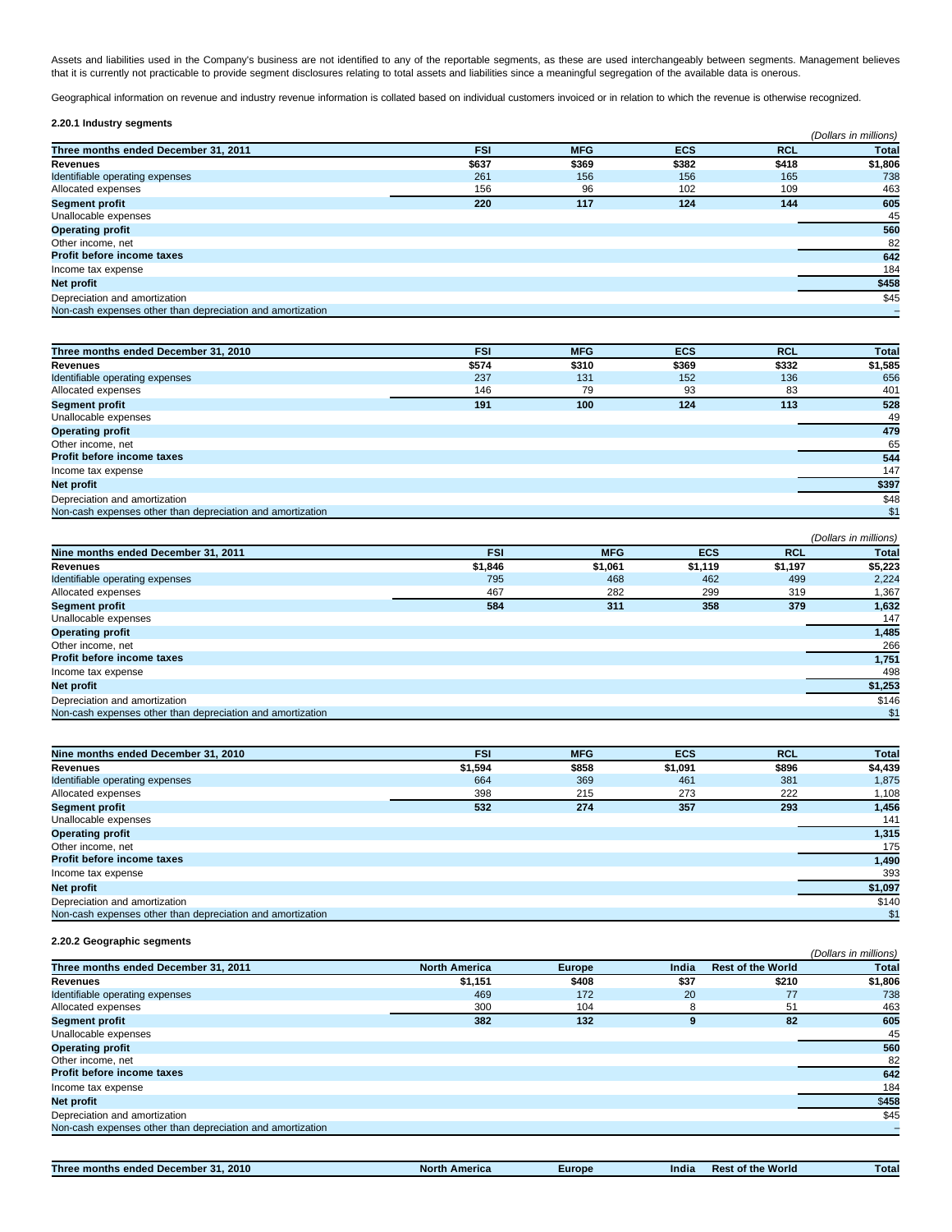Assets and liabilities used in the Company's business are not identified to any of the reportable segments, as these are used interchangeably between segments. Management believes that it is currently not practicable to provide segment disclosures relating to total assets and liabilities since a meaningful segregation of the available data is onerous.

Geographical information on revenue and industry revenue information is collated based on individual customers invoiced or in relation to which the revenue is otherwise recognized.

**2.20.1 Industry segments**

*(Dollars in millions)*

| Three months ended December 31, 2011 | FSI | MFG | ECS | RCL | Total |
|---|---|---|---|---|---|
| **Revenues** | **$637** | **$369** | **$382** | **$418** | **$1,806** |
| Identifiable operating expenses | 261 | 156 | 156 | 165 | 738 |
| Allocated expenses | 156 | 96 | 102 | 109 | 463 |
| **Segment profit** | **220** | **117** | **124** | **144** | **605** |
| Unallocable expenses | | | | | 45 |
| **Operating profit** | | | | | **560** |
| Other income, net | | | | | 82 |
| **Profit before income taxes** | | | | | **642** |
| Income tax expense | | | | | 184 |
| **Net profit** | | | | | **$458** |
| Depreciation and amortization | | | | | $45 |
| Non-cash expenses other than depreciation and amortization | | | | | – |

| Three months ended December 31, 2010 | FSI | MFG | ECS | RCL | Total |
|---|---|---|---|---|---|
| **Revenues** | **$574** | **$310** | **$369** | **$332** | **$1,585** |
| Identifiable operating expenses | 237 | 131 | 152 | 136 | 656 |
| Allocated expenses | 146 | 79 | 93 | 83 | 401 |
| **Segment profit** | **191** | **100** | **124** | **113** | **528** |
| Unallocable expenses | | | | | 49 |
| **Operating profit** | | | | | **479** |
| Other income, net | | | | | 65 |
| **Profit before income taxes** | | | | | **544** |
| Income tax expense | | | | | 147 |
| **Net profit** | | | | | **$397** |
| Depreciation and amortization | | | | | $48 |
| Non-cash expenses other than depreciation and amortization | | | | | $1 |

*(Dollars in millions)*

| Nine months ended December 31, 2011 | FSI | MFG | ECS | RCL | Total |
|---|---|---|---|---|---|
| **Revenues** | **$1,846** | **$1,061** | **$1,119** | **$1,197** | **$5,223** |
| Identifiable operating expenses | 795 | 468 | 462 | 499 | 2,224 |
| Allocated expenses | 467 | 282 | 299 | 319 | 1,367 |
| **Segment profit** | **584** | **311** | **358** | **379** | **1,632** |
| Unallocable expenses | | | | | 147 |
| **Operating profit** | | | | | **1,485** |
| Other income, net | | | | | 266 |
| **Profit before income taxes** | | | | | **1,751** |
| Income tax expense | | | | | 498 |
| **Net profit** | | | | | **$1,253** |
| Depreciation and amortization | | | | | $146 |
| Non-cash expenses other than depreciation and amortization | | | | | $1 |

| Nine months ended December 31, 2010 | FSI | MFG | ECS | RCL | Total |
|---|---|---|---|---|---|
| **Revenues** | **$1,594** | **$858** | **$1,091** | **$896** | **$4,439** |
| Identifiable operating expenses | 664 | 369 | 461 | 381 | 1,875 |
| Allocated expenses | 398 | 215 | 273 | 222 | 1,108 |
| **Segment profit** | **532** | **274** | **357** | **293** | **1,456** |
| Unallocable expenses | | | | | 141 |
| **Operating profit** | | | | | **1,315** |
| Other income, net | | | | | 175 |
| **Profit before income taxes** | | | | | **1,490** |
| Income tax expense | | | | | 393 |
| **Net profit** | | | | | **$1,097** |
| Depreciation and amortization | | | | | $140 |
| Non-cash expenses other than depreciation and amortization | | | | | $1 |

**2.20.2 Geographic segments**

*(Dollars in millions)*

| Three months ended December 31, 2011 | North America | Europe | India | Rest of the World | Total |
|---|---|---|---|---|---|
| **Revenues** | **$1,151** | **$408** | **$37** | **$210** | **$1,806** |
| Identifiable operating expenses | 469 | 172 | 20 | 77 | 738 |
| Allocated expenses | 300 | 104 | 8 | 51 | 463 |
| **Segment profit** | **382** | **132** | **9** | **82** | **605** |
| Unallocable expenses | | | | | 45 |
| **Operating profit** | | | | | **560** |
| Other income, net | | | | | 82 |
| **Profit before income taxes** | | | | | **642** |
| Income tax expense | | | | | 184 |
| **Net profit** | | | | | **$458** |
| Depreciation and amortization | | | | | $45 |
| Non-cash expenses other than depreciation and amortization | | | | | – |

| Three months ended December 31, 2010 | North America | Europe | India | Rest of the World | Total |
|---|---|---|---|---|---|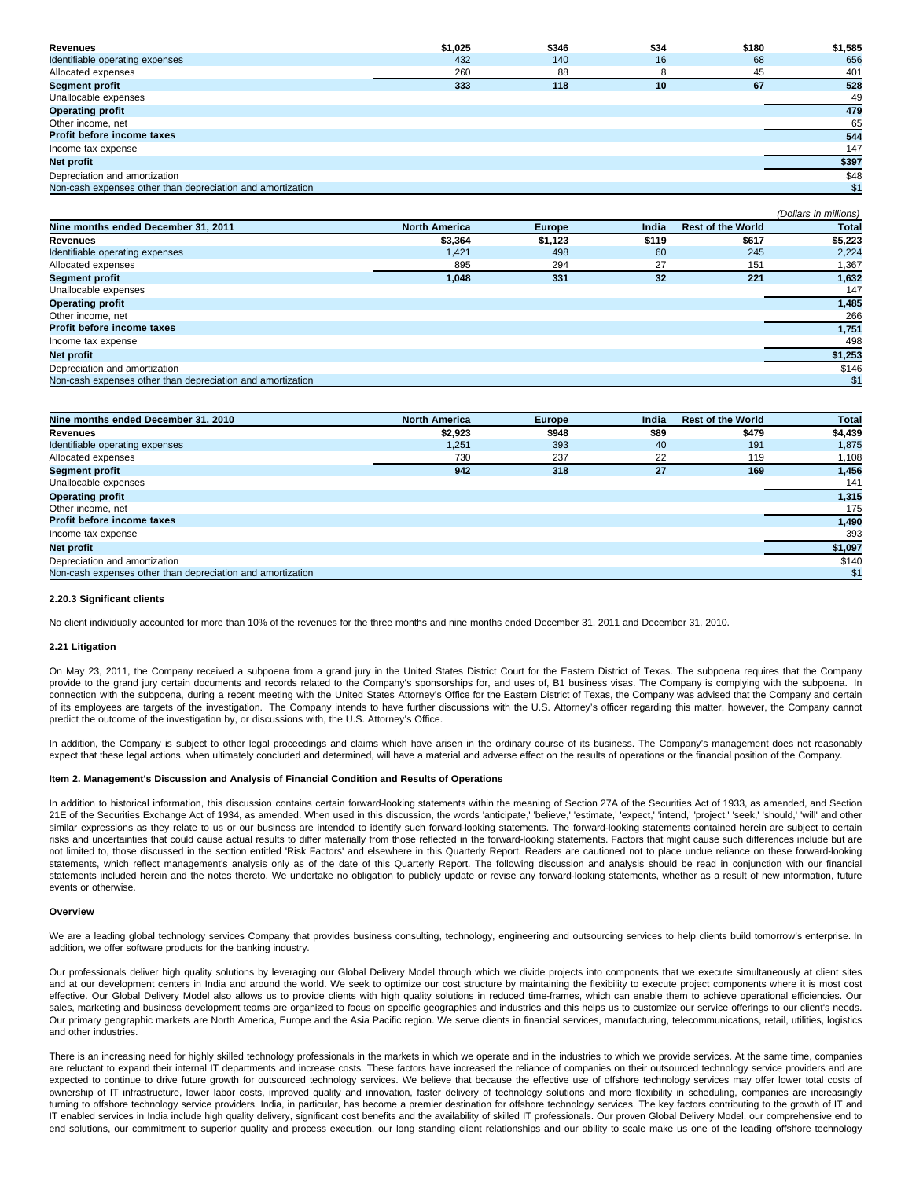| | | | | | |
|---|---|---|---|---|---|
| **Revenues** | **$1,025** | **$346** | **$34** | **$180** | **$1,585** |
| Identifiable operating expenses | 432 | 140 | 16 | 68 | 656 |
| Allocated expenses | 260 | 88 | 8 | 45 | 401 |
| **Segment profit** | **333** | **118** | **10** | **67** | **528** |
| Unallocable expenses | | | | | 49 |
| **Operating profit** | | | | | **479** |
| Other income, net | | | | | 65 |
| **Profit before income taxes** | | | | | **544** |
| Income tax expense | | | | | 147 |
| **Net profit** | | | | | **$397** |
| Depreciation and amortization | | | | | $48 |
| Non-cash expenses other than depreciation and amortization | | | | | $1 |

*(Dollars in millions)*

| Nine months ended December 31, 2011 | North America | Europe | India | Rest of the World | Total |
|---|---|---|---|---|---|
| **Revenues** | **$3,364** | **$1,123** | **$119** | **$617** | **$5,223** |
| Identifiable operating expenses | 1,421 | 498 | 60 | 245 | 2,224 |
| Allocated expenses | 895 | 294 | 27 | 151 | 1,367 |
| **Segment profit** | **1,048** | **331** | **32** | **221** | **1,632** |
| Unallocable expenses | | | | | 147 |
| **Operating profit** | | | | | **1,485** |
| Other income, net | | | | | 266 |
| **Profit before income taxes** | | | | | **1,751** |
| Income tax expense | | | | | 498 |
| **Net profit** | | | | | **$1,253** |
| Depreciation and amortization | | | | | $146 |
| Non-cash expenses other than depreciation and amortization | | | | | $1 |

| Nine months ended December 31, 2010 | North America | Europe | India | Rest of the World | Total |
|---|---|---|---|---|---|
| **Revenues** | **$2,923** | **$948** | **$89** | **$479** | **$4,439** |
| Identifiable operating expenses | 1,251 | 393 | 40 | 191 | 1,875 |
| Allocated expenses | 730 | 237 | 22 | 119 | 1,108 |
| **Segment profit** | **942** | **318** | **27** | **169** | **1,456** |
| Unallocable expenses | | | | | 141 |
| **Operating profit** | | | | | **1,315** |
| Other income, net | | | | | 175 |
| **Profit before income taxes** | | | | | **1,490** |
| Income tax expense | | | | | 393 |
| **Net profit** | | | | | **$1,097** |
| Depreciation and amortization | | | | | $140 |
| Non-cash expenses other than depreciation and amortization | | | | | $1 |

#### 2.20.3 Significant clients

No client individually accounted for more than 10% of the revenues for the three months and nine months ended December 31, 2011 and December 31, 2010.

#### 2.21 Litigation

On May 23, 2011, the Company received a subpoena from a grand jury in the United States District Court for the Eastern District of Texas. The subpoena requires that the Company provide to the grand jury certain documents and records related to the Company's sponsorships for, and uses of, B1 business visas. The Company is complying with the subpoena. In connection with the subpoena, during a recent meeting with the United States Attorney's Office for the Eastern District of Texas, the Company was advised that the Company and certain of its employees are targets of the investigation. The Company intends to have further discussions with the U.S. Attorney's officer regarding this matter, however, the Company cannot predict the outcome of the investigation by, or discussions with, the U.S. Attorney's Office.

In addition, the Company is subject to other legal proceedings and claims which have arisen in the ordinary course of its business. The Company's management does not reasonably expect that these legal actions, when ultimately concluded and determined, will have a material and adverse effect on the results of operations or the financial position of the Company.

## Item 2. Management's Discussion and Analysis of Financial Condition and Results of Operations

In addition to historical information, this discussion contains certain forward-looking statements within the meaning of Section 27A of the Securities Act of 1933, as amended, and Section 21E of the Securities Exchange Act of 1934, as amended. When used in this discussion, the words 'anticipate,' 'believe,' 'estimate,' 'expect,' 'intend,' 'project,' 'seek,' 'should,' 'will' and other similar expressions as they relate to us or our business are intended to identify such forward-looking statements. The forward-looking statements contained herein are subject to certain risks and uncertainties that could cause actual results to differ materially from those reflected in the forward-looking statements. Factors that might cause such differences include but are not limited to, those discussed in the section entitled 'Risk Factors' and elsewhere in this Quarterly Report. Readers are cautioned not to place undue reliance on these forward-looking statements, which reflect management's analysis only as of the date of this Quarterly Report. The following discussion and analysis should be read in conjunction with our financial statements included herein and the notes thereto. We undertake no obligation to publicly update or revise any forward-looking statements, whether as a result of new information, future events or otherwise.

### Overview

We are a leading global technology services Company that provides business consulting, technology, engineering and outsourcing services to help clients build tomorrow's enterprise. In addition, we offer software products for the banking industry.

Our professionals deliver high quality solutions by leveraging our Global Delivery Model through which we divide projects into components that we execute simultaneously at client sites and at our development centers in India and around the world. We seek to optimize our cost structure by maintaining the flexibility to execute project components where it is most cost effective. Our Global Delivery Model also allows us to provide clients with high quality solutions in reduced time-frames, which can enable them to achieve operational efficiencies. Our sales, marketing and business development teams are organized to focus on specific geographies and industries and this helps us to customize our service offerings to our client's needs. Our primary geographic markets are North America, Europe and the Asia Pacific region. We serve clients in financial services, manufacturing, telecommunications, retail, utilities, logistics and other industries.

There is an increasing need for highly skilled technology professionals in the markets in which we operate and in the industries to which we provide services. At the same time, companies are reluctant to expand their internal IT departments and increase costs. These factors have increased the reliance of companies on their outsourced technology service providers and are expected to continue to drive future growth for outsourced technology services. We believe that because the effective use of offshore technology services may offer lower total costs of ownership of IT infrastructure, lower labor costs, improved quality and innovation, faster delivery of technology solutions and more flexibility in scheduling, companies are increasingly turning to offshore technology service providers. India, in particular, has become a premier destination for offshore technology services. The key factors contributing to the growth of IT and IT enabled services in India include high quality delivery, significant cost benefits and the availability of skilled IT professionals. Our proven Global Delivery Model, our comprehensive end to end solutions, our commitment to superior quality and process execution, our long standing client relationships and our ability to scale make us one of the leading offshore technology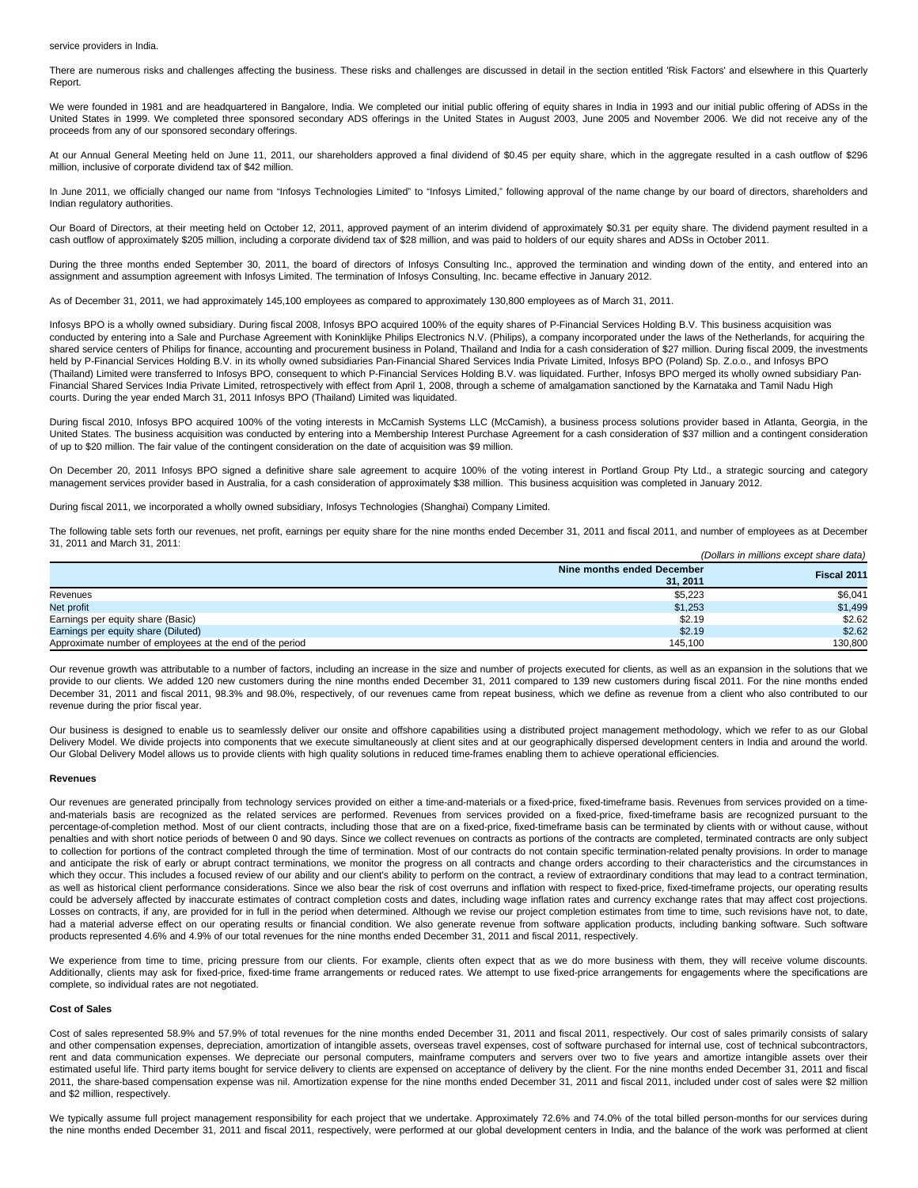service providers in India.

There are numerous risks and challenges affecting the business. These risks and challenges are discussed in detail in the section entitled 'Risk Factors' and elsewhere in this Quarterly Report.

We were founded in 1981 and are headquartered in Bangalore, India. We completed our initial public offering of equity shares in India in 1993 and our initial public offering of ADSs in the United States in 1999. We completed three sponsored secondary ADS offerings in the United States in August 2003, June 2005 and November 2006. We did not receive any of the proceeds from any of our sponsored secondary offerings.

At our Annual General Meeting held on June 11, 2011, our shareholders approved a final dividend of $0.45 per equity share, which in the aggregate resulted in a cash outflow of $296 million, inclusive of corporate dividend tax of $42 million.

In June 2011, we officially changed our name from "Infosys Technologies Limited" to "Infosys Limited," following approval of the name change by our board of directors, shareholders and Indian regulatory authorities.

Our Board of Directors, at their meeting held on October 12, 2011, approved payment of an interim dividend of approximately $0.31 per equity share. The dividend payment resulted in a cash outflow of approximately $205 million, including a corporate dividend tax of $28 million, and was paid to holders of our equity shares and ADSs in October 2011.

During the three months ended September 30, 2011, the board of directors of Infosys Consulting Inc., approved the termination and winding down of the entity, and entered into an assignment and assumption agreement with Infosys Limited. The termination of Infosys Consulting, Inc. became effective in January 2012.

As of December 31, 2011, we had approximately 145,100 employees as compared to approximately 130,800 employees as of March 31, 2011.

Infosys BPO is a wholly owned subsidiary. During fiscal 2008, Infosys BPO acquired 100% of the equity shares of P-Financial Services Holding B.V. This business acquisition was conducted by entering into a Sale and Purchase Agreement with Koninklijke Philips Electronics N.V. (Philips), a company incorporated under the laws of the Netherlands, for acquiring the shared service centers of Philips for finance, accounting and procurement business in Poland, Thailand and India for a cash consideration of $27 million. During fiscal 2009, the investments held by P-Financial Services Holding B.V. in its wholly owned subsidiaries Pan-Financial Shared Services India Private Limited, Infosys BPO (Poland) Sp. Z.o.o., and Infosys BPO (Thailand) Limited were transferred to Infosys BPO, consequent to which P-Financial Services Holding B.V. was liquidated. Further, Infosys BPO merged its wholly owned subsidiary Pan-Financial Shared Services India Private Limited, retrospectively with effect from April 1, 2008, through a scheme of amalgamation sanctioned by the Karnataka and Tamil Nadu High courts. During the year ended March 31, 2011 Infosys BPO (Thailand) Limited was liquidated.

During fiscal 2010, Infosys BPO acquired 100% of the voting interests in McCamish Systems LLC (McCamish), a business process solutions provider based in Atlanta, Georgia, in the United States. The business acquisition was conducted by entering into a Membership Interest Purchase Agreement for a cash consideration of $37 million and a contingent consideration of up to $20 million. The fair value of the contingent consideration on the date of acquisition was $9 million.

On December 20, 2011 Infosys BPO signed a definitive share sale agreement to acquire 100% of the voting interest in Portland Group Pty Ltd., a strategic sourcing and category management services provider based in Australia, for a cash consideration of approximately $38 million. This business acquisition was completed in January 2012.

During fiscal 2011, we incorporated a wholly owned subsidiary, Infosys Technologies (Shanghai) Company Limited.

The following table sets forth our revenues, net profit, earnings per equity share for the nine months ended December 31, 2011 and fiscal 2011, and number of employees as at December 31, 2011 and March 31, 2011:

*(Dollars in millions except share data)*

| | Nine months ended December 31, 2011 | Fiscal 2011 |
|---|---|---|
| Revenues | $5,223 | $6,041 |
| Net profit | $1,253 | $1,499 |
| Earnings per equity share (Basic) | $2.19 | $2.62 |
| Earnings per equity share (Diluted) | $2.19 | $2.62 |
| Approximate number of employees at the end of the period | 145,100 | 130,800 |

Our revenue growth was attributable to a number of factors, including an increase in the size and number of projects executed for clients, as well as an expansion in the solutions that we provide to our clients. We added 120 new customers during the nine months ended December 31, 2011 compared to 139 new customers during fiscal 2011. For the nine months ended December 31, 2011 and fiscal 2011, 98.3% and 98.0%, respectively, of our revenues came from repeat business, which we define as revenue from a client who also contributed to our revenue during the prior fiscal year.

Our business is designed to enable us to seamlessly deliver our onsite and offshore capabilities using a distributed project management methodology, which we refer to as our Global Delivery Model. We divide projects into components that we execute simultaneously at client sites and at our geographically dispersed development centers in India and around the world. Our Global Delivery Model allows us to provide clients with high quality solutions in reduced time-frames enabling them to achieve operational efficiencies.

**Revenues**

Our revenues are generated principally from technology services provided on either a time-and-materials or a fixed-price, fixed-timeframe basis. Revenues from services provided on a time-and-materials basis are recognized as the related services are performed. Revenues from services provided on a fixed-price, fixed-timeframe basis are recognized pursuant to the percentage-of-completion method. Most of our client contracts, including those that are on a fixed-price, fixed-timeframe basis can be terminated by clients with or without cause, without penalties and with short notice periods of between 0 and 90 days. Since we collect revenues on contracts as portions of the contracts are completed, terminated contracts are only subject to collection for portions of the contract completed through the time of termination. Most of our contracts do not contain specific termination-related penalty provisions. In order to manage and anticipate the risk of early or abrupt contract terminations, we monitor the progress on all contracts and change orders according to their characteristics and the circumstances in which they occur. This includes a focused review of our ability and our client's ability to perform on the contract, a review of extraordinary conditions that may lead to a contract termination, as well as historical client performance considerations. Since we also bear the risk of cost overruns and inflation with respect to fixed-price, fixed-timeframe projects, our operating results could be adversely affected by inaccurate estimates of contract completion costs and dates, including wage inflation rates and currency exchange rates that may affect cost projections. Losses on contracts, if any, are provided for in full in the period when determined. Although we revise our project completion estimates from time to time, such revisions have not, to date, had a material adverse effect on our operating results or financial condition. We also generate revenue from software application products, including banking software. Such software products represented 4.6% and 4.9% of our total revenues for the nine months ended December 31, 2011 and fiscal 2011, respectively.

We experience from time to time, pricing pressure from our clients. For example, clients often expect that as we do more business with them, they will receive volume discounts. Additionally, clients may ask for fixed-price, fixed-time frame arrangements or reduced rates. We attempt to use fixed-price arrangements for engagements where the specifications are complete, so individual rates are not negotiated.

**Cost of Sales**

Cost of sales represented 58.9% and 57.9% of total revenues for the nine months ended December 31, 2011 and fiscal 2011, respectively. Our cost of sales primarily consists of salary and other compensation expenses, depreciation, amortization of intangible assets, overseas travel expenses, cost of software purchased for internal use, cost of technical subcontractors, rent and data communication expenses. We depreciate our personal computers, mainframe computers and servers over two to five years and amortize intangible assets over their estimated useful life. Third party items bought for service delivery to clients are expensed on acceptance of delivery by the client. For the nine months ended December 31, 2011 and fiscal 2011, the share-based compensation expense was nil. Amortization expense for the nine months ended December 31, 2011 and fiscal 2011, included under cost of sales were $2 million and $2 million, respectively.

We typically assume full project management responsibility for each project that we undertake. Approximately 72.6% and 74.0% of the total billed person-months for our services during the nine months ended December 31, 2011 and fiscal 2011, respectively, were performed at our global development centers in India, and the balance of the work was performed at client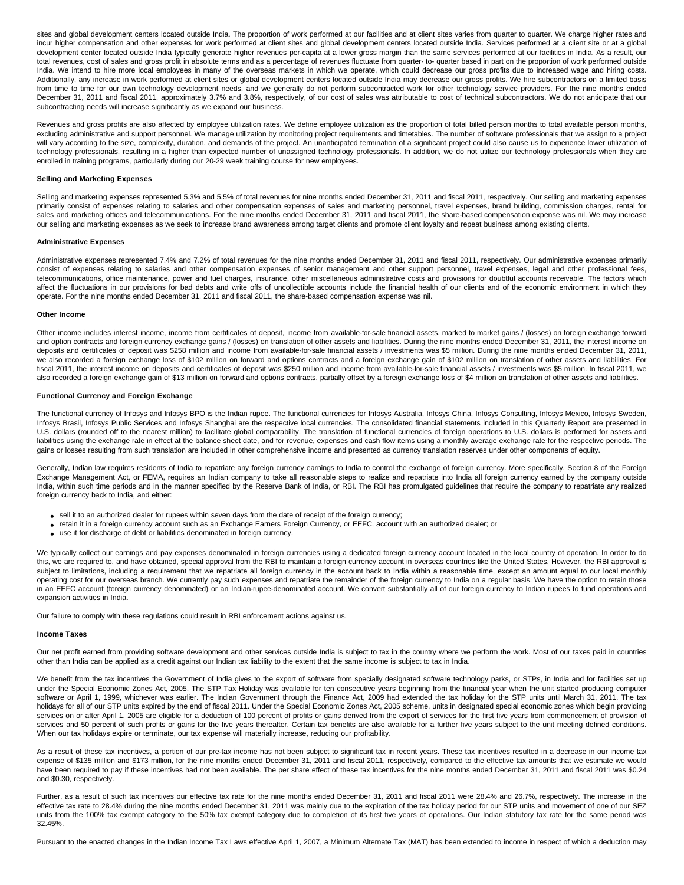sites and global development centers located outside India. The proportion of work performed at our facilities and at client sites varies from quarter to quarter. We charge higher rates and incur higher compensation and other expenses for work performed at client sites and global development centers located outside India. Services performed at a client site or at a global development center located outside India typically generate higher revenues per-capita at a lower gross margin than the same services performed at our facilities in India. As a result, our total revenues, cost of sales and gross profit in absolute terms and as a percentage of revenues fluctuate from quarter- to- quarter based in part on the proportion of work performed outside India. We intend to hire more local employees in many of the overseas markets in which we operate, which could decrease our gross profits due to increased wage and hiring costs. Additionally, any increase in work performed at client sites or global development centers located outside India may decrease our gross profits. We hire subcontractors on a limited basis from time to time for our own technology development needs, and we generally do not perform subcontracted work for other technology service providers. For the nine months ended December 31, 2011 and fiscal 2011, approximately 3.7% and 3.8%, respectively, of our cost of sales was attributable to cost of technical subcontractors. We do not anticipate that our subcontracting needs will increase significantly as we expand our business.

Revenues and gross profits are also affected by employee utilization rates. We define employee utilization as the proportion of total billed person months to total available person months, excluding administrative and support personnel. We manage utilization by monitoring project requirements and timetables. The number of software professionals that we assign to a project will vary according to the size, complexity, duration, and demands of the project. An unanticipated termination of a significant project could also cause us to experience lower utilization of technology professionals, resulting in a higher than expected number of unassigned technology professionals. In addition, we do not utilize our technology professionals when they are enrolled in training programs, particularly during our 20-29 week training course for new employees.

#### Selling and Marketing Expenses

Selling and marketing expenses represented 5.3% and 5.5% of total revenues for nine months ended December 31, 2011 and fiscal 2011, respectively. Our selling and marketing expenses primarily consist of expenses relating to salaries and other compensation expenses of sales and marketing personnel, travel expenses, brand building, commission charges, rental for sales and marketing offices and telecommunications. For the nine months ended December 31, 2011 and fiscal 2011, the share-based compensation expense was nil. We may increase our selling and marketing expenses as we seek to increase brand awareness among target clients and promote client loyalty and repeat business among existing clients.

#### Administrative Expenses

Administrative expenses represented 7.4% and 7.2% of total revenues for the nine months ended December 31, 2011 and fiscal 2011, respectively. Our administrative expenses primarily consist of expenses relating to salaries and other compensation expenses of senior management and other support personnel, travel expenses, legal and other professional fees, telecommunications, office maintenance, power and fuel charges, insurance, other miscellaneous administrative costs and provisions for doubtful accounts receivable. The factors which affect the fluctuations in our provisions for bad debts and write offs of uncollectible accounts include the financial health of our clients and of the economic environment in which they operate. For the nine months ended December 31, 2011 and fiscal 2011, the share-based compensation expense was nil.

#### Other Income

Other income includes interest income, income from certificates of deposit, income from available-for-sale financial assets, marked to market gains / (losses) on foreign exchange forward and option contracts and foreign currency exchange gains / (losses) on translation of other assets and liabilities. During the nine months ended December 31, 2011, the interest income on deposits and certificates of deposit was $258 million and income from available-for-sale financial assets / investments was $5 million. During the nine months ended December 31, 2011, we also recorded a foreign exchange loss of $102 million on forward and options contracts and a foreign exchange gain of $102 million on translation of other assets and liabilities. For fiscal 2011, the interest income on deposits and certificates of deposit was $250 million and income from available-for-sale financial assets / investments was $5 million. In fiscal 2011, we also recorded a foreign exchange gain of $13 million on forward and options contracts, partially offset by a foreign exchange loss of $4 million on translation of other assets and liabilities.

#### Functional Currency and Foreign Exchange

The functional currency of Infosys and Infosys BPO is the Indian rupee. The functional currencies for Infosys Australia, Infosys China, Infosys Consulting, Infosys Mexico, Infosys Sweden, Infosys Brasil, Infosys Public Services and Infosys Shanghai are the respective local currencies. The consolidated financial statements included in this Quarterly Report are presented in U.S. dollars (rounded off to the nearest million) to facilitate global comparability. The translation of functional currencies of foreign operations to U.S. dollars is performed for assets and liabilities using the exchange rate in effect at the balance sheet date, and for revenue, expenses and cash flow items using a monthly average exchange rate for the respective periods. The gains or losses resulting from such translation are included in other comprehensive income and presented as currency translation reserves under other components of equity.

Generally, Indian law requires residents of India to repatriate any foreign currency earnings to India to control the exchange of foreign currency. More specifically, Section 8 of the Foreign Exchange Management Act, or FEMA, requires an Indian company to take all reasonable steps to realize and repatriate into India all foreign currency earned by the company outside India, within such time periods and in the manner specified by the Reserve Bank of India, or RBI. The RBI has promulgated guidelines that require the company to repatriate any realized foreign currency back to India, and either:

- sell it to an authorized dealer for rupees within seven days from the date of receipt of the foreign currency;
- retain it in a foreign currency account such as an Exchange Earners Foreign Currency, or EEFC, account with an authorized dealer; or
- use it for discharge of debt or liabilities denominated in foreign currency.

We typically collect our earnings and pay expenses denominated in foreign currencies using a dedicated foreign currency account located in the local country of operation. In order to do this, we are required to, and have obtained, special approval from the RBI to maintain a foreign currency account in overseas countries like the United States. However, the RBI approval is subject to limitations, including a requirement that we repatriate all foreign currency in the account back to India within a reasonable time, except an amount equal to our local monthly operating cost for our overseas branch. We currently pay such expenses and repatriate the remainder of the foreign currency to India on a regular basis. We have the option to retain those in an EEFC account (foreign currency denominated) or an Indian-rupee-denominated account. We convert substantially all of our foreign currency to Indian rupees to fund operations and expansion activities in India.

Our failure to comply with these regulations could result in RBI enforcement actions against us.

#### Income Taxes

Our net profit earned from providing software development and other services outside India is subject to tax in the country where we perform the work. Most of our taxes paid in countries other than India can be applied as a credit against our Indian tax liability to the extent that the same income is subject to tax in India.

We benefit from the tax incentives the Government of India gives to the export of software from specially designated software technology parks, or STPs, in India and for facilities set up under the Special Economic Zones Act, 2005. The STP Tax Holiday was available for ten consecutive years beginning from the financial year when the unit started producing computer software or April 1, 1999, whichever was earlier. The Indian Government through the Finance Act, 2009 had extended the tax holiday for the STP units until March 31, 2011. The tax holidays for all of our STP units expired by the end of fiscal 2011. Under the Special Economic Zones Act, 2005 scheme, units in designated special economic zones which begin providing services on or after April 1, 2005 are eligible for a deduction of 100 percent of profits or gains derived from the export of services for the first five years from commencement of provision of services and 50 percent of such profits or gains for the five years thereafter. Certain tax benefits are also available for a further five years subject to the unit meeting defined conditions. When our tax holidays expire or terminate, our tax expense will materially increase, reducing our profitability.

As a result of these tax incentives, a portion of our pre-tax income has not been subject to significant tax in recent years. These tax incentives resulted in a decrease in our income tax expense of $135 million and $173 million, for the nine months ended December 31, 2011 and fiscal 2011, respectively, compared to the effective tax amounts that we estimate we would have been required to pay if these incentives had not been available. The per share effect of these tax incentives for the nine months ended December 31, 2011 and fiscal 2011 was $0.24 and $0.30, respectively.

Further, as a result of such tax incentives our effective tax rate for the nine months ended December 31, 2011 and fiscal 2011 were 28.4% and 26.7%, respectively. The increase in the effective tax rate to 28.4% during the nine months ended December 31, 2011 was mainly due to the expiration of the tax holiday period for our STP units and movement of one of our SEZ units from the 100% tax exempt category to the 50% tax exempt category due to completion of its first five years of operations. Our Indian statutory tax rate for the same period was 32.45%.

Pursuant to the enacted changes in the Indian Income Tax Laws effective April 1, 2007, a Minimum Alternate Tax (MAT) has been extended to income in respect of which a deduction may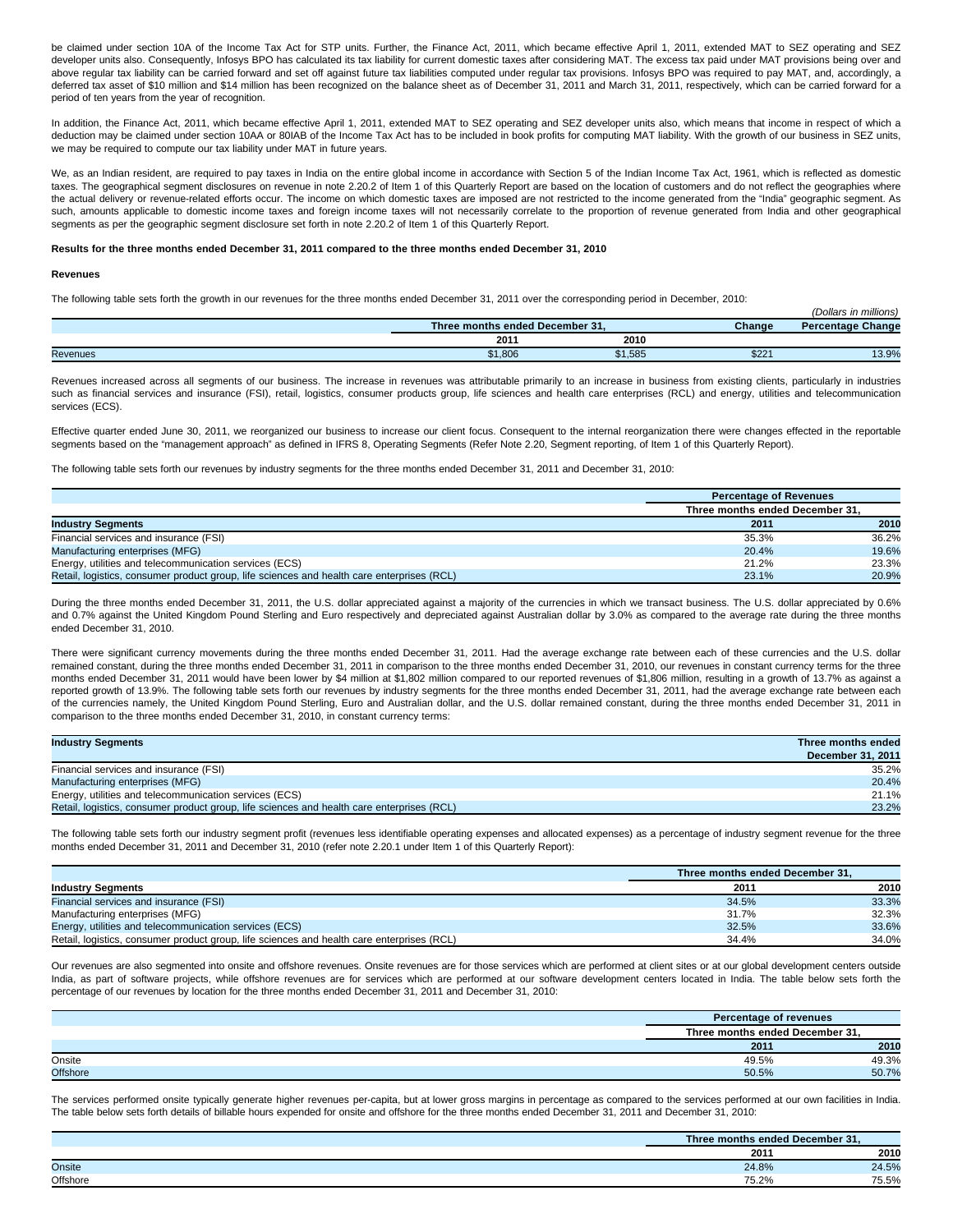be claimed under section 10A of the Income Tax Act for STP units. Further, the Finance Act, 2011, which became effective April 1, 2011, extended MAT to SEZ operating and SEZ developer units also. Consequently, Infosys BPO has calculated its tax liability for current domestic taxes after considering MAT. The excess tax paid under MAT provisions being over and above regular tax liability can be carried forward and set off against future tax liabilities computed under regular tax provisions. Infosys BPO was required to pay MAT, and, accordingly, a deferred tax asset of $10 million and $14 million has been recognized on the balance sheet as of December 31, 2011 and March 31, 2011, respectively, which can be carried forward for a period of ten years from the year of recognition.

In addition, the Finance Act, 2011, which became effective April 1, 2011, extended MAT to SEZ operating and SEZ developer units also, which means that income in respect of which a deduction may be claimed under section 10AA or 80IAB of the Income Tax Act has to be included in book profits for computing MAT liability. With the growth of our business in SEZ units, we may be required to compute our tax liability under MAT in future years.

We, as an Indian resident, are required to pay taxes in India on the entire global income in accordance with Section 5 of the Indian Income Tax Act, 1961, which is reflected as domestic taxes. The geographical segment disclosures on revenue in note 2.20.2 of Item 1 of this Quarterly Report are based on the location of customers and do not reflect the geographies where the actual delivery or revenue-related efforts occur. The income on which domestic taxes are imposed are not restricted to the income generated from the "India" geographic segment. As such, amounts applicable to domestic income taxes and foreign income taxes will not necessarily correlate to the proportion of revenue generated from India and other geographical segments as per the geographic segment disclosure set forth in note 2.20.2 of Item 1 of this Quarterly Report.

**Results for the three months ended December 31, 2011 compared to the three months ended December 31, 2010**

**Revenues**

The following table sets forth the growth in our revenues for the three months ended December 31, 2011 over the corresponding period in December, 2010:

*(Dollars in millions)*

| | Three months ended December 31, | | Change | Percentage Change |
|---|---|---|---|---|
| | 2011 | 2010 | | |
| Revenues | $1,806 | $1,585 | $221 | 13.9% |

Revenues increased across all segments of our business. The increase in revenues was attributable primarily to an increase in business from existing clients, particularly in industries such as financial services and insurance (FSI), retail, logistics, consumer products group, life sciences and health care enterprises (RCL) and energy, utilities and telecommunication services (ECS).

Effective quarter ended June 30, 2011, we reorganized our business to increase our client focus. Consequent to the internal reorganization there were changes effected in the reportable segments based on the "management approach" as defined in IFRS 8, Operating Segments (Refer Note 2.20, Segment reporting, of Item 1 of this Quarterly Report).

The following table sets forth our revenues by industry segments for the three months ended December 31, 2011 and December 31, 2010:

| | Percentage of Revenues | |
|---|---|---|
| | Three months ended December 31, | |
| **Industry Segments** | 2011 | 2010 |
| Financial services and insurance (FSI) | 35.3% | 36.2% |
| Manufacturing enterprises (MFG) | 20.4% | 19.6% |
| Energy, utilities and telecommunication services (ECS) | 21.2% | 23.3% |
| Retail, logistics, consumer product group, life sciences and health care enterprises (RCL) | 23.1% | 20.9% |

During the three months ended December 31, 2011, the U.S. dollar appreciated against a majority of the currencies in which we transact business. The U.S. dollar appreciated by 0.6% and 0.7% against the United Kingdom Pound Sterling and Euro respectively and depreciated against Australian dollar by 3.0% as compared to the average rate during the three months ended December 31, 2010.

There were significant currency movements during the three months ended December 31, 2011. Had the average exchange rate between each of these currencies and the U.S. dollar remained constant, during the three months ended December 31, 2011 in comparison to the three months ended December 31, 2010, our revenues in constant currency terms for the three months ended December 31, 2011 would have been lower by $4 million at $1,802 million compared to our reported revenues of $1,806 million, resulting in a growth of 13.7% as against a reported growth of 13.9%. The following table sets forth our revenues by industry segments for the three months ended December 31, 2011, had the average exchange rate between each of the currencies namely, the United Kingdom Pound Sterling, Euro and Australian dollar, and the U.S. dollar remained constant, during the three months ended December 31, 2011 in comparison to the three months ended December 31, 2010, in constant currency terms:

| **Industry Segments** | Three months ended December 31, 2011 |
|---|---|
| Financial services and insurance (FSI) | 35.2% |
| Manufacturing enterprises (MFG) | 20.4% |
| Energy, utilities and telecommunication services (ECS) | 21.1% |
| Retail, logistics, consumer product group, life sciences and health care enterprises (RCL) | 23.2% |

The following table sets forth our industry segment profit (revenues less identifiable operating expenses and allocated expenses) as a percentage of industry segment revenue for the three months ended December 31, 2011 and December 31, 2010 (refer note 2.20.1 under Item 1 of this Quarterly Report):

| | Three months ended December 31, | |
|---|---|---|
| **Industry Segments** | 2011 | 2010 |
| Financial services and insurance (FSI) | 34.5% | 33.3% |
| Manufacturing enterprises (MFG) | 31.7% | 32.3% |
| Energy, utilities and telecommunication services (ECS) | 32.5% | 33.6% |
| Retail, logistics, consumer product group, life sciences and health care enterprises (RCL) | 34.4% | 34.0% |

Our revenues are also segmented into onsite and offshore revenues. Onsite revenues are for those services which are performed at client sites or at our global development centers outside India, as part of software projects, while offshore revenues are for services which are performed at our software development centers located in India. The table below sets forth the percentage of our revenues by location for the three months ended December 31, 2011 and December 31, 2010:

| | Percentage of revenues | |
|---|---|---|
| | Three months ended December 31, | |
| | 2011 | 2010 |
| Onsite | 49.5% | 49.3% |
| Offshore | 50.5% | 50.7% |

The services performed onsite typically generate higher revenues per-capita, but at lower gross margins in percentage as compared to the services performed at our own facilities in India. The table below sets forth details of billable hours expended for onsite and offshore for the three months ended December 31, 2011 and December 31, 2010:

| | Three months ended December 31, | |
|---|---|---|
| | 2011 | 2010 |
| Onsite | 24.8% | 24.5% |
| Offshore | 75.2% | 75.5% |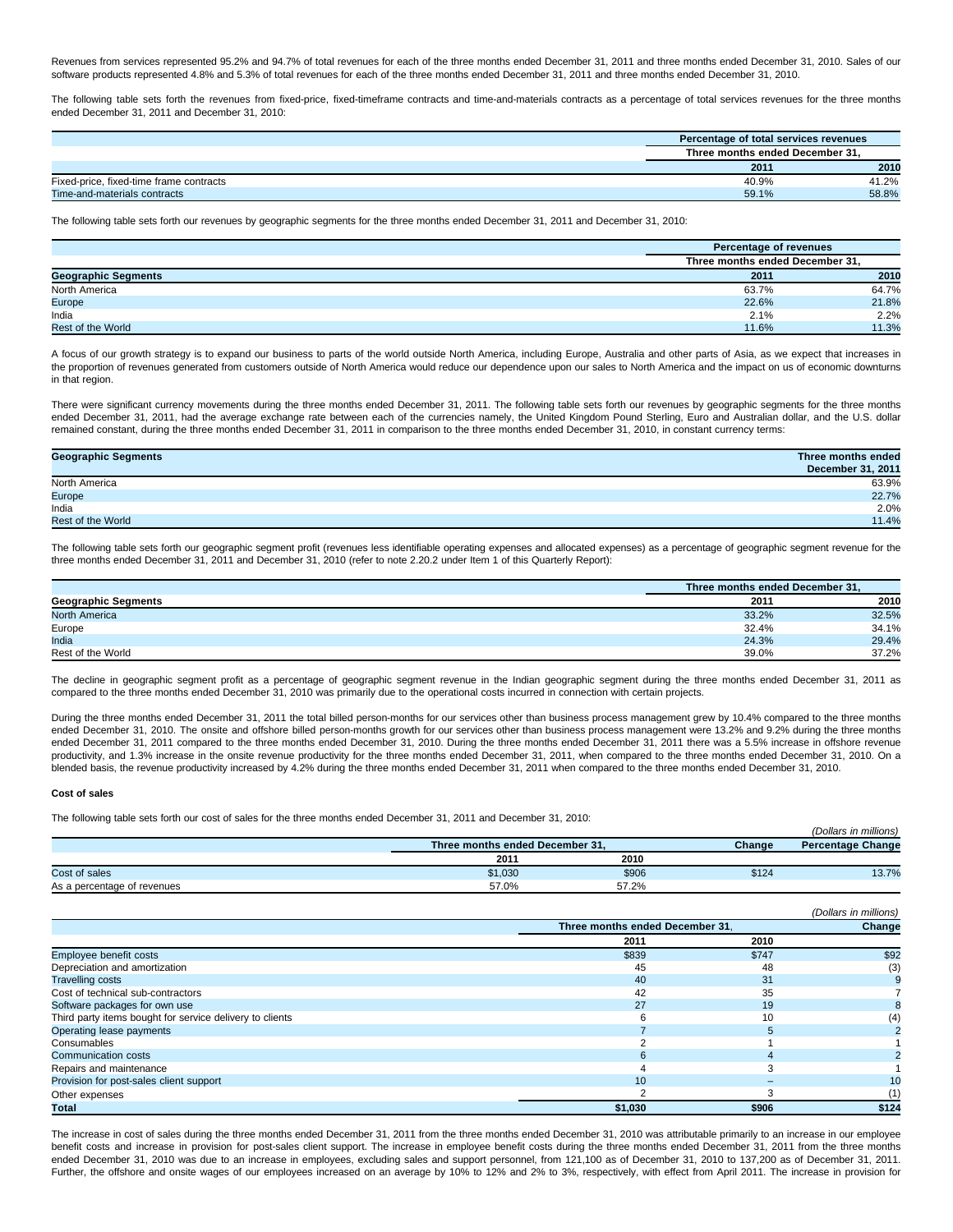Revenues from services represented 95.2% and 94.7% of total revenues for each of the three months ended December 31, 2011 and three months ended December 31, 2010. Sales of our software products represented 4.8% and 5.3% of total revenues for each of the three months ended December 31, 2011 and three months ended December 31, 2010.

The following table sets forth the revenues from fixed-price, fixed-timeframe contracts and time-and-materials contracts as a percentage of total services revenues for the three months ended December 31, 2011 and December 31, 2010:

| | Percentage of total services revenues | |
|---|---|---|
| | Three months ended December 31, | |
| | 2011 | 2010 |
| Fixed-price, fixed-time frame contracts | 40.9% | 41.2% |
| Time-and-materials contracts | 59.1% | 58.8% |

The following table sets forth our revenues by geographic segments for the three months ended December 31, 2011 and December 31, 2010:

| | Percentage of revenues | |
|---|---|---|
| | Three months ended December 31, | |
| Geographic Segments | 2011 | 2010 |
| North America | 63.7% | 64.7% |
| Europe | 22.6% | 21.8% |
| India | 2.1% | 2.2% |
| Rest of the World | 11.6% | 11.3% |

A focus of our growth strategy is to expand our business to parts of the world outside North America, including Europe, Australia and other parts of Asia, as we expect that increases in the proportion of revenues generated from customers outside of North America would reduce our dependence upon our sales to North America and the impact on us of economic downturns in that region.

There were significant currency movements during the three months ended December 31, 2011. The following table sets forth our revenues by geographic segments for the three months ended December 31, 2011, had the average exchange rate between each of the currencies namely, the United Kingdom Pound Sterling, Euro and Australian dollar, and the U.S. dollar remained constant, during the three months ended December 31, 2011 in comparison to the three months ended December 31, 2010, in constant currency terms:

| Geographic Segments | Three months ended December 31, 2011 |
|---|---|
| North America | 63.9% |
| Europe | 22.7% |
| India | 2.0% |
| Rest of the World | 11.4% |

The following table sets forth our geographic segment profit (revenues less identifiable operating expenses and allocated expenses) as a percentage of geographic segment revenue for the three months ended December 31, 2011 and December 31, 2010 (refer to note 2.20.2 under Item 1 of this Quarterly Report):

| | Three months ended December 31, | |
|---|---|---|
| Geographic Segments | 2011 | 2010 |
| North America | 33.2% | 32.5% |
| Europe | 32.4% | 34.1% |
| India | 24.3% | 29.4% |
| Rest of the World | 39.0% | 37.2% |

The decline in geographic segment profit as a percentage of geographic segment revenue in the Indian geographic segment during the three months ended December 31, 2011 as compared to the three months ended December 31, 2010 was primarily due to the operational costs incurred in connection with certain projects.

During the three months ended December 31, 2011 the total billed person-months for our services other than business process management grew by 10.4% compared to the three months ended December 31, 2010. The onsite and offshore billed person-months growth for our services other than business process management were 13.2% and 9.2% during the three months ended December 31, 2011 compared to the three months ended December 31, 2010. During the three months ended December 31, 2011 there was a 5.5% increase in offshore revenue productivity, and 1.3% increase in the onsite revenue productivity for the three months ended December 31, 2011, when compared to the three months ended December 31, 2010. On a blended basis, the revenue productivity increased by 4.2% during the three months ended December 31, 2011 when compared to the three months ended December 31, 2010.

#### Cost of sales

The following table sets forth our cost of sales for the three months ended December 31, 2011 and December 31, 2010:

*(Dollars in millions)*

| | Three months ended December 31, | | Change | Percentage Change |
|---|---|---|---|---|
| | 2011 | 2010 | | |
| Cost of sales | $1,030 | $906 | $124 | 13.7% |
| As a percentage of revenues | 57.0% | 57.2% | | |

*(Dollars in millions)*

| | Three months ended December 31, | | Change |
|---|---|---|---|
| | 2011 | 2010 | |
| Employee benefit costs | $839 | $747 | $92 |
| Depreciation and amortization | 45 | 48 | (3) |
| Travelling costs | 40 | 31 | 9 |
| Cost of technical sub-contractors | 42 | 35 | 7 |
| Software packages for own use | 27 | 19 | 8 |
| Third party items bought for service delivery to clients | 6 | 10 | (4) |
| Operating lease payments | 7 | 5 | 2 |
| Consumables | 2 | 1 | 1 |
| Communication costs | 6 | 4 | 2 |
| Repairs and maintenance | 4 | 3 | 1 |
| Provision for post-sales client support | 10 | – | 10 |
| Other expenses | 2 | 3 | (1) |
| **Total** | **$1,030** | **$906** | **$124** |

The increase in cost of sales during the three months ended December 31, 2011 from the three months ended December 31, 2010 was attributable primarily to an increase in our employee benefit costs and increase in provision for post-sales client support. The increase in employee benefit costs during the three months ended December 31, 2011 from the three months ended December 31, 2010 was due to an increase in employees, excluding sales and support personnel, from 121,100 as of December 31, 2010 to 137,200 as of December 31, 2011. Further, the offshore and onsite wages of our employees increased on an average by 10% to 12% and 2% to 3%, respectively, with effect from April 2011. The increase in provision for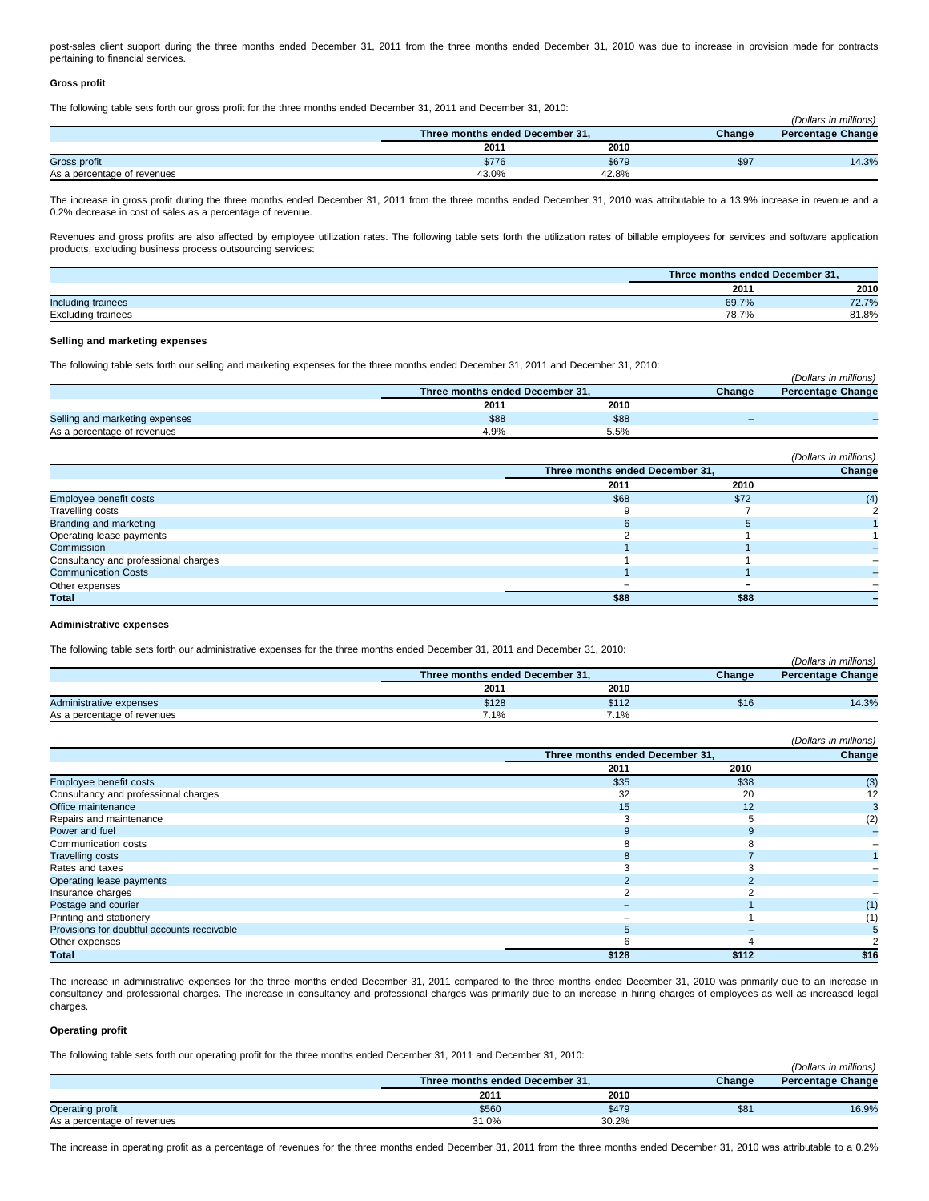post-sales client support during the three months ended December 31, 2011 from the three months ended December 31, 2010 was due to increase in provision made for contracts pertaining to financial services.

#### Gross profit

The following table sets forth our gross profit for the three months ended December 31, 2011 and December 31, 2010:

*(Dollars in millions)*

| | Three months ended December 31, | | Change | Percentage Change |
|---|---|---|---|---|
| | 2011 | 2010 | | |
| Gross profit | $776 | $679 | $97 | 14.3% |
| As a percentage of revenues | 43.0% | 42.8% | | |

The increase in gross profit during the three months ended December 31, 2011 from the three months ended December 31, 2010 was attributable to a 13.9% increase in revenue and a 0.2% decrease in cost of sales as a percentage of revenue.

Revenues and gross profits are also affected by employee utilization rates. The following table sets forth the utilization rates of billable employees for services and software application products, excluding business process outsourcing services:

| | Three months ended December 31, | |
|---|---|---|
| | 2011 | 2010 |
| Including trainees | 69.7% | 72.7% |
| Excluding trainees | 78.7% | 81.8% |

#### Selling and marketing expenses

The following table sets forth our selling and marketing expenses for the three months ended December 31, 2011 and December 31, 2010:

*(Dollars in millions)*

| | Three months ended December 31, | | Change | Percentage Change |
|---|---|---|---|---|
| | 2011 | 2010 | | |
| Selling and marketing expenses | $88 | $88 | – | – |
| As a percentage of revenues | 4.9% | 5.5% | | |

*(Dollars in millions)*

| | Three months ended December 31, | | Change |
|---|---|---|---|
| | 2011 | 2010 | |
| Employee benefit costs | $68 | $72 | (4) |
| Travelling costs | 9 | 7 | 2 |
| Branding and marketing | 6 | 5 | 1 |
| Operating lease payments | 2 | 1 | 1 |
| Commission | 1 | 1 | – |
| Consultancy and professional charges | 1 | 1 | – |
| Communication Costs | 1 | 1 | – |
| Other expenses | – | – | – |
| **Total** | **$88** | **$88** | **–** |

#### Administrative expenses

The following table sets forth our administrative expenses for the three months ended December 31, 2011 and December 31, 2010:

*(Dollars in millions)*

| | Three months ended December 31, | | Change | Percentage Change |
|---|---|---|---|---|
| | 2011 | 2010 | | |
| Administrative expenses | $128 | $112 | $16 | 14.3% |
| As a percentage of revenues | 7.1% | 7.1% | | |

*(Dollars in millions)*

| | Three months ended December 31, | | Change |
|---|---|---|---|
| | 2011 | 2010 | |
| Employee benefit costs | $35 | $38 | (3) |
| Consultancy and professional charges | 32 | 20 | 12 |
| Office maintenance | 15 | 12 | 3 |
| Repairs and maintenance | 3 | 5 | (2) |
| Power and fuel | 9 | 9 | – |
| Communication costs | 8 | 8 | – |
| Travelling costs | 8 | 7 | 1 |
| Rates and taxes | 3 | 3 | – |
| Operating lease payments | 2 | 2 | – |
| Insurance charges | 2 | 2 | – |
| Postage and courier | – | 1 | (1) |
| Printing and stationery | – | 1 | (1) |
| Provisions for doubtful accounts receivable | 5 | – | 5 |
| Other expenses | 6 | 4 | 2 |
| **Total** | **$128** | **$112** | **$16** |

The increase in administrative expenses for the three months ended December 31, 2011 compared to the three months ended December 31, 2010 was primarily due to an increase in consultancy and professional charges. The increase in consultancy and professional charges was primarily due to an increase in hiring charges of employees as well as increased legal charges.

#### Operating profit

The following table sets forth our operating profit for the three months ended December 31, 2011 and December 31, 2010:

*(Dollars in millions)*

| | Three months ended December 31, | | Change | Percentage Change |
|---|---|---|---|---|
| | 2011 | 2010 | | |
| Operating profit | $560 | $479 | $81 | 16.9% |
| As a percentage of revenues | 31.0% | 30.2% | | |

The increase in operating profit as a percentage of revenues for the three months ended December 31, 2011 from the three months ended December 31, 2010 was attributable to a 0.2%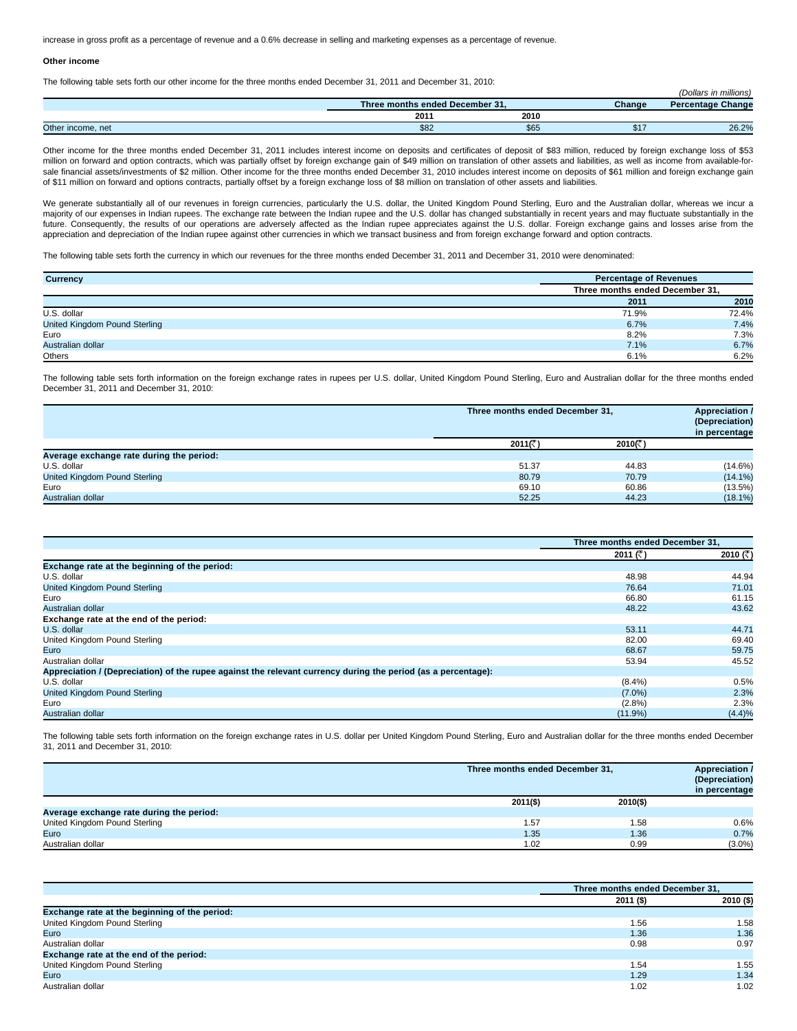increase in gross profit as a percentage of revenue and a 0.6% decrease in selling and marketing expenses as a percentage of revenue.

**Other income**

The following table sets forth our other income for the three months ended December 31, 2011 and December 31, 2010:

*(Dollars in millions)*

| | Three months ended December 31, | | Change | Percentage Change |
|---|---|---|---|---|
| | 2011 | 2010 | | |
| Other income, net | $82 | $65 | $17 | 26.2% |

Other income for the three months ended December 31, 2011 includes interest income on deposits and certificates of deposit of $83 million, reduced by foreign exchange loss of $53 million on forward and option contracts, which was partially offset by foreign exchange gain of $49 million on translation of other assets and liabilities, as well as income from available-for-sale financial assets/investments of $2 million. Other income for the three months ended December 31, 2010 includes interest income on deposits of $61 million and foreign exchange gain of $11 million on forward and options contracts, partially offset by a foreign exchange loss of $8 million on translation of other assets and liabilities.

We generate substantially all of our revenues in foreign currencies, particularly the U.S. dollar, the United Kingdom Pound Sterling, Euro and the Australian dollar, whereas we incur a majority of our expenses in Indian rupees. The exchange rate between the Indian rupee and the U.S. dollar has changed substantially in recent years and may fluctuate substantially in the future. Consequently, the results of our operations are adversely affected as the Indian rupee appreciates against the U.S. dollar. Foreign exchange gains and losses arise from the appreciation and depreciation of the Indian rupee against other currencies in which we transact business and from foreign exchange forward and option contracts.

The following table sets forth the currency in which our revenues for the three months ended December 31, 2011 and December 31, 2010 were denominated:

| Currency | Percentage of Revenues | |
|---|---|---|
| | Three months ended December 31, | |
| | 2011 | 2010 |
| U.S. dollar | 71.9% | 72.4% |
| United Kingdom Pound Sterling | 6.7% | 7.4% |
| Euro | 8.2% | 7.3% |
| Australian dollar | 7.1% | 6.7% |
| Others | 6.1% | 6.2% |

The following table sets forth information on the foreign exchange rates in rupees per U.S. dollar, United Kingdom Pound Sterling, Euro and Australian dollar for the three months ended December 31, 2011 and December 31, 2010:

| | Three months ended December 31, | | Appreciation / (Depreciation) in percentage |
|---|---|---|---|
| | 2011(₹) | 2010(₹) | |
| **Average exchange rate during the period:** | | | |
| U.S. dollar | 51.37 | 44.83 | (14.6%) |
| United Kingdom Pound Sterling | 80.79 | 70.79 | (14.1%) |
| Euro | 69.10 | 60.86 | (13.5%) |
| Australian dollar | 52.25 | 44.23 | (18.1%) |

| | Three months ended December 31, | |
|---|---|---|
| | 2011 (₹) | 2010 (₹) |
| **Exchange rate at the beginning of the period:** | | |
| U.S. dollar | 48.98 | 44.94 |
| United Kingdom Pound Sterling | 76.64 | 71.01 |
| Euro | 66.80 | 61.15 |
| Australian dollar | 48.22 | 43.62 |
| **Exchange rate at the end of the period:** | | |
| U.S. dollar | 53.11 | 44.71 |
| United Kingdom Pound Sterling | 82.00 | 69.40 |
| Euro | 68.67 | 59.75 |
| Australian dollar | 53.94 | 45.52 |
| **Appreciation / (Depreciation) of the rupee against the relevant currency during the period (as a percentage):** | | |
| U.S. dollar | (8.4%) | 0.5% |
| United Kingdom Pound Sterling | (7.0%) | 2.3% |
| Euro | (2.8%) | 2.3% |
| Australian dollar | (11.9%) | (4.4)% |

The following table sets forth information on the foreign exchange rates in U.S. dollar per United Kingdom Pound Sterling, Euro and Australian dollar for the three months ended December 31, 2011 and December 31, 2010:

| | Three months ended December 31, | | Appreciation / (Depreciation) in percentage |
|---|---|---|---|
| | 2011($) | 2010($) | |
| **Average exchange rate during the period:** | | | |
| United Kingdom Pound Sterling | 1.57 | 1.58 | 0.6% |
| Euro | 1.35 | 1.36 | 0.7% |
| Australian dollar | 1.02 | 0.99 | (3.0%) |

| | Three months ended December 31, | |
|---|---|---|
| | 2011 ($) | 2010 ($) |
| **Exchange rate at the beginning of the period:** | | |
| United Kingdom Pound Sterling | 1.56 | 1.58 |
| Euro | 1.36 | 1.36 |
| Australian dollar | 0.98 | 0.97 |
| **Exchange rate at the end of the period:** | | |
| United Kingdom Pound Sterling | 1.54 | 1.55 |
| Euro | 1.29 | 1.34 |
| Australian dollar | 1.02 | 1.02 |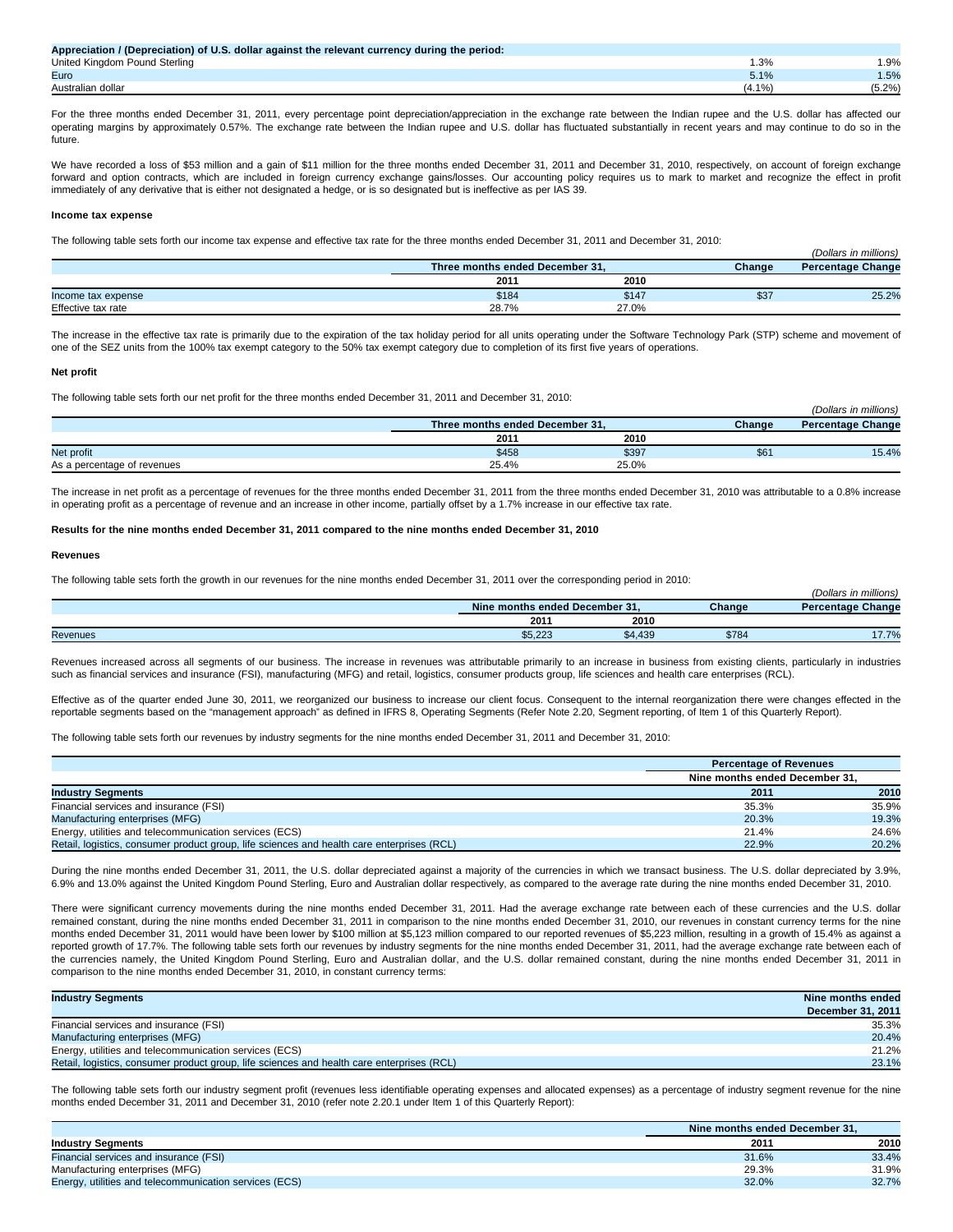| Appreciation / (Depreciation) of U.S. dollar against the relevant currency during the period: | | |
|---|---|---|
| United Kingdom Pound Sterling | 1.3% | 1.9% |
| Euro | 5.1% | 1.5% |
| Australian dollar | (4.1%) | (5.2%) |

For the three months ended December 31, 2011, every percentage point depreciation/appreciation in the exchange rate between the Indian rupee and the U.S. dollar has affected our operating margins by approximately 0.57%. The exchange rate between the Indian rupee and U.S. dollar has fluctuated substantially in recent years and may continue to do so in the future.

We have recorded a loss of $53 million and a gain of $11 million for the three months ended December 31, 2011 and December 31, 2010, respectively, on account of foreign exchange forward and option contracts, which are included in foreign currency exchange gains/losses. Our accounting policy requires us to mark to market and recognize the effect in profit immediately of any derivative that is either not designated a hedge, or is so designated but is ineffective as per IAS 39.

**Income tax expense**

The following table sets forth our income tax expense and effective tax rate for the three months ended December 31, 2011 and December 31, 2010:

*(Dollars in millions)*

| | Three months ended December 31, | | Change | Percentage Change |
|---|---|---|---|---|
| | 2011 | 2010 | | |
| Income tax expense | $184 | $147 | $37 | 25.2% |
| Effective tax rate | 28.7% | 27.0% | | |

The increase in the effective tax rate is primarily due to the expiration of the tax holiday period for all units operating under the Software Technology Park (STP) scheme and movement of one of the SEZ units from the 100% tax exempt category to the 50% tax exempt category due to completion of its first five years of operations.

**Net profit**

The following table sets forth our net profit for the three months ended December 31, 2011 and December 31, 2010:

*(Dollars in millions)*

| | Three months ended December 31, | | Change | Percentage Change |
|---|---|---|---|---|
| | 2011 | 2010 | | |
| Net profit | $458 | $397 | $61 | 15.4% |
| As a percentage of revenues | 25.4% | 25.0% | | |

The increase in net profit as a percentage of revenues for the three months ended December 31, 2011 from the three months ended December 31, 2010 was attributable to a 0.8% increase in operating profit as a percentage of revenue and an increase in other income, partially offset by a 1.7% increase in our effective tax rate.

**Results for the nine months ended December 31, 2011 compared to the nine months ended December 31, 2010**

**Revenues**

The following table sets forth the growth in our revenues for the nine months ended December 31, 2011 over the corresponding period in 2010:

*(Dollars in millions)*

| | Nine months ended December 31, | | Change | Percentage Change |
|---|---|---|---|---|
| | 2011 | 2010 | | |
| Revenues | $5,223 | $4,439 | $784 | 17.7% |

Revenues increased across all segments of our business. The increase in revenues was attributable primarily to an increase in business from existing clients, particularly in industries such as financial services and insurance (FSI), manufacturing (MFG) and retail, logistics, consumer products group, life sciences and health care enterprises (RCL).

Effective as of the quarter ended June 30, 2011, we reorganized our business to increase our client focus. Consequent to the internal reorganization there were changes effected in the reportable segments based on the "management approach" as defined in IFRS 8, Operating Segments (Refer Note 2.20, Segment reporting, of Item 1 of this Quarterly Report).

The following table sets forth our revenues by industry segments for the nine months ended December 31, 2011 and December 31, 2010:

| | Percentage of Revenues | |
|---|---|---|
| | Nine months ended December 31, | |
| Industry Segments | 2011 | 2010 |
| Financial services and insurance (FSI) | 35.3% | 35.9% |
| Manufacturing enterprises (MFG) | 20.3% | 19.3% |
| Energy, utilities and telecommunication services (ECS) | 21.4% | 24.6% |
| Retail, logistics, consumer product group, life sciences and health care enterprises (RCL) | 22.9% | 20.2% |

During the nine months ended December 31, 2011, the U.S. dollar depreciated against a majority of the currencies in which we transact business. The U.S. dollar depreciated by 3.9%, 6.9% and 13.0% against the United Kingdom Pound Sterling, Euro and Australian dollar respectively, as compared to the average rate during the nine months ended December 31, 2010.

There were significant currency movements during the nine months ended December 31, 2011. Had the average exchange rate between each of these currencies and the U.S. dollar remained constant, during the nine months ended December 31, 2011 in comparison to the nine months ended December 31, 2010, our revenues in constant currency terms for the nine months ended December 31, 2011 would have been lower by $100 million at $5,123 million compared to our reported revenues of $5,223 million, resulting in a growth of 15.4% as against a reported growth of 17.7%. The following table sets forth our revenues by industry segments for the nine months ended December 31, 2011, had the average exchange rate between each of the currencies namely, the United Kingdom Pound Sterling, Euro and Australian dollar, and the U.S. dollar remained constant, during the nine months ended December 31, 2011 in comparison to the nine months ended December 31, 2010, in constant currency terms:

| Industry Segments | Nine months ended December 31, 2011 |
|---|---|
| Financial services and insurance (FSI) | 35.3% |
| Manufacturing enterprises (MFG) | 20.4% |
| Energy, utilities and telecommunication services (ECS) | 21.2% |
| Retail, logistics, consumer product group, life sciences and health care enterprises (RCL) | 23.1% |

The following table sets forth our industry segment profit (revenues less identifiable operating expenses and allocated expenses) as a percentage of industry segment revenue for the nine months ended December 31, 2011 and December 31, 2010 (refer note 2.20.1 under Item 1 of this Quarterly Report):

| | Nine months ended December 31, | |
|---|---|---|
| Industry Segments | 2011 | 2010 |
| Financial services and insurance (FSI) | 31.6% | 33.4% |
| Manufacturing enterprises (MFG) | 29.3% | 31.9% |
| Energy, utilities and telecommunication services (ECS) | 32.0% | 32.7% |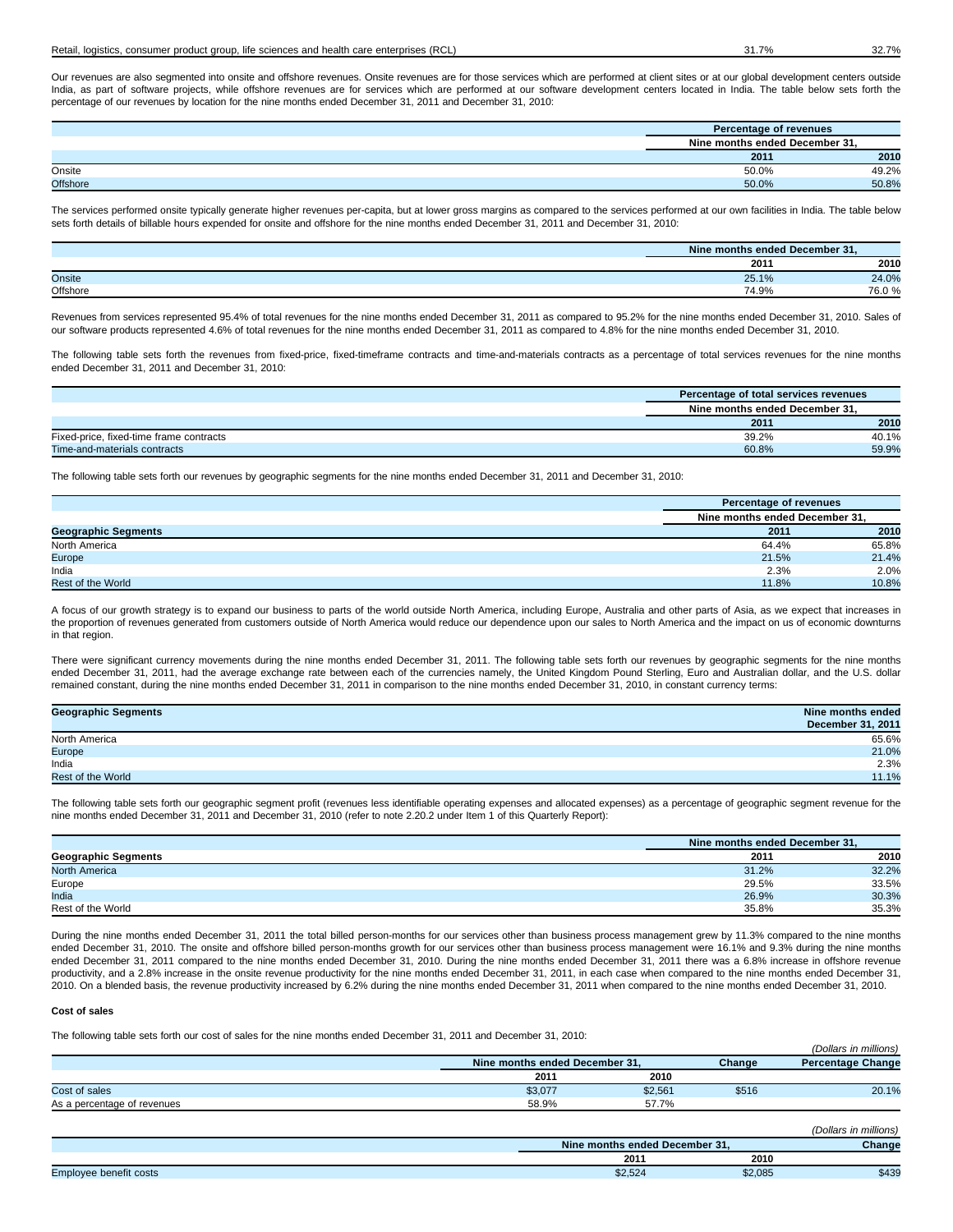| | | |
|---|---|---|
| Retail, logistics, consumer product group, life sciences and health care enterprises (RCL) | 31.7% | 32.7% |

Our revenues are also segmented into onsite and offshore revenues. Onsite revenues are for those services which are performed at client sites or at our global development centers outside India, as part of software projects, while offshore revenues are for services which are performed at our software development centers located in India. The table below sets forth the percentage of our revenues by location for the nine months ended December 31, 2011 and December 31, 2010:

| | Percentage of revenues | |
|---|---|---|
| | Nine months ended December 31, | |
| | 2011 | 2010 |
| Onsite | 50.0% | 49.2% |
| Offshore | 50.0% | 50.8% |

The services performed onsite typically generate higher revenues per-capita, but at lower gross margins as compared to the services performed at our own facilities in India. The table below sets forth details of billable hours expended for onsite and offshore for the nine months ended December 31, 2011 and December 31, 2010:

| | Nine months ended December 31, | |
|---|---|---|
| | 2011 | 2010 |
| Onsite | 25.1% | 24.0% |
| Offshore | 74.9% | 76.0 % |

Revenues from services represented 95.4% of total revenues for the nine months ended December 31, 2011 as compared to 95.2% for the nine months ended December 31, 2010. Sales of our software products represented 4.6% of total revenues for the nine months ended December 31, 2011 as compared to 4.8% for the nine months ended December 31, 2010.

The following table sets forth the revenues from fixed-price, fixed-timeframe contracts and time-and-materials contracts as a percentage of total services revenues for the nine months ended December 31, 2011 and December 31, 2010:

| | Percentage of total services revenues | |
|---|---|---|
| | Nine months ended December 31, | |
| | 2011 | 2010 |
| Fixed-price, fixed-time frame contracts | 39.2% | 40.1% |
| Time-and-materials contracts | 60.8% | 59.9% |

The following table sets forth our revenues by geographic segments for the nine months ended December 31, 2011 and December 31, 2010:

| | Percentage of revenues | |
|---|---|---|
| | Nine months ended December 31, | |
| **Geographic Segments** | 2011 | 2010 |
| North America | 64.4% | 65.8% |
| Europe | 21.5% | 21.4% |
| India | 2.3% | 2.0% |
| Rest of the World | 11.8% | 10.8% |

A focus of our growth strategy is to expand our business to parts of the world outside North America, including Europe, Australia and other parts of Asia, as we expect that increases in the proportion of revenues generated from customers outside of North America would reduce our dependence upon our sales to North America and the impact on us of economic downturns in that region.

There were significant currency movements during the nine months ended December 31, 2011. The following table sets forth our revenues by geographic segments for the nine months ended December 31, 2011, had the average exchange rate between each of the currencies namely, the United Kingdom Pound Sterling, Euro and Australian dollar, and the U.S. dollar remained constant, during the nine months ended December 31, 2011 in comparison to the nine months ended December 31, 2010, in constant currency terms:

| **Geographic Segments** | Nine months ended December 31, 2011 |
|---|---|
| North America | 65.6% |
| Europe | 21.0% |
| India | 2.3% |
| Rest of the World | 11.1% |

The following table sets forth our geographic segment profit (revenues less identifiable operating expenses and allocated expenses) as a percentage of geographic segment revenue for the nine months ended December 31, 2011 and December 31, 2010 (refer to note 2.20.2 under Item 1 of this Quarterly Report):

| | Nine months ended December 31, | |
|---|---|---|
| **Geographic Segments** | 2011 | 2010 |
| North America | 31.2% | 32.2% |
| Europe | 29.5% | 33.5% |
| India | 26.9% | 30.3% |
| Rest of the World | 35.8% | 35.3% |

During the nine months ended December 31, 2011 the total billed person-months for our services other than business process management grew by 11.3% compared to the nine months ended December 31, 2010. The onsite and offshore billed person-months growth for our services other than business process management were 16.1% and 9.3% during the nine months ended December 31, 2011 compared to the nine months ended December 31, 2010. During the nine months ended December 31, 2011 there was a 6.8% increase in offshore revenue productivity, and a 2.8% increase in the onsite revenue productivity for the nine months ended December 31, 2011, in each case when compared to the nine months ended December 31, 2010. On a blended basis, the revenue productivity increased by 6.2% during the nine months ended December 31, 2011 when compared to the nine months ended December 31, 2010.

**Cost of sales**

The following table sets forth our cost of sales for the nine months ended December 31, 2011 and December 31, 2010:

*(Dollars in millions)*

| | Nine months ended December 31, | | Change | Percentage Change |
|---|---|---|---|---|
| | 2011 | 2010 | | |
| Cost of sales | $3,077 | $2,561 | $516 | 20.1% |
| As a percentage of revenues | 58.9% | 57.7% | | |

*(Dollars in millions)*

| | Nine months ended December 31, | | Change |
|---|---|---|---|
| | 2011 | 2010 | |
| Employee benefit costs | $2,524 | $2,085 | $439 |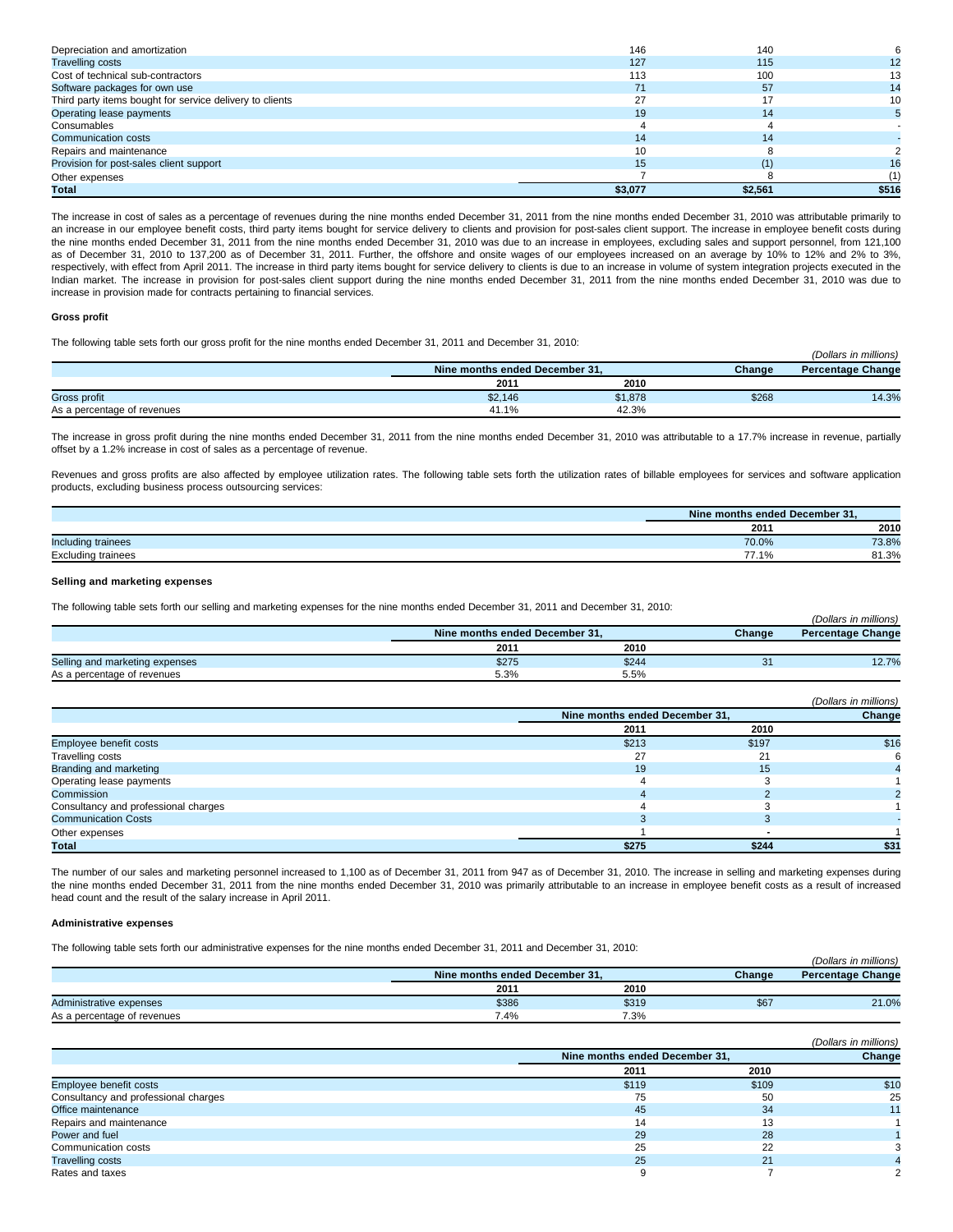| | | | |
|---|---|---|---|
| Depreciation and amortization | 146 | 140 | 6 |
| Travelling costs | 127 | 115 | 12 |
| Cost of technical sub-contractors | 113 | 100 | 13 |
| Software packages for own use | 71 | 57 | 14 |
| Third party items bought for service delivery to clients | 27 | 17 | 10 |
| Operating lease payments | 19 | 14 | 5 |
| Consumables | 4 | 4 | - |
| Communication costs | 14 | 14 | - |
| Repairs and maintenance | 10 | 8 | 2 |
| Provision for post-sales client support | 15 | (1) | 16 |
| Other expenses | 7 | 8 | (1) |
| **Total** | **$3,077** | **$2,561** | **$516** |

The increase in cost of sales as a percentage of revenues during the nine months ended December 31, 2011 from the nine months ended December 31, 2010 was attributable primarily to an increase in our employee benefit costs, third party items bought for service delivery to clients and provision for post-sales client support. The increase in employee benefit costs during the nine months ended December 31, 2011 from the nine months ended December 31, 2010 was due to an increase in employees, excluding sales and support personnel, from 121,100 as of December 31, 2010 to 137,200 as of December 31, 2011. Further, the offshore and onsite wages of our employees increased on an average by 10% to 12% and 2% to 3%, respectively, with effect from April 2011. The increase in third party items bought for service delivery to clients is due to an increase in volume of system integration projects executed in the Indian market. The increase in provision for post-sales client support during the nine months ended December 31, 2011 from the nine months ended December 31, 2010 was due to increase in provision made for contracts pertaining to financial services.

**Gross profit**

The following table sets forth our gross profit for the nine months ended December 31, 2011 and December 31, 2010:

*(Dollars in millions)*

| | Nine months ended December 31, | | Change | Percentage Change |
|---|---|---|---|---|
| | 2011 | 2010 | | |
| Gross profit | $2,146 | $1,878 | $268 | 14.3% |
| As a percentage of revenues | 41.1% | 42.3% | | |

The increase in gross profit during the nine months ended December 31, 2011 from the nine months ended December 31, 2010 was attributable to a 17.7% increase in revenue, partially offset by a 1.2% increase in cost of sales as a percentage of revenue.

Revenues and gross profits are also affected by employee utilization rates. The following table sets forth the utilization rates of billable employees for services and software application products, excluding business process outsourcing services:

| | Nine months ended December 31, | |
|---|---|---|
| | 2011 | 2010 |
| Including trainees | 70.0% | 73.8% |
| Excluding trainees | 77.1% | 81.3% |

**Selling and marketing expenses**

The following table sets forth our selling and marketing expenses for the nine months ended December 31, 2011 and December 31, 2010:

*(Dollars in millions)*

| | Nine months ended December 31, | | Change | Percentage Change |
|---|---|---|---|---|
| | 2011 | 2010 | | |
| Selling and marketing expenses | $275 | $244 | 31 | 12.7% |
| As a percentage of revenues | 5.3% | 5.5% | | |

*(Dollars in millions)*

| | Nine months ended December 31, | | Change |
|---|---|---|---|
| | 2011 | 2010 | |
| Employee benefit costs | $213 | $197 | $16 |
| Travelling costs | 27 | 21 | 6 |
| Branding and marketing | 19 | 15 | 4 |
| Operating lease payments | 4 | 3 | 1 |
| Commission | 4 | 2 | 2 |
| Consultancy and professional charges | 4 | 3 | 1 |
| Communication Costs | 3 | 3 | - |
| Other expenses | 1 | - | 1 |
| **Total** | **$275** | **$244** | **$31** |

The number of our sales and marketing personnel increased to 1,100 as of December 31, 2011 from 947 as of December 31, 2010. The increase in selling and marketing expenses during the nine months ended December 31, 2011 from the nine months ended December 31, 2010 was primarily attributable to an increase in employee benefit costs as a result of increased head count and the result of the salary increase in April 2011.

**Administrative expenses**

The following table sets forth our administrative expenses for the nine months ended December 31, 2011 and December 31, 2010:

*(Dollars in millions)*

| | Nine months ended December 31, | | Change | Percentage Change |
|---|---|---|---|---|
| | 2011 | 2010 | | |
| Administrative expenses | $386 | $319 | $67 | 21.0% |
| As a percentage of revenues | 7.4% | 7.3% | | |

*(Dollars in millions)*

| | Nine months ended December 31, | | Change |
|---|---|---|---|
| | 2011 | 2010 | |
| Employee benefit costs | $119 | $109 | $10 |
| Consultancy and professional charges | 75 | 50 | 25 |
| Office maintenance | 45 | 34 | 11 |
| Repairs and maintenance | 14 | 13 | 1 |
| Power and fuel | 29 | 28 | 1 |
| Communication costs | 25 | 22 | 3 |
| Travelling costs | 25 | 21 | 4 |
| Rates and taxes | 9 | 7 | 2 |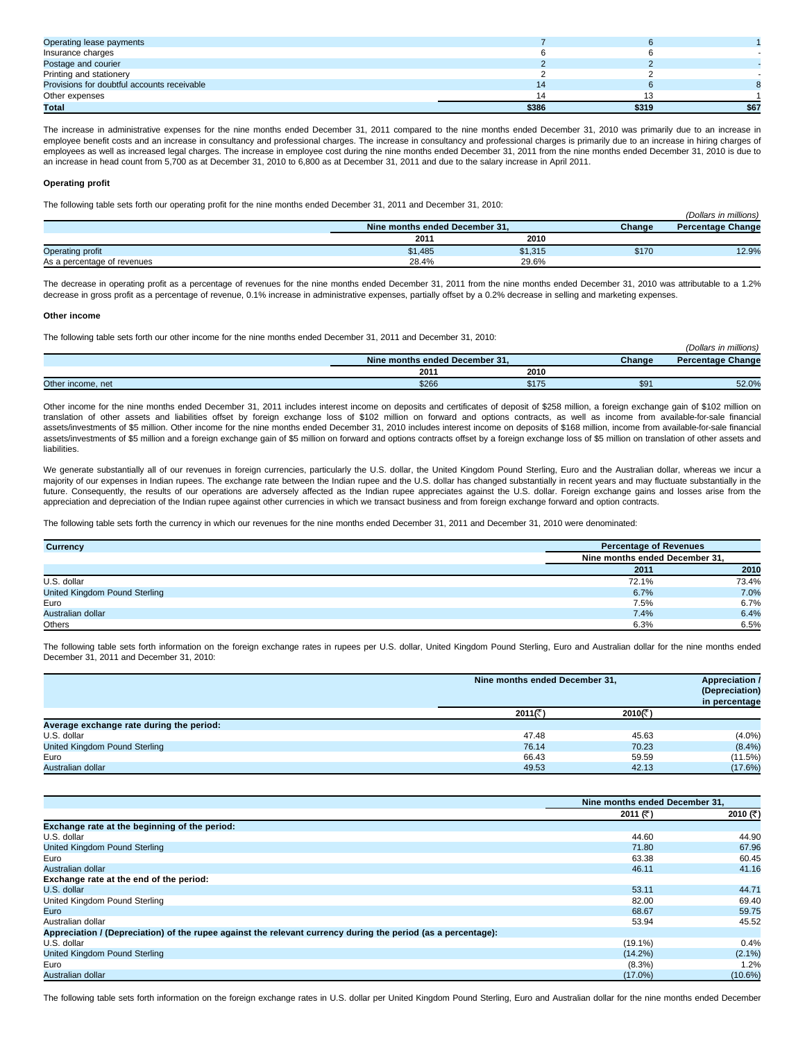| | | | |
|---|---|---|---|
| Operating lease payments | 7 | 6 | 1 |
| Insurance charges | 6 | 6 | - |
| Postage and courier | 2 | 2 | - |
| Printing and stationery | 2 | 2 | - |
| Provisions for doubtful accounts receivable | 14 | 6 | 8 |
| Other expenses | 14 | 13 | 1 |
| **Total** | **$386** | **$319** | **$67** |

The increase in administrative expenses for the nine months ended December 31, 2011 compared to the nine months ended December 31, 2010 was primarily due to an increase in employee benefit costs and an increase in consultancy and professional charges. The increase in consultancy and professional charges is primarily due to an increase in hiring charges of employees as well as increased legal charges. The increase in employee cost during the nine months ended December 31, 2011 from the nine months ended December 31, 2010 is due to an increase in head count from 5,700 as at December 31, 2010 to 6,800 as at December 31, 2011 and due to the salary increase in April 2011.

**Operating profit**

The following table sets forth our operating profit for the nine months ended December 31, 2011 and December 31, 2010:

*(Dollars in millions)*

| | Nine months ended December 31, | | Change | Percentage Change |
|---|---|---|---|---|
| | 2011 | 2010 | | |
| Operating profit | $1,485 | $1,315 | $170 | 12.9% |
| As a percentage of revenues | 28.4% | 29.6% | | |

The decrease in operating profit as a percentage of revenues for the nine months ended December 31, 2011 from the nine months ended December 31, 2010 was attributable to a 1.2% decrease in gross profit as a percentage of revenue, 0.1% increase in administrative expenses, partially offset by a 0.2% decrease in selling and marketing expenses.

**Other income**

The following table sets forth our other income for the nine months ended December 31, 2011 and December 31, 2010:

*(Dollars in millions)*

| | Nine months ended December 31, | | Change | Percentage Change |
|---|---|---|---|---|
| | 2011 | 2010 | | |
| Other income, net | $266 | $175 | $91 | 52.0% |

Other income for the nine months ended December 31, 2011 includes interest income on deposits and certificates of deposit of $258 million, a foreign exchange gain of $102 million on translation of other assets and liabilities offset by foreign exchange loss of $102 million on forward and options contracts, as well as income from available-for-sale financial assets/investments of $5 million. Other income for the nine months ended December 31, 2010 includes interest income on deposits of $168 million, income from available-for-sale financial assets/investments of $5 million and a foreign exchange gain of $5 million on forward and options contracts offset by a foreign exchange loss of $5 million on translation of other assets and liabilities.

We generate substantially all of our revenues in foreign currencies, particularly the U.S. dollar, the United Kingdom Pound Sterling, Euro and the Australian dollar, whereas we incur a majority of our expenses in Indian rupees. The exchange rate between the Indian rupee and the U.S. dollar has changed substantially in recent years and may fluctuate substantially in the future. Consequently, the results of our operations are adversely affected as the Indian rupee appreciates against the U.S. dollar. Foreign exchange gains and losses arise from the appreciation and depreciation of the Indian rupee against other currencies in which we transact business and from foreign exchange forward and option contracts.

The following table sets forth the currency in which our revenues for the nine months ended December 31, 2011 and December 31, 2010 were denominated:

| Currency | Percentage of Revenues | |
|---|---|---|
| | Nine months ended December 31, | |
| | 2011 | 2010 |
| U.S. dollar | 72.1% | 73.4% |
| United Kingdom Pound Sterling | 6.7% | 7.0% |
| Euro | 7.5% | 6.7% |
| Australian dollar | 7.4% | 6.4% |
| Others | 6.3% | 6.5% |

The following table sets forth information on the foreign exchange rates in rupees per U.S. dollar, United Kingdom Pound Sterling, Euro and Australian dollar for the nine months ended December 31, 2011 and December 31, 2010:

| | Nine months ended December 31, | | Appreciation / (Depreciation) in percentage |
|---|---|---|---|
| | 2011(₹) | 2010(₹) | |
| **Average exchange rate during the period:** | | | |
| U.S. dollar | 47.48 | 45.63 | (4.0%) |
| United Kingdom Pound Sterling | 76.14 | 70.23 | (8.4%) |
| Euro | 66.43 | 59.59 | (11.5%) |
| Australian dollar | 49.53 | 42.13 | (17.6%) |

| | Nine months ended December 31, | |
|---|---|---|
| | 2011 (₹) | 2010 (₹) |
| **Exchange rate at the beginning of the period:** | | |
| U.S. dollar | 44.60 | 44.90 |
| United Kingdom Pound Sterling | 71.80 | 67.96 |
| Euro | 63.38 | 60.45 |
| Australian dollar | 46.11 | 41.16 |
| **Exchange rate at the end of the period:** | | |
| U.S. dollar | 53.11 | 44.71 |
| United Kingdom Pound Sterling | 82.00 | 69.40 |
| Euro | 68.67 | 59.75 |
| Australian dollar | 53.94 | 45.52 |
| **Appreciation / (Depreciation) of the rupee against the relevant currency during the period (as a percentage):** | | |
| U.S. dollar | (19.1%) | 0.4% |
| United Kingdom Pound Sterling | (14.2%) | (2.1%) |
| Euro | (8.3%) | 1.2% |
| Australian dollar | (17.0%) | (10.6%) |

The following table sets forth information on the foreign exchange rates in U.S. dollar per United Kingdom Pound Sterling, Euro and Australian dollar for the nine months ended December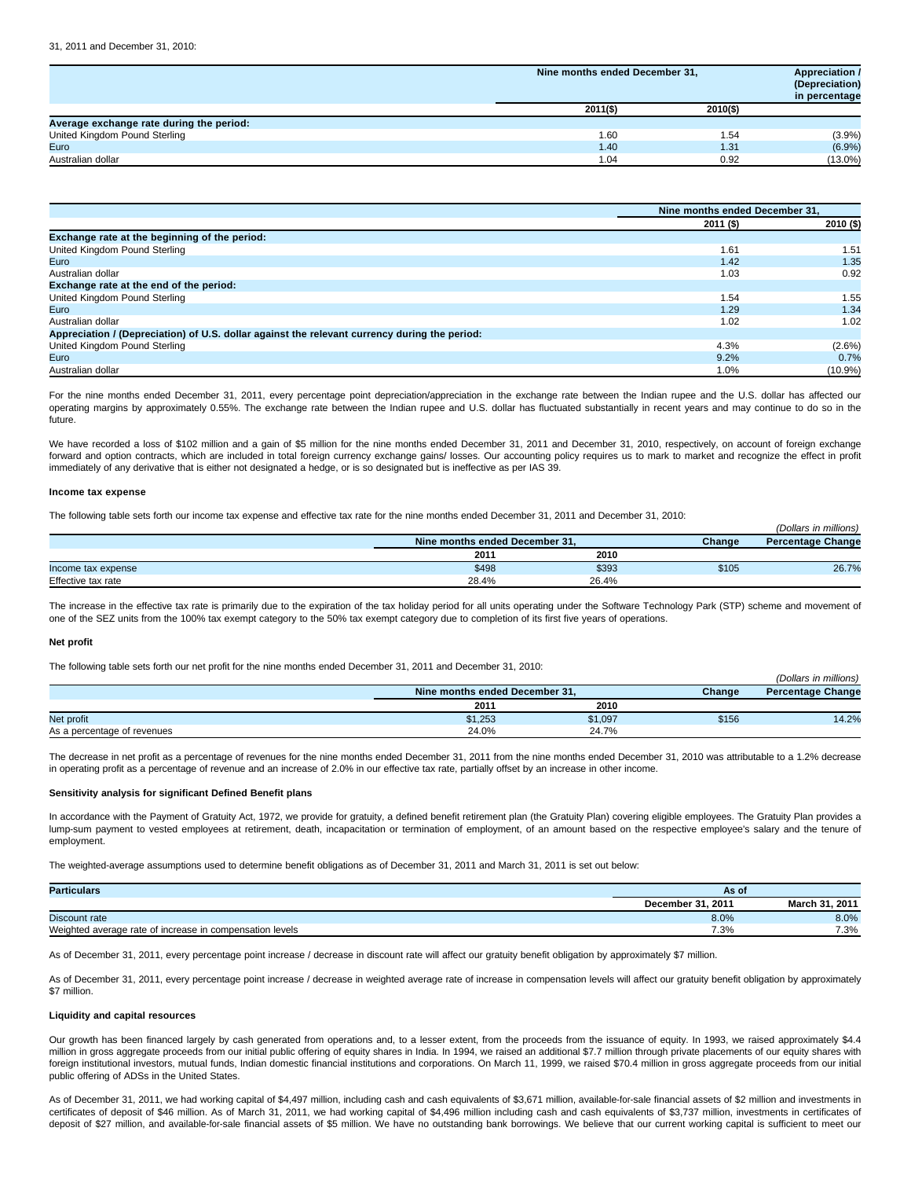31, 2011 and December 31, 2010:

| | Nine months ended December 31, | | Appreciation / (Depreciation) in percentage |
|---|---|---|---|
| | 2011($) | 2010($) | |
| **Average exchange rate during the period:** | | | |
| United Kingdom Pound Sterling | 1.60 | 1.54 | (3.9%) |
| Euro | 1.40 | 1.31 | (6.9%) |
| Australian dollar | 1.04 | 0.92 | (13.0%) |

| | Nine months ended December 31, | |
|---|---|---|
| | 2011 ($) | 2010 ($) |
| **Exchange rate at the beginning of the period:** | | |
| United Kingdom Pound Sterling | 1.61 | 1.51 |
| Euro | 1.42 | 1.35 |
| Australian dollar | 1.03 | 0.92 |
| **Exchange rate at the end of the period:** | | |
| United Kingdom Pound Sterling | 1.54 | 1.55 |
| Euro | 1.29 | 1.34 |
| Australian dollar | 1.02 | 1.02 |
| **Appreciation / (Depreciation) of U.S. dollar against the relevant currency during the period:** | | |
| United Kingdom Pound Sterling | 4.3% | (2.6%) |
| Euro | 9.2% | 0.7% |
| Australian dollar | 1.0% | (10.9%) |

For the nine months ended December 31, 2011, every percentage point depreciation/appreciation in the exchange rate between the Indian rupee and the U.S. dollar has affected our operating margins by approximately 0.55%. The exchange rate between the Indian rupee and U.S. dollar has fluctuated substantially in recent years and may continue to do so in the future.

We have recorded a loss of $102 million and a gain of $5 million for the nine months ended December 31, 2011 and December 31, 2010, respectively, on account of foreign exchange forward and option contracts, which are included in total foreign currency exchange gains/ losses. Our accounting policy requires us to mark to market and recognize the effect in profit immediately of any derivative that is either not designated a hedge, or is so designated but is ineffective as per IAS 39.

#### Income tax expense

The following table sets forth our income tax expense and effective tax rate for the nine months ended December 31, 2011 and December 31, 2010:

*(Dollars in millions)*

| | Nine months ended December 31, | | Change | Percentage Change |
|---|---|---|---|---|
| | 2011 | 2010 | | |
| Income tax expense | $498 | $393 | $105 | 26.7% |
| Effective tax rate | 28.4% | 26.4% | | |

The increase in the effective tax rate is primarily due to the expiration of the tax holiday period for all units operating under the Software Technology Park (STP) scheme and movement of one of the SEZ units from the 100% tax exempt category to the 50% tax exempt category due to completion of its first five years of operations.

#### Net profit

The following table sets forth our net profit for the nine months ended December 31, 2011 and December 31, 2010:

*(Dollars in millions)*

| | Nine months ended December 31, | | Change | Percentage Change |
|---|---|---|---|---|
| | 2011 | 2010 | | |
| Net profit | $1,253 | $1,097 | $156 | 14.2% |
| As a percentage of revenues | 24.0% | 24.7% | | |

The decrease in net profit as a percentage of revenues for the nine months ended December 31, 2011 from the nine months ended December 31, 2010 was attributable to a 1.2% decrease in operating profit as a percentage of revenue and an increase of 2.0% in our effective tax rate, partially offset by an increase in other income.

#### Sensitivity analysis for significant Defined Benefit plans

In accordance with the Payment of Gratuity Act, 1972, we provide for gratuity, a defined benefit retirement plan (the Gratuity Plan) covering eligible employees. The Gratuity Plan provides a lump-sum payment to vested employees at retirement, death, incapacitation or termination of employment, of an amount based on the respective employee's salary and the tenure of employment.

The weighted-average assumptions used to determine benefit obligations as of December 31, 2011 and March 31, 2011 is set out below:

| Particulars | As of | |
|---|---|---|
| | December 31, 2011 | March 31, 2011 |
| Discount rate | 8.0% | 8.0% |
| Weighted average rate of increase in compensation levels | 7.3% | 7.3% |

As of December 31, 2011, every percentage point increase / decrease in discount rate will affect our gratuity benefit obligation by approximately $7 million.

As of December 31, 2011, every percentage point increase / decrease in weighted average rate of increase in compensation levels will affect our gratuity benefit obligation by approximately $7 million.

#### Liquidity and capital resources

Our growth has been financed largely by cash generated from operations and, to a lesser extent, from the proceeds from the issuance of equity. In 1993, we raised approximately $4.4 million in gross aggregate proceeds from our initial public offering of equity shares in India. In 1994, we raised an additional $7.7 million through private placements of our equity shares with foreign institutional investors, mutual funds, Indian domestic financial institutions and corporations. On March 11, 1999, we raised $70.4 million in gross aggregate proceeds from our initial public offering of ADSs in the United States.

As of December 31, 2011, we had working capital of $4,497 million, including cash and cash equivalents of $3,671 million, available-for-sale financial assets of $2 million and investments in certificates of deposit of $46 million. As of March 31, 2011, we had working capital of $4,496 million including cash and cash equivalents of $3,737 million, investments in certificates of deposit of $27 million, and available-for-sale financial assets of $5 million. We have no outstanding bank borrowings. We believe that our current working capital is sufficient to meet our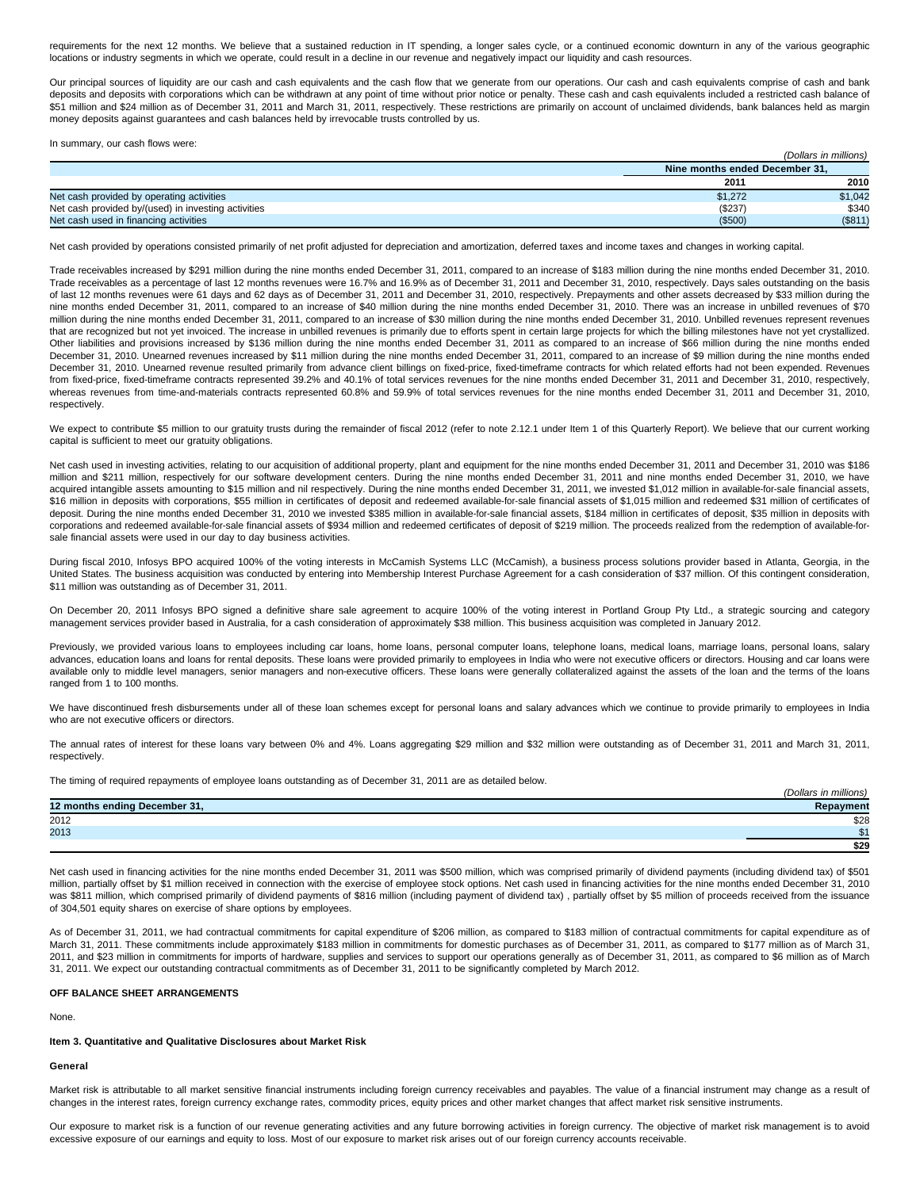requirements for the next 12 months. We believe that a sustained reduction in IT spending, a longer sales cycle, or a continued economic downturn in any of the various geographic locations or industry segments in which we operate, could result in a decline in our revenue and negatively impact our liquidity and cash resources.

Our principal sources of liquidity are our cash and cash equivalents and the cash flow that we generate from our operations. Our cash and cash equivalents comprise of cash and bank deposits and deposits with corporations which can be withdrawn at any point of time without prior notice or penalty. These cash and cash equivalents included a restricted cash balance of $51 million and $24 million as of December 31, 2011 and March 31, 2011, respectively. These restrictions are primarily on account of unclaimed dividends, bank balances held as margin money deposits against guarantees and cash balances held by irrevocable trusts controlled by us.

In summary, our cash flows were:

*(Dollars in millions)*

| | Nine months ended December 31, | |
|---|---|---|
| | 2011 | 2010 |
| Net cash provided by operating activities | $1,272 | $1,042 |
| Net cash provided by/(used) in investing activities | ($237) | $340 |
| Net cash used in financing activities | ($500) | ($811) |

Net cash provided by operations consisted primarily of net profit adjusted for depreciation and amortization, deferred taxes and income taxes and changes in working capital.

Trade receivables increased by $291 million during the nine months ended December 31, 2011, compared to an increase of $183 million during the nine months ended December 31, 2010. Trade receivables as a percentage of last 12 months revenues were 16.7% and 16.9% as of December 31, 2011 and December 31, 2010, respectively. Days sales outstanding on the basis of last 12 months revenues were 61 days and 62 days as of December 31, 2011 and December 31, 2010, respectively. Prepayments and other assets decreased by $33 million during the nine months ended December 31, 2011, compared to an increase of $40 million during the nine months ended December 31, 2010. There was an increase in unbilled revenues of $70 million during the nine months ended December 31, 2011, compared to an increase of $30 million during the nine months ended December 31, 2010. Unbilled revenues represent revenues that are recognized but not yet invoiced. The increase in unbilled revenues is primarily due to efforts spent in certain large projects for which the billing milestones have not yet crystallized. Other liabilities and provisions increased by $136 million during the nine months ended December 31, 2011 as compared to an increase of $66 million during the nine months ended December 31, 2010. Unearned revenues increased by $11 million during the nine months ended December 31, 2011, compared to an increase of $9 million during the nine months ended December 31, 2010. Unearned revenue resulted primarily from advance client billings on fixed-price, fixed-timeframe contracts for which related efforts had not been expended. Revenues from fixed-price, fixed-timeframe contracts represented 39.2% and 40.1% of total services revenues for the nine months ended December 31, 2011 and December 31, 2010, respectively, whereas revenues from time-and-materials contracts represented 60.8% and 59.9% of total services revenues for the nine months ended December 31, 2011 and December 31, 2010, respectively.

We expect to contribute $5 million to our gratuity trusts during the remainder of fiscal 2012 (refer to note 2.12.1 under Item 1 of this Quarterly Report). We believe that our current working capital is sufficient to meet our gratuity obligations.

Net cash used in investing activities, relating to our acquisition of additional property, plant and equipment for the nine months ended December 31, 2011 and December 31, 2010 was $186 million and $211 million, respectively for our software development centers. During the nine months ended December 31, 2011 and nine months ended December 31, 2010, we have acquired intangible assets amounting to $15 million and nil respectively. During the nine months ended December 31, 2011, we invested $1,012 million in available-for-sale financial assets, $16 million in deposits with corporations, $55 million in certificates of deposit and redeemed available-for-sale financial assets of $1,015 million and redeemed $31 million of certificates of deposit. During the nine months ended December 31, 2010 we invested $385 million in available-for-sale financial assets, $184 million in certificates of deposit, $35 million in deposits with corporations and redeemed available-for-sale financial assets of $934 million and redeemed certificates of deposit of $219 million. The proceeds realized from the redemption of available-for-sale financial assets were used in our day to day business activities.

During fiscal 2010, Infosys BPO acquired 100% of the voting interests in McCamish Systems LLC (McCamish), a business process solutions provider based in Atlanta, Georgia, in the United States. The business acquisition was conducted by entering into Membership Interest Purchase Agreement for a cash consideration of $37 million. Of this contingent consideration, $11 million was outstanding as of December 31, 2011.

On December 20, 2011 Infosys BPO signed a definitive share sale agreement to acquire 100% of the voting interest in Portland Group Pty Ltd., a strategic sourcing and category management services provider based in Australia, for a cash consideration of approximately $38 million. This business acquisition was completed in January 2012.

Previously, we provided various loans to employees including car loans, home loans, personal computer loans, telephone loans, medical loans, marriage loans, personal loans, salary advances, education loans and loans for rental deposits. These loans were provided primarily to employees in India who were not executive officers or directors. Housing and car loans were available only to middle level managers, senior managers and non-executive officers. These loans were generally collateralized against the assets of the loan and the terms of the loans ranged from 1 to 100 months.

We have discontinued fresh disbursements under all of these loan schemes except for personal loans and salary advances which we continue to provide primarily to employees in India who are not executive officers or directors.

The annual rates of interest for these loans vary between 0% and 4%. Loans aggregating $29 million and $32 million were outstanding as of December 31, 2011 and March 31, 2011, respectively.

The timing of required repayments of employee loans outstanding as of December 31, 2011 are as detailed below.

*(Dollars in millions)*

| 12 months ending December 31, | Repayment |
|---|---|
| 2012 | $28 |
| 2013 | $1 |
| | $29 |

Net cash used in financing activities for the nine months ended December 31, 2011 was $500 million, which was comprised primarily of dividend payments (including dividend tax) of $501 million, partially offset by $1 million received in connection with the exercise of employee stock options. Net cash used in financing activities for the nine months ended December 31, 2010 was $811 million, which comprised primarily of dividend payments of $816 million (including payment of dividend tax) , partially offset by $5 million of proceeds received from the issuance of 304,501 equity shares on exercise of share options by employees.

As of December 31, 2011, we had contractual commitments for capital expenditure of $206 million, as compared to $183 million of contractual commitments for capital expenditure as of March 31, 2011. These commitments include approximately $183 million in commitments for domestic purchases as of December 31, 2011, as compared to $177 million as of March 31, 2011, and $23 million in commitments for imports of hardware, supplies and services to support our operations generally as of December 31, 2011, as compared to $6 million as of March 31, 2011. We expect our outstanding contractual commitments as of December 31, 2011 to be significantly completed by March 2012.

**OFF BALANCE SHEET ARRANGEMENTS**

None.

## Item 3. Quantitative and Qualitative Disclosures about Market Risk

**General**

Market risk is attributable to all market sensitive financial instruments including foreign currency receivables and payables. The value of a financial instrument may change as a result of changes in the interest rates, foreign currency exchange rates, commodity prices, equity prices and other market changes that affect market risk sensitive instruments.

Our exposure to market risk is a function of our revenue generating activities and any future borrowing activities in foreign currency. The objective of market risk management is to avoid excessive exposure of our earnings and equity to loss. Most of our exposure to market risk arises out of our foreign currency accounts receivable.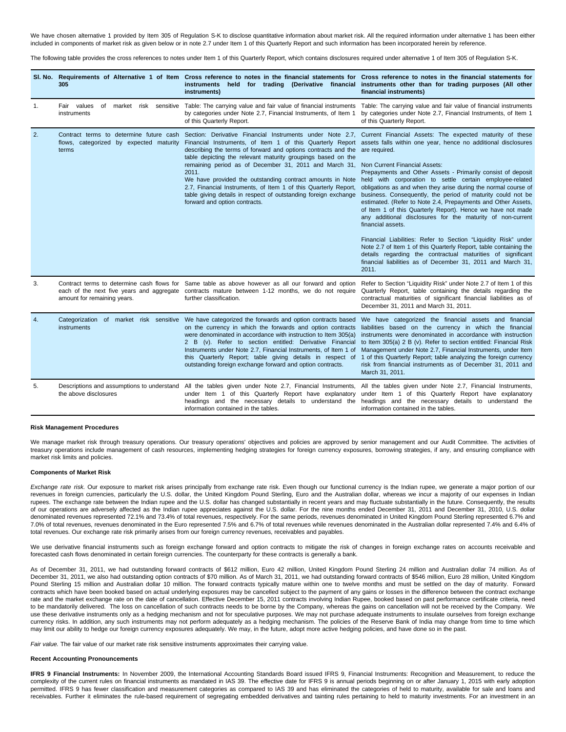We have chosen alternative 1 provided by Item 305 of Regulation S-K to disclose quantitative information about market risk. All the required information under alternative 1 has been either included in components of market risk as given below or in note 2.7 under Item 1 of this Quarterly Report and such information has been incorporated herein by reference.

The following table provides the cross references to notes under Item 1 of this Quarterly Report, which contains disclosures required under alternative 1 of Item 305 of Regulation S-K.

| Sl. No. | Requirements of Alternative 1 of Item 305 | Cross reference to notes in the financial statements for instruments held for trading (Derivative financial instruments) | Cross reference to notes in the financial statements for instruments other than for trading purposes (All other financial instruments) |
|---|---|---|---|
| 1. | Fair values of market risk sensitive instruments | Table: The carrying value and fair value of financial instruments by categories under Note 2.7, Financial Instruments, of Item 1 of this Quarterly Report. | Table: The carrying value and fair value of financial instruments by categories under Note 2.7, Financial Instruments, of Item 1 of this Quarterly Report. |
| 2. | Contract terms to determine future cash flows, categorized by expected maturity terms | Section: Derivative Financial Instruments under Note 2.7, Financial Instruments, of Item 1 of this Quarterly Report describing the terms of forward and options contracts and the table depicting the relevant maturity groupings based on the remaining period as of December 31, 2011 and March 31, 2011.<br>We have provided the outstanding contract amounts in Note 2.7, Financial Instruments, of Item 1 of this Quarterly Report, table giving details in respect of outstanding foreign exchange forward and option contracts. | Current Financial Assets: The expected maturity of these assets falls within one year, hence no additional disclosures are required.<br><br>Non Current Financial Assets:<br>Prepayments and Other Assets - Primarily consist of deposit held with corporation to settle certain employee-related obligations as and when they arise during the normal course of business. Consequently, the period of maturity could not be estimated. (Refer to Note 2.4, Prepayments and Other Assets, of Item 1 of this Quarterly Report). Hence we have not made any additional disclosures for the maturity of non-current financial assets.<br><br>Financial Liabilities: Refer to Section "Liquidity Risk" under Note 2.7 of Item 1 of this Quarterly Report, table containing the details regarding the contractual maturities of significant financial liabilities as of December 31, 2011 and March 31, 2011. |
| 3. | Contract terms to determine cash flows for each of the next five years and aggregate amount for remaining years. | Same table as above however as all our forward and option contracts mature between 1-12 months, we do not require further classification. | Refer to Section "Liquidity Risk" under Note 2.7 of Item 1 of this Quarterly Report, table containing the details regarding the contractual maturities of significant financial liabilities as of December 31, 2011 and March 31, 2011. |
| 4. | Categorization of market risk sensitive instruments | We have categorized the forwards and option contracts based on the currency in which the forwards and option contracts were denominated in accordance with instruction to Item 305(a) 2 B (v). Refer to section entitled: Derivative Financial Instruments under Note 2.7, Financial Instruments, of Item 1 of this Quarterly Report; table giving details in respect of outstanding foreign exchange forward and option contracts. | We have categorized the financial assets and financial liabilities based on the currency in which the financial instruments were denominated in accordance with instruction to Item 305(a) 2 B (v). Refer to section entitled: Financial Risk Management under Note 2.7, Financial Instruments, under Item 1 of this Quarterly Report; table analyzing the foreign currency risk from financial instruments as of December 31, 2011 and March 31, 2011. |
| 5. | Descriptions and assumptions to understand the above disclosures | All the tables given under Note 2.7, Financial Instruments, under Item 1 of this Quarterly Report have explanatory headings and the necessary details to understand the information contained in the tables. | All the tables given under Note 2.7, Financial Instruments, under Item 1 of this Quarterly Report have explanatory headings and the necessary details to understand the information contained in the tables. |

**Risk Management Procedures**

We manage market risk through treasury operations. Our treasury operations' objectives and policies are approved by senior management and our Audit Committee. The activities of treasury operations include management of cash resources, implementing hedging strategies for foreign currency exposures, borrowing strategies, if any, and ensuring compliance with market risk limits and policies.

**Components of Market Risk**

*Exchange rate risk.* Our exposure to market risk arises principally from exchange rate risk. Even though our functional currency is the Indian rupee, we generate a major portion of our revenues in foreign currencies, particularly the U.S. dollar, the United Kingdom Pound Sterling, Euro and the Australian dollar, whereas we incur a majority of our expenses in Indian rupees. The exchange rate between the Indian rupee and the U.S. dollar has changed substantially in recent years and may fluctuate substantially in the future. Consequently, the results of our operations are adversely affected as the Indian rupee appreciates against the U.S. dollar. For the nine months ended December 31, 2011 and December 31, 2010, U.S. dollar denominated revenues represented 72.1% and 73.4% of total revenues, respectively. For the same periods, revenues denominated in United Kingdom Pound Sterling represented 6.7% and 7.0% of total revenues, revenues denominated in the Euro represented 7.5% and 6.7% of total revenues while revenues denominated in the Australian dollar represented 7.4% and 6.4% of total revenues. Our exchange rate risk primarily arises from our foreign currency revenues, receivables and payables.

We use derivative financial instruments such as foreign exchange forward and option contracts to mitigate the risk of changes in foreign exchange rates on accounts receivable and forecasted cash flows denominated in certain foreign currencies. The counterparty for these contracts is generally a bank.

As of December 31, 2011, we had outstanding forward contracts of $612 million, Euro 42 million, United Kingdom Pound Sterling 24 million and Australian dollar 74 million. As of December 31, 2011, we also had outstanding option contracts of $70 million. As of March 31, 2011, we had outstanding forward contracts of $546 million, Euro 28 million, United Kingdom Pound Sterling 15 million and Australian dollar 10 million. The forward contracts typically mature within one to twelve months and must be settled on the day of maturity. Forward contracts which have been booked based on actual underlying exposures may be cancelled subject to the payment of any gains or losses in the difference between the contract exchange rate and the market exchange rate on the date of cancellation. Effective December 15, 2011 contracts involving Indian Rupee, booked based on past performance certificate criteria, need to be mandatorily delivered. The loss on cancellation of such contracts needs to be borne by the Company, whereas the gains on cancellation will not be received by the Company. We use these derivative instruments only as a hedging mechanism and not for speculative purposes. We may not purchase adequate instruments to insulate ourselves from foreign exchange currency risks. In addition, any such instruments may not perform adequately as a hedging mechanism. The policies of the Reserve Bank of India may change from time to time which may limit our ability to hedge our foreign currency exposures adequately. We may, in the future, adopt more active hedging policies, and have done so in the past.

*Fair value.* The fair value of our market risk sensitive instruments approximates their carrying value.

**Recent Accounting Pronouncements**

**IFRS 9 Financial Instruments:** In November 2009, the International Accounting Standards Board issued IFRS 9, Financial Instruments: Recognition and Measurement, to reduce the complexity of the current rules on financial instruments as mandated in IAS 39. The effective date for IFRS 9 is annual periods beginning on or after January 1, 2015 with early adoption permitted. IFRS 9 has fewer classification and measurement categories as compared to IAS 39 and has eliminated the categories of held to maturity, available for sale and loans and receivables. Further it eliminates the rule-based requirement of segregating embedded derivatives and tainting rules pertaining to held to maturity investments. For an investment in an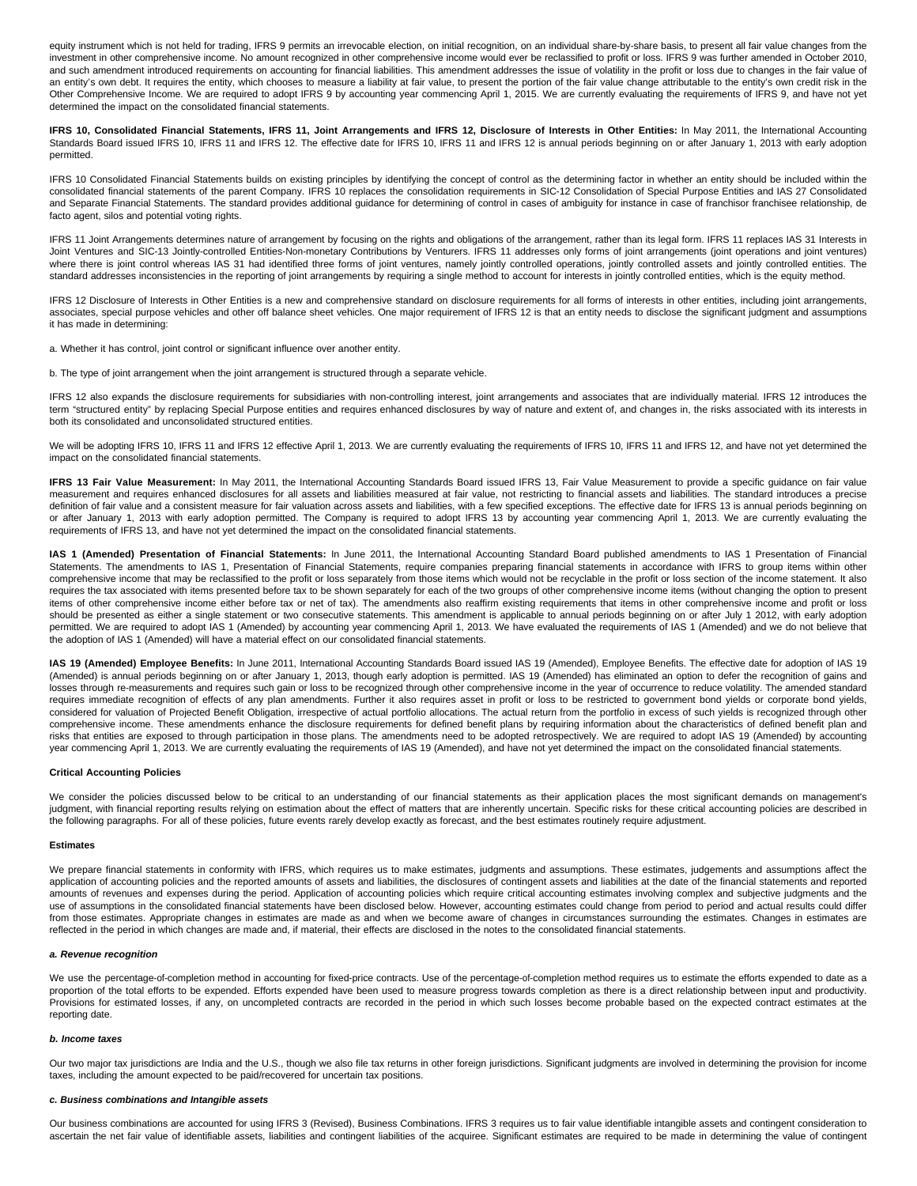equity instrument which is not held for trading, IFRS 9 permits an irrevocable election, on initial recognition, on an individual share-by-share basis, to present all fair value changes from the investment in other comprehensive income. No amount recognized in other comprehensive income would ever be reclassified to profit or loss. IFRS 9 was further amended in October 2010, and such amendment introduced requirements on accounting for financial liabilities. This amendment addresses the issue of volatility in the profit or loss due to changes in the fair value of an entity's own debt. It requires the entity, which chooses to measure a liability at fair value, to present the portion of the fair value change attributable to the entity's own credit risk in the Other Comprehensive Income. We are required to adopt IFRS 9 by accounting year commencing April 1, 2015. We are currently evaluating the requirements of IFRS 9, and have not yet determined the impact on the consolidated financial statements.

**IFRS 10, Consolidated Financial Statements, IFRS 11, Joint Arrangements and IFRS 12, Disclosure of Interests in Other Entities:** In May 2011, the International Accounting Standards Board issued IFRS 10, IFRS 11 and IFRS 12. The effective date for IFRS 10, IFRS 11 and IFRS 12 is annual periods beginning on or after January 1, 2013 with early adoption permitted.

IFRS 10 Consolidated Financial Statements builds on existing principles by identifying the concept of control as the determining factor in whether an entity should be included within the consolidated financial statements of the parent Company. IFRS 10 replaces the consolidation requirements in SIC-12 Consolidation of Special Purpose Entities and IAS 27 Consolidated and Separate Financial Statements. The standard provides additional guidance for determining of control in cases of ambiguity for instance in case of franchisor franchisee relationship, de facto agent, silos and potential voting rights.

IFRS 11 Joint Arrangements determines nature of arrangement by focusing on the rights and obligations of the arrangement, rather than its legal form. IFRS 11 replaces IAS 31 Interests in Joint Ventures and SIC-13 Jointly-controlled Entities-Non-monetary Contributions by Venturers. IFRS 11 addresses only forms of joint arrangements (joint operations and joint ventures) where there is joint control whereas IAS 31 had identified three forms of joint ventures, namely jointly controlled operations, jointly controlled assets and jointly controlled entities. The standard addresses inconsistencies in the reporting of joint arrangements by requiring a single method to account for interests in jointly controlled entities, which is the equity method.

IFRS 12 Disclosure of Interests in Other Entities is a new and comprehensive standard on disclosure requirements for all forms of interests in other entities, including joint arrangements, associates, special purpose vehicles and other off balance sheet vehicles. One major requirement of IFRS 12 is that an entity needs to disclose the significant judgment and assumptions it has made in determining:

a. Whether it has control, joint control or significant influence over another entity.

b. The type of joint arrangement when the joint arrangement is structured through a separate vehicle.

IFRS 12 also expands the disclosure requirements for subsidiaries with non-controlling interest, joint arrangements and associates that are individually material. IFRS 12 introduces the term "structured entity" by replacing Special Purpose entities and requires enhanced disclosures by way of nature and extent of, and changes in, the risks associated with its interests in both its consolidated and unconsolidated structured entities.

We will be adopting IFRS 10, IFRS 11 and IFRS 12 effective April 1, 2013. We are currently evaluating the requirements of IFRS 10, IFRS 11 and IFRS 12, and have not yet determined the impact on the consolidated financial statements.

**IFRS 13 Fair Value Measurement:** In May 2011, the International Accounting Standards Board issued IFRS 13, Fair Value Measurement to provide a specific guidance on fair value measurement and requires enhanced disclosures for all assets and liabilities measured at fair value, not restricting to financial assets and liabilities. The standard introduces a precise definition of fair value and a consistent measure for fair valuation across assets and liabilities, with a few specified exceptions. The effective date for IFRS 13 is annual periods beginning on or after January 1, 2013 with early adoption permitted. The Company is required to adopt IFRS 13 by accounting year commencing April 1, 2013. We are currently evaluating the requirements of IFRS 13, and have not yet determined the impact on the consolidated financial statements.

**IAS 1 (Amended) Presentation of Financial Statements:** In June 2011, the International Accounting Standard Board published amendments to IAS 1 Presentation of Financial Statements. The amendments to IAS 1, Presentation of Financial Statements, require companies preparing financial statements in accordance with IFRS to group items within other comprehensive income that may be reclassified to the profit or loss separately from those items which would not be recyclable in the profit or loss section of the income statement. It also requires the tax associated with items presented before tax to be shown separately for each of the two groups of other comprehensive income items (without changing the option to present items of other comprehensive income either before tax or net of tax). The amendments also reaffirm existing requirements that items in other comprehensive income and profit or loss should be presented as either a single statement or two consecutive statements. This amendment is applicable to annual periods beginning on or after July 1 2012, with early adoption permitted. We are required to adopt IAS 1 (Amended) by accounting year commencing April 1, 2013. We have evaluated the requirements of IAS 1 (Amended) and we do not believe that the adoption of IAS 1 (Amended) will have a material effect on our consolidated financial statements.

**IAS 19 (Amended) Employee Benefits:** In June 2011, International Accounting Standards Board issued IAS 19 (Amended), Employee Benefits. The effective date for adoption of IAS 19 (Amended) is annual periods beginning on or after January 1, 2013, though early adoption is permitted. IAS 19 (Amended) has eliminated an option to defer the recognition of gains and losses through re-measurements and requires such gain or loss to be recognized through other comprehensive income in the year of occurrence to reduce volatility. The amended standard requires immediate recognition of effects of any plan amendments. Further it also requires asset in profit or loss to be restricted to government bond yields or corporate bond yields, considered for valuation of Projected Benefit Obligation, irrespective of actual portfolio allocations. The actual return from the portfolio in excess of such yields is recognized through other comprehensive income. These amendments enhance the disclosure requirements for defined benefit plans by requiring information about the characteristics of defined benefit plan and risks that entities are exposed to through participation in those plans. The amendments need to be adopted retrospectively. We are required to adopt IAS 19 (Amended) by accounting year commencing April 1, 2013. We are currently evaluating the requirements of IAS 19 (Amended), and have not yet determined the impact on the consolidated financial statements.

**Critical Accounting Policies**

We consider the policies discussed below to be critical to an understanding of our financial statements as their application places the most significant demands on management's judgment, with financial reporting results relying on estimation about the effect of matters that are inherently uncertain. Specific risks for these critical accounting policies are described in the following paragraphs. For all of these policies, future events rarely develop exactly as forecast, and the best estimates routinely require adjustment.

**Estimates**

We prepare financial statements in conformity with IFRS, which requires us to make estimates, judgments and assumptions. These estimates, judgements and assumptions affect the application of accounting policies and the reported amounts of assets and liabilities, the disclosures of contingent assets and liabilities at the date of the financial statements and reported amounts of revenues and expenses during the period. Application of accounting policies which require critical accounting estimates involving complex and subjective judgments and the use of assumptions in the consolidated financial statements have been disclosed below. However, accounting estimates could change from period to period and actual results could differ from those estimates. Appropriate changes in estimates are made as and when we become aware of changes in circumstances surrounding the estimates. Changes in estimates are reflected in the period in which changes are made and, if material, their effects are disclosed in the notes to the consolidated financial statements.

***a. Revenue recognition***

We use the percentage-of-completion method in accounting for fixed-price contracts. Use of the percentage-of-completion method requires us to estimate the efforts expended to date as a proportion of the total efforts to be expended. Efforts expended have been used to measure progress towards completion as there is a direct relationship between input and productivity. Provisions for estimated losses, if any, on uncompleted contracts are recorded in the period in which such losses become probable based on the expected contract estimates at the reporting date.

***b. Income taxes***

Our two major tax jurisdictions are India and the U.S., though we also file tax returns in other foreign jurisdictions. Significant judgments are involved in determining the provision for income taxes, including the amount expected to be paid/recovered for uncertain tax positions.

***c. Business combinations and Intangible assets***

Our business combinations are accounted for using IFRS 3 (Revised), Business Combinations. IFRS 3 requires us to fair value identifiable intangible assets and contingent consideration to ascertain the net fair value of identifiable assets, liabilities and contingent liabilities of the acquiree. Significant estimates are required to be made in determining the value of contingent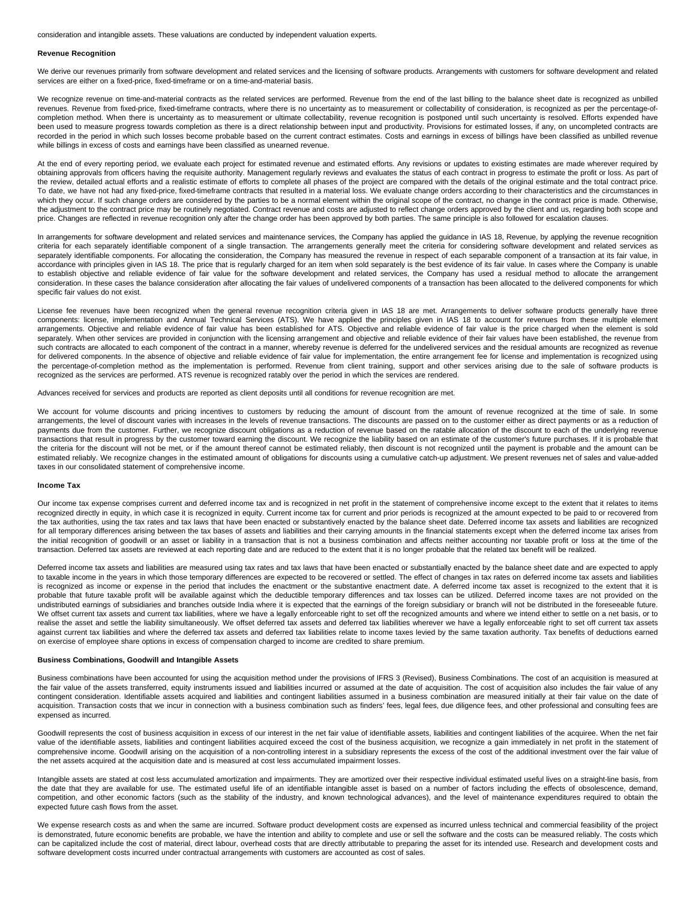consideration and intangible assets. These valuations are conducted by independent valuation experts.

**Revenue Recognition**

We derive our revenues primarily from software development and related services and the licensing of software products. Arrangements with customers for software development and related services are either on a fixed-price, fixed-timeframe or on a time-and-material basis.

We recognize revenue on time-and-material contracts as the related services are performed. Revenue from the end of the last billing to the balance sheet date is recognized as unbilled revenues. Revenue from fixed-price, fixed-timeframe contracts, where there is no uncertainty as to measurement or collectability of consideration, is recognized as per the percentage-of-completion method. When there is uncertainty as to measurement or ultimate collectability, revenue recognition is postponed until such uncertainty is resolved. Efforts expended have been used to measure progress towards completion as there is a direct relationship between input and productivity. Provisions for estimated losses, if any, on uncompleted contracts are recorded in the period in which such losses become probable based on the current contract estimates. Costs and earnings in excess of billings have been classified as unbilled revenue while billings in excess of costs and earnings have been classified as unearned revenue.

At the end of every reporting period, we evaluate each project for estimated revenue and estimated efforts. Any revisions or updates to existing estimates are made wherever required by obtaining approvals from officers having the requisite authority. Management regularly reviews and evaluates the status of each contract in progress to estimate the profit or loss. As part of the review, detailed actual efforts and a realistic estimate of efforts to complete all phases of the project are compared with the details of the original estimate and the total contract price. To date, we have not had any fixed-price, fixed-timeframe contracts that resulted in a material loss. We evaluate change orders according to their characteristics and the circumstances in which they occur. If such change orders are considered by the parties to be a normal element within the original scope of the contract, no change in the contract price is made. Otherwise, the adjustment to the contract price may be routinely negotiated. Contract revenue and costs are adjusted to reflect change orders approved by the client and us, regarding both scope and price. Changes are reflected in revenue recognition only after the change order has been approved by both parties. The same principle is also followed for escalation clauses.

In arrangements for software development and related services and maintenance services, the Company has applied the guidance in IAS 18, Revenue, by applying the revenue recognition criteria for each separately identifiable component of a single transaction. The arrangements generally meet the criteria for considering software development and related services as separately identifiable components. For allocating the consideration, the Company has measured the revenue in respect of each separable component of a transaction at its fair value, in accordance with principles given in IAS 18. The price that is regularly charged for an item when sold separately is the best evidence of its fair value. In cases where the Company is unable to establish objective and reliable evidence of fair value for the software development and related services, the Company has used a residual method to allocate the arrangement consideration. In these cases the balance consideration after allocating the fair values of undelivered components of a transaction has been allocated to the delivered components for which specific fair values do not exist.

License fee revenues have been recognized when the general revenue recognition criteria given in IAS 18 are met. Arrangements to deliver software products generally have three components: license, implementation and Annual Technical Services (ATS). We have applied the principles given in IAS 18 to account for revenues from these multiple element arrangements. Objective and reliable evidence of fair value has been established for ATS. Objective and reliable evidence of fair value is the price charged when the element is sold separately. When other services are provided in conjunction with the licensing arrangement and objective and reliable evidence of their fair values have been established, the revenue from such contracts are allocated to each component of the contract in a manner, whereby revenue is deferred for the undelivered services and the residual amounts are recognized as revenue for delivered components. In the absence of objective and reliable evidence of fair value for implementation, the entire arrangement fee for license and implementation is recognized using the percentage-of-completion method as the implementation is performed. Revenue from client training, support and other services arising due to the sale of software products is recognized as the services are performed. ATS revenue is recognized ratably over the period in which the services are rendered.

Advances received for services and products are reported as client deposits until all conditions for revenue recognition are met.

We account for volume discounts and pricing incentives to customers by reducing the amount of discount from the amount of revenue recognized at the time of sale. In some arrangements, the level of discount varies with increases in the levels of revenue transactions. The discounts are passed on to the customer either as direct payments or as a reduction of payments due from the customer. Further, we recognize discount obligations as a reduction of revenue based on the ratable allocation of the discount to each of the underlying revenue transactions that result in progress by the customer toward earning the discount. We recognize the liability based on an estimate of the customer's future purchases. If it is probable that the criteria for the discount will not be met, or if the amount thereof cannot be estimated reliably, then discount is not recognized until the payment is probable and the amount can be estimated reliably. We recognize changes in the estimated amount of obligations for discounts using a cumulative catch-up adjustment. We present revenues net of sales and value-added taxes in our consolidated statement of comprehensive income.

**Income Tax**

Our income tax expense comprises current and deferred income tax and is recognized in net profit in the statement of comprehensive income except to the extent that it relates to items recognized directly in equity, in which case it is recognized in equity. Current income tax for current and prior periods is recognized at the amount expected to be paid to or recovered from the tax authorities, using the tax rates and tax laws that have been enacted or substantively enacted by the balance sheet date. Deferred income tax assets and liabilities are recognized for all temporary differences arising between the tax bases of assets and liabilities and their carrying amounts in the financial statements except when the deferred income tax arises from the initial recognition of goodwill or an asset or liability in a transaction that is not a business combination and affects neither accounting nor taxable profit or loss at the time of the transaction. Deferred tax assets are reviewed at each reporting date and are reduced to the extent that it is no longer probable that the related tax benefit will be realized.

Deferred income tax assets and liabilities are measured using tax rates and tax laws that have been enacted or substantially enacted by the balance sheet date and are expected to apply to taxable income in the years in which those temporary differences are expected to be recovered or settled. The effect of changes in tax rates on deferred income tax assets and liabilities is recognized as income or expense in the period that includes the enactment or the substantive enactment date. A deferred income tax asset is recognized to the extent that it is probable that future taxable profit will be available against which the deductible temporary differences and tax losses can be utilized. Deferred income taxes are not provided on the undistributed earnings of subsidiaries and branches outside India where it is expected that the earnings of the foreign subsidiary or branch will not be distributed in the foreseeable future. We offset current tax assets and current tax liabilities, where we have a legally enforceable right to set off the recognized amounts and where we intend either to settle on a net basis, or to realise the asset and settle the liability simultaneously. We offset deferred tax assets and deferred tax liabilities wherever we have a legally enforceable right to set off current tax assets against current tax liabilities and where the deferred tax assets and deferred tax liabilities relate to income taxes levied by the same taxation authority. Tax benefits of deductions earned on exercise of employee share options in excess of compensation charged to income are credited to share premium.

**Business Combinations, Goodwill and Intangible Assets**

Business combinations have been accounted for using the acquisition method under the provisions of IFRS 3 (Revised), Business Combinations. The cost of an acquisition is measured at the fair value of the assets transferred, equity instruments issued and liabilities incurred or assumed at the date of acquisition. The cost of acquisition also includes the fair value of any contingent consideration. Identifiable assets acquired and liabilities and contingent liabilities assumed in a business combination are measured initially at their fair value on the date of acquisition. Transaction costs that we incur in connection with a business combination such as finders' fees, legal fees, due diligence fees, and other professional and consulting fees are expensed as incurred.

Goodwill represents the cost of business acquisition in excess of our interest in the net fair value of identifiable assets, liabilities and contingent liabilities of the acquiree. When the net fair value of the identifiable assets, liabilities and contingent liabilities acquired exceed the cost of the business acquisition, we recognize a gain immediately in net profit in the statement of comprehensive income. Goodwill arising on the acquisition of a non-controlling interest in a subsidiary represents the excess of the cost of the additional investment over the fair value of the net assets acquired at the acquisition date and is measured at cost less accumulated impairment losses.

Intangible assets are stated at cost less accumulated amortization and impairments. They are amortized over their respective individual estimated useful lives on a straight-line basis, from the date that they are available for use. The estimated useful life of an identifiable intangible asset is based on a number of factors including the effects of obsolescence, demand, competition, and other economic factors (such as the stability of the industry, and known technological advances), and the level of maintenance expenditures required to obtain the expected future cash flows from the asset.

We expense research costs as and when the same are incurred. Software product development costs are expensed as incurred unless technical and commercial feasibility of the project is demonstrated, future economic benefits are probable, we have the intention and ability to complete and use or sell the software and the costs can be measured reliably. The costs which can be capitalized include the cost of material, direct labour, overhead costs that are directly attributable to preparing the asset for its intended use. Research and development costs and software development costs incurred under contractual arrangements with customers are accounted as cost of sales.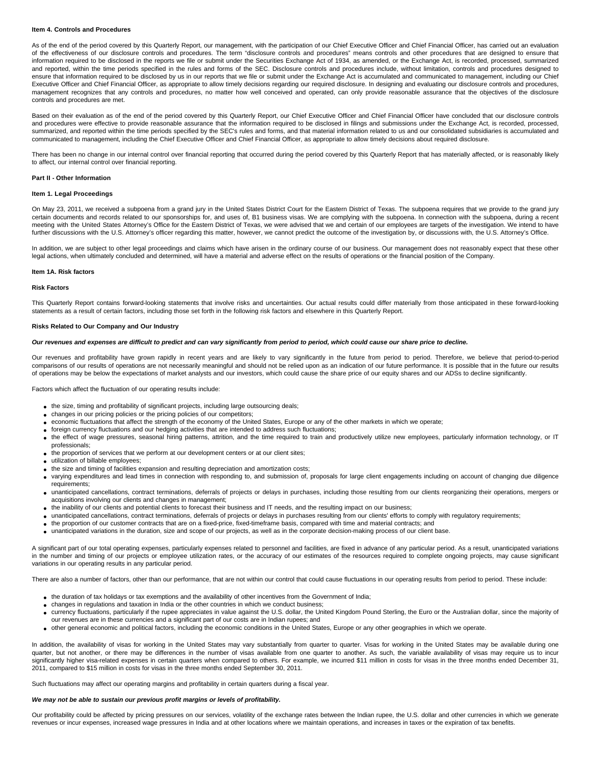**Item 4. Controls and Procedures**

As of the end of the period covered by this Quarterly Report, our management, with the participation of our Chief Executive Officer and Chief Financial Officer, has carried out an evaluation of the effectiveness of our disclosure controls and procedures. The term "disclosure controls and procedures" means controls and other procedures that are designed to ensure that information required to be disclosed in the reports we file or submit under the Securities Exchange Act of 1934, as amended, or the Exchange Act, is recorded, processed, summarized and reported, within the time periods specified in the rules and forms of the SEC. Disclosure controls and procedures include, without limitation, controls and procedures designed to ensure that information required to be disclosed by us in our reports that we file or submit under the Exchange Act is accumulated and communicated to management, including our Chief Executive Officer and Chief Financial Officer, as appropriate to allow timely decisions regarding our required disclosure. In designing and evaluating our disclosure controls and procedures, management recognizes that any controls and procedures, no matter how well conceived and operated, can only provide reasonable assurance that the objectives of the disclosure controls and procedures are met.

Based on their evaluation as of the end of the period covered by this Quarterly Report, our Chief Executive Officer and Chief Financial Officer have concluded that our disclosure controls and procedures were effective to provide reasonable assurance that the information required to be disclosed in filings and submissions under the Exchange Act, is recorded, processed, summarized, and reported within the time periods specified by the SEC's rules and forms, and that material information related to us and our consolidated subsidiaries is accumulated and communicated to management, including the Chief Executive Officer and Chief Financial Officer, as appropriate to allow timely decisions about required disclosure.

There has been no change in our internal control over financial reporting that occurred during the period covered by this Quarterly Report that has materially affected, or is reasonably likely to affect, our internal control over financial reporting.

**Part II - Other Information**

**Item 1. Legal Proceedings**

On May 23, 2011, we received a subpoena from a grand jury in the United States District Court for the Eastern District of Texas. The subpoena requires that we provide to the grand jury certain documents and records related to our sponsorships for, and uses of, B1 business visas. We are complying with the subpoena. In connection with the subpoena, during a recent meeting with the United States Attorney's Office for the Eastern District of Texas, we were advised that we and certain of our employees are targets of the investigation. We intend to have further discussions with the U.S. Attorney's officer regarding this matter, however, we cannot predict the outcome of the investigation by, or discussions with, the U.S. Attorney's Office.

In addition, we are subject to other legal proceedings and claims which have arisen in the ordinary course of our business. Our management does not reasonably expect that these other legal actions, when ultimately concluded and determined, will have a material and adverse effect on the results of operations or the financial position of the Company.

**Item 1A. Risk factors**

**Risk Factors**

This Quarterly Report contains forward-looking statements that involve risks and uncertainties. Our actual results could differ materially from those anticipated in these forward-looking statements as a result of certain factors, including those set forth in the following risk factors and elsewhere in this Quarterly Report.

**Risks Related to Our Company and Our Industry**

***Our revenues and expenses are difficult to predict and can vary significantly from period to period, which could cause our share price to decline.***

Our revenues and profitability have grown rapidly in recent years and are likely to vary significantly in the future from period to period. Therefore, we believe that period-to-period comparisons of our results of operations are not necessarily meaningful and should not be relied upon as an indication of our future performance. It is possible that in the future our results of operations may be below the expectations of market analysts and our investors, which could cause the share price of our equity shares and our ADSs to decline significantly.

Factors which affect the fluctuation of our operating results include:

- the size, timing and profitability of significant projects, including large outsourcing deals;
- changes in our pricing policies or the pricing policies of our competitors;
- economic fluctuations that affect the strength of the economy of the United States, Europe or any of the other markets in which we operate;
- foreign currency fluctuations and our hedging activities that are intended to address such fluctuations;
- the effect of wage pressures, seasonal hiring patterns, attrition, and the time required to train and productively utilize new employees, particularly information technology, or IT professionals;
- the proportion of services that we perform at our development centers or at our client sites;
- utilization of billable employees;
- the size and timing of facilities expansion and resulting depreciation and amortization costs;
- varying expenditures and lead times in connection with responding to, and submission of, proposals for large client engagements including on account of changing due diligence requirements;
- unanticipated cancellations, contract terminations, deferrals of projects or delays in purchases, including those resulting from our clients reorganizing their operations, mergers or acquisitions involving our clients and changes in management;
- the inability of our clients and potential clients to forecast their business and IT needs, and the resulting impact on our business;
- unanticipated cancellations, contract terminations, deferrals of projects or delays in purchases resulting from our clients' efforts to comply with regulatory requirements;
- the proportion of our customer contracts that are on a fixed-price, fixed-timeframe basis, compared with time and material contracts; and
- unanticipated variations in the duration, size and scope of our projects, as well as in the corporate decision-making process of our client base.

A significant part of our total operating expenses, particularly expenses related to personnel and facilities, are fixed in advance of any particular period. As a result, unanticipated variations in the number and timing of our projects or employee utilization rates, or the accuracy of our estimates of the resources required to complete ongoing projects, may cause significant variations in our operating results in any particular period.

There are also a number of factors, other than our performance, that are not within our control that could cause fluctuations in our operating results from period to period. These include:

- the duration of tax holidays or tax exemptions and the availability of other incentives from the Government of India;
- changes in regulations and taxation in India or the other countries in which we conduct business;
- currency fluctuations, particularly if the rupee appreciates in value against the U.S. dollar, the United Kingdom Pound Sterling, the Euro or the Australian dollar, since the majority of our revenues are in these currencies and a significant part of our costs are in Indian rupees; and
- other general economic and political factors, including the economic conditions in the United States, Europe or any other geographies in which we operate.

In addition, the availability of visas for working in the United States may vary substantially from quarter to quarter. Visas for working in the United States may be available during one quarter, but not another, or there may be differences in the number of visas available from one quarter to another. As such, the variable availability of visas may require us to incur significantly higher visa-related expenses in certain quarters when compared to others. For example, we incurred $11 million in costs for visas in the three months ended December 31, 2011, compared to $15 million in costs for visas in the three months ended September 30, 2011.

Such fluctuations may affect our operating margins and profitability in certain quarters during a fiscal year.

***We may not be able to sustain our previous profit margins or levels of profitability.***

Our profitability could be affected by pricing pressures on our services, volatility of the exchange rates between the Indian rupee, the U.S. dollar and other currencies in which we generate revenues or incur expenses, increased wage pressures in India and at other locations where we maintain operations, and increases in taxes or the expiration of tax benefits.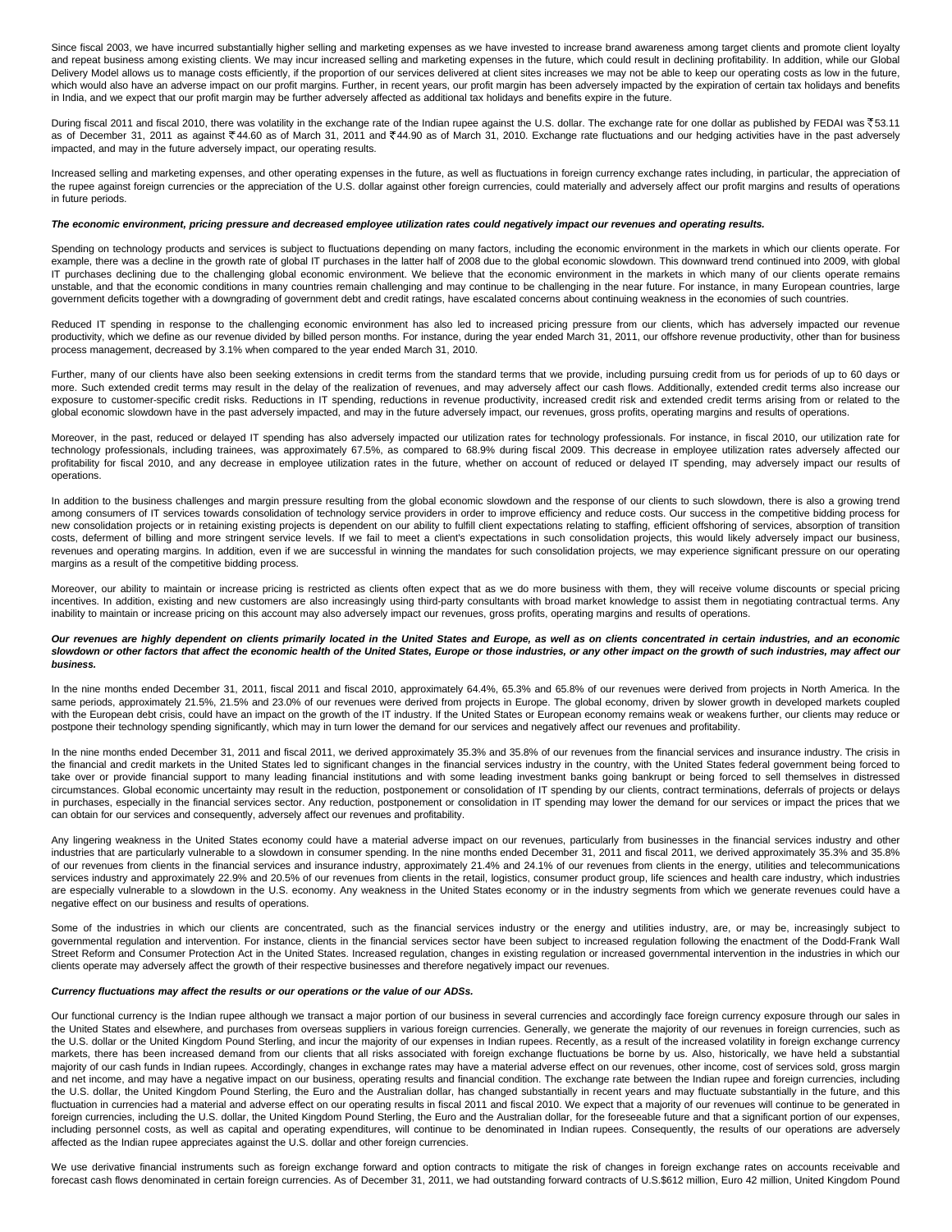Since fiscal 2003, we have incurred substantially higher selling and marketing expenses as we have invested to increase brand awareness among target clients and promote client loyalty and repeat business among existing clients. We may incur increased selling and marketing expenses in the future, which could result in declining profitability. In addition, while our Global Delivery Model allows us to manage costs efficiently, if the proportion of our services delivered at client sites increases we may not be able to keep our operating costs as low in the future, which would also have an adverse impact on our profit margins. Further, in recent years, our profit margin has been adversely impacted by the expiration of certain tax holidays and benefits in India, and we expect that our profit margin may be further adversely affected as additional tax holidays and benefits expire in the future.

During fiscal 2011 and fiscal 2010, there was volatility in the exchange rate of the Indian rupee against the U.S. dollar. The exchange rate for one dollar as published by FEDAI was ₹53.11 as of December 31, 2011 as against ₹44.60 as of March 31, 2011 and ₹44.90 as of March 31, 2010. Exchange rate fluctuations and our hedging activities have in the past adversely impacted, and may in the future adversely impact, our operating results.

Increased selling and marketing expenses, and other operating expenses in the future, as well as fluctuations in foreign currency exchange rates including, in particular, the appreciation of the rupee against foreign currencies or the appreciation of the U.S. dollar against other foreign currencies, could materially and adversely affect our profit margins and results of operations in future periods.

***The economic environment, pricing pressure and decreased employee utilization rates could negatively impact our revenues and operating results.***

Spending on technology products and services is subject to fluctuations depending on many factors, including the economic environment in the markets in which our clients operate. For example, there was a decline in the growth rate of global IT purchases in the latter half of 2008 due to the global economic slowdown. This downward trend continued into 2009, with global IT purchases declining due to the challenging global economic environment. We believe that the economic environment in the markets in which many of our clients operate remains unstable, and that the economic conditions in many countries remain challenging and may continue to be challenging in the near future. For instance, in many European countries, large government deficits together with a downgrading of government debt and credit ratings, have escalated concerns about continuing weakness in the economies of such countries.

Reduced IT spending in response to the challenging economic environment has also led to increased pricing pressure from our clients, which has adversely impacted our revenue productivity, which we define as our revenue divided by billed person months. For instance, during the year ended March 31, 2011, our offshore revenue productivity, other than for business process management, decreased by 3.1% when compared to the year ended March 31, 2010.

Further, many of our clients have also been seeking extensions in credit terms from the standard terms that we provide, including pursuing credit from us for periods of up to 60 days or more. Such extended credit terms may result in the delay of the realization of revenues, and may adversely affect our cash flows. Additionally, extended credit terms also increase our exposure to customer-specific credit risks. Reductions in IT spending, reductions in revenue productivity, increased credit risk and extended credit terms arising from or related to the global economic slowdown have in the past adversely impacted, and may in the future adversely impact, our revenues, gross profits, operating margins and results of operations.

Moreover, in the past, reduced or delayed IT spending has also adversely impacted our utilization rates for technology professionals. For instance, in fiscal 2010, our utilization rate for technology professionals, including trainees, was approximately 67.5%, as compared to 68.9% during fiscal 2009. This decrease in employee utilization rates adversely affected our profitability for fiscal 2010, and any decrease in employee utilization rates in the future, whether on account of reduced or delayed IT spending, may adversely impact our results of operations.

In addition to the business challenges and margin pressure resulting from the global economic slowdown and the response of our clients to such slowdown, there is also a growing trend among consumers of IT services towards consolidation of technology service providers in order to improve efficiency and reduce costs. Our success in the competitive bidding process for new consolidation projects or in retaining existing projects is dependent on our ability to fulfill client expectations relating to staffing, efficient offshoring of services, absorption of transition costs, deferment of billing and more stringent service levels. If we fail to meet a client's expectations in such consolidation projects, this would likely adversely impact our business, revenues and operating margins. In addition, even if we are successful in winning the mandates for such consolidation projects, we may experience significant pressure on our operating margins as a result of the competitive bidding process.

Moreover, our ability to maintain or increase pricing is restricted as clients often expect that as we do more business with them, they will receive volume discounts or special pricing incentives. In addition, existing and new customers are also increasingly using third-party consultants with broad market knowledge to assist them in negotiating contractual terms. Any inability to maintain or increase pricing on this account may also adversely impact our revenues, gross profits, operating margins and results of operations.

***Our revenues are highly dependent on clients primarily located in the United States and Europe, as well as on clients concentrated in certain industries, and an economic slowdown or other factors that affect the economic health of the United States, Europe or those industries, or any other impact on the growth of such industries, may affect our business.***

In the nine months ended December 31, 2011, fiscal 2011 and fiscal 2010, approximately 64.4%, 65.3% and 65.8% of our revenues were derived from projects in North America. In the same periods, approximately 21.5%, 21.5% and 23.0% of our revenues were derived from projects in Europe. The global economy, driven by slower growth in developed markets coupled with the European debt crisis, could have an impact on the growth of the IT industry. If the United States or European economy remains weak or weakens further, our clients may reduce or postpone their technology spending significantly, which may in turn lower the demand for our services and negatively affect our revenues and profitability.

In the nine months ended December 31, 2011 and fiscal 2011, we derived approximately 35.3% and 35.8% of our revenues from the financial services and insurance industry. The crisis in the financial and credit markets in the United States led to significant changes in the financial services industry in the country, with the United States federal government being forced to take over or provide financial support to many leading financial institutions and with some leading investment banks going bankrupt or being forced to sell themselves in distressed circumstances. Global economic uncertainty may result in the reduction, postponement or consolidation of IT spending by our clients, contract terminations, deferrals of projects or delays in purchases, especially in the financial services sector. Any reduction, postponement or consolidation in IT spending may lower the demand for our services or impact the prices that we can obtain for our services and consequently, adversely affect our revenues and profitability.

Any lingering weakness in the United States economy could have a material adverse impact on our revenues, particularly from businesses in the financial services industry and other industries that are particularly vulnerable to a slowdown in consumer spending. In the nine months ended December 31, 2011 and fiscal 2011, we derived approximately 35.3% and 35.8% of our revenues from clients in the financial services and insurance industry, approximately 21.4% and 24.1% of our revenues from clients in the energy, utilities and telecommunications services industry and approximately 22.9% and 20.5% of our revenues from clients in the retail, logistics, consumer product group, life sciences and health care industry, which industries are especially vulnerable to a slowdown in the U.S. economy. Any weakness in the United States economy or in the industry segments from which we generate revenues could have a negative effect on our business and results of operations.

Some of the industries in which our clients are concentrated, such as the financial services industry or the energy and utilities industry, are, or may be, increasingly subject to governmental regulation and intervention. For instance, clients in the financial services sector have been subject to increased regulation following the enactment of the Dodd-Frank Wall Street Reform and Consumer Protection Act in the United States. Increased regulation, changes in existing regulation or increased governmental intervention in the industries in which our clients operate may adversely affect the growth of their respective businesses and therefore negatively impact our revenues.

***Currency fluctuations may affect the results or our operations or the value of our ADSs.***

Our functional currency is the Indian rupee although we transact a major portion of our business in several currencies and accordingly face foreign currency exposure through our sales in the United States and elsewhere, and purchases from overseas suppliers in various foreign currencies. Generally, we generate the majority of our revenues in foreign currencies, such as the U.S. dollar or the United Kingdom Pound Sterling, and incur the majority of our expenses in Indian rupees. Recently, as a result of the increased volatility in foreign exchange currency markets, there has been increased demand from our clients that all risks associated with foreign exchange fluctuations be borne by us. Also, historically, we have held a substantial majority of our cash funds in Indian rupees. Accordingly, changes in exchange rates may have a material adverse effect on our revenues, other income, cost of services sold, gross margin and net income, and may have a negative impact on our business, operating results and financial condition. The exchange rate between the Indian rupee and foreign currencies, including the U.S. dollar, the United Kingdom Pound Sterling, the Euro and the Australian dollar, has changed substantially in recent years and may fluctuate substantially in the future, and this fluctuation in currencies had a material and adverse effect on our operating results in fiscal 2011 and fiscal 2010. We expect that a majority of our revenues will continue to be generated in foreign currencies, including the U.S. dollar, the United Kingdom Pound Sterling, the Euro and the Australian dollar, for the foreseeable future and that a significant portion of our expenses, including personnel costs, as well as capital and operating expenditures, will continue to be denominated in Indian rupees. Consequently, the results of our operations are adversely affected as the Indian rupee appreciates against the U.S. dollar and other foreign currencies.

We use derivative financial instruments such as foreign exchange forward and option contracts to mitigate the risk of changes in foreign exchange rates on accounts receivable and forecast cash flows denominated in certain foreign currencies. As of December 31, 2011, we had outstanding forward contracts of U.S.$612 million, Euro 42 million, United Kingdom Pound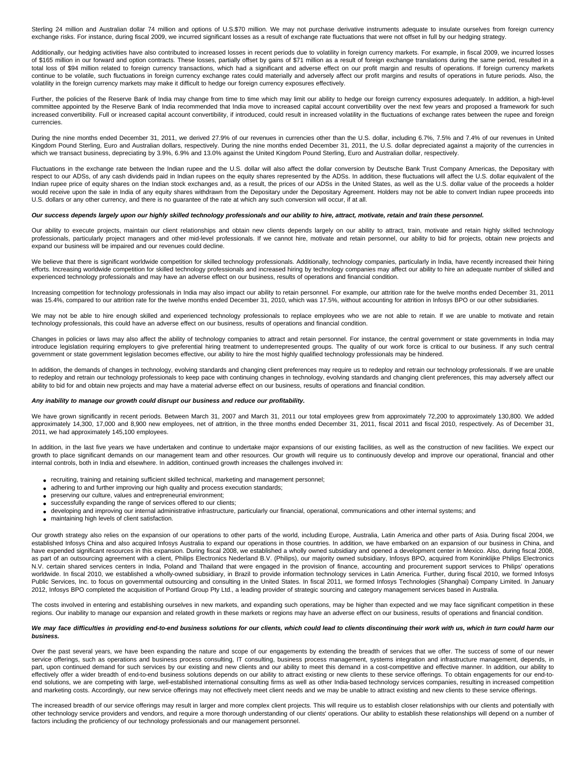Sterling 24 million and Australian dollar 74 million and options of U.S.$70 million. We may not purchase derivative instruments adequate to insulate ourselves from foreign currency exchange risks. For instance, during fiscal 2009, we incurred significant losses as a result of exchange rate fluctuations that were not offset in full by our hedging strategy.

Additionally, our hedging activities have also contributed to increased losses in recent periods due to volatility in foreign currency markets. For example, in fiscal 2009, we incurred losses of $165 million in our forward and option contracts. These losses, partially offset by gains of $71 million as a result of foreign exchange translations during the same period, resulted in a total loss of $94 million related to foreign currency transactions, which had a significant and adverse effect on our profit margin and results of operations. If foreign currency markets continue to be volatile, such fluctuations in foreign currency exchange rates could materially and adversely affect our profit margins and results of operations in future periods. Also, the volatility in the foreign currency markets may make it difficult to hedge our foreign currency exposures effectively.

Further, the policies of the Reserve Bank of India may change from time to time which may limit our ability to hedge our foreign currency exposures adequately. In addition, a high-level committee appointed by the Reserve Bank of India recommended that India move to increased capital account convertibility over the next few years and proposed a framework for such increased convertibility. Full or increased capital account convertibility, if introduced, could result in increased volatility in the fluctuations of exchange rates between the rupee and foreign currencies.

During the nine months ended December 31, 2011, we derived 27.9% of our revenues in currencies other than the U.S. dollar, including 6.7%, 7.5% and 7.4% of our revenues in United Kingdom Pound Sterling, Euro and Australian dollars, respectively. During the nine months ended December 31, 2011, the U.S. dollar depreciated against a majority of the currencies in which we transact business, depreciating by 3.9%, 6.9% and 13.0% against the United Kingdom Pound Sterling, Euro and Australian dollar, respectively.

Fluctuations in the exchange rate between the Indian rupee and the U.S. dollar will also affect the dollar conversion by Deutsche Bank Trust Company Americas, the Depositary with respect to our ADSs, of any cash dividends paid in Indian rupees on the equity shares represented by the ADSs. In addition, these fluctuations will affect the U.S. dollar equivalent of the Indian rupee price of equity shares on the Indian stock exchanges and, as a result, the prices of our ADSs in the United States, as well as the U.S. dollar value of the proceeds a holder would receive upon the sale in India of any equity shares withdrawn from the Depositary under the Depositary Agreement. Holders may not be able to convert Indian rupee proceeds into U.S. dollars or any other currency, and there is no guarantee of the rate at which any such conversion will occur, if at all.

***Our success depends largely upon our highly skilled technology professionals and our ability to hire, attract, motivate, retain and train these personnel.***

Our ability to execute projects, maintain our client relationships and obtain new clients depends largely on our ability to attract, train, motivate and retain highly skilled technology professionals, particularly project managers and other mid-level professionals. If we cannot hire, motivate and retain personnel, our ability to bid for projects, obtain new projects and expand our business will be impaired and our revenues could decline.

We believe that there is significant worldwide competition for skilled technology professionals. Additionally, technology companies, particularly in India, have recently increased their hiring efforts. Increasing worldwide competition for skilled technology professionals and increased hiring by technology companies may affect our ability to hire an adequate number of skilled and experienced technology professionals and may have an adverse effect on our business, results of operations and financial condition.

Increasing competition for technology professionals in India may also impact our ability to retain personnel. For example, our attrition rate for the twelve months ended December 31, 2011 was 15.4%, compared to our attrition rate for the twelve months ended December 31, 2010, which was 17.5%, without accounting for attrition in Infosys BPO or our other subsidiaries.

We may not be able to hire enough skilled and experienced technology professionals to replace employees who we are not able to retain. If we are unable to motivate and retain technology professionals, this could have an adverse effect on our business, results of operations and financial condition.

Changes in policies or laws may also affect the ability of technology companies to attract and retain personnel. For instance, the central government or state governments in India may introduce legislation requiring employers to give preferential hiring treatment to underrepresented groups. The quality of our work force is critical to our business. If any such central government or state government legislation becomes effective, our ability to hire the most highly qualified technology professionals may be hindered.

In addition, the demands of changes in technology, evolving standards and changing client preferences may require us to redeploy and retrain our technology professionals. If we are unable to redeploy and retrain our technology professionals to keep pace with continuing changes in technology, evolving standards and changing client preferences, this may adversely affect our ability to bid for and obtain new projects and may have a material adverse effect on our business, results of operations and financial condition.

***Any inability to manage our growth could disrupt our business and reduce our profitability.***

We have grown significantly in recent periods. Between March 31, 2007 and March 31, 2011 our total employees grew from approximately 72,200 to approximately 130,800. We added approximately 14,300, 17,000 and 8,900 new employees, net of attrition, in the three months ended December 31, 2011, fiscal 2011 and fiscal 2010, respectively. As of December 31, 2011, we had approximately 145,100 employees.

In addition, in the last five years we have undertaken and continue to undertake major expansions of our existing facilities, as well as the construction of new facilities. We expect our growth to place significant demands on our management team and other resources. Our growth will require us to continuously develop and improve our operational, financial and other internal controls, both in India and elsewhere. In addition, continued growth increases the challenges involved in:

- recruiting, training and retaining sufficient skilled technical, marketing and management personnel;
- adhering to and further improving our high quality and process execution standards;
- preserving our culture, values and entrepreneurial environment;
- successfully expanding the range of services offered to our clients;
- developing and improving our internal administrative infrastructure, particularly our financial, operational, communications and other internal systems; and
- maintaining high levels of client satisfaction.

Our growth strategy also relies on the expansion of our operations to other parts of the world, including Europe, Australia, Latin America and other parts of Asia. During fiscal 2004, we established Infosys China and also acquired Infosys Australia to expand our operations in those countries. In addition, we have embarked on an expansion of our business in China, and have expended significant resources in this expansion. During fiscal 2008, we established a wholly owned subsidiary and opened a development center in Mexico. Also, during fiscal 2008, as part of an outsourcing agreement with a client, Philips Electronics Nederland B.V. (Philips), our majority owned subsidiary, Infosys BPO, acquired from Koninklijke Philips Electronics N.V. certain shared services centers in India, Poland and Thailand that were engaged in the provision of finance, accounting and procurement support services to Philips' operations worldwide. In fiscal 2010, we established a wholly-owned subsidiary, in Brazil to provide information technology services in Latin America. Further, during fiscal 2010, we formed Infosys Public Services, Inc. to focus on governmental outsourcing and consulting in the United States. In fiscal 2011, we formed Infosys Technologies (Shanghai) Company Limited. In January 2012, Infosys BPO completed the acquisition of Portland Group Pty Ltd., a leading provider of strategic sourcing and category management services based in Australia.

The costs involved in entering and establishing ourselves in new markets, and expanding such operations, may be higher than expected and we may face significant competition in these regions. Our inability to manage our expansion and related growth in these markets or regions may have an adverse effect on our business, results of operations and financial condition.

***We may face difficulties in providing end-to-end business solutions for our clients, which could lead to clients discontinuing their work with us, which in turn could harm our business.***

Over the past several years, we have been expanding the nature and scope of our engagements by extending the breadth of services that we offer. The success of some of our newer service offerings, such as operations and business process consulting, IT consulting, business process management, systems integration and infrastructure management, depends, in part, upon continued demand for such services by our existing and new clients and our ability to meet this demand in a cost-competitive and effective manner. In addition, our ability to effectively offer a wider breadth of end-to-end business solutions depends on our ability to attract existing or new clients to these service offerings. To obtain engagements for our end-to-end solutions, we are competing with large, well-established international consulting firms as well as other India-based technology services companies, resulting in increased competition and marketing costs. Accordingly, our new service offerings may not effectively meet client needs and we may be unable to attract existing and new clients to these service offerings.

The increased breadth of our service offerings may result in larger and more complex client projects. This will require us to establish closer relationships with our clients and potentially with other technology service providers and vendors, and require a more thorough understanding of our clients' operations. Our ability to establish these relationships will depend on a number of factors including the proficiency of our technology professionals and our management personnel.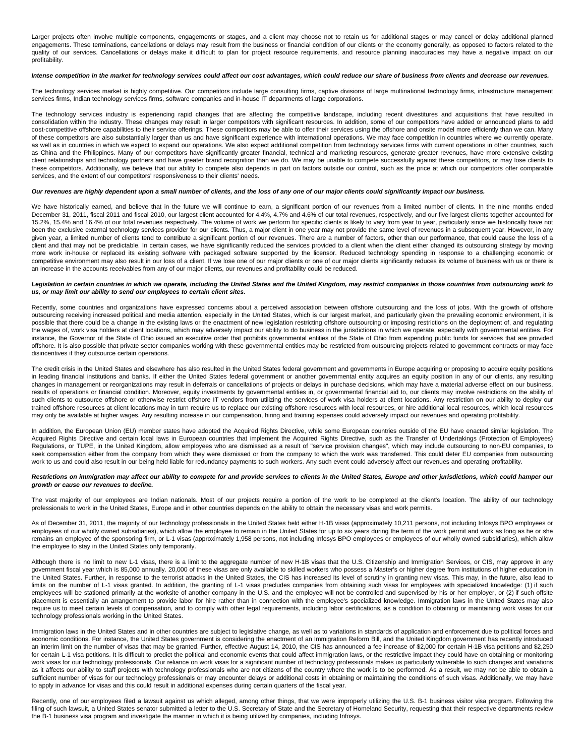Larger projects often involve multiple components, engagements or stages, and a client may choose not to retain us for additional stages or may cancel or delay additional planned engagements. These terminations, cancellations or delays may result from the business or financial condition of our clients or the economy generally, as opposed to factors related to the quality of our services. Cancellations or delays make it difficult to plan for project resource requirements, and resource planning inaccuracies may have a negative impact on our profitability.

***Intense competition in the market for technology services could affect our cost advantages, which could reduce our share of business from clients and decrease our revenues.***

The technology services market is highly competitive. Our competitors include large consulting firms, captive divisions of large multinational technology firms, infrastructure management services firms, Indian technology services firms, software companies and in-house IT departments of large corporations.

The technology services industry is experiencing rapid changes that are affecting the competitive landscape, including recent divestitures and acquisitions that have resulted in consolidation within the industry. These changes may result in larger competitors with significant resources. In addition, some of our competitors have added or announced plans to add cost-competitive offshore capabilities to their service offerings. These competitors may be able to offer their services using the offshore and onsite model more efficiently than we can. Many of these competitors are also substantially larger than us and have significant experience with international operations. We may face competition in countries where we currently operate, as well as in countries in which we expect to expand our operations. We also expect additional competition from technology services firms with current operations in other countries, such as China and the Philippines. Many of our competitors have significantly greater financial, technical and marketing resources, generate greater revenues, have more extensive existing client relationships and technology partners and have greater brand recognition than we do. We may be unable to compete successfully against these competitors, or may lose clients to these competitors. Additionally, we believe that our ability to compete also depends in part on factors outside our control, such as the price at which our competitors offer comparable services, and the extent of our competitors' responsiveness to their clients' needs.

***Our revenues are highly dependent upon a small number of clients, and the loss of any one of our major clients could significantly impact our business.***

We have historically earned, and believe that in the future we will continue to earn, a significant portion of our revenues from a limited number of clients. In the nine months ended December 31, 2011, fiscal 2011 and fiscal 2010, our largest client accounted for 4.4%, 4.7% and 4.6% of our total revenues, respectively, and our five largest clients together accounted for 15.2%, 15.4% and 16.4% of our total revenues respectively. The volume of work we perform for specific clients is likely to vary from year to year, particularly since we historically have not been the exclusive external technology services provider for our clients. Thus, a major client in one year may not provide the same level of revenues in a subsequent year. However, in any given year, a limited number of clients tend to contribute a significant portion of our revenues. There are a number of factors, other than our performance, that could cause the loss of a client and that may not be predictable. In certain cases, we have significantly reduced the services provided to a client when the client either changed its outsourcing strategy by moving more work in-house or replaced its existing software with packaged software supported by the licensor. Reduced technology spending in response to a challenging economic or competitive environment may also result in our loss of a client. If we lose one of our major clients or one of our major clients significantly reduces its volume of business with us or there is an increase in the accounts receivables from any of our major clients, our revenues and profitability could be reduced.

***Legislation in certain countries in which we operate, including the United States and the United Kingdom, may restrict companies in those countries from outsourcing work to us, or may limit our ability to send our employees to certain client sites.***

Recently, some countries and organizations have expressed concerns about a perceived association between offshore outsourcing and the loss of jobs. With the growth of offshore outsourcing receiving increased political and media attention, especially in the United States, which is our largest market, and particularly given the prevailing economic environment, it is possible that there could be a change in the existing laws or the enactment of new legislation restricting offshore outsourcing or imposing restrictions on the deployment of, and regulating the wages of, work visa holders at client locations, which may adversely impact our ability to do business in the jurisdictions in which we operate, especially with governmental entities. For instance, the Governor of the State of Ohio issued an executive order that prohibits governmental entities of the State of Ohio from expending public funds for services that are provided offshore. It is also possible that private sector companies working with these governmental entities may be restricted from outsourcing projects related to government contracts or may face disincentives if they outsource certain operations.

The credit crisis in the United States and elsewhere has also resulted in the United States federal government and governments in Europe acquiring or proposing to acquire equity positions in leading financial institutions and banks. If either the United States federal government or another governmental entity acquires an equity position in any of our clients, any resulting changes in management or reorganizations may result in deferrals or cancellations of projects or delays in purchase decisions, which may have a material adverse effect on our business, results of operations or financial condition. Moreover, equity investments by governmental entities in, or governmental financial aid to, our clients may involve restrictions on the ability of such clients to outsource offshore or otherwise restrict offshore IT vendors from utilizing the services of work visa holders at client locations. Any restriction on our ability to deploy our trained offshore resources at client locations may in turn require us to replace our existing offshore resources with local resources, or hire additional local resources, which local resources may only be available at higher wages. Any resulting increase in our compensation, hiring and training expenses could adversely impact our revenues and operating profitability.

In addition, the European Union (EU) member states have adopted the Acquired Rights Directive, while some European countries outside of the EU have enacted similar legislation. The Acquired Rights Directive and certain local laws in European countries that implement the Acquired Rights Directive, such as the Transfer of Undertakings (Protection of Employees) Regulations, or TUPE, in the United Kingdom, allow employees who are dismissed as a result of "service provision changes", which may include outsourcing to non-EU companies, to seek compensation either from the company from which they were dismissed or from the company to which the work was transferred. This could deter EU companies from outsourcing work to us and could also result in our being held liable for redundancy payments to such workers. Any such event could adversely affect our revenues and operating profitability.

***Restrictions on immigration may affect our ability to compete for and provide services to clients in the United States, Europe and other jurisdictions, which could hamper our growth or cause our revenues to decline.***

The vast majority of our employees are Indian nationals. Most of our projects require a portion of the work to be completed at the client's location. The ability of our technology professionals to work in the United States, Europe and in other countries depends on the ability to obtain the necessary visas and work permits.

As of December 31, 2011, the majority of our technology professionals in the United States held either H-1B visas (approximately 10,211 persons, not including Infosys BPO employees or employees of our wholly owned subsidiaries), which allow the employee to remain in the United States for up to six years during the term of the work permit and work as long as he or she remains an employee of the sponsoring firm, or L-1 visas (approximately 1,958 persons, not including Infosys BPO employees or employees of our wholly owned subsidiaries), which allow the employee to stay in the United States only temporarily.

Although there is no limit to new L-1 visas, there is a limit to the aggregate number of new H-1B visas that the U.S. Citizenship and Immigration Services, or CIS, may approve in any government fiscal year which is 85,000 annually. 20,000 of these visas are only available to skilled workers who possess a Master's or higher degree from institutions of higher education in the United States. Further, in response to the terrorist attacks in the United States, the CIS has increased its level of scrutiny in granting new visas. This may, in the future, also lead to limits on the number of L-1 visas granted. In addition, the granting of L-1 visas precludes companies from obtaining such visas for employees with specialized knowledge: (1) if such employees will be stationed primarily at the worksite of another company in the U.S. and the employee will not be controlled and supervised by his or her employer, or (2) if such offsite placement is essentially an arrangement to provide labor for hire rather than in connection with the employee's specialized knowledge. Immigration laws in the United States may also require us to meet certain levels of compensation, and to comply with other legal requirements, including labor certifications, as a condition to obtaining or maintaining work visas for our technology professionals working in the United States.

Immigration laws in the United States and in other countries are subject to legislative change, as well as to variations in standards of application and enforcement due to political forces and economic conditions. For instance, the United States government is considering the enactment of an Immigration Reform Bill, and the United Kingdom government has recently introduced an interim limit on the number of visas that may be granted. Further, effective August 14, 2010, the CIS has announced a fee increase of $2,000 for certain H-1B visa petitions and $2,250 for certain L-1 visa petitions. It is difficult to predict the political and economic events that could affect immigration laws, or the restrictive impact they could have on obtaining or monitoring work visas for our technology professionals. Our reliance on work visas for a significant number of technology professionals makes us particularly vulnerable to such changes and variations as it affects our ability to staff projects with technology professionals who are not citizens of the country where the work is to be performed. As a result, we may not be able to obtain a sufficient number of visas for our technology professionals or may encounter delays or additional costs in obtaining or maintaining the conditions of such visas. Additionally, we may have to apply in advance for visas and this could result in additional expenses during certain quarters of the fiscal year.

Recently, one of our employees filed a lawsuit against us which alleged, among other things, that we were improperly utilizing the U.S. B-1 business visitor visa program. Following the filing of such lawsuit, a United States senator submitted a letter to the U.S. Secretary of State and the Secretary of Homeland Security, requesting that their respective departments review the B-1 business visa program and investigate the manner in which it is being utilized by companies, including Infosys.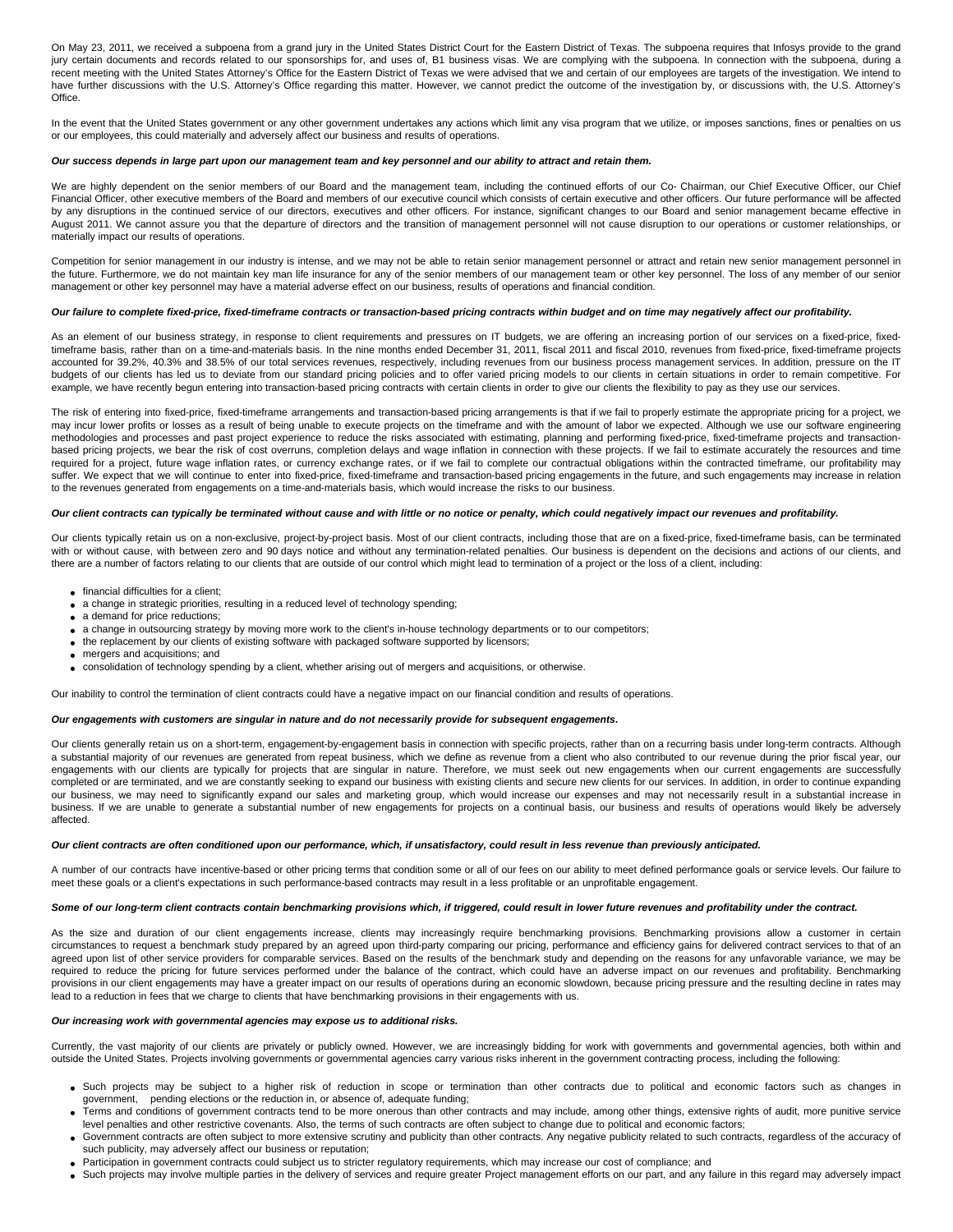On May 23, 2011, we received a subpoena from a grand jury in the United States District Court for the Eastern District of Texas. The subpoena requires that Infosys provide to the grand jury certain documents and records related to our sponsorships for, and uses of, B1 business visas. We are complying with the subpoena. In connection with the subpoena, during a recent meeting with the United States Attorney's Office for the Eastern District of Texas we were advised that we and certain of our employees are targets of the investigation. We intend to have further discussions with the U.S. Attorney's Office regarding this matter. However, we cannot predict the outcome of the investigation by, or discussions with, the U.S. Attorney's Office.

In the event that the United States government or any other government undertakes any actions which limit any visa program that we utilize, or imposes sanctions, fines or penalties on us or our employees, this could materially and adversely affect our business and results of operations.

***Our success depends in large part upon our management team and key personnel and our ability to attract and retain them.***

We are highly dependent on the senior members of our Board and the management team, including the continued efforts of our Co- Chairman, our Chief Executive Officer, our Chief Financial Officer, other executive members of the Board and members of our executive council which consists of certain executive and other officers. Our future performance will be affected by any disruptions in the continued service of our directors, executives and other officers. For instance, significant changes to our Board and senior management became effective in August 2011. We cannot assure you that the departure of directors and the transition of management personnel will not cause disruption to our operations or customer relationships, or materially impact our results of operations.

Competition for senior management in our industry is intense, and we may not be able to retain senior management personnel or attract and retain new senior management personnel in the future. Furthermore, we do not maintain key man life insurance for any of the senior members of our management team or other key personnel. The loss of any member of our senior management or other key personnel may have a material adverse effect on our business, results of operations and financial condition.

***Our failure to complete fixed-price, fixed-timeframe contracts or transaction-based pricing contracts within budget and on time may negatively affect our profitability.***

As an element of our business strategy, in response to client requirements and pressures on IT budgets, we are offering an increasing portion of our services on a fixed-price, fixed-timeframe basis, rather than on a time-and-materials basis. In the nine months ended December 31, 2011, fiscal 2011 and fiscal 2010, revenues from fixed-price, fixed-timeframe projects accounted for 39.2%, 40.3% and 38.5% of our total services revenues, respectively, including revenues from our business process management services. In addition, pressure on the IT budgets of our clients has led us to deviate from our standard pricing policies and to offer varied pricing models to our clients in certain situations in order to remain competitive. For example, we have recently begun entering into transaction-based pricing contracts with certain clients in order to give our clients the flexibility to pay as they use our services.

The risk of entering into fixed-price, fixed-timeframe arrangements and transaction-based pricing arrangements is that if we fail to properly estimate the appropriate pricing for a project, we may incur lower profits or losses as a result of being unable to execute projects on the timeframe and with the amount of labor we expected. Although we use our software engineering methodologies and processes and past project experience to reduce the risks associated with estimating, planning and performing fixed-price, fixed-timeframe projects and transaction-based pricing projects, we bear the risk of cost overruns, completion delays and wage inflation in connection with these projects. If we fail to estimate accurately the resources and time required for a project, future wage inflation rates, or currency exchange rates, or if we fail to complete our contractual obligations within the contracted timeframe, our profitability may suffer. We expect that we will continue to enter into fixed-price, fixed-timeframe and transaction-based pricing engagements in the future, and such engagements may increase in relation to the revenues generated from engagements on a time-and-materials basis, which would increase the risks to our business.

***Our client contracts can typically be terminated without cause and with little or no notice or penalty, which could negatively impact our revenues and profitability.***

Our clients typically retain us on a non-exclusive, project-by-project basis. Most of our client contracts, including those that are on a fixed-price, fixed-timeframe basis, can be terminated with or without cause, with between zero and 90 days notice and without any termination-related penalties. Our business is dependent on the decisions and actions of our clients, and there are a number of factors relating to our clients that are outside of our control which might lead to termination of a project or the loss of a client, including:

- financial difficulties for a client;
- a change in strategic priorities, resulting in a reduced level of technology spending;
- a demand for price reductions;
- a change in outsourcing strategy by moving more work to the client's in-house technology departments or to our competitors;
- the replacement by our clients of existing software with packaged software supported by licensors;
- mergers and acquisitions; and
- consolidation of technology spending by a client, whether arising out of mergers and acquisitions, or otherwise.

Our inability to control the termination of client contracts could have a negative impact on our financial condition and results of operations.

***Our engagements with customers are singular in nature and do not necessarily provide for subsequent engagements.***

Our clients generally retain us on a short-term, engagement-by-engagement basis in connection with specific projects, rather than on a recurring basis under long-term contracts. Although a substantial majority of our revenues are generated from repeat business, which we define as revenue from a client who also contributed to our revenue during the prior fiscal year, our engagements with our clients are typically for projects that are singular in nature. Therefore, we must seek out new engagements when our current engagements are successfully completed or are terminated, and we are constantly seeking to expand our business with existing clients and secure new clients for our services. In addition, in order to continue expanding our business, we may need to significantly expand our sales and marketing group, which would increase our expenses and may not necessarily result in a substantial increase in business. If we are unable to generate a substantial number of new engagements for projects on a continual basis, our business and results of operations would likely be adversely affected.

***Our client contracts are often conditioned upon our performance, which, if unsatisfactory, could result in less revenue than previously anticipated.***

A number of our contracts have incentive-based or other pricing terms that condition some or all of our fees on our ability to meet defined performance goals or service levels. Our failure to meet these goals or a client's expectations in such performance-based contracts may result in a less profitable or an unprofitable engagement.

***Some of our long-term client contracts contain benchmarking provisions which, if triggered, could result in lower future revenues and profitability under the contract.***

As the size and duration of our client engagements increase, clients may increasingly require benchmarking provisions. Benchmarking provisions allow a customer in certain circumstances to request a benchmark study prepared by an agreed upon third-party comparing our pricing, performance and efficiency gains for delivered contract services to that of an agreed upon list of other service providers for comparable services. Based on the results of the benchmark study and depending on the reasons for any unfavorable variance, we may be required to reduce the pricing for future services performed under the balance of the contract, which could have an adverse impact on our revenues and profitability. Benchmarking provisions in our client engagements may have a greater impact on our results of operations during an economic slowdown, because pricing pressure and the resulting decline in rates may lead to a reduction in fees that we charge to clients that have benchmarking provisions in their engagements with us.

***Our increasing work with governmental agencies may expose us to additional risks.***

Currently, the vast majority of our clients are privately or publicly owned. However, we are increasingly bidding for work with governments and governmental agencies, both within and outside the United States. Projects involving governments or governmental agencies carry various risks inherent in the government contracting process, including the following:

- Such projects may be subject to a higher risk of reduction in scope or termination than other contracts due to political and economic factors such as changes in government, pending elections or the reduction in, or absence of, adequate funding;
- Terms and conditions of government contracts tend to be more onerous than other contracts and may include, among other things, extensive rights of audit, more punitive service level penalties and other restrictive covenants. Also, the terms of such contracts are often subject to change due to political and economic factors;
- Government contracts are often subject to more extensive scrutiny and publicity than other contracts. Any negative publicity related to such contracts, regardless of the accuracy of such publicity, may adversely affect our business or reputation;
- Participation in government contracts could subject us to stricter regulatory requirements, which may increase our cost of compliance; and
- Such projects may involve multiple parties in the delivery of services and require greater Project management efforts on our part, and any failure in this regard may adversely impact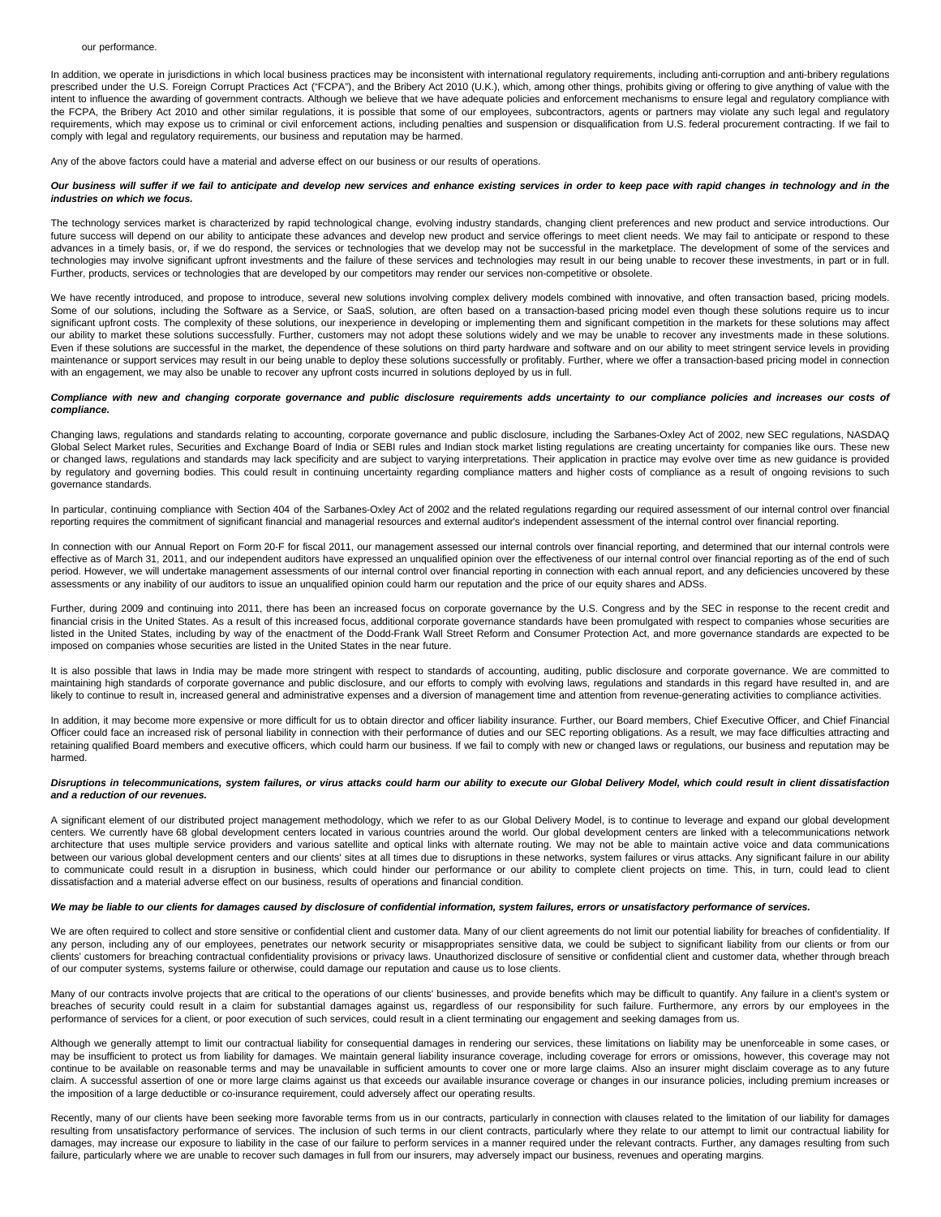our performance.

In addition, we operate in jurisdictions in which local business practices may be inconsistent with international regulatory requirements, including anti-corruption and anti-bribery regulations prescribed under the U.S. Foreign Corrupt Practices Act ("FCPA"), and the Bribery Act 2010 (U.K.), which, among other things, prohibits giving or offering to give anything of value with the intent to influence the awarding of government contracts. Although we believe that we have adequate policies and enforcement mechanisms to ensure legal and regulatory compliance with the FCPA, the Bribery Act 2010 and other similar regulations, it is possible that some of our employees, subcontractors, agents or partners may violate any such legal and regulatory requirements, which may expose us to criminal or civil enforcement actions, including penalties and suspension or disqualification from U.S. federal procurement contracting. If we fail to comply with legal and regulatory requirements, our business and reputation may be harmed.

Any of the above factors could have a material and adverse effect on our business or our results of operations.

***Our business will suffer if we fail to anticipate and develop new services and enhance existing services in order to keep pace with rapid changes in technology and in the industries on which we focus.***

The technology services market is characterized by rapid technological change, evolving industry standards, changing client preferences and new product and service introductions. Our future success will depend on our ability to anticipate these advances and develop new product and service offerings to meet client needs. We may fail to anticipate or respond to these advances in a timely basis, or, if we do respond, the services or technologies that we develop may not be successful in the marketplace. The development of some of the services and technologies may involve significant upfront investments and the failure of these services and technologies may result in our being unable to recover these investments, in part or in full. Further, products, services or technologies that are developed by our competitors may render our services non-competitive or obsolete.

We have recently introduced, and propose to introduce, several new solutions involving complex delivery models combined with innovative, and often transaction based, pricing models. Some of our solutions, including the Software as a Service, or SaaS, solution, are often based on a transaction-based pricing model even though these solutions require us to incur significant upfront costs. The complexity of these solutions, our inexperience in developing or implementing them and significant competition in the markets for these solutions may affect our ability to market these solutions successfully. Further, customers may not adopt these solutions widely and we may be unable to recover any investments made in these solutions. Even if these solutions are successful in the market, the dependence of these solutions on third party hardware and software and on our ability to meet stringent service levels in providing maintenance or support services may result in our being unable to deploy these solutions successfully or profitably. Further, where we offer a transaction-based pricing model in connection with an engagement, we may also be unable to recover any upfront costs incurred in solutions deployed by us in full.

***Compliance with new and changing corporate governance and public disclosure requirements adds uncertainty to our compliance policies and increases our costs of compliance.***

Changing laws, regulations and standards relating to accounting, corporate governance and public disclosure, including the Sarbanes-Oxley Act of 2002, new SEC regulations, NASDAQ Global Select Market rules, Securities and Exchange Board of India or SEBI rules and Indian stock market listing regulations are creating uncertainty for companies like ours. These new or changed laws, regulations and standards may lack specificity and are subject to varying interpretations. Their application in practice may evolve over time as new guidance is provided by regulatory and governing bodies. This could result in continuing uncertainty regarding compliance matters and higher costs of compliance as a result of ongoing revisions to such governance standards.

In particular, continuing compliance with Section 404 of the Sarbanes-Oxley Act of 2002 and the related regulations regarding our required assessment of our internal control over financial reporting requires the commitment of significant financial and managerial resources and external auditor's independent assessment of the internal control over financial reporting.

In connection with our Annual Report on Form 20-F for fiscal 2011, our management assessed our internal controls over financial reporting, and determined that our internal controls were effective as of March 31, 2011, and our independent auditors have expressed an unqualified opinion over the effectiveness of our internal control over financial reporting as of the end of such period. However, we will undertake management assessments of our internal control over financial reporting in connection with each annual report, and any deficiencies uncovered by these assessments or any inability of our auditors to issue an unqualified opinion could harm our reputation and the price of our equity shares and ADSs.

Further, during 2009 and continuing into 2011, there has been an increased focus on corporate governance by the U.S. Congress and by the SEC in response to the recent credit and financial crisis in the United States. As a result of this increased focus, additional corporate governance standards have been promulgated with respect to companies whose securities are listed in the United States, including by way of the enactment of the Dodd-Frank Wall Street Reform and Consumer Protection Act, and more governance standards are expected to be imposed on companies whose securities are listed in the United States in the near future.

It is also possible that laws in India may be made more stringent with respect to standards of accounting, auditing, public disclosure and corporate governance. We are committed to maintaining high standards of corporate governance and public disclosure, and our efforts to comply with evolving laws, regulations and standards in this regard have resulted in, and are likely to continue to result in, increased general and administrative expenses and a diversion of management time and attention from revenue-generating activities to compliance activities.

In addition, it may become more expensive or more difficult for us to obtain director and officer liability insurance. Further, our Board members, Chief Executive Officer, and Chief Financial Officer could face an increased risk of personal liability in connection with their performance of duties and our SEC reporting obligations. As a result, we may face difficulties attracting and retaining qualified Board members and executive officers, which could harm our business. If we fail to comply with new or changed laws or regulations, our business and reputation may be harmed.

***Disruptions in telecommunications, system failures, or virus attacks could harm our ability to execute our Global Delivery Model, which could result in client dissatisfaction and a reduction of our revenues.***

A significant element of our distributed project management methodology, which we refer to as our Global Delivery Model, is to continue to leverage and expand our global development centers. We currently have 68 global development centers located in various countries around the world. Our global development centers are linked with a telecommunications network architecture that uses multiple service providers and various satellite and optical links with alternate routing. We may not be able to maintain active voice and data communications between our various global development centers and our clients' sites at all times due to disruptions in these networks, system failures or virus attacks. Any significant failure in our ability to communicate could result in a disruption in business, which could hinder our performance or our ability to complete client projects on time. This, in turn, could lead to client dissatisfaction and a material adverse effect on our business, results of operations and financial condition.

***We may be liable to our clients for damages caused by disclosure of confidential information, system failures, errors or unsatisfactory performance of services.***

We are often required to collect and store sensitive or confidential client and customer data. Many of our client agreements do not limit our potential liability for breaches of confidentiality. If any person, including any of our employees, penetrates our network security or misappropriates sensitive data, we could be subject to significant liability from our clients or from our clients' customers for breaching contractual confidentiality provisions or privacy laws. Unauthorized disclosure of sensitive or confidential client and customer data, whether through breach of our computer systems, systems failure or otherwise, could damage our reputation and cause us to lose clients.

Many of our contracts involve projects that are critical to the operations of our clients' businesses, and provide benefits which may be difficult to quantify. Any failure in a client's system or breaches of security could result in a claim for substantial damages against us, regardless of our responsibility for such failure. Furthermore, any errors by our employees in the performance of services for a client, or poor execution of such services, could result in a client terminating our engagement and seeking damages from us.

Although we generally attempt to limit our contractual liability for consequential damages in rendering our services, these limitations on liability may be unenforceable in some cases, or may be insufficient to protect us from liability for damages. We maintain general liability insurance coverage, including coverage for errors or omissions, however, this coverage may not continue to be available on reasonable terms and may be unavailable in sufficient amounts to cover one or more large claims. Also an insurer might disclaim coverage as to any future claim. A successful assertion of one or more large claims against us that exceeds our available insurance coverage or changes in our insurance policies, including premium increases or the imposition of a large deductible or co-insurance requirement, could adversely affect our operating results.

Recently, many of our clients have been seeking more favorable terms from us in our contracts, particularly in connection with clauses related to the limitation of our liability for damages resulting from unsatisfactory performance of services. The inclusion of such terms in our client contracts, particularly where they relate to our attempt to limit our contractual liability for damages, may increase our exposure to liability in the case of our failure to perform services in a manner required under the relevant contracts. Further, any damages resulting from such failure, particularly where we are unable to recover such damages in full from our insurers, may adversely impact our business, revenues and operating margins.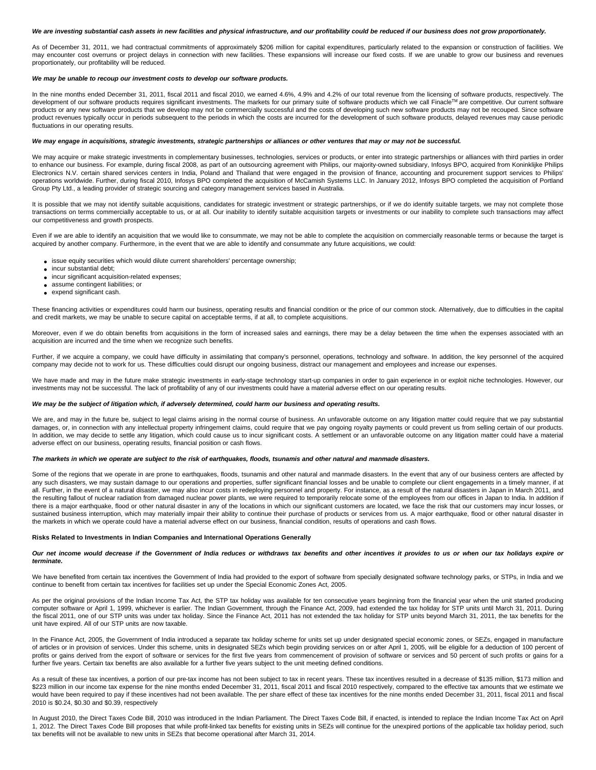***We are investing substantial cash assets in new facilities and physical infrastructure, and our profitability could be reduced if our business does not grow proportionately.***

As of December 31, 2011, we had contractual commitments of approximately $206 million for capital expenditures, particularly related to the expansion or construction of facilities. We may encounter cost overruns or project delays in connection with new facilities. These expansions will increase our fixed costs. If we are unable to grow our business and revenues proportionately, our profitability will be reduced.

***We may be unable to recoup our investment costs to develop our software products.***

In the nine months ended December 31, 2011, fiscal 2011 and fiscal 2010, we earned 4.6%, 4.9% and 4.2% of our total revenue from the licensing of software products, respectively. The development of our software products requires significant investments. The markets for our primary suite of software products which we call Finacle[TM] are competitive. Our current software products or any new software products that we develop may not be commercially successful and the costs of developing such new software products may not be recouped. Since software product revenues typically occur in periods subsequent to the periods in which the costs are incurred for the development of such software products, delayed revenues may cause periodic fluctuations in our operating results.

***We may engage in acquisitions, strategic investments, strategic partnerships or alliances or other ventures that may or may not be successful.***

We may acquire or make strategic investments in complementary businesses, technologies, services or products, or enter into strategic partnerships or alliances with third parties in order to enhance our business. For example, during fiscal 2008, as part of an outsourcing agreement with Philips, our majority-owned subsidiary, Infosys BPO, acquired from Koninklijke Philips Electronics N.V. certain shared services centers in India, Poland and Thailand that were engaged in the provision of finance, accounting and procurement support services to Philips' operations worldwide. Further, during fiscal 2010, Infosys BPO completed the acquisition of McCamish Systems LLC. In January 2012, Infosys BPO completed the acquisition of Portland Group Pty Ltd., a leading provider of strategic sourcing and category management services based in Australia.

It is possible that we may not identify suitable acquisitions, candidates for strategic investment or strategic partnerships, or if we do identify suitable targets, we may not complete those transactions on terms commercially acceptable to us, or at all. Our inability to identify suitable acquisition targets or investments or our inability to complete such transactions may affect our competitiveness and growth prospects.

Even if we are able to identify an acquisition that we would like to consummate, we may not be able to complete the acquisition on commercially reasonable terms or because the target is acquired by another company. Furthermore, in the event that we are able to identify and consummate any future acquisitions, we could:

- issue equity securities which would dilute current shareholders' percentage ownership;
- incur substantial debt;
- incur significant acquisition-related expenses;
- assume contingent liabilities; or
- expend significant cash.

These financing activities or expenditures could harm our business, operating results and financial condition or the price of our common stock. Alternatively, due to difficulties in the capital and credit markets, we may be unable to secure capital on acceptable terms, if at all, to complete acquisitions.

Moreover, even if we do obtain benefits from acquisitions in the form of increased sales and earnings, there may be a delay between the time when the expenses associated with an acquisition are incurred and the time when we recognize such benefits.

Further, if we acquire a company, we could have difficulty in assimilating that company's personnel, operations, technology and software. In addition, the key personnel of the acquired company may decide not to work for us. These difficulties could disrupt our ongoing business, distract our management and employees and increase our expenses.

We have made and may in the future make strategic investments in early-stage technology start-up companies in order to gain experience in or exploit niche technologies. However, our investments may not be successful. The lack of profitability of any of our investments could have a material adverse effect on our operating results.

***We may be the subject of litigation which, if adversely determined, could harm our business and operating results.***

We are, and may in the future be, subject to legal claims arising in the normal course of business. An unfavorable outcome on any litigation matter could require that we pay substantial damages, or, in connection with any intellectual property infringement claims, could require that we pay ongoing royalty payments or could prevent us from selling certain of our products. In addition, we may decide to settle any litigation, which could cause us to incur significant costs. A settlement or an unfavorable outcome on any litigation matter could have a material adverse effect on our business, operating results, financial position or cash flows.

***The markets in which we operate are subject to the risk of earthquakes, floods, tsunamis and other natural and manmade disasters.***

Some of the regions that we operate in are prone to earthquakes, floods, tsunamis and other natural and manmade disasters. In the event that any of our business centers are affected by any such disasters, we may sustain damage to our operations and properties, suffer significant financial losses and be unable to complete our client engagements in a timely manner, if at all. Further, in the event of a natural disaster, we may also incur costs in redeploying personnel and property. For instance, as a result of the natural disasters in Japan in March 2011, and the resulting fallout of nuclear radiation from damaged nuclear power plants, we were required to temporarily relocate some of the employees from our offices in Japan to India. In addition if there is a major earthquake, flood or other natural disaster in any of the locations in which our significant customers are located, we face the risk that our customers may incur losses, or sustained business interruption, which may materially impair their ability to continue their purchase of products or services from us. A major earthquake, flood or other natural disaster in the markets in which we operate could have a material adverse effect on our business, financial condition, results of operations and cash flows.

**Risks Related to Investments in Indian Companies and International Operations Generally**

***Our net income would decrease if the Government of India reduces or withdraws tax benefits and other incentives it provides to us or when our tax holidays expire or terminate.***

We have benefited from certain tax incentives the Government of India had provided to the export of software from specially designated software technology parks, or STPs, in India and we continue to benefit from certain tax incentives for facilities set up under the Special Economic Zones Act, 2005.

As per the original provisions of the Indian Income Tax Act, the STP tax holiday was available for ten consecutive years beginning from the financial year when the unit started producing computer software or April 1, 1999, whichever is earlier. The Indian Government, through the Finance Act, 2009, had extended the tax holiday for STP units until March 31, 2011. During the fiscal 2011, one of our STP units was under tax holiday. Since the Finance Act, 2011 has not extended the tax holiday for STP units beyond March 31, 2011, the tax benefits for the unit have expired. All of our STP units are now taxable.

In the Finance Act, 2005, the Government of India introduced a separate tax holiday scheme for units set up under designated special economic zones, or SEZs, engaged in manufacture of articles or in provision of services. Under this scheme, units in designated SEZs which begin providing services on or after April 1, 2005, will be eligible for a deduction of 100 percent of profits or gains derived from the export of software or services for the first five years from commencement of provision of software or services and 50 percent of such profits or gains for a further five years. Certain tax benefits are also available for a further five years subject to the unit meeting defined conditions.

As a result of these tax incentives, a portion of our pre-tax income has not been subject to tax in recent years. These tax incentives resulted in a decrease of $135 million, $173 million and $223 million in our income tax expense for the nine months ended December 31, 2011, fiscal 2011 and fiscal 2010 respectively, compared to the effective tax amounts that we estimate we would have been required to pay if these incentives had not been available. The per share effect of these tax incentives for the nine months ended December 31, 2011, fiscal 2011 and fiscal 2010 is $0.24, $0.30 and $0.39, respectively

In August 2010, the Direct Taxes Code Bill, 2010 was introduced in the Indian Parliament. The Direct Taxes Code Bill, if enacted, is intended to replace the Indian Income Tax Act on April 1, 2012. The Direct Taxes Code Bill proposes that while profit-linked tax benefits for existing units in SEZs will continue for the unexpired portions of the applicable tax holiday period, such tax benefits will not be available to new units in SEZs that become operational after March 31, 2014.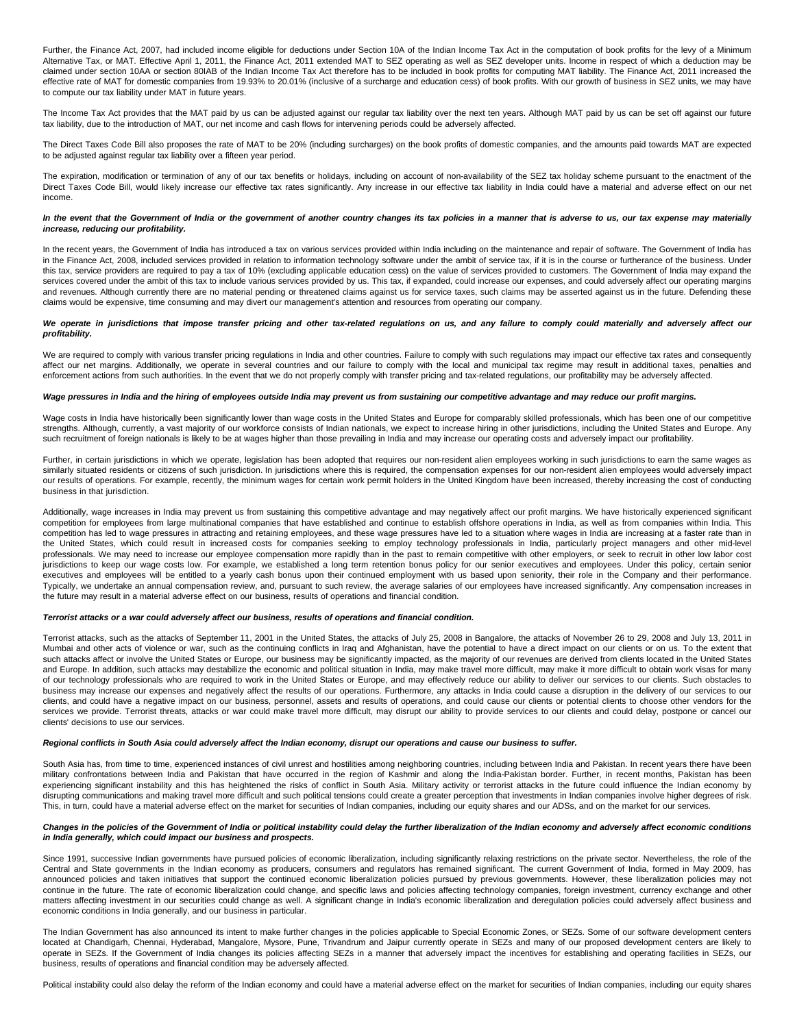Further, the Finance Act, 2007, had included income eligible for deductions under Section 10A of the Indian Income Tax Act in the computation of book profits for the levy of a Minimum Alternative Tax, or MAT. Effective April 1, 2011, the Finance Act, 2011 extended MAT to SEZ operating as well as SEZ developer units. Income in respect of which a deduction may be claimed under section 10AA or section 80IAB of the Indian Income Tax Act therefore has to be included in book profits for computing MAT liability. The Finance Act, 2011 increased the effective rate of MAT for domestic companies from 19.93% to 20.01% (inclusive of a surcharge and education cess) of book profits. With our growth of business in SEZ units, we may have to compute our tax liability under MAT in future years.

The Income Tax Act provides that the MAT paid by us can be adjusted against our regular tax liability over the next ten years. Although MAT paid by us can be set off against our future tax liability, due to the introduction of MAT, our net income and cash flows for intervening periods could be adversely affected.

The Direct Taxes Code Bill also proposes the rate of MAT to be 20% (including surcharges) on the book profits of domestic companies, and the amounts paid towards MAT are expected to be adjusted against regular tax liability over a fifteen year period.

The expiration, modification or termination of any of our tax benefits or holidays, including on account of non-availability of the SEZ tax holiday scheme pursuant to the enactment of the Direct Taxes Code Bill, would likely increase our effective tax rates significantly. Any increase in our effective tax liability in India could have a material and adverse effect on our net income.

***In the event that the Government of India or the government of another country changes its tax policies in a manner that is adverse to us, our tax expense may materially increase, reducing our profitability.***

In the recent years, the Government of India has introduced a tax on various services provided within India including on the maintenance and repair of software. The Government of India has in the Finance Act, 2008, included services provided in relation to information technology software under the ambit of service tax, if it is in the course or furtherance of the business. Under this tax, service providers are required to pay a tax of 10% (excluding applicable education cess) on the value of services provided to customers. The Government of India may expand the services covered under the ambit of this tax to include various services provided by us. This tax, if expanded, could increase our expenses, and could adversely affect our operating margins and revenues. Although currently there are no material pending or threatened claims against us for service taxes, such claims may be asserted against us in the future. Defending these claims would be expensive, time consuming and may divert our management's attention and resources from operating our company.

***We operate in jurisdictions that impose transfer pricing and other tax-related regulations on us, and any failure to comply could materially and adversely affect our profitability.***

We are required to comply with various transfer pricing regulations in India and other countries. Failure to comply with such regulations may impact our effective tax rates and consequently affect our net margins. Additionally, we operate in several countries and our failure to comply with the local and municipal tax regime may result in additional taxes, penalties and enforcement actions from such authorities. In the event that we do not properly comply with transfer pricing and tax-related regulations, our profitability may be adversely affected.

***Wage pressures in India and the hiring of employees outside India may prevent us from sustaining our competitive advantage and may reduce our profit margins.***

Wage costs in India have historically been significantly lower than wage costs in the United States and Europe for comparably skilled professionals, which has been one of our competitive strengths. Although, currently, a vast majority of our workforce consists of Indian nationals, we expect to increase hiring in other jurisdictions, including the United States and Europe. Any such recruitment of foreign nationals is likely to be at wages higher than those prevailing in India and may increase our operating costs and adversely impact our profitability.

Further, in certain jurisdictions in which we operate, legislation has been adopted that requires our non-resident alien employees working in such jurisdictions to earn the same wages as similarly situated residents or citizens of such jurisdiction. In jurisdictions where this is required, the compensation expenses for our non-resident alien employees would adversely impact our results of operations. For example, recently, the minimum wages for certain work permit holders in the United Kingdom have been increased, thereby increasing the cost of conducting business in that jurisdiction.

Additionally, wage increases in India may prevent us from sustaining this competitive advantage and may negatively affect our profit margins. We have historically experienced significant competition for employees from large multinational companies that have established and continue to establish offshore operations in India, as well as from companies within India. This competition has led to wage pressures in attracting and retaining employees, and these wage pressures have led to a situation where wages in India are increasing at a faster rate than in the United States, which could result in increased costs for companies seeking to employ technology professionals in India, particularly project managers and other mid-level professionals. We may need to increase our employee compensation more rapidly than in the past to remain competitive with other employers, or seek to recruit in other low labor cost jurisdictions to keep our wage costs low. For example, we established a long term retention bonus policy for our senior executives and employees. Under this policy, certain senior executives and employees will be entitled to a yearly cash bonus upon their continued employment with us based upon seniority, their role in the Company and their performance. Typically, we undertake an annual compensation review, and, pursuant to such review, the average salaries of our employees have increased significantly. Any compensation increases in the future may result in a material adverse effect on our business, results of operations and financial condition.

***Terrorist attacks or a war could adversely affect our business, results of operations and financial condition.***

Terrorist attacks, such as the attacks of September 11, 2001 in the United States, the attacks of July 25, 2008 in Bangalore, the attacks of November 26 to 29, 2008 and July 13, 2011 in Mumbai and other acts of violence or war, such as the continuing conflicts in Iraq and Afghanistan, have the potential to have a direct impact on our clients or on us. To the extent that such attacks affect or involve the United States or Europe, our business may be significantly impacted, as the majority of our revenues are derived from clients located in the United States and Europe. In addition, such attacks may destabilize the economic and political situation in India, may make travel more difficult, may make it more difficult to obtain work visas for many of our technology professionals who are required to work in the United States or Europe, and may effectively reduce our ability to deliver our services to our clients. Such obstacles to business may increase our expenses and negatively affect the results of our operations. Furthermore, any attacks in India could cause a disruption in the delivery of our services to our clients, and could have a negative impact on our business, personnel, assets and results of operations, and could cause our clients or potential clients to choose other vendors for the services we provide. Terrorist threats, attacks or war could make travel more difficult, may disrupt our ability to provide services to our clients and could delay, postpone or cancel our clients' decisions to use our services.

***Regional conflicts in South Asia could adversely affect the Indian economy, disrupt our operations and cause our business to suffer.***

South Asia has, from time to time, experienced instances of civil unrest and hostilities among neighboring countries, including between India and Pakistan. In recent years there have been military confrontations between India and Pakistan that have occurred in the region of Kashmir and along the India-Pakistan border. Further, in recent months, Pakistan has been experiencing significant instability and this has heightened the risks of conflict in South Asia. Military activity or terrorist attacks in the future could influence the Indian economy by disrupting communications and making travel more difficult and such political tensions could create a greater perception that investments in Indian companies involve higher degrees of risk. This, in turn, could have a material adverse effect on the market for securities of Indian companies, including our equity shares and our ADSs, and on the market for our services.

***Changes in the policies of the Government of India or political instability could delay the further liberalization of the Indian economy and adversely affect economic conditions in India generally, which could impact our business and prospects.***

Since 1991, successive Indian governments have pursued policies of economic liberalization, including significantly relaxing restrictions on the private sector. Nevertheless, the role of the Central and State governments in the Indian economy as producers, consumers and regulators has remained significant. The current Government of India, formed in May 2009, has announced policies and taken initiatives that support the continued economic liberalization policies pursued by previous governments. However, these liberalization policies may not continue in the future. The rate of economic liberalization could change, and specific laws and policies affecting technology companies, foreign investment, currency exchange and other matters affecting investment in our securities could change as well. A significant change in India's economic liberalization and deregulation policies could adversely affect business and economic conditions in India generally, and our business in particular.

The Indian Government has also announced its intent to make further changes in the policies applicable to Special Economic Zones, or SEZs. Some of our software development centers located at Chandigarh, Chennai, Hyderabad, Mangalore, Mysore, Pune, Trivandrum and Jaipur currently operate in SEZs and many of our proposed development centers are likely to operate in SEZs. If the Government of India changes its policies affecting SEZs in a manner that adversely impact the incentives for establishing and operating facilities in SEZs, our business, results of operations and financial condition may be adversely affected.

Political instability could also delay the reform of the Indian economy and could have a material adverse effect on the market for securities of Indian companies, including our equity shares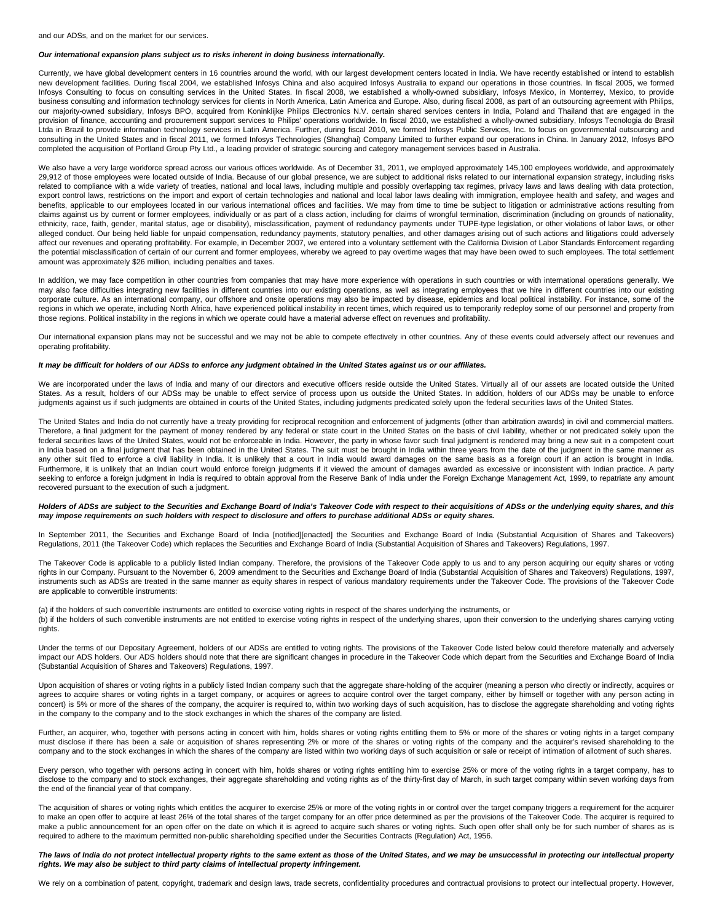and our ADSs, and on the market for our services.

***Our international expansion plans subject us to risks inherent in doing business internationally.***

Currently, we have global development centers in 16 countries around the world, with our largest development centers located in India. We have recently established or intend to establish new development facilities. During fiscal 2004, we established Infosys China and also acquired Infosys Australia to expand our operations in those countries. In fiscal 2005, we formed Infosys Consulting to focus on consulting services in the United States. In fiscal 2008, we established a wholly-owned subsidiary, Infosys Mexico, in Monterrey, Mexico, to provide business consulting and information technology services for clients in North America, Latin America and Europe. Also, during fiscal 2008, as part of an outsourcing agreement with Philips, our majority-owned subsidiary, Infosys BPO, acquired from Koninklijke Philips Electronics N.V. certain shared services centers in India, Poland and Thailand that are engaged in the provision of finance, accounting and procurement support services to Philips' operations worldwide. In fiscal 2010, we established a wholly-owned subsidiary, Infosys Tecnologia do Brasil Ltda in Brazil to provide information technology services in Latin America. Further, during fiscal 2010, we formed Infosys Public Services, Inc. to focus on governmental outsourcing and consulting in the United States and in fiscal 2011, we formed Infosys Technologies (Shanghai) Company Limited to further expand our operations in China. In January 2012, Infosys BPO completed the acquisition of Portland Group Pty Ltd., a leading provider of strategic sourcing and category management services based in Australia.

We also have a very large workforce spread across our various offices worldwide. As of December 31, 2011, we employed approximately 145,100 employees worldwide, and approximately 29,912 of those employees were located outside of India. Because of our global presence, we are subject to additional risks related to our international expansion strategy, including risks related to compliance with a wide variety of treaties, national and local laws, including multiple and possibly overlapping tax regimes, privacy laws and laws dealing with data protection, export control laws, restrictions on the import and export of certain technologies and national and local labor laws dealing with immigration, employee health and safety, and wages and benefits, applicable to our employees located in our various international offices and facilities. We may from time to time be subject to litigation or administrative actions resulting from claims against us by current or former employees, individually or as part of a class action, including for claims of wrongful termination, discrimination (including on grounds of nationality, ethnicity, race, faith, gender, marital status, age or disability), misclassification, payment of redundancy payments under TUPE-type legislation, or other violations of labor laws, or other alleged conduct. Our being held liable for unpaid compensation, redundancy payments, statutory penalties, and other damages arising out of such actions and litigations could adversely affect our revenues and operating profitability. For example, in December 2007, we entered into a voluntary settlement with the California Division of Labor Standards Enforcement regarding the potential misclassification of certain of our current and former employees, whereby we agreed to pay overtime wages that may have been owed to such employees. The total settlement amount was approximately $26 million, including penalties and taxes.

In addition, we may face competition in other countries from companies that may have more experience with operations in such countries or with international operations generally. We may also face difficulties integrating new facilities in different countries into our existing operations, as well as integrating employees that we hire in different countries into our existing corporate culture. As an international company, our offshore and onsite operations may also be impacted by disease, epidemics and local political instability. For instance, some of the regions in which we operate, including North Africa, have experienced political instability in recent times, which required us to temporarily redeploy some of our personnel and property from those regions. Political instability in the regions in which we operate could have a material adverse effect on revenues and profitability.

Our international expansion plans may not be successful and we may not be able to compete effectively in other countries. Any of these events could adversely affect our revenues and operating profitability.

***It may be difficult for holders of our ADSs to enforce any judgment obtained in the United States against us or our affiliates.***

We are incorporated under the laws of India and many of our directors and executive officers reside outside the United States. Virtually all of our assets are located outside the United States. As a result, holders of our ADSs may be unable to effect service of process upon us outside the United States. In addition, holders of our ADSs may be unable to enforce judgments against us if such judgments are obtained in courts of the United States, including judgments predicated solely upon the federal securities laws of the United States.

The United States and India do not currently have a treaty providing for reciprocal recognition and enforcement of judgments (other than arbitration awards) in civil and commercial matters. Therefore, a final judgment for the payment of money rendered by any federal or state court in the United States on the basis of civil liability, whether or not predicated solely upon the federal securities laws of the United States, would not be enforceable in India. However, the party in whose favor such final judgment is rendered may bring a new suit in a competent court in India based on a final judgment that has been obtained in the United States. The suit must be brought in India within three years from the date of the judgment in the same manner as any other suit filed to enforce a civil liability in India. It is unlikely that a court in India would award damages on the same basis as a foreign court if an action is brought in India. Furthermore, it is unlikely that an Indian court would enforce foreign judgments if it viewed the amount of damages awarded as excessive or inconsistent with Indian practice. A party seeking to enforce a foreign judgment in India is required to obtain approval from the Reserve Bank of India under the Foreign Exchange Management Act, 1999, to repatriate any amount recovered pursuant to the execution of such a judgment.

***Holders of ADSs are subject to the Securities and Exchange Board of India's Takeover Code with respect to their acquisitions of ADSs or the underlying equity shares, and this may impose requirements on such holders with respect to disclosure and offers to purchase additional ADSs or equity shares.***

In September 2011, the Securities and Exchange Board of India [notified][enacted] the Securities and Exchange Board of India (Substantial Acquisition of Shares and Takeovers) Regulations, 2011 (the Takeover Code) which replaces the Securities and Exchange Board of India (Substantial Acquisition of Shares and Takeovers) Regulations, 1997.

The Takeover Code is applicable to a publicly listed Indian company. Therefore, the provisions of the Takeover Code apply to us and to any person acquiring our equity shares or voting rights in our Company. Pursuant to the November 6, 2009 amendment to the Securities and Exchange Board of India (Substantial Acquisition of Shares and Takeovers) Regulations, 1997, instruments such as ADSs are treated in the same manner as equity shares in respect of various mandatory requirements under the Takeover Code. The provisions of the Takeover Code are applicable to convertible instruments:

(a) if the holders of such convertible instruments are entitled to exercise voting rights in respect of the shares underlying the instruments, or

(b) if the holders of such convertible instruments are not entitled to exercise voting rights in respect of the underlying shares, upon their conversion to the underlying shares carrying voting rights.

Under the terms of our Depositary Agreement, holders of our ADSs are entitled to voting rights. The provisions of the Takeover Code listed below could therefore materially and adversely impact our ADS holders. Our ADS holders should note that there are significant changes in procedure in the Takeover Code which depart from the Securities and Exchange Board of India (Substantial Acquisition of Shares and Takeovers) Regulations, 1997.

Upon acquisition of shares or voting rights in a publicly listed Indian company such that the aggregate share-holding of the acquirer (meaning a person who directly or indirectly, acquires or agrees to acquire shares or voting rights in a target company, or acquires or agrees to acquire control over the target company, either by himself or together with any person acting in concert) is 5% or more of the shares of the company, the acquirer is required to, within two working days of such acquisition, has to disclose the aggregate shareholding and voting rights in the company to the company and to the stock exchanges in which the shares of the company are listed.

Further, an acquirer, who, together with persons acting in concert with him, holds shares or voting rights entitling them to 5% or more of the shares or voting rights in a target company must disclose if there has been a sale or acquisition of shares representing 2% or more of the shares or voting rights of the company and the acquirer's revised shareholding to the company and to the stock exchanges in which the shares of the company are listed within two working days of such acquisition or sale or receipt of intimation of allotment of such shares.

Every person, who together with persons acting in concert with him, holds shares or voting rights entitling him to exercise 25% or more of the voting rights in a target company, has to disclose to the company and to stock exchanges, their aggregate shareholding and voting rights as of the thirty-first day of March, in such target company within seven working days from the end of the financial year of that company.

The acquisition of shares or voting rights which entitles the acquirer to exercise 25% or more of the voting rights in or control over the target company triggers a requirement for the acquirer to make an open offer to acquire at least 26% of the total shares of the target company for an offer price determined as per the provisions of the Takeover Code. The acquirer is required to make a public announcement for an open offer on the date on which it is agreed to acquire such shares or voting rights. Such open offer shall only be for such number of shares as is required to adhere to the maximum permitted non-public shareholding specified under the Securities Contracts (Regulation) Act, 1956.

***The laws of India do not protect intellectual property rights to the same extent as those of the United States, and we may be unsuccessful in protecting our intellectual property rights. We may also be subject to third party claims of intellectual property infringement.***

We rely on a combination of patent, copyright, trademark and design laws, trade secrets, confidentiality procedures and contractual provisions to protect our intellectual property. However,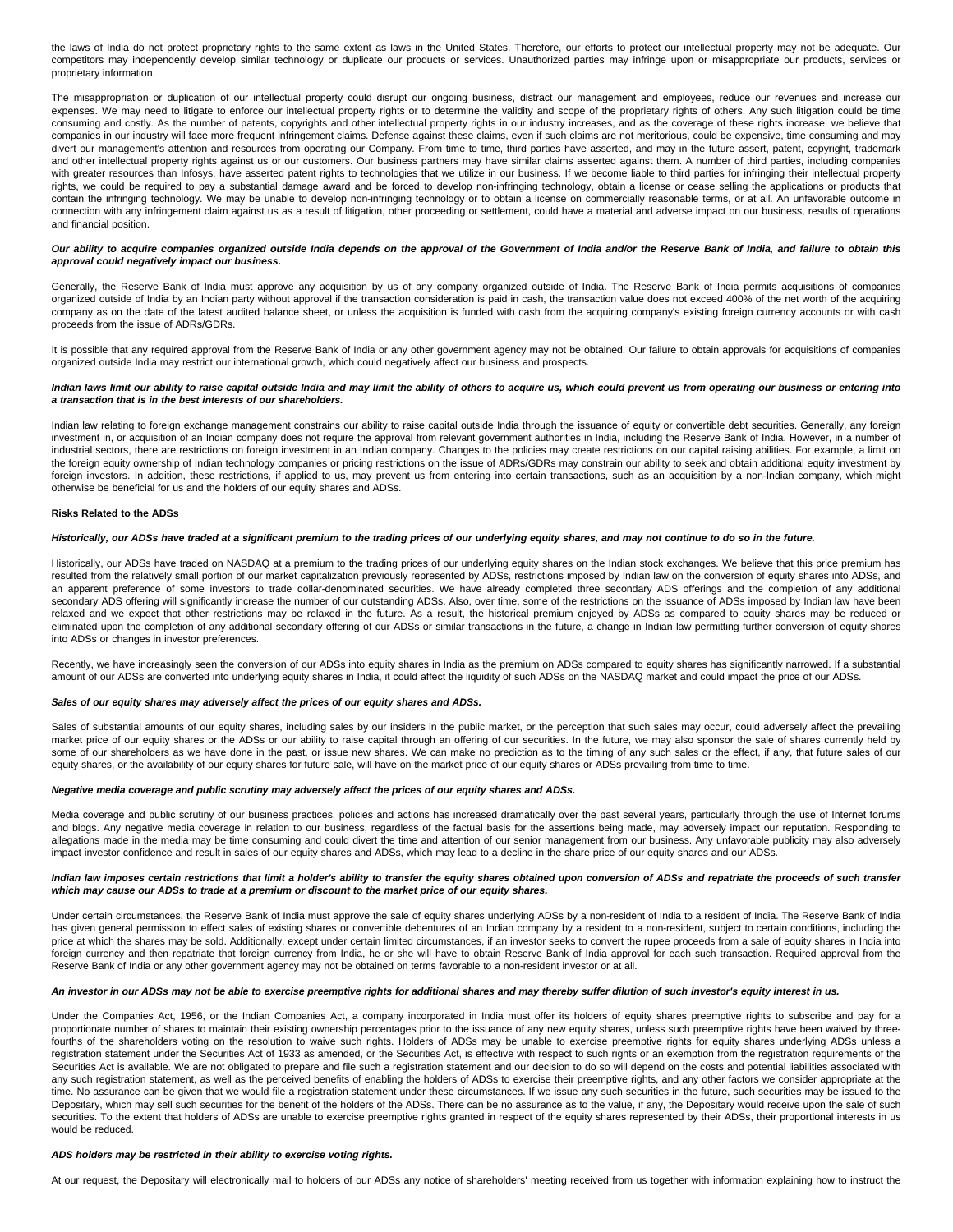the laws of India do not protect proprietary rights to the same extent as laws in the United States. Therefore, our efforts to protect our intellectual property may not be adequate. Our competitors may independently develop similar technology or duplicate our products or services. Unauthorized parties may infringe upon or misappropriate our products, services or proprietary information.

The misappropriation or duplication of our intellectual property could disrupt our ongoing business, distract our management and employees, reduce our revenues and increase our expenses. We may need to litigate to enforce our intellectual property rights or to determine the validity and scope of the proprietary rights of others. Any such litigation could be time consuming and costly. As the number of patents, copyrights and other intellectual property rights in our industry increases, and as the coverage of these rights increase, we believe that companies in our industry will face more frequent infringement claims. Defense against these claims, even if such claims are not meritorious, could be expensive, time consuming and may divert our management's attention and resources from operating our Company. From time to time, third parties have asserted, and may in the future assert, patent, copyright, trademark and other intellectual property rights against us or our customers. Our business partners may have similar claims asserted against them. A number of third parties, including companies with greater resources than Infosys, have asserted patent rights to technologies that we utilize in our business. If we become liable to third parties for infringing their intellectual property rights, we could be required to pay a substantial damage award and be forced to develop non-infringing technology, obtain a license or cease selling the applications or products that contain the infringing technology. We may be unable to develop non-infringing technology or to obtain a license on commercially reasonable terms, or at all. An unfavorable outcome in connection with any infringement claim against us as a result of litigation, other proceeding or settlement, could have a material and adverse impact on our business, results of operations and financial position.

***Our ability to acquire companies organized outside India depends on the approval of the Government of India and/or the Reserve Bank of India, and failure to obtain this approval could negatively impact our business.***

Generally, the Reserve Bank of India must approve any acquisition by us of any company organized outside of India. The Reserve Bank of India permits acquisitions of companies organized outside of India by an Indian party without approval if the transaction consideration is paid in cash, the transaction value does not exceed 400% of the net worth of the acquiring company as on the date of the latest audited balance sheet, or unless the acquisition is funded with cash from the acquiring company's existing foreign currency accounts or with cash proceeds from the issue of ADRs/GDRs.

It is possible that any required approval from the Reserve Bank of India or any other government agency may not be obtained. Our failure to obtain approvals for acquisitions of companies organized outside India may restrict our international growth, which could negatively affect our business and prospects.

***Indian laws limit our ability to raise capital outside India and may limit the ability of others to acquire us, which could prevent us from operating our business or entering into a transaction that is in the best interests of our shareholders.***

Indian law relating to foreign exchange management constrains our ability to raise capital outside India through the issuance of equity or convertible debt securities. Generally, any foreign investment in, or acquisition of an Indian company does not require the approval from relevant government authorities in India, including the Reserve Bank of India. However, in a number of industrial sectors, there are restrictions on foreign investment in an Indian company. Changes to the policies may create restrictions on our capital raising abilities. For example, a limit on the foreign equity ownership of Indian technology companies or pricing restrictions on the issue of ADRs/GDRs may constrain our ability to seek and obtain additional equity investment by foreign investors. In addition, these restrictions, if applied to us, may prevent us from entering into certain transactions, such as an acquisition by a non-Indian company, which might otherwise be beneficial for us and the holders of our equity shares and ADSs.

**Risks Related to the ADSs**

***Historically, our ADSs have traded at a significant premium to the trading prices of our underlying equity shares, and may not continue to do so in the future.***

Historically, our ADSs have traded on NASDAQ at a premium to the trading prices of our underlying equity shares on the Indian stock exchanges. We believe that this price premium has resulted from the relatively small portion of our market capitalization previously represented by ADSs, restrictions imposed by Indian law on the conversion of equity shares into ADSs, and an apparent preference of some investors to trade dollar-denominated securities. We have already completed three secondary ADS offerings and the completion of any additional secondary ADS offering will significantly increase the number of our outstanding ADSs. Also, over time, some of the restrictions on the issuance of ADSs imposed by Indian law have been relaxed and we expect that other restrictions may be relaxed in the future. As a result, the historical premium enjoyed by ADSs as compared to equity shares may be reduced or eliminated upon the completion of any additional secondary offering of our ADSs or similar transactions in the future, a change in Indian law permitting further conversion of equity shares into ADSs or changes in investor preferences.

Recently, we have increasingly seen the conversion of our ADSs into equity shares in India as the premium on ADSs compared to equity shares has significantly narrowed. If a substantial amount of our ADSs are converted into underlying equity shares in India, it could affect the liquidity of such ADSs on the NASDAQ market and could impact the price of our ADSs.

***Sales of our equity shares may adversely affect the prices of our equity shares and ADSs.***

Sales of substantial amounts of our equity shares, including sales by our insiders in the public market, or the perception that such sales may occur, could adversely affect the prevailing market price of our equity shares or the ADSs or our ability to raise capital through an offering of our securities. In the future, we may also sponsor the sale of shares currently held by some of our shareholders as we have done in the past, or issue new shares. We can make no prediction as to the timing of any such sales or the effect, if any, that future sales of our equity shares, or the availability of our equity shares for future sale, will have on the market price of our equity shares or ADSs prevailing from time to time.

***Negative media coverage and public scrutiny may adversely affect the prices of our equity shares and ADSs.***

Media coverage and public scrutiny of our business practices, policies and actions has increased dramatically over the past several years, particularly through the use of Internet forums and blogs. Any negative media coverage in relation to our business, regardless of the factual basis for the assertions being made, may adversely impact our reputation. Responding to allegations made in the media may be time consuming and could divert the time and attention of our senior management from our business. Any unfavorable publicity may also adversely impact investor confidence and result in sales of our equity shares and ADSs, which may lead to a decline in the share price of our equity shares and our ADSs.

***Indian law imposes certain restrictions that limit a holder's ability to transfer the equity shares obtained upon conversion of ADSs and repatriate the proceeds of such transfer which may cause our ADSs to trade at a premium or discount to the market price of our equity shares.***

Under certain circumstances, the Reserve Bank of India must approve the sale of equity shares underlying ADSs by a non-resident of India to a resident of India. The Reserve Bank of India has given general permission to effect sales of existing shares or convertible debentures of an Indian company by a resident to a non-resident, subject to certain conditions, including the price at which the shares may be sold. Additionally, except under certain limited circumstances, if an investor seeks to convert the rupee proceeds from a sale of equity shares in India into foreign currency and then repatriate that foreign currency from India, he or she will have to obtain Reserve Bank of India approval for each such transaction. Required approval from the Reserve Bank of India or any other government agency may not be obtained on terms favorable to a non-resident investor or at all.

***An investor in our ADSs may not be able to exercise preemptive rights for additional shares and may thereby suffer dilution of such investor's equity interest in us.***

Under the Companies Act, 1956, or the Indian Companies Act, a company incorporated in India must offer its holders of equity shares preemptive rights to subscribe and pay for a proportionate number of shares to maintain their existing ownership percentages prior to the issuance of any new equity shares, unless such preemptive rights have been waived by three-fourths of the shareholders voting on the resolution to waive such rights. Holders of ADSs may be unable to exercise preemptive rights for equity shares underlying ADSs unless a registration statement under the Securities Act of 1933 as amended, or the Securities Act, is effective with respect to such rights or an exemption from the registration requirements of the Securities Act is available. We are not obligated to prepare and file such a registration statement and our decision to do so will depend on the costs and potential liabilities associated with any such registration statement, as well as the perceived benefits of enabling the holders of ADSs to exercise their preemptive rights, and any other factors we consider appropriate at the time. No assurance can be given that we would file a registration statement under these circumstances. If we issue any such securities in the future, such securities may be issued to the Depositary, which may sell such securities for the benefit of the holders of the ADSs. There can be no assurance as to the value, if any, the Depositary would receive upon the sale of such securities. To the extent that holders of ADSs are unable to exercise preemptive rights granted in respect of the equity shares represented by their ADSs, their proportional interests in us would be reduced.

***ADS holders may be restricted in their ability to exercise voting rights.***

At our request, the Depositary will electronically mail to holders of our ADSs any notice of shareholders' meeting received from us together with information explaining how to instruct the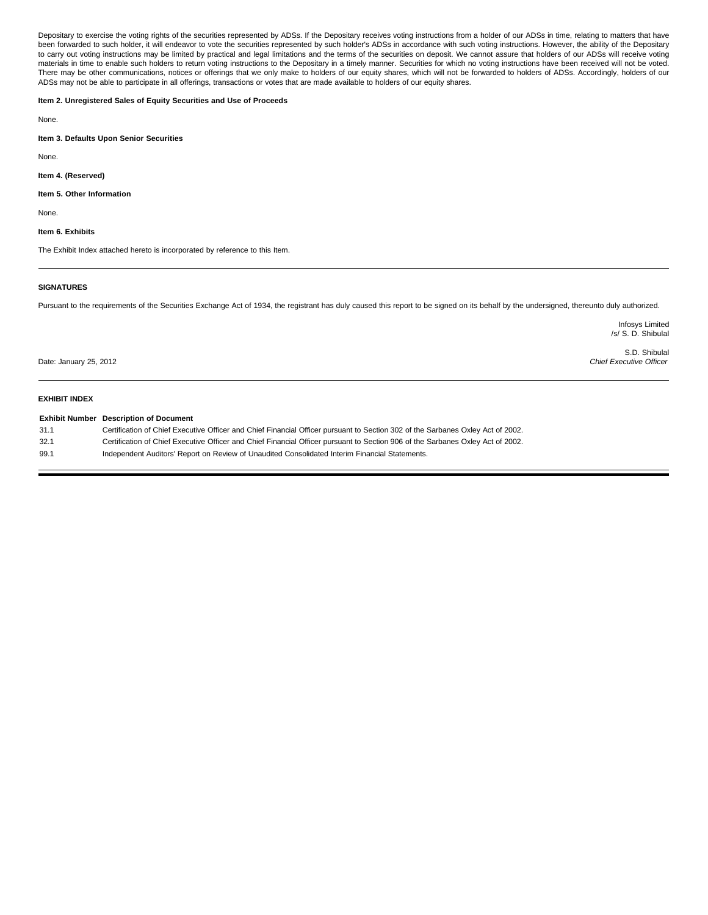Depositary to exercise the voting rights of the securities represented by ADSs. If the Depositary receives voting instructions from a holder of our ADSs in time, relating to matters that have been forwarded to such holder, it will endeavor to vote the securities represented by such holder's ADSs in accordance with such voting instructions. However, the ability of the Depositary to carry out voting instructions may be limited by practical and legal limitations and the terms of the securities on deposit. We cannot assure that holders of our ADSs will receive voting materials in time to enable such holders to return voting instructions to the Depositary in a timely manner. Securities for which no voting instructions have been received will not be voted. There may be other communications, notices or offerings that we only make to holders of our equity shares, which will not be forwarded to holders of ADSs. Accordingly, holders of our ADSs may not be able to participate in all offerings, transactions or votes that are made available to holders of our equity shares.

**Item 2. Unregistered Sales of Equity Securities and Use of Proceeds**

None.

**Item 3. Defaults Upon Senior Securities**

None.

**Item 4. (Reserved)**

**Item 5. Other Information**

None.

**Item 6. Exhibits**

The Exhibit Index attached hereto is incorporated by reference to this Item.

---

**SIGNATURES**

Pursuant to the requirements of the Securities Exchange Act of 1934, the registrant has duly caused this report to be signed on its behalf by the undersigned, thereunto duly authorized.

Infosys Limited
/s/ S. D. Shibulal

S.D. Shibulal
*Chief Executive Officer*

Date: January 25, 2012

---

**EXHIBIT INDEX**

| Exhibit Number | Description of Document |
|---|---|
| 31.1 | Certification of Chief Executive Officer and Chief Financial Officer pursuant to Section 302 of the Sarbanes Oxley Act of 2002. |
| 32.1 | Certification of Chief Executive Officer and Chief Financial Officer pursuant to Section 906 of the Sarbanes Oxley Act of 2002. |
| 99.1 | Independent Auditors' Report on Review of Unaudited Consolidated Interim Financial Statements. |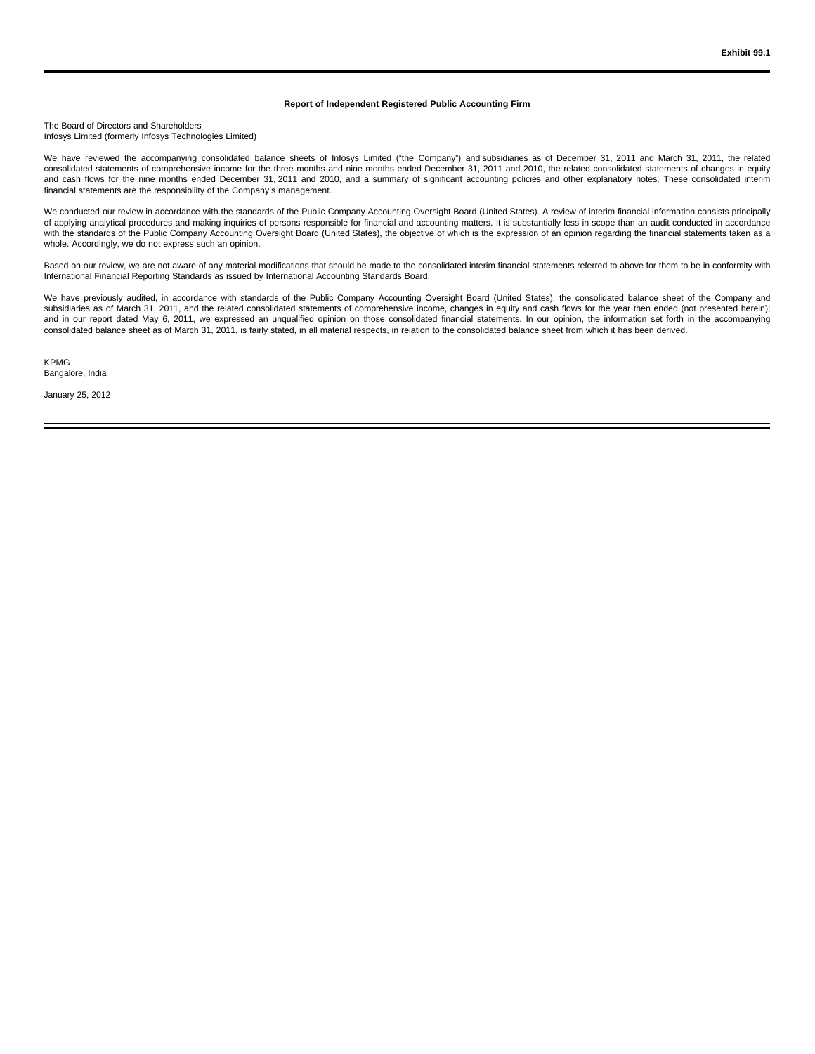**Exhibit 99.1**

**Report of Independent Registered Public Accounting Firm**

The Board of Directors and Shareholders
Infosys Limited (formerly Infosys Technologies Limited)

We have reviewed the accompanying consolidated balance sheets of Infosys Limited ("the Company") and subsidiaries as of December 31, 2011 and March 31, 2011, the related consolidated statements of comprehensive income for the three months and nine months ended December 31, 2011 and 2010, the related consolidated statements of changes in equity and cash flows for the nine months ended December 31, 2011 and 2010, and a summary of significant accounting policies and other explanatory notes. These consolidated interim financial statements are the responsibility of the Company's management.

We conducted our review in accordance with the standards of the Public Company Accounting Oversight Board (United States). A review of interim financial information consists principally of applying analytical procedures and making inquiries of persons responsible for financial and accounting matters. It is substantially less in scope than an audit conducted in accordance with the standards of the Public Company Accounting Oversight Board (United States), the objective of which is the expression of an opinion regarding the financial statements taken as a whole. Accordingly, we do not express such an opinion.

Based on our review, we are not aware of any material modifications that should be made to the consolidated interim financial statements referred to above for them to be in conformity with International Financial Reporting Standards as issued by International Accounting Standards Board.

We have previously audited, in accordance with standards of the Public Company Accounting Oversight Board (United States), the consolidated balance sheet of the Company and subsidiaries as of March 31, 2011, and the related consolidated statements of comprehensive income, changes in equity and cash flows for the year then ended (not presented herein); and in our report dated May 6, 2011, we expressed an unqualified opinion on those consolidated financial statements. In our opinion, the information set forth in the accompanying consolidated balance sheet as of March 31, 2011, is fairly stated, in all material respects, in relation to the consolidated balance sheet from which it has been derived.

KPMG
Bangalore, India

January 25, 2012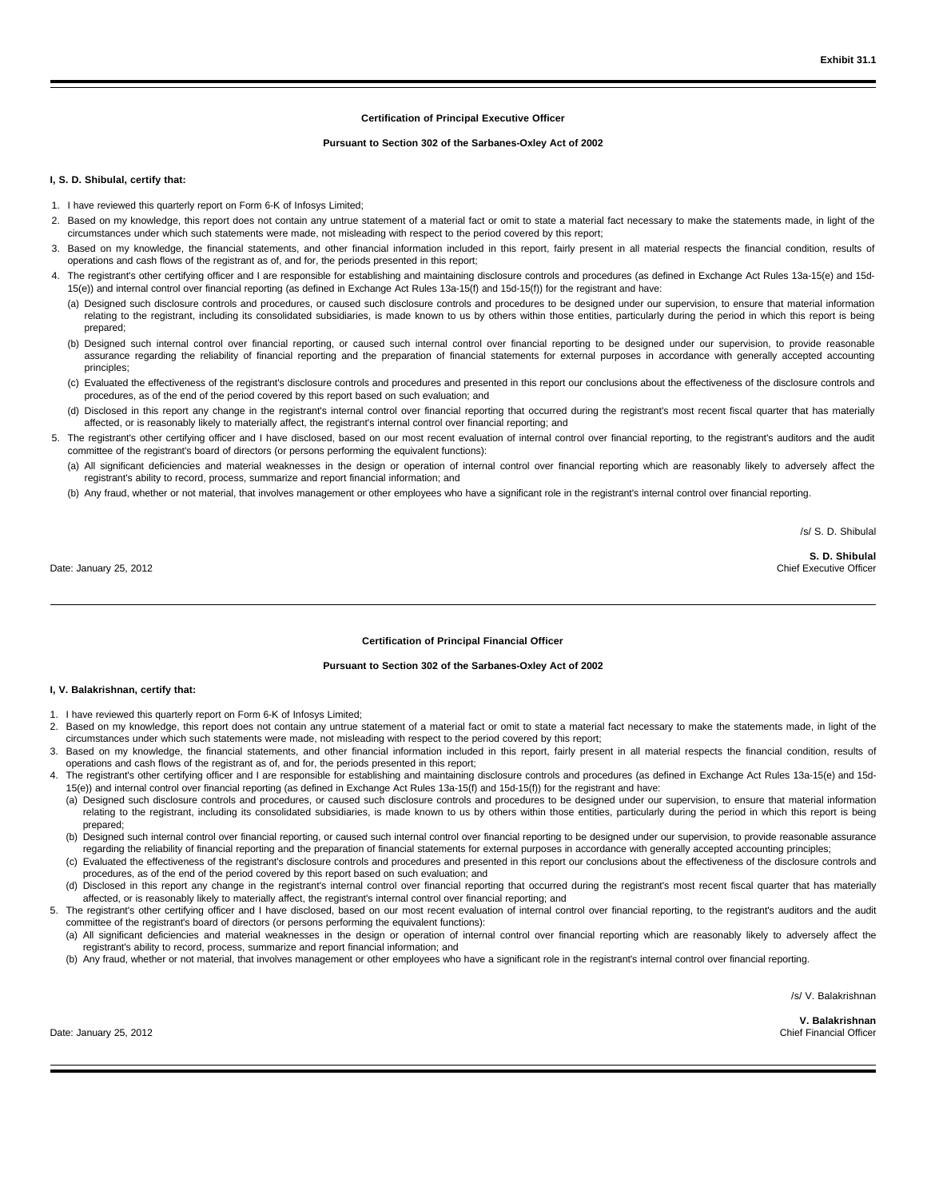Exhibit 31.1

### Certification of Principal Executive Officer

### Pursuant to Section 302 of the Sarbanes-Oxley Act of 2002

**I, S. D. Shibulal, certify that:**

1. I have reviewed this quarterly report on Form 6-K of Infosys Limited;
2. Based on my knowledge, this report does not contain any untrue statement of a material fact or omit to state a material fact necessary to make the statements made, in light of the circumstances under which such statements were made, not misleading with respect to the period covered by this report;
3. Based on my knowledge, the financial statements, and other financial information included in this report, fairly present in all material respects the financial condition, results of operations and cash flows of the registrant as of, and for, the periods presented in this report;
4. The registrant's other certifying officer and I are responsible for establishing and maintaining disclosure controls and procedures (as defined in Exchange Act Rules 13a-15(e) and 15d-15(e)) and internal control over financial reporting (as defined in Exchange Act Rules 13a-15(f) and 15d-15(f)) for the registrant and have:
   (a) Designed such disclosure controls and procedures, or caused such disclosure controls and procedures to be designed under our supervision, to ensure that material information relating to the registrant, including its consolidated subsidiaries, is made known to us by others within those entities, particularly during the period in which this report is being prepared;
   (b) Designed such internal control over financial reporting, or caused such internal control over financial reporting to be designed under our supervision, to provide reasonable assurance regarding the reliability of financial reporting and the preparation of financial statements for external purposes in accordance with generally accepted accounting principles;
   (c) Evaluated the effectiveness of the registrant's disclosure controls and procedures and presented in this report our conclusions about the effectiveness of the disclosure controls and procedures, as of the end of the period covered by this report based on such evaluation; and
   (d) Disclosed in this report any change in the registrant's internal control over financial reporting that occurred during the registrant's most recent fiscal quarter that has materially affected, or is reasonably likely to materially affect, the registrant's internal control over financial reporting; and
5. The registrant's other certifying officer and I have disclosed, based on our most recent evaluation of internal control over financial reporting, to the registrant's auditors and the audit committee of the registrant's board of directors (or persons performing the equivalent functions):
   (a) All significant deficiencies and material weaknesses in the design or operation of internal control over financial reporting which are reasonably likely to adversely affect the registrant's ability to record, process, summarize and report financial information; and
   (b) Any fraud, whether or not material, that involves management or other employees who have a significant role in the registrant's internal control over financial reporting.

/s/ S. D. Shibulal

**S. D. Shibulal**
Chief Executive Officer

Date: January 25, 2012

---

### Certification of Principal Financial Officer

### Pursuant to Section 302 of the Sarbanes-Oxley Act of 2002

**I, V. Balakrishnan, certify that:**

1. I have reviewed this quarterly report on Form 6-K of Infosys Limited;
2. Based on my knowledge, this report does not contain any untrue statement of a material fact or omit to state a material fact necessary to make the statements made, in light of the circumstances under which such statements were made, not misleading with respect to the period covered by this report;
3. Based on my knowledge, the financial statements, and other financial information included in this report, fairly present in all material respects the financial condition, results of operations and cash flows of the registrant as of, and for, the periods presented in this report;
4. The registrant's other certifying officer and I are responsible for establishing and maintaining disclosure controls and procedures (as defined in Exchange Act Rules 13a-15(e) and 15d-15(e)) and internal control over financial reporting (as defined in Exchange Act Rules 13a-15(f) and 15d-15(f)) for the registrant and have:
   (a) Designed such disclosure controls and procedures, or caused such disclosure controls and procedures to be designed under our supervision, to ensure that material information relating to the registrant, including its consolidated subsidiaries, is made known to us by others within those entities, particularly during the period in which this report is being prepared;
   (b) Designed such internal control over financial reporting, or caused such internal control over financial reporting to be designed under our supervision, to provide reasonable assurance regarding the reliability of financial reporting and the preparation of financial statements for external purposes in accordance with generally accepted accounting principles;
   (c) Evaluated the effectiveness of the registrant's disclosure controls and procedures and presented in this report our conclusions about the effectiveness of the disclosure controls and procedures, as of the end of the period covered by this report based on such evaluation; and
   (d) Disclosed in this report any change in the registrant's internal control over financial reporting that occurred during the registrant's most recent fiscal quarter that has materially affected, or is reasonably likely to materially affect, the registrant's internal control over financial reporting; and
5. The registrant's other certifying officer and I have disclosed, based on our most recent evaluation of internal control over financial reporting, to the registrant's auditors and the audit committee of the registrant's board of directors (or persons performing the equivalent functions):
   (a) All significant deficiencies and material weaknesses in the design or operation of internal control over financial reporting which are reasonably likely to adversely affect the registrant's ability to record, process, summarize and report financial information; and
   (b) Any fraud, whether or not material, that involves management or other employees who have a significant role in the registrant's internal control over financial reporting.

/s/ V. Balakrishnan

**V. Balakrishnan**
Chief Financial Officer

Date: January 25, 2012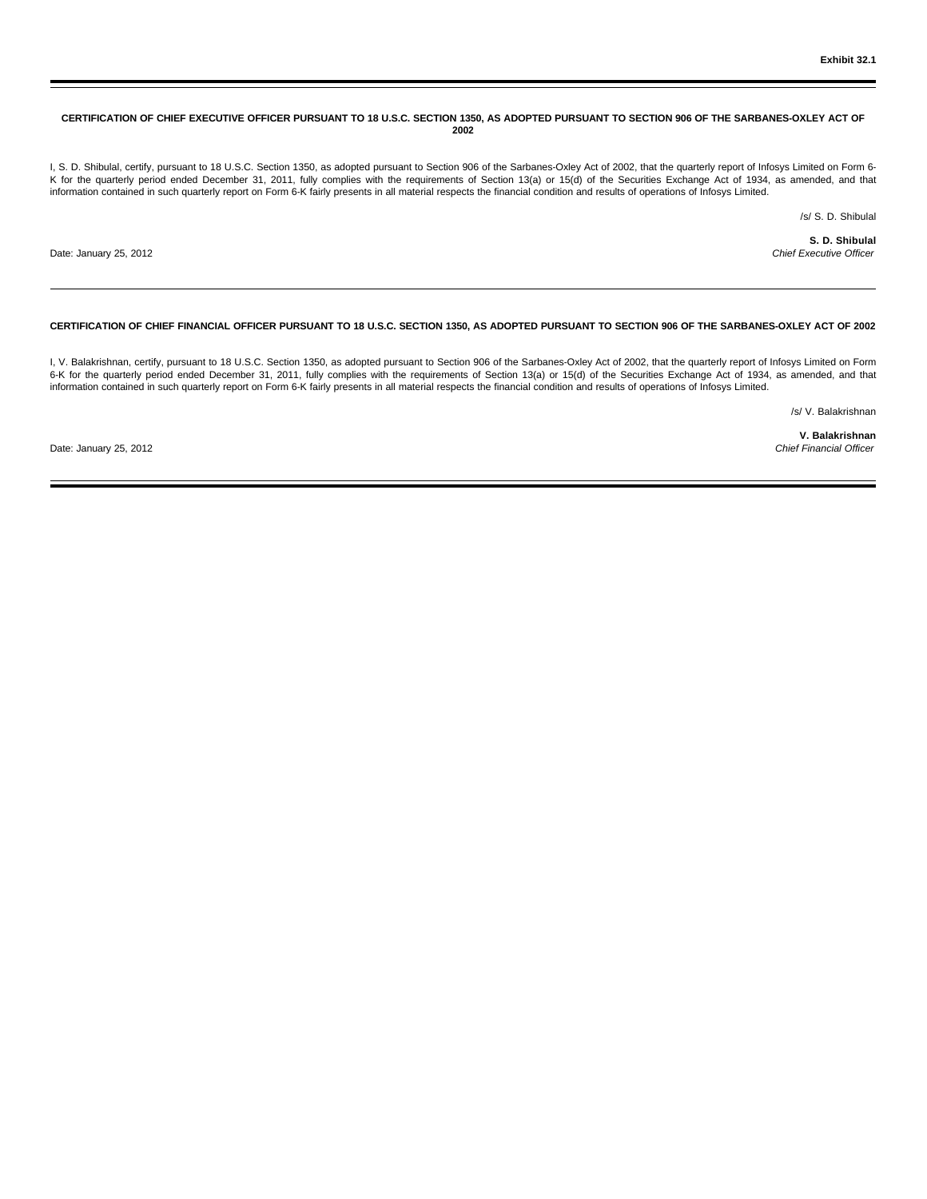**Exhibit 32.1**

---

**CERTIFICATION OF CHIEF EXECUTIVE OFFICER PURSUANT TO 18 U.S.C. SECTION 1350, AS ADOPTED PURSUANT TO SECTION 906 OF THE SARBANES-OXLEY ACT OF 2002**

I, S. D. Shibulal, certify, pursuant to 18 U.S.C. Section 1350, as adopted pursuant to Section 906 of the Sarbanes-Oxley Act of 2002, that the quarterly report of Infosys Limited on Form 6-K for the quarterly period ended December 31, 2011, fully complies with the requirements of Section 13(a) or 15(d) of the Securities Exchange Act of 1934, as amended, and that information contained in such quarterly report on Form 6-K fairly presents in all material respects the financial condition and results of operations of Infosys Limited.

/s/ S. D. Shibulal

**S. D. Shibulal**
*Chief Executive Officer*

Date: January 25, 2012

---

**CERTIFICATION OF CHIEF FINANCIAL OFFICER PURSUANT TO 18 U.S.C. SECTION 1350, AS ADOPTED PURSUANT TO SECTION 906 OF THE SARBANES-OXLEY ACT OF 2002**

I, V. Balakrishnan, certify, pursuant to 18 U.S.C. Section 1350, as adopted pursuant to Section 906 of the Sarbanes-Oxley Act of 2002, that the quarterly report of Infosys Limited on Form 6-K for the quarterly period ended December 31, 2011, fully complies with the requirements of Section 13(a) or 15(d) of the Securities Exchange Act of 1934, as amended, and that information contained in such quarterly report on Form 6-K fairly presents in all material respects the financial condition and results of operations of Infosys Limited.

/s/ V. Balakrishnan

**V. Balakrishnan**
*Chief Financial Officer*

Date: January 25, 2012